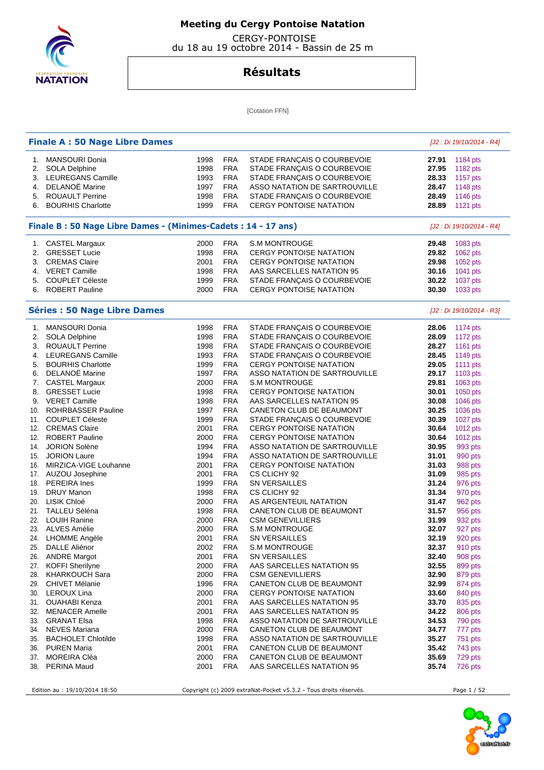# Meeting du Cergy Pontoise Natation

CERGY-PONTOISE
du 18 au 19 octobre 2014 - Bassin de 25 m

## Résultats

[Cotation FFN]

### Finale A : 50 Nage Libre Dames

*[J2 : Di 19/10/2014 - R4]*

| Rang | Nom | Année | Nat. | Club | Temps | Points |
|---|---|---|---|---|---|---|
| 1. | MANSOURI Donia | 1998 | FRA | STADE FRANÇAIS O COURBEVOIE | **27.91** | 1184 pts |
| 2. | SOLA Delphine | 1998 | FRA | STADE FRANÇAIS O COURBEVOIE | **27.95** | 1182 pts |
| 3. | LEUREGANS Camille | 1993 | FRA | STADE FRANÇAIS O COURBEVOIE | **28.33** | 1157 pts |
| 4. | DELANOË Marine | 1997 | FRA | ASSO NATATION DE SARTROUVILLE | **28.47** | 1148 pts |
| 5. | ROUAULT Perrine | 1998 | FRA | STADE FRANÇAIS O COURBEVOIE | **28.49** | 1146 pts |
| 6. | BOURHIS Charlotte | 1999 | FRA | CERGY PONTOISE NATATION | **28.89** | 1121 pts |

### Finale B : 50 Nage Libre Dames - (Minimes-Cadets : 14 - 17 ans)

*[J2 : Di 19/10/2014 - R4]*

| Rang | Nom | Année | Nat. | Club | Temps | Points |
|---|---|---|---|---|---|---|
| 1. | CASTEL Margaux | 2000 | FRA | S.M MONTROUGE | **29.48** | 1083 pts |
| 2. | GRESSET Lucie | 1998 | FRA | CERGY PONTOISE NATATION | **29.82** | 1062 pts |
| 3. | CREMAS Claire | 2001 | FRA | CERGY PONTOISE NATATION | **29.98** | 1052 pts |
| 4. | VERET Camille | 1998 | FRA | AAS SARCELLES NATATION 95 | **30.16** | 1041 pts |
| 5. | COUPLET Céleste | 1999 | FRA | STADE FRANÇAIS O COURBEVOIE | **30.22** | 1037 pts |
| 6. | ROBERT Pauline | 2000 | FRA | CERGY PONTOISE NATATION | **30.30** | 1033 pts |

### Séries : 50 Nage Libre Dames

*[J2 : Di 19/10/2014 - R3]*

| Rang | Nom | Année | Nat. | Club | Temps | Points |
|---|---|---|---|---|---|---|
| 1. | MANSOURI Donia | 1998 | FRA | STADE FRANÇAIS O COURBEVOIE | **28.06** | 1174 pts |
| 2. | SOLA Delphine | 1998 | FRA | STADE FRANÇAIS O COURBEVOIE | **28.09** | 1172 pts |
| 3. | ROUAULT Perrine | 1998 | FRA | STADE FRANÇAIS O COURBEVOIE | **28.27** | 1161 pts |
| 4. | LEUREGANS Camille | 1993 | FRA | STADE FRANÇAIS O COURBEVOIE | **28.45** | 1149 pts |
| 5. | BOURHIS Charlotte | 1999 | FRA | CERGY PONTOISE NATATION | **29.05** | 1111 pts |
| 6. | DELANOË Marine | 1997 | FRA | ASSO NATATION DE SARTROUVILLE | **29.17** | 1103 pts |
| 7. | CASTEL Margaux | 2000 | FRA | S.M MONTROUGE | **29.81** | 1063 pts |
| 8. | GRESSET Lucie | 1998 | FRA | CERGY PONTOISE NATATION | **30.01** | 1050 pts |
| 9. | VERET Camille | 1998 | FRA | AAS SARCELLES NATATION 95 | **30.08** | 1046 pts |
| 10. | ROHRBASSER Pauline | 1997 | FRA | CANETON CLUB DE BEAUMONT | **30.25** | 1036 pts |
| 11. | COUPLET Céleste | 1999 | FRA | STADE FRANÇAIS O COURBEVOIE | **30.39** | 1027 pts |
| 12. | CREMAS Claire | 2001 | FRA | CERGY PONTOISE NATATION | **30.64** | 1012 pts |
| 12. | ROBERT Pauline | 2000 | FRA | CERGY PONTOISE NATATION | **30.64** | 1012 pts |
| 14. | JORION Solène | 1994 | FRA | ASSO NATATION DE SARTROUVILLE | **30.95** | 993 pts |
| 15. | JORION Laure | 1994 | FRA | ASSO NATATION DE SARTROUVILLE | **31.01** | 990 pts |
| 16. | MIRZICA-VIGE Louhanne | 2001 | FRA | CERGY PONTOISE NATATION | **31.03** | 988 pts |
| 17. | AUZOU Josephine | 2001 | FRA | CS CLICHY 92 | **31.09** | 985 pts |
| 18. | PEREIRA Ines | 1999 | FRA | SN VERSAILLES | **31.24** | 976 pts |
| 19. | DRUY Manon | 1998 | FRA | CS CLICHY 92 | **31.34** | 970 pts |
| 20. | LISIK Chloé | 2000 | FRA | AS ARGENTEUIL NATATION | **31.47** | 962 pts |
| 21. | TALLEU Séléna | 1998 | FRA | CANETON CLUB DE BEAUMONT | **31.57** | 956 pts |
| 22. | LOUIH Ranine | 2000 | FRA | CSM GENEVILLIERS | **31.99** | 932 pts |
| 23. | ALVES Amélie | 2000 | FRA | S.M MONTROUGE | **32.07** | 927 pts |
| 24. | LHOMME Angèle | 2001 | FRA | SN VERSAILLES | **32.19** | 920 pts |
| 25. | DALLE Aliénor | 2002 | FRA | S.M MONTROUGE | **32.37** | 910 pts |
| 26. | ANDRE Margot | 2001 | FRA | SN VERSAILLES | **32.40** | 908 pts |
| 27. | KOFFI Sherilyne | 2000 | FRA | AAS SARCELLES NATATION 95 | **32.55** | 899 pts |
| 28. | KHARKOUCH Sara | 2000 | FRA | CSM GENEVILLIERS | **32.90** | 879 pts |
| 29. | CHIVET Mélanie | 1996 | FRA | CANETON CLUB DE BEAUMONT | **32.99** | 874 pts |
| 30. | LEROUX Lina | 2000 | FRA | CERGY PONTOISE NATATION | **33.60** | 840 pts |
| 31. | OUAHABI Kenza | 2001 | FRA | AAS SARCELLES NATATION 95 | **33.70** | 835 pts |
| 32. | MENACER Amelle | 2001 | FRA | AAS SARCELLES NATATION 95 | **34.22** | 806 pts |
| 33. | GRANAT Elsa | 1998 | FRA | ASSO NATATION DE SARTROUVILLE | **34.53** | 790 pts |
| 34. | NEVES Mariana | 2000 | FRA | CANETON CLUB DE BEAUMONT | **34.77** | 777 pts |
| 35. | BACHOLET Chlotilde | 1998 | FRA | ASSO NATATION DE SARTROUVILLE | **35.27** | 751 pts |
| 36. | PUREN Maria | 2001 | FRA | CANETON CLUB DE BEAUMONT | **35.42** | 743 pts |
| 37. | MOREIRA Cléa | 2000 | FRA | CANETON CLUB DE BEAUMONT | **35.69** | 729 pts |
| 38. | PERINA Maud | 2001 | FRA | AAS SARCELLES NATATION 95 | **35.74** | 726 pts |

Edition au : 19/10/2014 18:50 — Copyright (c) 2009 extraNat-Pocket v5.3.2 - Tous droits réservés.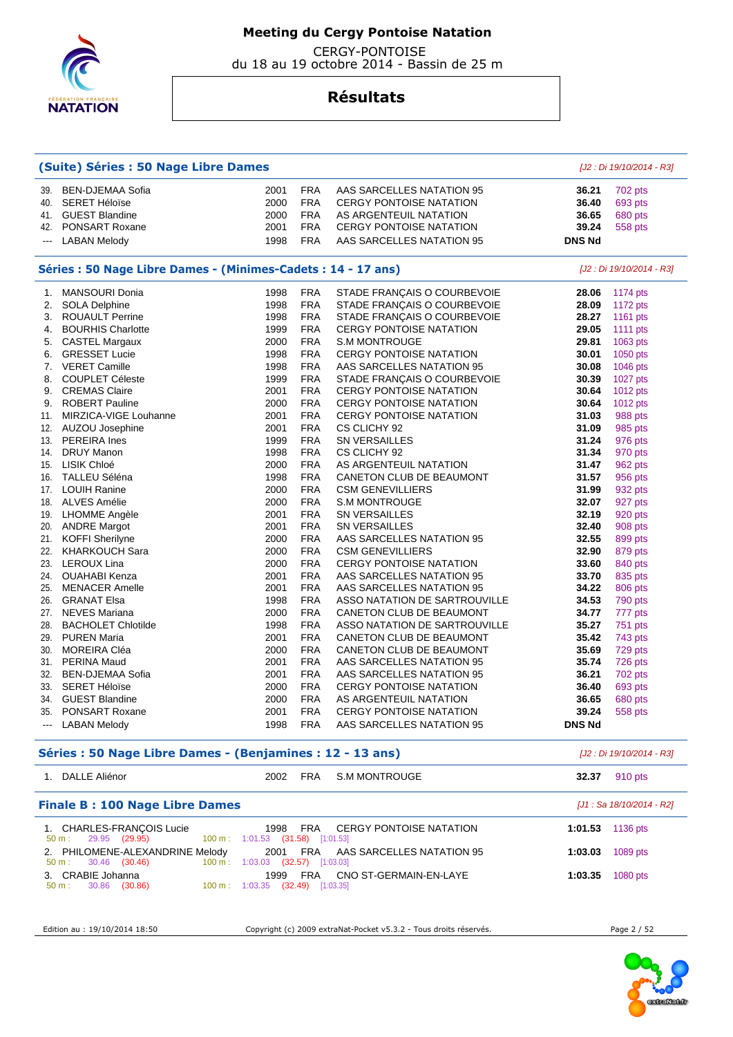# Meeting du Cergy Pontoise Natation

CERGY-PONTOISE
du 18 au 19 octobre 2014 - Bassin de 25 m

## Résultats

### (Suite) Séries : 50 Nage Libre Dames

*[J2 : Di 19/10/2014 - R3]*

| | | | | | | |
|---|---|---|---|---|---|---|
| 39. | BEN-DJEMAA Sofia | 2001 | FRA | AAS SARCELLES NATATION 95 | **36.21** | 702 pts |
| 40. | SERET Héloïse | 2000 | FRA | CERGY PONTOISE NATATION | **36.40** | 693 pts |
| 41. | GUEST Blandine | 2000 | FRA | AS ARGENTEUIL NATATION | **36.65** | 680 pts |
| 42. | PONSART Roxane | 2001 | FRA | CERGY PONTOISE NATATION | **39.24** | 558 pts |
| --- | LABAN Melody | 1998 | FRA | AAS SARCELLES NATATION 95 | **DNS Nd** | |

### Séries : 50 Nage Libre Dames - (Minimes-Cadets : 14 - 17 ans)

*[J2 : Di 19/10/2014 - R3]*

| | | | | | | |
|---|---|---|---|---|---|---|
| 1. | MANSOURI Donia | 1998 | FRA | STADE FRANÇAIS O COURBEVOIE | **28.06** | 1174 pts |
| 2. | SOLA Delphine | 1998 | FRA | STADE FRANÇAIS O COURBEVOIE | **28.09** | 1172 pts |
| 3. | ROUAULT Perrine | 1998 | FRA | STADE FRANÇAIS O COURBEVOIE | **28.27** | 1161 pts |
| 4. | BOURHIS Charlotte | 1999 | FRA | CERGY PONTOISE NATATION | **29.05** | 1111 pts |
| 5. | CASTEL Margaux | 2000 | FRA | S.M MONTROUGE | **29.81** | 1063 pts |
| 6. | GRESSET Lucie | 1998 | FRA | CERGY PONTOISE NATATION | **30.01** | 1050 pts |
| 7. | VERET Camille | 1998 | FRA | AAS SARCELLES NATATION 95 | **30.08** | 1046 pts |
| 8. | COUPLET Céleste | 1999 | FRA | STADE FRANÇAIS O COURBEVOIE | **30.39** | 1027 pts |
| 9. | CREMAS Claire | 2001 | FRA | CERGY PONTOISE NATATION | **30.64** | 1012 pts |
| 9. | ROBERT Pauline | 2000 | FRA | CERGY PONTOISE NATATION | **30.64** | 1012 pts |
| 11. | MIRZICA-VIGE Louhanne | 2001 | FRA | CERGY PONTOISE NATATION | **31.03** | 988 pts |
| 12. | AUZOU Josephine | 2001 | FRA | CS CLICHY 92 | **31.09** | 985 pts |
| 13. | PEREIRA Ines | 1999 | FRA | SN VERSAILLES | **31.24** | 976 pts |
| 14. | DRUY Manon | 1998 | FRA | CS CLICHY 92 | **31.34** | 970 pts |
| 15. | LISIK Chloé | 2000 | FRA | AS ARGENTEUIL NATATION | **31.47** | 962 pts |
| 16. | TALLEU Séléna | 1998 | FRA | CANETON CLUB DE BEAUMONT | **31.57** | 956 pts |
| 17. | LOUIH Ranine | 2000 | FRA | CSM GENEVILLIERS | **31.99** | 932 pts |
| 18. | ALVES Amélie | 2000 | FRA | S.M MONTROUGE | **32.07** | 927 pts |
| 19. | LHOMME Angèle | 2001 | FRA | SN VERSAILLES | **32.19** | 920 pts |
| 20. | ANDRE Margot | 2001 | FRA | SN VERSAILLES | **32.40** | 908 pts |
| 21. | KOFFI Sherilyne | 2000 | FRA | AAS SARCELLES NATATION 95 | **32.55** | 899 pts |
| 22. | KHARKOUCH Sara | 2000 | FRA | CSM GENEVILLIERS | **32.90** | 879 pts |
| 23. | LEROUX Lina | 2000 | FRA | CERGY PONTOISE NATATION | **33.60** | 840 pts |
| 24. | OUAHABI Kenza | 2001 | FRA | AAS SARCELLES NATATION 95 | **33.70** | 835 pts |
| 25. | MENACER Amelle | 2001 | FRA | AAS SARCELLES NATATION 95 | **34.22** | 806 pts |
| 26. | GRANAT Elsa | 1998 | FRA | ASSO NATATION DE SARTROUVILLE | **34.53** | 790 pts |
| 27. | NEVES Mariana | 2000 | FRA | CANETON CLUB DE BEAUMONT | **34.77** | 777 pts |
| 28. | BACHOLET Chlotilde | 1998 | FRA | ASSO NATATION DE SARTROUVILLE | **35.27** | 751 pts |
| 29. | PUREN Maria | 2001 | FRA | CANETON CLUB DE BEAUMONT | **35.42** | 743 pts |
| 30. | MOREIRA Cléa | 2000 | FRA | CANETON CLUB DE BEAUMONT | **35.69** | 729 pts |
| 31. | PERINA Maud | 2001 | FRA | AAS SARCELLES NATATION 95 | **35.74** | 726 pts |
| 32. | BEN-DJEMAA Sofia | 2001 | FRA | AAS SARCELLES NATATION 95 | **36.21** | 702 pts |
| 33. | SERET Héloïse | 2000 | FRA | CERGY PONTOISE NATATION | **36.40** | 693 pts |
| 34. | GUEST Blandine | 2000 | FRA | AS ARGENTEUIL NATATION | **36.65** | 680 pts |
| 35. | PONSART Roxane | 2001 | FRA | CERGY PONTOISE NATATION | **39.24** | 558 pts |
| --- | LABAN Melody | 1998 | FRA | AAS SARCELLES NATATION 95 | **DNS Nd** | |

### Séries : 50 Nage Libre Dames - (Benjamines : 12 - 13 ans)

*[J2 : Di 19/10/2014 - R3]*

| | | | | | | |
|---|---|---|---|---|---|---|
| 1. | DALLE Aliénor | 2002 | FRA | S.M MONTROUGE | **32.37** | 910 pts |

### Finale B : 100 Nage Libre Dames

*[J1 : Sa 18/10/2014 - R2]*

| | | | | | | |
|---|---|---|---|---|---|---|
| 1. | CHARLES-FRANÇOIS Lucie | 1998 | FRA | CERGY PONTOISE NATATION | **1:01.53** | 1136 pts |
| | 50 m : 29.95 (29.95) | 100 m : 1:01.53 (31.58) [1:01.53] | | | | |
| 2. | PHILOMENE-ALEXANDRINE Melody | 2001 | FRA | AAS SARCELLES NATATION 95 | **1:03.03** | 1089 pts |
| | 50 m : 30.46 (30.46) | 100 m : 1:03.03 (32.57) [1:03.03] | | | | |
| 3. | CRABIE Johanna | 1999 | FRA | CNO ST-GERMAIN-EN-LAYE | **1:03.35** | 1080 pts |
| | 50 m : 30.86 (30.86) | 100 m : 1:03.35 (32.49) [1:03.35] | | | | |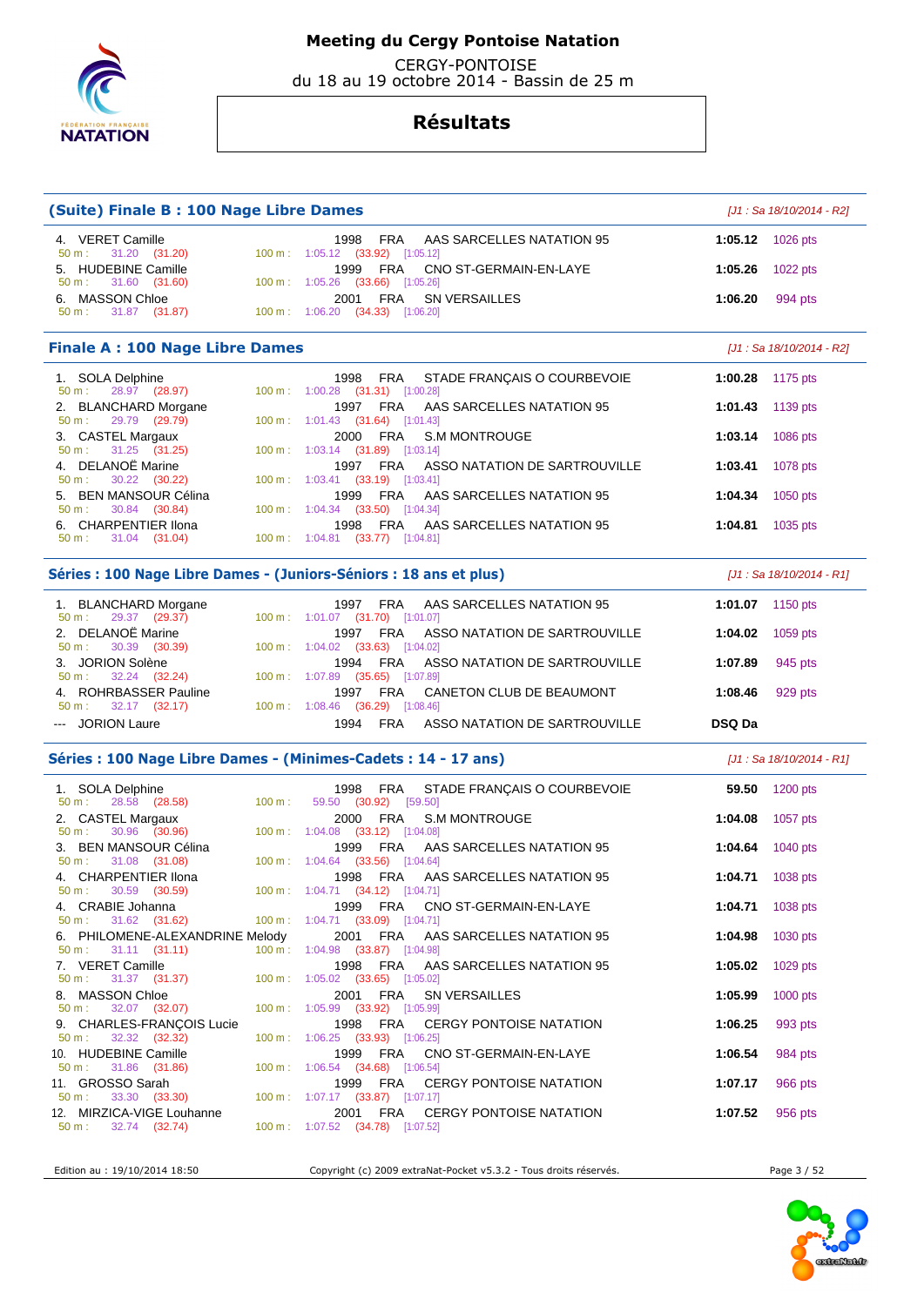**Meeting du Cergy Pontoise Natation**

CERGY-PONTOISE
du 18 au 19 octobre 2014 - Bassin de 25 m

# Résultats

## (Suite) Finale B : 100 Nage Libre Dames

*[J1 : Sa 18/10/2014 - R2]*

| Rang | Nom | Année | Nat. | Club | Temps | Points |
|---|---|---|---|---|---|---|
| 4. | VERET Camille | 1998 | FRA | AAS SARCELLES NATATION 95 | 1:05.12 | 1026 pts |
| | 50 m : 31.20 (31.20) — 100 m : 1:05.12 (33.92) [1:05.12] | | | | | |
| 5. | HUDEBINE Camille | 1999 | FRA | CNO ST-GERMAIN-EN-LAYE | 1:05.26 | 1022 pts |
| | 50 m : 31.60 (31.60) — 100 m : 1:05.26 (33.66) [1:05.26] | | | | | |
| 6. | MASSON Chloe | 2001 | FRA | SN VERSAILLES | 1:06.20 | 994 pts |
| | 50 m : 31.87 (31.87) — 100 m : 1:06.20 (34.33) [1:06.20] | | | | | |

## Finale A : 100 Nage Libre Dames

*[J1 : Sa 18/10/2014 - R2]*

| Rang | Nom | Année | Nat. | Club | Temps | Points |
|---|---|---|---|---|---|---|
| 1. | SOLA Delphine | 1998 | FRA | STADE FRANÇAIS O COURBEVOIE | 1:00.28 | 1175 pts |
| | 50 m : 28.97 (28.97) — 100 m : 1:00.28 (31.31) [1:00.28] | | | | | |
| 2. | BLANCHARD Morgane | 1997 | FRA | AAS SARCELLES NATATION 95 | 1:01.43 | 1139 pts |
| | 50 m : 29.79 (29.79) — 100 m : 1:01.43 (31.64) [1:01.43] | | | | | |
| 3. | CASTEL Margaux | 2000 | FRA | S.M MONTROUGE | 1:03.14 | 1086 pts |
| | 50 m : 31.25 (31.25) — 100 m : 1:03.14 (31.89) [1:03.14] | | | | | |
| 4. | DELANOË Marine | 1997 | FRA | ASSO NATATION DE SARTROUVILLE | 1:03.41 | 1078 pts |
| | 50 m : 30.22 (30.22) — 100 m : 1:03.41 (33.19) [1:03.41] | | | | | |
| 5. | BEN MANSOUR Célina | 1999 | FRA | AAS SARCELLES NATATION 95 | 1:04.34 | 1050 pts |
| | 50 m : 30.84 (30.84) — 100 m : 1:04.34 (33.50) [1:04.34] | | | | | |
| 6. | CHARPENTIER Ilona | 1998 | FRA | AAS SARCELLES NATATION 95 | 1:04.81 | 1035 pts |
| | 50 m : 31.04 (31.04) — 100 m : 1:04.81 (33.77) [1:04.81] | | | | | |

## Séries : 100 Nage Libre Dames - (Juniors-Séniors : 18 ans et plus)

*[J1 : Sa 18/10/2014 - R1]*

| Rang | Nom | Année | Nat. | Club | Temps | Points |
|---|---|---|---|---|---|---|
| 1. | BLANCHARD Morgane | 1997 | FRA | AAS SARCELLES NATATION 95 | 1:01.07 | 1150 pts |
| | 50 m : 29.37 (29.37) — 100 m : 1:01.07 (31.70) [1:01.07] | | | | | |
| 2. | DELANOË Marine | 1997 | FRA | ASSO NATATION DE SARTROUVILLE | 1:04.02 | 1059 pts |
| | 50 m : 30.39 (30.39) — 100 m : 1:04.02 (33.63) [1:04.02] | | | | | |
| 3. | JORION Solène | 1994 | FRA | ASSO NATATION DE SARTROUVILLE | 1:07.89 | 945 pts |
| | 50 m : 32.24 (32.24) — 100 m : 1:07.89 (35.65) [1:07.89] | | | | | |
| 4. | ROHRBASSER Pauline | 1997 | FRA | CANETON CLUB DE BEAUMONT | 1:08.46 | 929 pts |
| | 50 m : 32.17 (32.17) — 100 m : 1:08.46 (36.29) [1:08.46] | | | | | |
| --- | JORION Laure | 1994 | FRA | ASSO NATATION DE SARTROUVILLE | DSQ Da | |

## Séries : 100 Nage Libre Dames - (Minimes-Cadets : 14 - 17 ans)

*[J1 : Sa 18/10/2014 - R1]*

| Rang | Nom | Année | Nat. | Club | Temps | Points |
|---|---|---|---|---|---|---|
| 1. | SOLA Delphine | 1998 | FRA | STADE FRANÇAIS O COURBEVOIE | 59.50 | 1200 pts |
| | 50 m : 28.58 (28.58) — 100 m : 59.50 (30.92) [59.50] | | | | | |
| 2. | CASTEL Margaux | 2000 | FRA | S.M MONTROUGE | 1:04.08 | 1057 pts |
| | 50 m : 30.96 (30.96) — 100 m : 1:04.08 (33.12) [1:04.08] | | | | | |
| 3. | BEN MANSOUR Célina | 1999 | FRA | AAS SARCELLES NATATION 95 | 1:04.64 | 1040 pts |
| | 50 m : 31.08 (31.08) — 100 m : 1:04.64 (33.56) [1:04.64] | | | | | |
| 4. | CHARPENTIER Ilona | 1998 | FRA | AAS SARCELLES NATATION 95 | 1:04.71 | 1038 pts |
| | 50 m : 30.59 (30.59) — 100 m : 1:04.71 (34.12) [1:04.71] | | | | | |
| 4. | CRABIE Johanna | 1999 | FRA | CNO ST-GERMAIN-EN-LAYE | 1:04.71 | 1038 pts |
| | 50 m : 31.62 (31.62) — 100 m : 1:04.71 (33.09) [1:04.71] | | | | | |
| 6. | PHILOMENE-ALEXANDRINE Melody | 2001 | FRA | AAS SARCELLES NATATION 95 | 1:04.98 | 1030 pts |
| | 50 m : 31.11 (31.11) — 100 m : 1:04.98 (33.87) [1:04.98] | | | | | |
| 7. | VERET Camille | 1998 | FRA | AAS SARCELLES NATATION 95 | 1:05.02 | 1029 pts |
| | 50 m : 31.37 (31.37) — 100 m : 1:05.02 (33.65) [1:05.02] | | | | | |
| 8. | MASSON Chloe | 2001 | FRA | SN VERSAILLES | 1:05.99 | 1000 pts |
| | 50 m : 32.07 (32.07) — 100 m : 1:05.99 (33.92) [1:05.99] | | | | | |
| 9. | CHARLES-FRANÇOIS Lucie | 1998 | FRA | CERGY PONTOISE NATATION | 1:06.25 | 993 pts |
| | 50 m : 32.32 (32.32) — 100 m : 1:06.25 (33.93) [1:06.25] | | | | | |
| 10. | HUDEBINE Camille | 1999 | FRA | CNO ST-GERMAIN-EN-LAYE | 1:06.54 | 984 pts |
| | 50 m : 31.86 (31.86) — 100 m : 1:06.54 (34.68) [1:06.54] | | | | | |
| 11. | GROSSO Sarah | 1999 | FRA | CERGY PONTOISE NATATION | 1:07.17 | 966 pts |
| | 50 m : 33.30 (33.30) — 100 m : 1:07.17 (33.87) [1:07.17] | | | | | |
| 12. | MIRZICA-VIGE Louhanne | 2001 | FRA | CERGY PONTOISE NATATION | 1:07.52 | 956 pts |
| | 50 m : 32.74 (32.74) — 100 m : 1:07.52 (34.78) [1:07.52] | | | | | |

Edition au : 19/10/2014 18:50 — Copyright (c) 2009 extraNat-Pocket v5.3.2 - Tous droits réservés.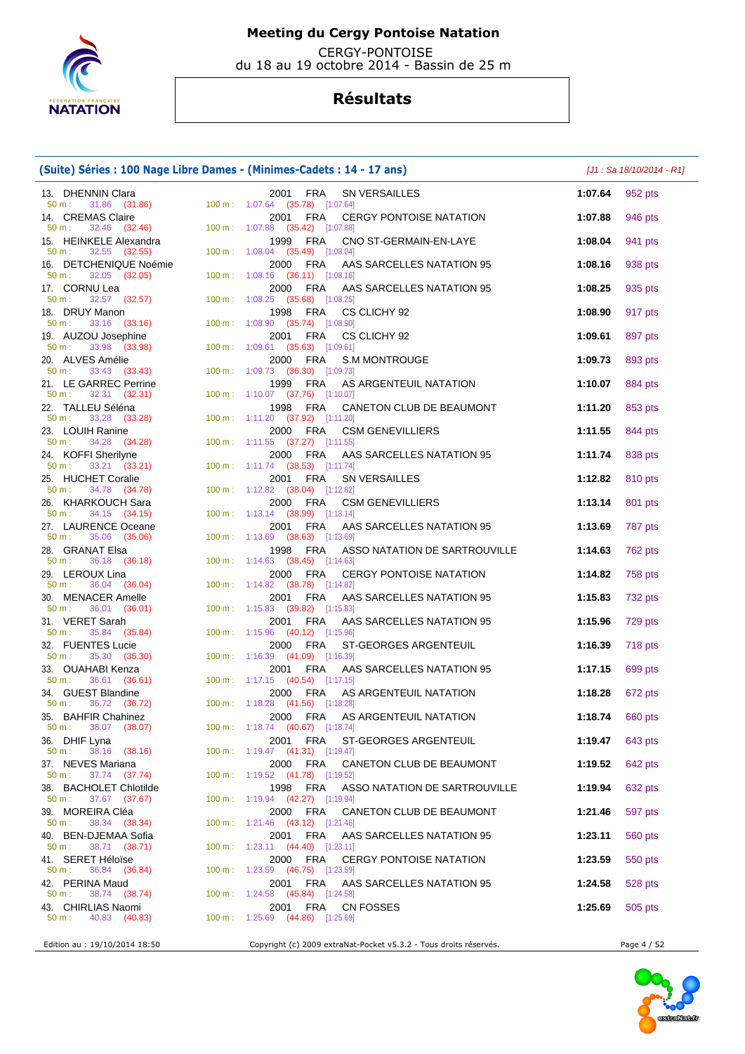# Meeting du Cergy Pontoise Natation

CERGY-PONTOISE
du 18 au 19 octobre 2014 - Bassin de 25 m

## Résultats

### (Suite) Séries : 100 Nage Libre Dames - (Minimes-Cadets : 14 - 17 ans)

*[J1 : Sa 18/10/2014 - R1]*

| Rang | Nom | Année | Nat. | Club | Temps | Points | 50 m | 100 m |
|---|---|---|---|---|---|---|---|---|
| 13. | DHENNIN Clara | 2001 | FRA | SN VERSAILLES | 1:07.64 | 952 pts | 31.86 (31.86) | 1:07.64 (35.78) [1:07.64] |
| 14. | CREMAS Claire | 2001 | FRA | CERGY PONTOISE NATATION | 1:07.88 | 946 pts | 32.46 (32.46) | 1:07.88 (35.42) [1:07.88] |
| 15. | HEINKELE Alexandra | 1999 | FRA | CNO ST-GERMAIN-EN-LAYE | 1:08.04 | 941 pts | 32.55 (32.55) | 1:08.04 (35.49) [1:08.04] |
| 16. | DETCHENIQUE Noémie | 2000 | FRA | AAS SARCELLES NATATION 95 | 1:08.16 | 938 pts | 32.05 (32.05) | 1:08.16 (36.11) [1:08.16] |
| 17. | CORNU Lea | 2000 | FRA | AAS SARCELLES NATATION 95 | 1:08.25 | 935 pts | 32.57 (32.57) | 1:08.25 (35.68) [1:08.25] |
| 18. | DRUY Manon | 1998 | FRA | CS CLICHY 92 | 1:08.90 | 917 pts | 33.16 (33.16) | 1:08.90 (35.74) [1:08.90] |
| 19. | AUZOU Josephine | 2001 | FRA | CS CLICHY 92 | 1:09.61 | 897 pts | 33.98 (33.98) | 1:09.61 (35.63) [1:09.61] |
| 20. | ALVES Amélie | 2000 | FRA | S.M MONTROUGE | 1:09.73 | 893 pts | 33.43 (33.43) | 1:09.73 (36.30) [1:09.73] |
| 21. | LE GARREC Perrine | 1999 | FRA | AS ARGENTEUIL NATATION | 1:10.07 | 884 pts | 32.31 (32.31) | 1:10.07 (37.76) [1:10.07] |
| 22. | TALLEU Séléna | 1998 | FRA | CANETON CLUB DE BEAUMONT | 1:11.20 | 853 pts | 33.28 (33.28) | 1:11.20 (37.92) [1:11.20] |
| 23. | LOUIH Ranine | 2000 | FRA | CSM GENEVILLIERS | 1:11.55 | 844 pts | 34.28 (34.28) | 1:11.55 (37.27) [1:11.55] |
| 24. | KOFFI Sherilyne | 2000 | FRA | AAS SARCELLES NATATION 95 | 1:11.74 | 838 pts | 33.21 (33.21) | 1:11.74 (38.53) [1:11.74] |
| 25. | HUCHET Coralie | 2001 | FRA | SN VERSAILLES | 1:12.82 | 810 pts | 34.78 (34.78) | 1:12.82 (38.04) [1:12.82] |
| 26. | KHARKOUCH Sara | 2000 | FRA | CSM GENEVILLIERS | 1:13.14 | 801 pts | 34.15 (34.15) | 1:13.14 (38.99) [1:13.14] |
| 27. | LAURENCE Oceane | 2001 | FRA | AAS SARCELLES NATATION 95 | 1:13.69 | 787 pts | 35.06 (35.06) | 1:13.69 (38.63) [1:13.69] |
| 28. | GRANAT Elsa | 1998 | FRA | ASSO NATATION DE SARTROUVILLE | 1:14.63 | 762 pts | 36.18 (36.18) | 1:14.63 (38.45) [1:14.63] |
| 29. | LEROUX Lina | 2000 | FRA | CERGY PONTOISE NATATION | 1:14.82 | 758 pts | 36.04 (36.04) | 1:14.82 (38.78) [1:14.82] |
| 30. | MENACER Amelle | 2001 | FRA | AAS SARCELLES NATATION 95 | 1:15.83 | 732 pts | 36.01 (36.01) | 1:15.83 (39.82) [1:15.83] |
| 31. | VERET Sarah | 2001 | FRA | AAS SARCELLES NATATION 95 | 1:15.96 | 729 pts | 35.84 (35.84) | 1:15.96 (40.12) [1:15.96] |
| 32. | FUENTES Lucie | 2000 | FRA | ST-GEORGES ARGENTEUIL | 1:16.39 | 718 pts | 35.30 (35.30) | 1:16.39 (41.09) [1:16.39] |
| 33. | OUAHABI Kenza | 2001 | FRA | AAS SARCELLES NATATION 95 | 1:17.15 | 699 pts | 36.61 (36.61) | 1:17.15 (40.54) [1:17.15] |
| 34. | GUEST Blandine | 2000 | FRA | AS ARGENTEUIL NATATION | 1:18.28 | 672 pts | 36.72 (36.72) | 1:18.28 (41.56) [1:18.28] |
| 35. | BAHFIR Chahinez | 2000 | FRA | AS ARGENTEUIL NATATION | 1:18.74 | 660 pts | 38.07 (38.07) | 1:18.74 (40.67) [1:18.74] |
| 36. | DHIF Lyna | 2001 | FRA | ST-GEORGES ARGENTEUIL | 1:19.47 | 643 pts | 38.16 (38.16) | 1:19.47 (41.31) [1:19.47] |
| 37. | NEVES Mariana | 2000 | FRA | CANETON CLUB DE BEAUMONT | 1:19.52 | 642 pts | 37.74 (37.74) | 1:19.52 (41.78) [1:19.52] |
| 38. | BACHOLET Chlotilde | 1998 | FRA | ASSO NATATION DE SARTROUVILLE | 1:19.94 | 632 pts | 37.67 (37.67) | 1:19.94 (42.27) [1:19.94] |
| 39. | MOREIRA Cléa | 2000 | FRA | CANETON CLUB DE BEAUMONT | 1:21.46 | 597 pts | 38.34 (38.34) | 1:21.46 (43.12) [1:21.46] |
| 40. | BEN-DJEMAA Sofia | 2001 | FRA | AAS SARCELLES NATATION 95 | 1:23.11 | 560 pts | 38.71 (38.71) | 1:23.11 (44.40) [1:23.11] |
| 41. | SERET Héloïse | 2000 | FRA | CERGY PONTOISE NATATION | 1:23.59 | 550 pts | 36.84 (36.84) | 1:23.59 (46.75) [1:23.59] |
| 42. | PERINA Maud | 2001 | FRA | AAS SARCELLES NATATION 95 | 1:24.58 | 528 pts | 38.74 (38.74) | 1:24.58 (45.84) [1:24.58] |
| 43. | CHIRLIAS Naomi | 2001 | FRA | CN FOSSES | 1:25.69 | 505 pts | 40.83 (40.83) | 1:25.69 (44.86) [1:25.69] |

Edition au : 19/10/2014 18:50 — Copyright (c) 2009 extraNat-Pocket v5.3.2 - Tous droits réservés.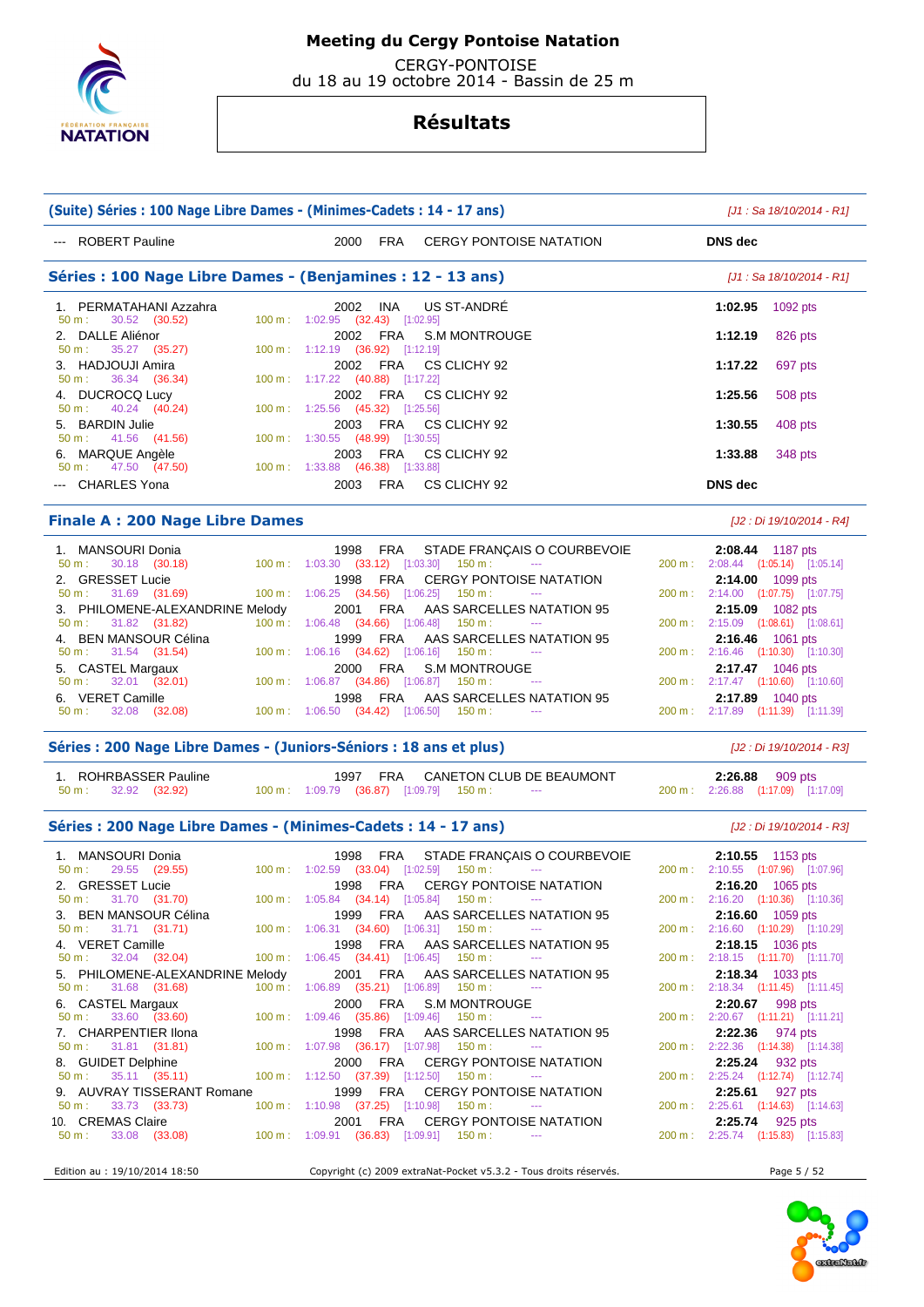# Meeting du Cergy Pontoise Natation

CERGY-PONTOISE
du 18 au 19 octobre 2014 - Bassin de 25 m

## Résultats

### (Suite) Séries : 100 Nage Libre Dames - (Minimes-Cadets : 14 - 17 ans)

*[J1 : Sa 18/10/2014 - R1]*

| Rang | Nom | Année | Nat. | Club | Temps | Points |
|---|---|---|---|---|---|---|
| --- | ROBERT Pauline | 2000 | FRA | CERGY PONTOISE NATATION | **DNS dec** | |

### Séries : 100 Nage Libre Dames - (Benjamines : 12 - 13 ans)

*[J1 : Sa 18/10/2014 - R1]*

| Rang | Nom | Année | Nat. | Club | Temps | Points |
|---|---|---|---|---|---|---|
| 1. | PERMATAHANI Azzahra | 2002 | INA | US ST-ANDRÉ | **1:02.95** | 1092 pts |
| | 50 m : 30.52 (30.52) — 100 m : 1:02.95 (32.43) [1:02.95] | | | | | |
| 2. | DALLE Aliénor | 2002 | FRA | S.M MONTROUGE | **1:12.19** | 826 pts |
| | 50 m : 35.27 (35.27) — 100 m : 1:12.19 (36.92) [1:12.19] | | | | | |
| 3. | HADJOUJI Amira | 2002 | FRA | CS CLICHY 92 | **1:17.22** | 697 pts |
| | 50 m : 36.34 (36.34) — 100 m : 1:17.22 (40.88) [1:17.22] | | | | | |
| 4. | DUCROCQ Lucy | 2002 | FRA | CS CLICHY 92 | **1:25.56** | 508 pts |
| | 50 m : 40.24 (40.24) — 100 m : 1:25.56 (45.32) [1:25.56] | | | | | |
| 5. | BARDIN Julie | 2003 | FRA | CS CLICHY 92 | **1:30.55** | 408 pts |
| | 50 m : 41.56 (41.56) — 100 m : 1:30.55 (48.99) [1:30.55] | | | | | |
| 6. | MARQUE Angèle | 2003 | FRA | CS CLICHY 92 | **1:33.88** | 348 pts |
| | 50 m : 47.50 (47.50) — 100 m : 1:33.88 (46.38) [1:33.88] | | | | | |
| --- | CHARLES Yona | 2003 | FRA | CS CLICHY 92 | **DNS dec** | |

### Finale A : 200 Nage Libre Dames

*[J2 : Di 19/10/2014 - R4]*

| Rang | Nom | Année | Nat. | Club | Temps | Points |
|---|---|---|---|---|---|---|
| 1. | MANSOURI Donia | 1998 | FRA | STADE FRANÇAIS O COURBEVOIE | **2:08.44** | 1187 pts |
| | 50 m : 30.18 (30.18) — 100 m : 1:03.30 (33.12) [1:03.30] — 150 m : --- — 200 m : 2:08.44 (1:05.14) [1:05.14] | | | | | |
| 2. | GRESSET Lucie | 1998 | FRA | CERGY PONTOISE NATATION | **2:14.00** | 1099 pts |
| | 50 m : 31.69 (31.69) — 100 m : 1:06.25 (34.56) [1:06.25] — 150 m : --- — 200 m : 2:14.00 (1:07.75) [1:07.75] | | | | | |
| 3. | PHILOMENE-ALEXANDRINE Melody | 2001 | FRA | AAS SARCELLES NATATION 95 | **2:15.09** | 1082 pts |
| | 50 m : 31.82 (31.82) — 100 m : 1:06.48 (34.66) [1:06.48] — 150 m : --- — 200 m : 2:15.09 (1:08.61) [1:08.61] | | | | | |
| 4. | BEN MANSOUR Célina | 1999 | FRA | AAS SARCELLES NATATION 95 | **2:16.46** | 1061 pts |
| | 50 m : 31.54 (31.54) — 100 m : 1:06.16 (34.62) [1:06.16] — 150 m : --- — 200 m : 2:16.46 (1:10.30) [1:10.30] | | | | | |
| 5. | CASTEL Margaux | 2000 | FRA | S.M MONTROUGE | **2:17.47** | 1046 pts |
| | 50 m : 32.01 (32.01) — 100 m : 1:06.87 (34.86) [1:06.87] — 150 m : --- — 200 m : 2:17.47 (1:10.60) [1:10.60] | | | | | |
| 6. | VERET Camille | 1998 | FRA | AAS SARCELLES NATATION 95 | **2:17.89** | 1040 pts |
| | 50 m : 32.08 (32.08) — 100 m : 1:06.50 (34.42) [1:06.50] — 150 m : --- — 200 m : 2:17.89 (1:11.39) [1:11.39] | | | | | |

### Séries : 200 Nage Libre Dames - (Juniors-Séniors : 18 ans et plus)

*[J2 : Di 19/10/2014 - R3]*

| Rang | Nom | Année | Nat. | Club | Temps | Points |
|---|---|---|---|---|---|---|
| 1. | ROHRBASSER Pauline | 1997 | FRA | CANETON CLUB DE BEAUMONT | **2:26.88** | 909 pts |
| | 50 m : 32.92 (32.92) — 100 m : 1:09.79 (36.87) [1:09.79] — 150 m : --- — 200 m : 2:26.88 (1:17.09) [1:17.09] | | | | | |

### Séries : 200 Nage Libre Dames - (Minimes-Cadets : 14 - 17 ans)

*[J2 : Di 19/10/2014 - R3]*

| Rang | Nom | Année | Nat. | Club | Temps | Points |
|---|---|---|---|---|---|---|
| 1. | MANSOURI Donia | 1998 | FRA | STADE FRANÇAIS O COURBEVOIE | **2:10.55** | 1153 pts |
| | 50 m : 29.55 (29.55) — 100 m : 1:02.59 (33.04) [1:02.59] — 150 m : --- — 200 m : 2:10.55 (1:07.96) [1:07.96] | | | | | |
| 2. | GRESSET Lucie | 1998 | FRA | CERGY PONTOISE NATATION | **2:16.20** | 1065 pts |
| | 50 m : 31.70 (31.70) — 100 m : 1:05.84 (34.14) [1:05.84] — 150 m : --- — 200 m : 2:16.20 (1:10.36) [1:10.36] | | | | | |
| 3. | BEN MANSOUR Célina | 1999 | FRA | AAS SARCELLES NATATION 95 | **2:16.60** | 1059 pts |
| | 50 m : 31.71 (31.71) — 100 m : 1:06.31 (34.60) [1:06.31] — 150 m : --- — 200 m : 2:16.60 (1:10.29) [1:10.29] | | | | | |
| 4. | VERET Camille | 1998 | FRA | AAS SARCELLES NATATION 95 | **2:18.15** | 1036 pts |
| | 50 m : 32.04 (32.04) — 100 m : 1:06.45 (34.41) [1:06.45] — 150 m : --- — 200 m : 2:18.15 (1:11.70) [1:11.70] | | | | | |
| 5. | PHILOMENE-ALEXANDRINE Melody | 2001 | FRA | AAS SARCELLES NATATION 95 | **2:18.34** | 1033 pts |
| | 50 m : 31.68 (31.68) — 100 m : 1:06.89 (35.21) [1:06.89] — 150 m : --- — 200 m : 2:18.34 (1:11.45) [1:11.45] | | | | | |
| 6. | CASTEL Margaux | 2000 | FRA | S.M MONTROUGE | **2:20.67** | 998 pts |
| | 50 m : 33.60 (33.60) — 100 m : 1:09.46 (35.86) [1:09.46] — 150 m : --- — 200 m : 2:20.67 (1:11.21) [1:11.21] | | | | | |
| 7. | CHARPENTIER Ilona | 1998 | FRA | AAS SARCELLES NATATION 95 | **2:22.36** | 974 pts |
| | 50 m : 31.81 (31.81) — 100 m : 1:07.98 (36.17) [1:07.98] — 150 m : --- — 200 m : 2:22.36 (1:14.38) [1:14.38] | | | | | |
| 8. | GUIDET Delphine | 2000 | FRA | CERGY PONTOISE NATATION | **2:25.24** | 932 pts |
| | 50 m : 35.11 (35.11) — 100 m : 1:12.50 (37.39) [1:12.50] — 150 m : --- — 200 m : 2:25.24 (1:12.74) [1:12.74] | | | | | |
| 9. | AUVRAY TISSERANT Romane | 1999 | FRA | CERGY PONTOISE NATATION | **2:25.61** | 927 pts |
| | 50 m : 33.73 (33.73) — 100 m : 1:10.98 (37.25) [1:10.98] — 150 m : --- — 200 m : 2:25.61 (1:14.63) [1:14.63] | | | | | |
| 10. | CREMAS Claire | 2001 | FRA | CERGY PONTOISE NATATION | **2:25.74** | 925 pts |
| | 50 m : 33.08 (33.08) — 100 m : 1:09.91 (36.83) [1:09.91] — 150 m : --- — 200 m : 2:25.74 (1:15.83) [1:15.83] | | | | | |

Edition au : 19/10/2014 18:50 — Copyright (c) 2009 extraNat-Pocket v5.3.2 - Tous droits réservés.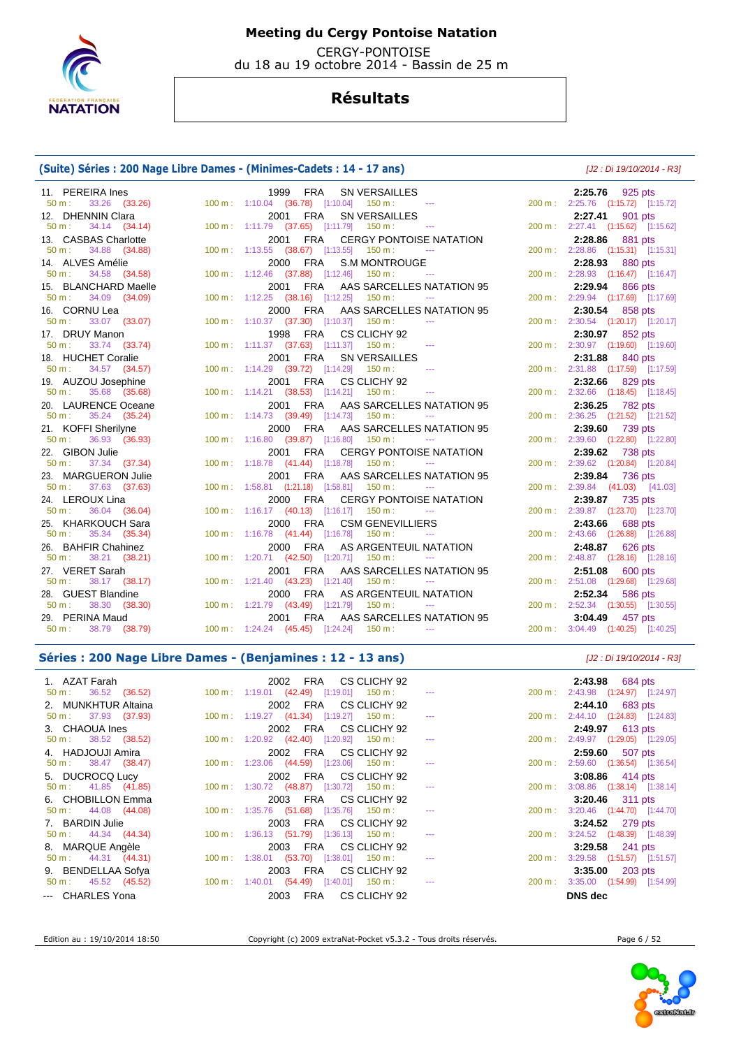# Meeting du Cergy Pontoise Natation

CERGY-PONTOISE
du 18 au 19 octobre 2014 - Bassin de 25 m

## Résultats

### (Suite) Séries : 200 Nage Libre Dames - (Minimes-Cadets : 14 - 17 ans)

*[J2 : Di 19/10/2014 - R3]*

| Rg | Nom | Année | Nat | Club | 50 m | 100 m | 150 m | 200 m | Temps | Pts |
|---|---|---|---|---|---|---|---|---|---|---|
| 11. | PEREIRA Ines | 1999 | FRA | SN VERSAILLES | 33.26 (33.26) | 1:10.04 (36.78) [1:10.04] | --- | 2:25.76 (1:15.72) [1:15.72] | 2:25.76 | 925 pts |
| 12. | DHENNIN Clara | 2001 | FRA | SN VERSAILLES | 34.14 (34.14) | 1:11.79 (37.65) [1:11.79] | --- | 2:27.41 (1:15.62) [1:15.62] | 2:27.41 | 901 pts |
| 13. | CASBAS Charlotte | 2001 | FRA | CERGY PONTOISE NATATION | 34.88 (34.88) | 1:13.55 (38.67) [1:13.55] | --- | 2:28.86 (1:15.31) [1:15.31] | 2:28.86 | 881 pts |
| 14. | ALVES Amélie | 2000 | FRA | S.M MONTROUGE | 34.58 (34.58) | 1:12.46 (37.88) [1:12.46] | --- | 2:28.93 (1:16.47) [1:16.47] | 2:28.93 | 880 pts |
| 15. | BLANCHARD Maelle | 2001 | FRA | AAS SARCELLES NATATION 95 | 34.09 (34.09) | 1:12.25 (38.16) [1:12.25] | --- | 2:29.94 (1:17.69) [1:17.69] | 2:29.94 | 866 pts |
| 16. | CORNU Lea | 2000 | FRA | AAS SARCELLES NATATION 95 | 33.07 (33.07) | 1:10.37 (37.30) [1:10.37] | --- | 2:30.54 (1:20.17) [1:20.17] | 2:30.54 | 858 pts |
| 17. | DRUY Manon | 1998 | FRA | CS CLICHY 92 | 33.74 (33.74) | 1:11.37 (37.63) [1:11.37] | --- | 2:30.97 (1:19.60) [1:19.60] | 2:30.97 | 852 pts |
| 18. | HUCHET Coralie | 2001 | FRA | SN VERSAILLES | 34.57 (34.57) | 1:14.29 (39.72) [1:14.29] | --- | 2:31.88 (1:17.59) [1:17.59] | 2:31.88 | 840 pts |
| 19. | AUZOU Josephine | 2001 | FRA | CS CLICHY 92 | 35.68 (35.68) | 1:14.21 (38.53) [1:14.21] | --- | 2:32.66 (1:18.45) [1:18.45] | 2:32.66 | 829 pts |
| 20. | LAURENCE Oceane | 2001 | FRA | AAS SARCELLES NATATION 95 | 35.24 (35.24) | 1:14.73 (39.49) [1:14.73] | --- | 2:36.25 (1:21.52) [1:21.52] | 2:36.25 | 782 pts |
| 21. | KOFFI Sherilyne | 2000 | FRA | AAS SARCELLES NATATION 95 | 36.93 (36.93) | 1:16.80 (39.87) [1:16.80] | --- | 2:39.60 (1:22.80) [1:22.80] | 2:39.60 | 739 pts |
| 22. | GIBON Julie | 2001 | FRA | CERGY PONTOISE NATATION | 37.34 (37.34) | 1:18.78 (41.44) [1:18.78] | --- | 2:39.62 (1:20.84) [1:20.84] | 2:39.62 | 738 pts |
| 23. | MARGUERON Julie | 2001 | FRA | AAS SARCELLES NATATION 95 | 37.63 (37.63) | 1:58.81 (1:21.18) [1:58.81] | --- | 2:39.84 (41.03) [41.03] | 2:39.84 | 736 pts |
| 24. | LEROUX Lina | 2000 | FRA | CERGY PONTOISE NATATION | 36.04 (36.04) | 1:16.17 (40.13) [1:16.17] | --- | 2:39.87 (1:23.70) [1:23.70] | 2:39.87 | 735 pts |
| 25. | KHARKOUCH Sara | 2000 | FRA | CSM GENEVILLIERS | 35.34 (35.34) | 1:16.78 (41.44) [1:16.78] | --- | 2:43.66 (1:26.88) [1:26.88] | 2:43.66 | 688 pts |
| 26. | BAHFIR Chahinez | 2000 | FRA | AS ARGENTEUIL NATATION | 38.21 (38.21) | 1:20.71 (42.50) [1:20.71] | --- | 2:48.87 (1:28.16) [1:28.16] | 2:48.87 | 626 pts |
| 27. | VERET Sarah | 2001 | FRA | AAS SARCELLES NATATION 95 | 38.17 (38.17) | 1:21.40 (43.23) [1:21.40] | --- | 2:51.08 (1:29.68) [1:29.68] | 2:51.08 | 600 pts |
| 28. | GUEST Blandine | 2000 | FRA | AS ARGENTEUIL NATATION | 38.30 (38.30) | 1:21.79 (43.49) [1:21.79] | --- | 2:52.34 (1:30.55) [1:30.55] | 2:52.34 | 586 pts |
| 29. | PERINA Maud | 2001 | FRA | AAS SARCELLES NATATION 95 | 38.79 (38.79) | 1:24.24 (45.45) [1:24.24] | --- | 3:04.49 (1:40.25) [1:40.25] | 3:04.49 | 457 pts |

### Séries : 200 Nage Libre Dames - (Benjamines : 12 - 13 ans)

*[J2 : Di 19/10/2014 - R3]*

| Rg | Nom | Année | Nat | Club | 50 m | 100 m | 150 m | 200 m | Temps | Pts |
|---|---|---|---|---|---|---|---|---|---|---|
| 1. | AZAT Farah | 2002 | FRA | CS CLICHY 92 | 36.52 (36.52) | 1:19.01 (42.49) [1:19.01] | --- | 2:43.98 (1:24.97) [1:24.97] | 2:43.98 | 684 pts |
| 2. | MUNKHTUR Altaina | 2002 | FRA | CS CLICHY 92 | 37.93 (37.93) | 1:19.27 (41.34) [1:19.27] | --- | 2:44.10 (1:24.83) [1:24.83] | 2:44.10 | 683 pts |
| 3. | CHAOUA Ines | 2002 | FRA | CS CLICHY 92 | 38.52 (38.52) | 1:20.92 (42.40) [1:20.92] | --- | 2:49.97 (1:29.05) [1:29.05] | 2:49.97 | 613 pts |
| 4. | HADJOUJI Amira | 2002 | FRA | CS CLICHY 92 | 38.47 (38.47) | 1:23.06 (44.59) [1:23.06] | --- | 2:59.60 (1:36.54) [1:36.54] | 2:59.60 | 507 pts |
| 5. | DUCROCQ Lucy | 2002 | FRA | CS CLICHY 92 | 41.85 (41.85) | 1:30.72 (48.87) [1:30.72] | --- | 3:08.86 (1:38.14) [1:38.14] | 3:08.86 | 414 pts |
| 6. | CHOBILLON Emma | 2003 | FRA | CS CLICHY 92 | 44.08 (44.08) | 1:35.76 (51.68) [1:35.76] | --- | 3:20.46 (1:44.70) [1:44.70] | 3:20.46 | 311 pts |
| 7. | BARDIN Julie | 2003 | FRA | CS CLICHY 92 | 44.34 (44.34) | 1:36.13 (51.79) [1:36.13] | --- | 3:24.52 (1:48.39) [1:48.39] | 3:24.52 | 279 pts |
| 8. | MARQUE Angèle | 2003 | FRA | CS CLICHY 92 | 44.31 (44.31) | 1:38.01 (53.70) [1:38.01] | --- | 3:29.58 (1:51.57) [1:51.57] | 3:29.58 | 241 pts |
| 9. | BENDELLAA Sofya | 2003 | FRA | CS CLICHY 92 | 45.52 (45.52) | 1:40.01 (54.49) [1:40.01] | --- | 3:35.00 (1:54.99) [1:54.99] | 3:35.00 | 203 pts |
| --- | CHARLES Yona | 2003 | FRA | CS CLICHY 92 | | | | | DNS dec | |

Edition au : 19/10/2014 18:50 — Copyright (c) 2009 extraNat-Pocket v5.3.2 - Tous droits réservés.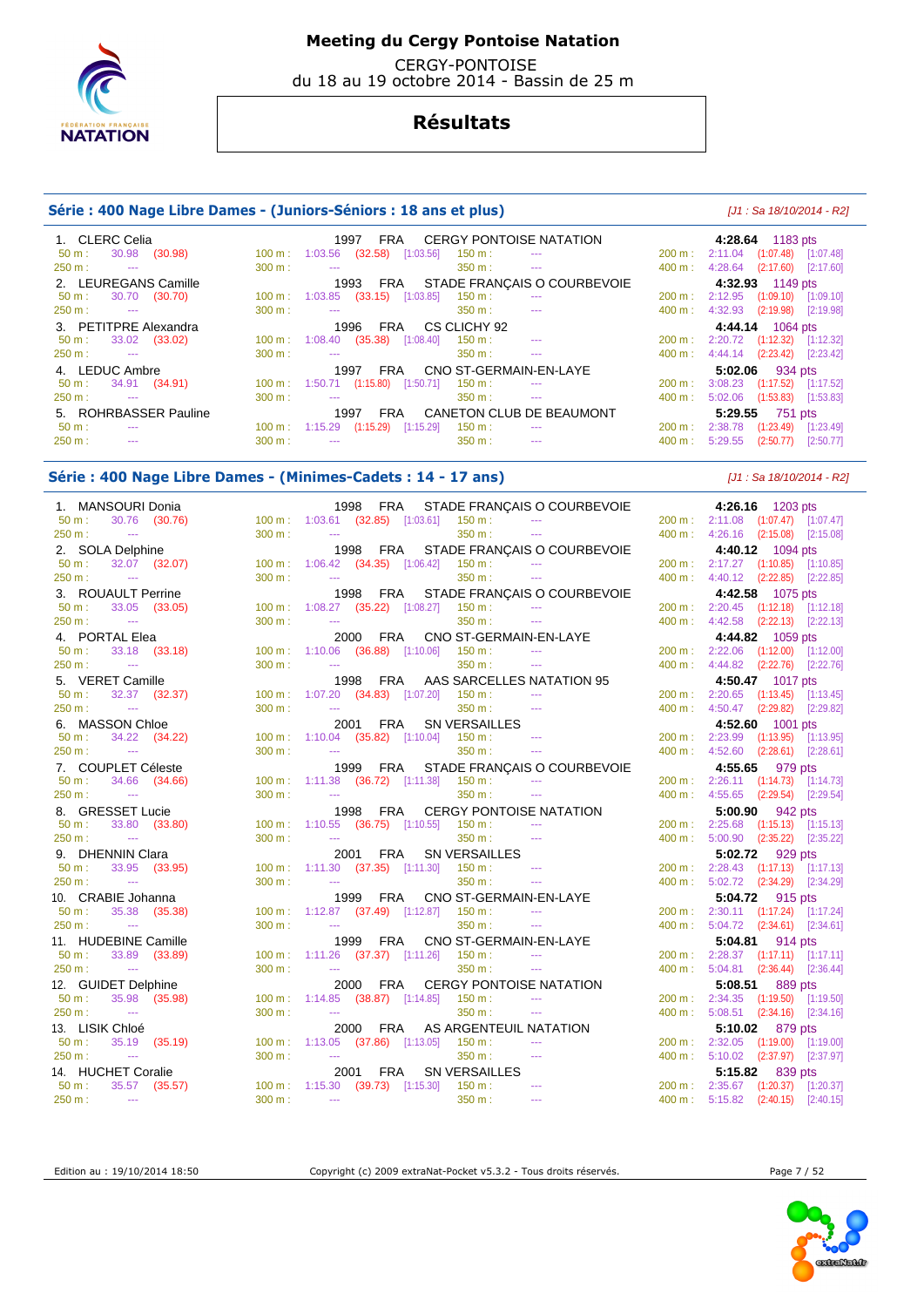# Meeting du Cergy Pontoise Natation

CERGY-PONTOISE
du 18 au 19 octobre 2014 - Bassin de 25 m

## Résultats

### Série : 400 Nage Libre Dames - (Juniors-Séniors : 18 ans et plus)

*[J1 : Sa 18/10/2014 - R2]*

| Rang | Nom | Année | Nat. | Club | Temps | Points |
|---|---|---|---|---|---|---|
| 1. | CLERC Celia | 1997 | FRA | CERGY PONTOISE NATATION | 4:28.64 | 1183 pts |
| | 50 m : 30.98 (30.98) | 100 m : 1:03.56 (32.58) [1:03.56] | 150 m : --- | 200 m : 2:11.04 (1:07.48) [1:07.48] | 250 m : --- | 300 m : --- | 350 m : --- | 400 m : 4:28.64 (2:17.60) [2:17.60] |
| 2. | LEUREGANS Camille | 1993 | FRA | STADE FRANÇAIS O COURBEVOIE | 4:32.93 | 1149 pts |
| | 50 m : 30.70 (30.70) | 100 m : 1:03.85 (33.15) [1:03.85] | 150 m : --- | 200 m : 2:12.95 (1:09.10) [1:09.10] | 250 m : --- | 300 m : --- | 350 m : --- | 400 m : 4:32.93 (2:19.98) [2:19.98] |
| 3. | PETITPRE Alexandra | 1996 | FRA | CS CLICHY 92 | 4:44.14 | 1064 pts |
| | 50 m : 33.02 (33.02) | 100 m : 1:08.40 (35.38) [1:08.40] | 150 m : --- | 200 m : 2:20.72 (1:12.32) [1:12.32] | 250 m : --- | 300 m : --- | 350 m : --- | 400 m : 4:44.14 (2:23.42) [2:23.42] |
| 4. | LEDUC Ambre | 1997 | FRA | CNO ST-GERMAIN-EN-LAYE | 5:02.06 | 934 pts |
| | 50 m : 34.91 (34.91) | 100 m : 1:50.71 (1:15.80) [1:50.71] | 150 m : --- | 200 m : 3:08.23 (1:17.52) [1:17.52] | 250 m : --- | 300 m : --- | 350 m : --- | 400 m : 5:02.06 (1:53.83) [1:53.83] |
| 5. | ROHRBASSER Pauline | 1997 | FRA | CANETON CLUB DE BEAUMONT | 5:29.55 | 751 pts |
| | 50 m : --- | 100 m : 1:15.29 (1:15.29) [1:15.29] | 150 m : --- | 200 m : 2:38.78 (1:23.49) [1:23.49] | 250 m : --- | 300 m : --- | 350 m : --- | 400 m : 5:29.55 (2:50.77) [2:50.77] |

### Série : 400 Nage Libre Dames - (Minimes-Cadets : 14 - 17 ans)

*[J1 : Sa 18/10/2014 - R2]*

| Rang | Nom | Année | Nat. | Club | Temps | Points |
|---|---|---|---|---|---|---|
| 1. | MANSOURI Donia | 1998 | FRA | STADE FRANÇAIS O COURBEVOIE | 4:26.16 | 1203 pts |
| | 50 m : 30.76 (30.76) | 100 m : 1:03.61 (32.85) [1:03.61] | 150 m : --- | 200 m : 2:11.08 (1:07.47) [1:07.47] | 250 m : --- | 300 m : --- | 350 m : --- | 400 m : 4:26.16 (2:15.08) [2:15.08] |
| 2. | SOLA Delphine | 1998 | FRA | STADE FRANÇAIS O COURBEVOIE | 4:40.12 | 1094 pts |
| | 50 m : 32.07 (32.07) | 100 m : 1:06.42 (34.35) [1:06.42] | 150 m : --- | 200 m : 2:17.27 (1:10.85) [1:10.85] | 250 m : --- | 300 m : --- | 350 m : --- | 400 m : 4:40.12 (2:22.85) [2:22.85] |
| 3. | ROUAULT Perrine | 1998 | FRA | STADE FRANÇAIS O COURBEVOIE | 4:42.58 | 1075 pts |
| | 50 m : 33.05 (33.05) | 100 m : 1:08.27 (35.22) [1:08.27] | 150 m : --- | 200 m : 2:20.45 (1:12.18) [1:12.18] | 250 m : --- | 300 m : --- | 350 m : --- | 400 m : 4:42.58 (2:22.13) [2:22.13] |
| 4. | PORTAL Elea | 2000 | FRA | CNO ST-GERMAIN-EN-LAYE | 4:44.82 | 1059 pts |
| | 50 m : 33.18 (33.18) | 100 m : 1:10.06 (36.88) [1:10.06] | 150 m : --- | 200 m : 2:22.06 (1:12.00) [1:12.00] | 250 m : --- | 300 m : --- | 350 m : --- | 400 m : 4:44.82 (2:22.76) [2:22.76] |
| 5. | VERET Camille | 1998 | FRA | AAS SARCELLES NATATION 95 | 4:50.47 | 1017 pts |
| | 50 m : 32.37 (32.37) | 100 m : 1:07.20 (34.83) [1:07.20] | 150 m : --- | 200 m : 2:20.65 (1:13.45) [1:13.45] | 250 m : --- | 300 m : --- | 350 m : --- | 400 m : 4:50.47 (2:29.82) [2:29.82] |
| 6. | MASSON Chloe | 2001 | FRA | SN VERSAILLES | 4:52.60 | 1001 pts |
| | 50 m : 34.22 (34.22) | 100 m : 1:10.04 (35.82) [1:10.04] | 150 m : --- | 200 m : 2:23.99 (1:13.95) [1:13.95] | 250 m : --- | 300 m : --- | 350 m : --- | 400 m : 4:52.60 (2:28.61) [2:28.61] |
| 7. | COUPLET Céleste | 1999 | FRA | STADE FRANÇAIS O COURBEVOIE | 4:55.65 | 979 pts |
| | 50 m : 34.66 (34.66) | 100 m : 1:11.38 (36.72) [1:11.38] | 150 m : --- | 200 m : 2:26.11 (1:14.73) [1:14.73] | 250 m : --- | 300 m : --- | 350 m : --- | 400 m : 4:55.65 (2:29.54) [2:29.54] |
| 8. | GRESSET Lucie | 1998 | FRA | CERGY PONTOISE NATATION | 5:00.90 | 942 pts |
| | 50 m : 33.80 (33.80) | 100 m : 1:10.55 (36.75) [1:10.55] | 150 m : --- | 200 m : 2:25.68 (1:15.13) [1:15.13] | 250 m : --- | 300 m : --- | 350 m : --- | 400 m : 5:00.90 (2:35.22) [2:35.22] |
| 9. | DHENNIN Clara | 2001 | FRA | SN VERSAILLES | 5:02.72 | 929 pts |
| | 50 m : 33.95 (33.95) | 100 m : 1:11.30 (37.35) [1:11.30] | 150 m : --- | 200 m : 2:28.43 (1:17.13) [1:17.13] | 250 m : --- | 300 m : --- | 350 m : --- | 400 m : 5:02.72 (2:34.29) [2:34.29] |
| 10. | CRABIE Johanna | 1999 | FRA | CNO ST-GERMAIN-EN-LAYE | 5:04.72 | 915 pts |
| | 50 m : 35.38 (35.38) | 100 m : 1:12.87 (37.49) [1:12.87] | 150 m : --- | 200 m : 2:30.11 (1:17.24) [1:17.24] | 250 m : --- | 300 m : --- | 350 m : --- | 400 m : 5:04.72 (2:34.61) [2:34.61] |
| 11. | HUDEBINE Camille | 1999 | FRA | CNO ST-GERMAIN-EN-LAYE | 5:04.81 | 914 pts |
| | 50 m : 33.89 (33.89) | 100 m : 1:11.26 (37.37) [1:11.26] | 150 m : --- | 200 m : 2:28.37 (1:17.11) [1:17.11] | 250 m : --- | 300 m : --- | 350 m : --- | 400 m : 5:04.81 (2:36.44) [2:36.44] |
| 12. | GUIDET Delphine | 2000 | FRA | CERGY PONTOISE NATATION | 5:08.51 | 889 pts |
| | 50 m : 35.98 (35.98) | 100 m : 1:14.85 (38.87) [1:14.85] | 150 m : --- | 200 m : 2:34.35 (1:19.50) [1:19.50] | 250 m : --- | 300 m : --- | 350 m : --- | 400 m : 5:08.51 (2:34.16) [2:34.16] |
| 13. | LISIK Chloé | 2000 | FRA | AS ARGENTEUIL NATATION | 5:10.02 | 879 pts |
| | 50 m : 35.19 (35.19) | 100 m : 1:13.05 (37.86) [1:13.05] | 150 m : --- | 200 m : 2:32.05 (1:19.00) [1:19.00] | 250 m : --- | 300 m : --- | 350 m : --- | 400 m : 5:10.02 (2:37.97) [2:37.97] |
| 14. | HUCHET Coralie | 2001 | FRA | SN VERSAILLES | 5:15.82 | 839 pts |
| | 50 m : 35.57 (35.57) | 100 m : 1:15.30 (39.73) [1:15.30] | 150 m : --- | 200 m : 2:35.67 (1:20.37) [1:20.37] | 250 m : --- | 300 m : --- | 350 m : --- | 400 m : 5:15.82 (2:40.15) [2:40.15] |

Edition au : 19/10/2014 18:50 — Copyright (c) 2009 extraNat-Pocket v5.3.2 - Tous droits réservés.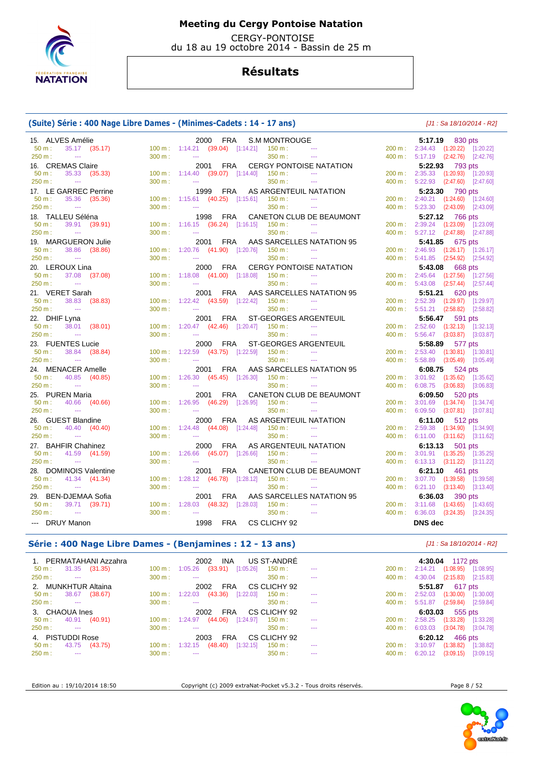# Meeting du Cergy Pontoise Natation

CERGY-PONTOISE
du 18 au 19 octobre 2014 - Bassin de 25 m

## Résultats

### (Suite) Série : 400 Nage Libre Dames - (Minimes-Cadets : 14 - 17 ans)

*[J1 : Sa 18/10/2014 - R2]*

| Rang | Nom | Année | Nat. | Club | Temps | Points |
|---|---|---|---|---|---|---|
| 15. | ALVES Amélie | 2000 | FRA | S.M MONTROUGE | 5:17.19 | 830 pts |
| 16. | CREMAS Claire | 2001 | FRA | CERGY PONTOISE NATATION | 5:22.93 | 793 pts |
| 17. | LE GARREC Perrine | 1999 | FRA | AS ARGENTEUIL NATATION | 5:23.30 | 790 pts |
| 18. | TALLEU Séléna | 1998 | FRA | CANETON CLUB DE BEAUMONT | 5:27.12 | 766 pts |
| 19. | MARGUERON Julie | 2001 | FRA | AAS SARCELLES NATATION 95 | 5:41.85 | 675 pts |
| 20. | LEROUX Lina | 2000 | FRA | CERGY PONTOISE NATATION | 5:43.08 | 668 pts |
| 21. | VERET Sarah | 2001 | FRA | AAS SARCELLES NATATION 95 | 5:51.21 | 620 pts |
| 22. | DHIF Lyna | 2001 | FRA | ST-GEORGES ARGENTEUIL | 5:56.47 | 591 pts |
| 23. | FUENTES Lucie | 2000 | FRA | ST-GEORGES ARGENTEUIL | 5:58.89 | 577 pts |
| 24. | MENACER Amelle | 2001 | FRA | AAS SARCELLES NATATION 95 | 6:08.75 | 524 pts |
| 25. | PUREN Maria | 2001 | FRA | CANETON CLUB DE BEAUMONT | 6:09.50 | 520 pts |
| 26. | GUEST Blandine | 2000 | FRA | AS ARGENTEUIL NATATION | 6:11.00 | 512 pts |
| 27. | BAHFIR Chahinez | 2000 | FRA | AS ARGENTEUIL NATATION | 6:13.13 | 501 pts |
| 28. | DOMINOIS Valentine | 2001 | FRA | CANETON CLUB DE BEAUMONT | 6:21.10 | 461 pts |
| 29. | BEN-DJEMAA Sofia | 2001 | FRA | AAS SARCELLES NATATION 95 | 6:36.03 | 390 pts |
| --- | DRUY Manon | 1998 | FRA | CS CLICHY 92 | DNS dec | |

Temps de passage :

| Nom | 50 m | 100 m | 150 m | 200 m | 250 m | 300 m | 350 m | 400 m |
|---|---|---|---|---|---|---|---|---|
| ALVES Amélie | 35.17 (35.17) | 1:14.21 (39.04) [1:14.21] | --- | 2:34.43 (1:20.22) [1:20.22] | --- | --- | --- | 5:17.19 (2:42.76) [2:42.76] |
| CREMAS Claire | 35.33 (35.33) | 1:14.40 (39.07) [1:14.40] | --- | 2:35.33 (1:20.93) [1:20.93] | --- | --- | --- | 5:22.93 (2:47.60) [2:47.60] |
| LE GARREC Perrine | 35.36 (35.36) | 1:15.61 (40.25) [1:15.61] | --- | 2:40.21 (1:24.60) [1:24.60] | --- | --- | --- | 5:23.30 (2:43.09) [2:43.09] |
| TALLEU Séléna | 39.91 (39.91) | 1:16.15 (36.24) [1:16.15] | --- | 2:39.24 (1:23.09) [1:23.09] | --- | --- | --- | 5:27.12 (2:47.88) [2:47.88] |
| MARGUERON Julie | 38.86 (38.86) | 1:20.76 (41.90) [1:20.76] | --- | 2:46.93 (1:26.17) [1:26.17] | --- | --- | --- | 5:41.85 (2:54.92) [2:54.92] |
| LEROUX Lina | 37.08 (37.08) | 1:18.08 (41.00) [1:18.08] | --- | 2:45.64 (1:27.56) [1:27.56] | --- | --- | --- | 5:43.08 (2:57.44) [2:57.44] |
| VERET Sarah | 38.83 (38.83) | 1:22.42 (43.59) [1:22.42] | --- | 2:52.39 (1:29.97) [1:29.97] | --- | --- | --- | 5:51.21 (2:58.82) [2:58.82] |
| DHIF Lyna | 38.01 (38.01) | 1:20.47 (42.46) [1:20.47] | --- | 2:52.60 (1:32.13) [1:32.13] | --- | --- | --- | 5:56.47 (3:03.87) [3:03.87] |
| FUENTES Lucie | 38.84 (38.84) | 1:22.59 (43.75) [1:22.59] | --- | 2:53.40 (1:30.81) [1:30.81] | --- | --- | --- | 5:58.89 (3:05.49) [3:05.49] |
| MENACER Amelle | 40.85 (40.85) | 1:26.30 (45.45) [1:26.30] | --- | 3:01.92 (1:35.62) [1:35.62] | --- | --- | --- | 6:08.75 (3:06.83) [3:06.83] |
| PUREN Maria | 40.66 (40.66) | 1:26.95 (46.29) [1:26.95] | --- | 3:01.69 (1:34.74) [1:34.74] | --- | --- | --- | 6:09.50 (3:07.81) [3:07.81] |
| GUEST Blandine | 40.40 (40.40) | 1:24.48 (44.08) [1:24.48] | --- | 2:59.38 (1:34.90) [1:34.90] | --- | --- | --- | 6:11.00 (3:11.62) [3:11.62] |
| BAHFIR Chahinez | 41.59 (41.59) | 1:26.66 (45.07) [1:26.66] | --- | 3:01.91 (1:35.25) [1:35.25] | --- | --- | --- | 6:13.13 (3:11.22) [3:11.22] |
| DOMINOIS Valentine | 41.34 (41.34) | 1:28.12 (46.78) [1:28.12] | --- | 3:07.70 (1:39.58) [1:39.58] | --- | --- | --- | 6:21.10 (3:13.40) [3:13.40] |
| BEN-DJEMAA Sofia | 39.71 (39.71) | 1:28.03 (48.32) [1:28.03] | --- | 3:11.68 (1:43.65) [1:43.65] | --- | --- | --- | 6:36.03 (3:24.35) [3:24.35] |

### Série : 400 Nage Libre Dames - (Benjamines : 12 - 13 ans)

*[J1 : Sa 18/10/2014 - R2]*

| Rang | Nom | Année | Nat. | Club | Temps | Points |
|---|---|---|---|---|---|---|
| 1. | PERMATAHANI Azzahra | 2002 | INA | US ST-ANDRÉ | 4:30.04 | 1172 pts |
| 2. | MUNKHTUR Altaina | 2002 | FRA | CS CLICHY 92 | 5:51.87 | 617 pts |
| 3. | CHAOUA Ines | 2002 | FRA | CS CLICHY 92 | 6:03.03 | 555 pts |
| 4. | PISTUDDI Rose | 2003 | FRA | CS CLICHY 92 | 6:20.12 | 466 pts |

Temps de passage :

| Nom | 50 m | 100 m | 150 m | 200 m | 250 m | 300 m | 350 m | 400 m |
|---|---|---|---|---|---|---|---|---|
| PERMATAHANI Azzahra | 31.35 (31.35) | 1:05.26 (33.91) [1:05.26] | --- | 2:14.21 (1:08.95) [1:08.95] | --- | --- | --- | 4:30.04 (2:15.83) [2:15.83] |
| MUNKHTUR Altaina | 38.67 (38.67) | 1:22.03 (43.36) [1:22.03] | --- | 2:52.03 (1:30.00) [1:30.00] | --- | --- | --- | 5:51.87 (2:59.84) [2:59.84] |
| CHAOUA Ines | 40.91 (40.91) | 1:24.97 (44.06) [1:24.97] | --- | 2:58.25 (1:33.28) [1:33.28] | --- | --- | --- | 6:03.03 (3:04.78) [3:04.78] |
| PISTUDDI Rose | 43.75 (43.75) | 1:32.15 (48.40) [1:32.15] | --- | 3:10.97 (1:38.82) [1:38.82] | --- | --- | --- | 6:20.12 (3:09.15) [3:09.15] |

Edition au : 19/10/2014 18:50 — Copyright (c) 2009 extraNat-Pocket v5.3.2 - Tous droits réservés.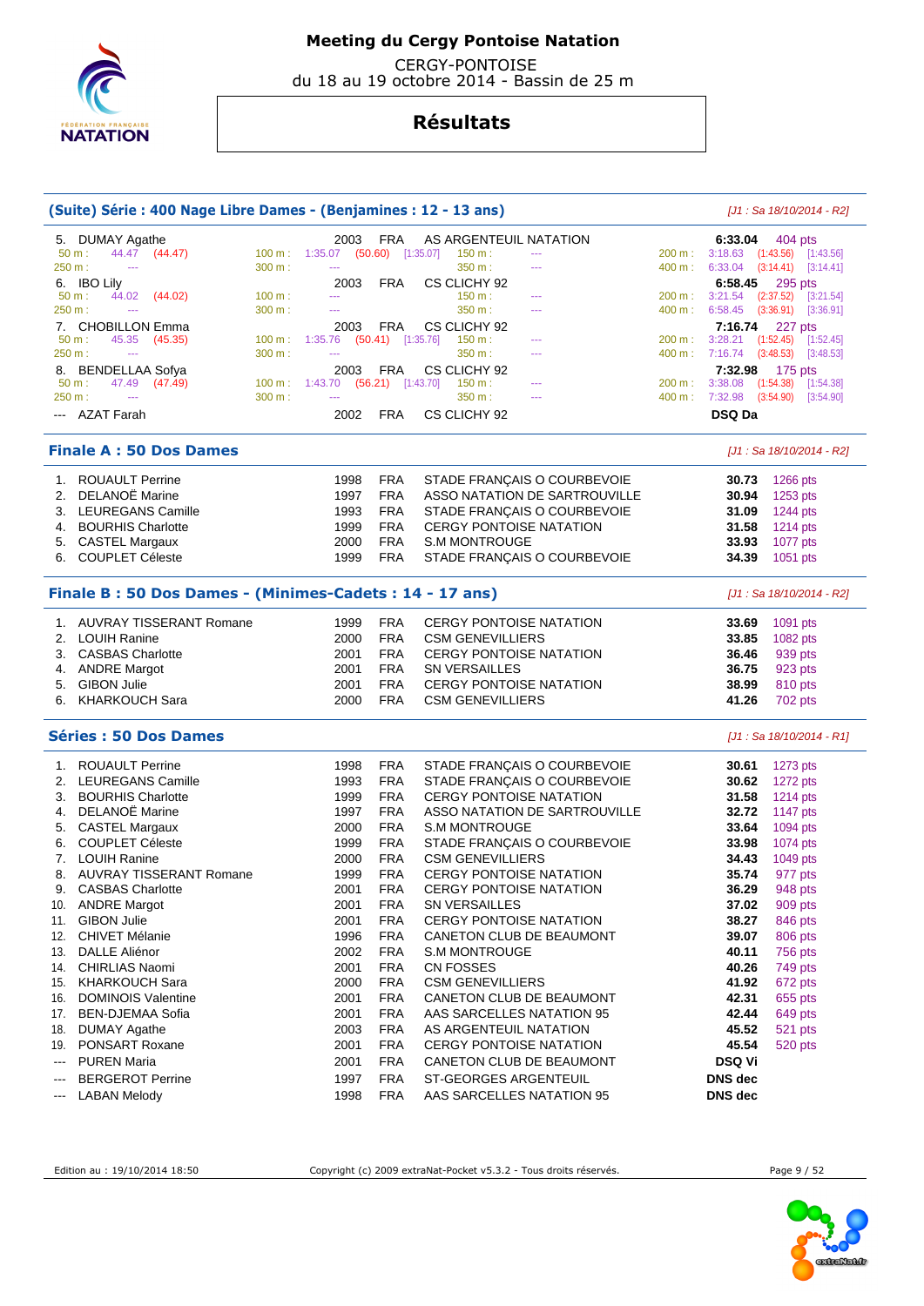# Meeting du Cergy Pontoise Natation

CERGY-PONTOISE
du 18 au 19 octobre 2014 - Bassin de 25 m

## Résultats

### (Suite) Série : 400 Nage Libre Dames - (Benjamines : 12 - 13 ans)

*[J1 : Sa 18/10/2014 - R2]*

| Rg | Nom | Année | Nat. | Club | Temps | Points |
|---|---|---|---|---|---|---|
| 5. | DUMAY Agathe | 2003 | FRA | AS ARGENTEUIL NATATION | 6:33.04 | 404 pts |
| | 50 m : 44.47 (44.47) — 100 m : 1:35.07 (50.60) [1:35.07] — 150 m : --- — 200 m : 3:18.63 (1:43.56) [1:43.56] | | | | | |
| | 250 m : --- — 300 m : --- — 350 m : --- — 400 m : 6:33.04 (3:14.41) [3:14.41] | | | | | |
| 6. | IBO Lily | 2003 | FRA | CS CLICHY 92 | 6:58.45 | 295 pts |
| | 50 m : 44.02 (44.02) — 100 m : --- — 150 m : --- — 200 m : 3:21.54 (2:37.52) [3:21.54] | | | | | |
| | 250 m : --- — 300 m : --- — 350 m : --- — 400 m : 6:58.45 (3:36.91) [3:36.91] | | | | | |
| 7. | CHOBILLON Emma | 2003 | FRA | CS CLICHY 92 | 7:16.74 | 227 pts |
| | 50 m : 45.35 (45.35) — 100 m : 1:35.76 (50.41) [1:35.76] — 150 m : --- — 200 m : 3:28.21 (1:52.45) [1:52.45] | | | | | |
| | 250 m : --- — 300 m : --- — 350 m : --- — 400 m : 7:16.74 (3:48.53) [3:48.53] | | | | | |
| 8. | BENDELLAA Sofya | 2003 | FRA | CS CLICHY 92 | 7:32.98 | 175 pts |
| | 50 m : 47.49 (47.49) — 100 m : 1:43.70 (56.21) [1:43.70] — 150 m : --- — 200 m : 3:38.08 (1:54.38) [1:54.38] | | | | | |
| | 250 m : --- — 300 m : --- — 350 m : --- — 400 m : 7:32.98 (3:54.90) [3:54.90] | | | | | |
| --- | AZAT Farah | 2002 | FRA | CS CLICHY 92 | DSQ Da | |

### Finale A : 50 Dos Dames

*[J1 : Sa 18/10/2014 - R2]*

| Rg | Nom | Année | Nat. | Club | Temps | Points |
|---|---|---|---|---|---|---|
| 1. | ROUAULT Perrine | 1998 | FRA | STADE FRANÇAIS O COURBEVOIE | 30.73 | 1266 pts |
| 2. | DELANOË Marine | 1997 | FRA | ASSO NATATION DE SARTROUVILLE | 30.94 | 1253 pts |
| 3. | LEUREGANS Camille | 1993 | FRA | STADE FRANÇAIS O COURBEVOIE | 31.09 | 1244 pts |
| 4. | BOURHIS Charlotte | 1999 | FRA | CERGY PONTOISE NATATION | 31.58 | 1214 pts |
| 5. | CASTEL Margaux | 2000 | FRA | S.M MONTROUGE | 33.93 | 1077 pts |
| 6. | COUPLET Céleste | 1999 | FRA | STADE FRANÇAIS O COURBEVOIE | 34.39 | 1051 pts |

### Finale B : 50 Dos Dames - (Minimes-Cadets : 14 - 17 ans)

*[J1 : Sa 18/10/2014 - R2]*

| Rg | Nom | Année | Nat. | Club | Temps | Points |
|---|---|---|---|---|---|---|
| 1. | AUVRAY TISSERANT Romane | 1999 | FRA | CERGY PONTOISE NATATION | 33.69 | 1091 pts |
| 2. | LOUIH Ranine | 2000 | FRA | CSM GENEVILLIERS | 33.85 | 1082 pts |
| 3. | CASBAS Charlotte | 2001 | FRA | CERGY PONTOISE NATATION | 36.46 | 939 pts |
| 4. | ANDRE Margot | 2001 | FRA | SN VERSAILLES | 36.75 | 923 pts |
| 5. | GIBON Julie | 2001 | FRA | CERGY PONTOISE NATATION | 38.99 | 810 pts |
| 6. | KHARKOUCH Sara | 2000 | FRA | CSM GENEVILLIERS | 41.26 | 702 pts |

### Séries : 50 Dos Dames

*[J1 : Sa 18/10/2014 - R1]*

| Rg | Nom | Année | Nat. | Club | Temps | Points |
|---|---|---|---|---|---|---|
| 1. | ROUAULT Perrine | 1998 | FRA | STADE FRANÇAIS O COURBEVOIE | 30.61 | 1273 pts |
| 2. | LEUREGANS Camille | 1993 | FRA | STADE FRANÇAIS O COURBEVOIE | 30.62 | 1272 pts |
| 3. | BOURHIS Charlotte | 1999 | FRA | CERGY PONTOISE NATATION | 31.58 | 1214 pts |
| 4. | DELANOË Marine | 1997 | FRA | ASSO NATATION DE SARTROUVILLE | 32.72 | 1147 pts |
| 5. | CASTEL Margaux | 2000 | FRA | S.M MONTROUGE | 33.64 | 1094 pts |
| 6. | COUPLET Céleste | 1999 | FRA | STADE FRANÇAIS O COURBEVOIE | 33.98 | 1074 pts |
| 7. | LOUIH Ranine | 2000 | FRA | CSM GENEVILLIERS | 34.43 | 1049 pts |
| 8. | AUVRAY TISSERANT Romane | 1999 | FRA | CERGY PONTOISE NATATION | 35.74 | 977 pts |
| 9. | CASBAS Charlotte | 2001 | FRA | CERGY PONTOISE NATATION | 36.29 | 948 pts |
| 10. | ANDRE Margot | 2001 | FRA | SN VERSAILLES | 37.02 | 909 pts |
| 11. | GIBON Julie | 2001 | FRA | CERGY PONTOISE NATATION | 38.27 | 846 pts |
| 12. | CHIVET Mélanie | 1996 | FRA | CANETON CLUB DE BEAUMONT | 39.07 | 806 pts |
| 13. | DALLE Aliénor | 2002 | FRA | S.M MONTROUGE | 40.11 | 756 pts |
| 14. | CHIRLIAS Naomi | 2001 | FRA | CN FOSSES | 40.26 | 749 pts |
| 15. | KHARKOUCH Sara | 2000 | FRA | CSM GENEVILLIERS | 41.92 | 672 pts |
| 16. | DOMINOIS Valentine | 2001 | FRA | CANETON CLUB DE BEAUMONT | 42.31 | 655 pts |
| 17. | BEN-DJEMAA Sofia | 2001 | FRA | AAS SARCELLES NATATION 95 | 42.44 | 649 pts |
| 18. | DUMAY Agathe | 2003 | FRA | AS ARGENTEUIL NATATION | 45.52 | 521 pts |
| 19. | PONSART Roxane | 2001 | FRA | CERGY PONTOISE NATATION | 45.54 | 520 pts |
| --- | PUREN Maria | 2001 | FRA | CANETON CLUB DE BEAUMONT | DSQ Vi | |
| --- | BERGEROT Perrine | 1997 | FRA | ST-GEORGES ARGENTEUIL | DNS dec | |
| --- | LABAN Melody | 1998 | FRA | AAS SARCELLES NATATION 95 | DNS dec | |

Edition au : 19/10/2014 18:50 — Copyright (c) 2009 extraNat-Pocket v5.3.2 - Tous droits réservés.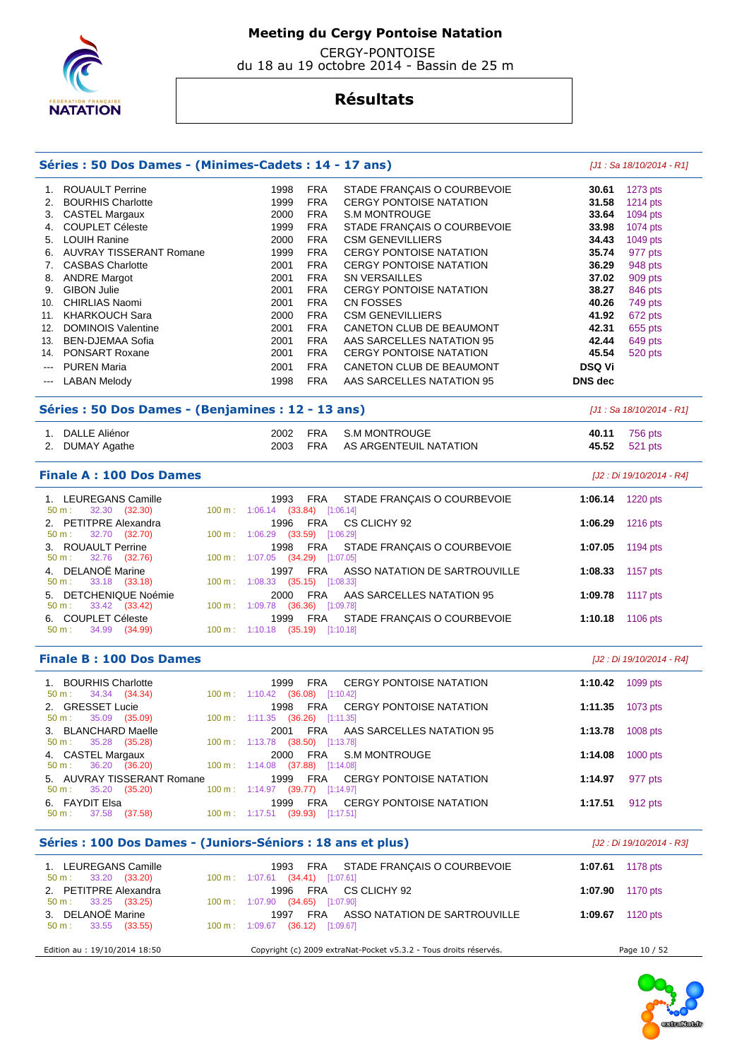# Meeting du Cergy Pontoise Natation

CERGY-PONTOISE
du 18 au 19 octobre 2014 - Bassin de 25 m

## Résultats

### Séries : 50 Dos Dames - (Minimes-Cadets : 14 - 17 ans)

*[J1 : Sa 18/10/2014 - R1]*

| Rang | Nom | Année | Nat. | Club | Temps | Points |
|---|---|---|---|---|---|---|
| 1. | ROUAULT Perrine | 1998 | FRA | STADE FRANÇAIS O COURBEVOIE | 30.61 | 1273 pts |
| 2. | BOURHIS Charlotte | 1999 | FRA | CERGY PONTOISE NATATION | 31.58 | 1214 pts |
| 3. | CASTEL Margaux | 2000 | FRA | S.M MONTROUGE | 33.64 | 1094 pts |
| 4. | COUPLET Céleste | 1999 | FRA | STADE FRANÇAIS O COURBEVOIE | 33.98 | 1074 pts |
| 5. | LOUIH Ranine | 2000 | FRA | CSM GENEVILLIERS | 34.43 | 1049 pts |
| 6. | AUVRAY TISSERANT Romane | 1999 | FRA | CERGY PONTOISE NATATION | 35.74 | 977 pts |
| 7. | CASBAS Charlotte | 2001 | FRA | CERGY PONTOISE NATATION | 36.29 | 948 pts |
| 8. | ANDRE Margot | 2001 | FRA | SN VERSAILLES | 37.02 | 909 pts |
| 9. | GIBON Julie | 2001 | FRA | CERGY PONTOISE NATATION | 38.27 | 846 pts |
| 10. | CHIRLIAS Naomi | 2001 | FRA | CN FOSSES | 40.26 | 749 pts |
| 11. | KHARKOUCH Sara | 2000 | FRA | CSM GENEVILLIERS | 41.92 | 672 pts |
| 12. | DOMINOIS Valentine | 2001 | FRA | CANETON CLUB DE BEAUMONT | 42.31 | 655 pts |
| 13. | BEN-DJEMAA Sofia | 2001 | FRA | AAS SARCELLES NATATION 95 | 42.44 | 649 pts |
| 14. | PONSART Roxane | 2001 | FRA | CERGY PONTOISE NATATION | 45.54 | 520 pts |
| --- | PUREN Maria | 2001 | FRA | CANETON CLUB DE BEAUMONT | DSQ Vi | |
| --- | LABAN Melody | 1998 | FRA | AAS SARCELLES NATATION 95 | DNS dec | |

### Séries : 50 Dos Dames - (Benjamines : 12 - 13 ans)

*[J1 : Sa 18/10/2014 - R1]*

| Rang | Nom | Année | Nat. | Club | Temps | Points |
|---|---|---|---|---|---|---|
| 1. | DALLE Aliénor | 2002 | FRA | S.M MONTROUGE | 40.11 | 756 pts |
| 2. | DUMAY Agathe | 2003 | FRA | AS ARGENTEUIL NATATION | 45.52 | 521 pts |

### Finale A : 100 Dos Dames

*[J2 : Di 19/10/2014 - R4]*

| Rang | Nom | Année | Nat. | Club | Temps | Points |
|---|---|---|---|---|---|---|
| 1. | LEUREGANS Camille | 1993 | FRA | STADE FRANÇAIS O COURBEVOIE | 1:06.14 | 1220 pts |
| | 50 m : 32.30 (32.30) | 100 m : 1:06.14 (33.84) [1:06.14] | | | | |
| 2. | PETITPRE Alexandra | 1996 | FRA | CS CLICHY 92 | 1:06.29 | 1216 pts |
| | 50 m : 32.70 (32.70) | 100 m : 1:06.29 (33.59) [1:06.29] | | | | |
| 3. | ROUAULT Perrine | 1998 | FRA | STADE FRANÇAIS O COURBEVOIE | 1:07.05 | 1194 pts |
| | 50 m : 32.76 (32.76) | 100 m : 1:07.05 (34.29) [1:07.05] | | | | |
| 4. | DELANOË Marine | 1997 | FRA | ASSO NATATION DE SARTROUVILLE | 1:08.33 | 1157 pts |
| | 50 m : 33.18 (33.18) | 100 m : 1:08.33 (35.15) [1:08.33] | | | | |
| 5. | DETCHENIQUE Noémie | 2000 | FRA | AAS SARCELLES NATATION 95 | 1:09.78 | 1117 pts |
| | 50 m : 33.42 (33.42) | 100 m : 1:09.78 (36.36) [1:09.78] | | | | |
| 6. | COUPLET Céleste | 1999 | FRA | STADE FRANÇAIS O COURBEVOIE | 1:10.18 | 1106 pts |
| | 50 m : 34.99 (34.99) | 100 m : 1:10.18 (35.19) [1:10.18] | | | | |

### Finale B : 100 Dos Dames

*[J2 : Di 19/10/2014 - R4]*

| Rang | Nom | Année | Nat. | Club | Temps | Points |
|---|---|---|---|---|---|---|
| 1. | BOURHIS Charlotte | 1999 | FRA | CERGY PONTOISE NATATION | 1:10.42 | 1099 pts |
| | 50 m : 34.34 (34.34) | 100 m : 1:10.42 (36.08) [1:10.42] | | | | |
| 2. | GRESSET Lucie | 1998 | FRA | CERGY PONTOISE NATATION | 1:11.35 | 1073 pts |
| | 50 m : 35.09 (35.09) | 100 m : 1:11.35 (36.26) [1:11.35] | | | | |
| 3. | BLANCHARD Maelle | 2001 | FRA | AAS SARCELLES NATATION 95 | 1:13.78 | 1008 pts |
| | 50 m : 35.28 (35.28) | 100 m : 1:13.78 (38.50) [1:13.78] | | | | |
| 4. | CASTEL Margaux | 2000 | FRA | S.M MONTROUGE | 1:14.08 | 1000 pts |
| | 50 m : 36.20 (36.20) | 100 m : 1:14.08 (37.88) [1:14.08] | | | | |
| 5. | AUVRAY TISSERANT Romane | 1999 | FRA | CERGY PONTOISE NATATION | 1:14.97 | 977 pts |
| | 50 m : 35.20 (35.20) | 100 m : 1:14.97 (39.77) [1:14.97] | | | | |
| 6. | FAYDIT Elsa | 1999 | FRA | CERGY PONTOISE NATATION | 1:17.51 | 912 pts |
| | 50 m : 37.58 (37.58) | 100 m : 1:17.51 (39.93) [1:17.51] | | | | |

### Séries : 100 Dos Dames - (Juniors-Séniors : 18 ans et plus)

*[J2 : Di 19/10/2014 - R3]*

| Rang | Nom | Année | Nat. | Club | Temps | Points |
|---|---|---|---|---|---|---|
| 1. | LEUREGANS Camille | 1993 | FRA | STADE FRANÇAIS O COURBEVOIE | 1:07.61 | 1178 pts |
| | 50 m : 33.20 (33.20) | 100 m : 1:07.61 (34.41) [1:07.61] | | | | |
| 2. | PETITPRE Alexandra | 1996 | FRA | CS CLICHY 92 | 1:07.90 | 1170 pts |
| | 50 m : 33.25 (33.25) | 100 m : 1:07.90 (34.65) [1:07.90] | | | | |
| 3. | DELANOË Marine | 1997 | FRA | ASSO NATATION DE SARTROUVILLE | 1:09.67 | 1120 pts |
| | 50 m : 33.55 (33.55) | 100 m : 1:09.67 (36.12) [1:09.67] | | | | |

Edition au : 19/10/2014 18:50 — Copyright (c) 2009 extraNat-Pocket v5.3.2 - Tous droits réservés.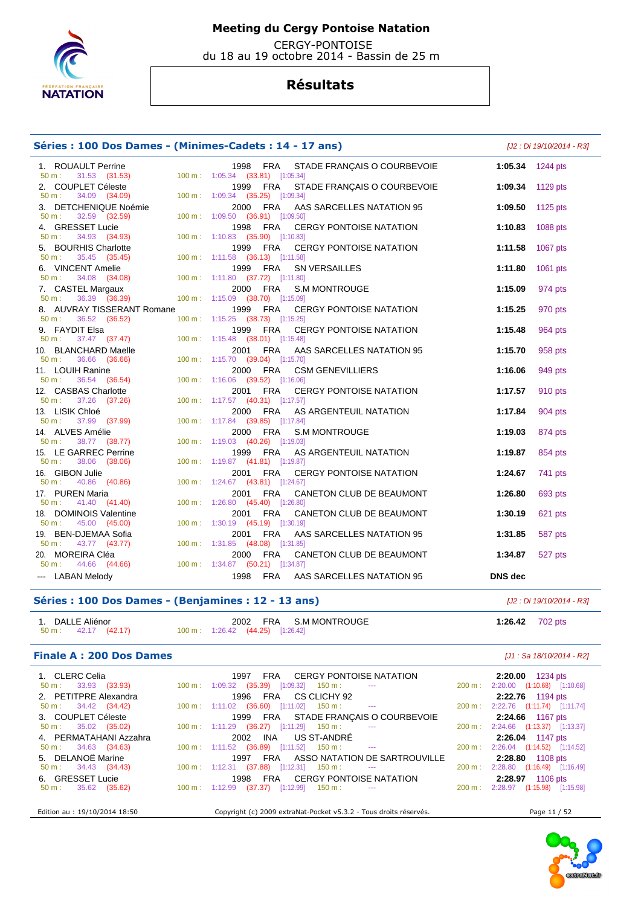# Meeting du Cergy Pontoise Natation

CERGY-PONTOISE
du 18 au 19 octobre 2014 - Bassin de 25 m

## Résultats

### Séries : 100 Dos Dames - (Minimes-Cadets : 14 - 17 ans)

*[J2 : Di 19/10/2014 - R3]*

| Rang | Nom | Année | Nat | Club | Temps | Points | 50 m | 100 m |
|---|---|---|---|---|---|---|---|---|
| 1. | ROUAULT Perrine | 1998 | FRA | STADE FRANÇAIS O COURBEVOIE | 1:05.34 | 1244 pts | 31.53 (31.53) | 1:05.34 (33.81) [1:05.34] |
| 2. | COUPLET Céleste | 1999 | FRA | STADE FRANÇAIS O COURBEVOIE | 1:09.34 | 1129 pts | 34.09 (34.09) | 1:09.34 (35.25) [1:09.34] |
| 3. | DETCHENIQUE Noémie | 2000 | FRA | AAS SARCELLES NATATION 95 | 1:09.50 | 1125 pts | 32.59 (32.59) | 1:09.50 (36.91) [1:09.50] |
| 4. | GRESSET Lucie | 1998 | FRA | CERGY PONTOISE NATATION | 1:10.83 | 1088 pts | 34.93 (34.93) | 1:10.83 (35.90) [1:10.83] |
| 5. | BOURHIS Charlotte | 1999 | FRA | CERGY PONTOISE NATATION | 1:11.58 | 1067 pts | 35.45 (35.45) | 1:11.58 (36.13) [1:11.58] |
| 6. | VINCENT Amelie | 1999 | FRA | SN VERSAILLES | 1:11.80 | 1061 pts | 34.08 (34.08) | 1:11.80 (37.72) [1:11.80] |
| 7. | CASTEL Margaux | 2000 | FRA | S.M MONTROUGE | 1:15.09 | 974 pts | 36.39 (36.39) | 1:15.09 (38.70) [1:15.09] |
| 8. | AUVRAY TISSERANT Romane | 1999 | FRA | CERGY PONTOISE NATATION | 1:15.25 | 970 pts | 36.52 (36.52) | 1:15.25 (38.73) [1:15.25] |
| 9. | FAYDIT Elsa | 1999 | FRA | CERGY PONTOISE NATATION | 1:15.48 | 964 pts | 37.47 (37.47) | 1:15.48 (38.01) [1:15.48] |
| 10. | BLANCHARD Maelle | 2001 | FRA | AAS SARCELLES NATATION 95 | 1:15.70 | 958 pts | 36.66 (36.66) | 1:15.70 (39.04) [1:15.70] |
| 11. | LOUIH Ranine | 2000 | FRA | CSM GENEVILLIERS | 1:16.06 | 949 pts | 36.54 (36.54) | 1:16.06 (39.52) [1:16.06] |
| 12. | CASBAS Charlotte | 2001 | FRA | CERGY PONTOISE NATATION | 1:17.57 | 910 pts | 37.26 (37.26) | 1:17.57 (40.31) [1:17.57] |
| 13. | LISIK Chloé | 2000 | FRA | AS ARGENTEUIL NATATION | 1:17.84 | 904 pts | 37.99 (37.99) | 1:17.84 (39.85) [1:17.84] |
| 14. | ALVES Amélie | 2000 | FRA | S.M MONTROUGE | 1:19.03 | 874 pts | 38.77 (38.77) | 1:19.03 (40.26) [1:19.03] |
| 15. | LE GARREC Perrine | 1999 | FRA | AS ARGENTEUIL NATATION | 1:19.87 | 854 pts | 38.06 (38.06) | 1:19.87 (41.81) [1:19.87] |
| 16. | GIBON Julie | 2001 | FRA | CERGY PONTOISE NATATION | 1:24.67 | 741 pts | 40.86 (40.86) | 1:24.67 (43.81) [1:24.67] |
| 17. | PUREN Maria | 2001 | FRA | CANETON CLUB DE BEAUMONT | 1:26.80 | 693 pts | 41.40 (41.40) | 1:26.80 (45.40) [1:26.80] |
| 18. | DOMINOIS Valentine | 2001 | FRA | CANETON CLUB DE BEAUMONT | 1:30.19 | 621 pts | 45.00 (45.00) | 1:30.19 (45.19) [1:30.19] |
| 19. | BEN-DJEMAA Sofia | 2001 | FRA | AAS SARCELLES NATATION 95 | 1:31.85 | 587 pts | 43.77 (43.77) | 1:31.85 (48.08) [1:31.85] |
| 20. | MOREIRA Cléa | 2000 | FRA | CANETON CLUB DE BEAUMONT | 1:34.87 | 527 pts | 44.66 (44.66) | 1:34.87 (50.21) [1:34.87] |
| --- | LABAN Melody | 1998 | FRA | AAS SARCELLES NATATION 95 | DNS dec | | | |

### Séries : 100 Dos Dames - (Benjamines : 12 - 13 ans)

*[J2 : Di 19/10/2014 - R3]*

| Rang | Nom | Année | Nat | Club | Temps | Points | 50 m | 100 m |
|---|---|---|---|---|---|---|---|---|
| 1. | DALLE Aliénor | 2002 | FRA | S.M MONTROUGE | 1:26.42 | 702 pts | 42.17 (42.17) | 1:26.42 (44.25) [1:26.42] |

### Finale A : 200 Dos Dames

*[J1 : Sa 18/10/2014 - R2]*

| Rang | Nom | Année | Nat | Club | Temps | Points | 50 m | 100 m | 150 m | 200 m |
|---|---|---|---|---|---|---|---|---|---|---|
| 1. | CLERC Celia | 1997 | FRA | CERGY PONTOISE NATATION | 2:20.00 | 1234 pts | 33.93 (33.93) | 1:09.32 (35.39) [1:09.32] | --- | 2:20.00 (1:10.68) [1:10.68] |
| 2. | PETITPRE Alexandra | 1996 | FRA | CS CLICHY 92 | 2:22.76 | 1194 pts | 34.42 (34.42) | 1:11.02 (36.60) [1:11.02] | --- | 2:22.76 (1:11.74) [1:11.74] |
| 3. | COUPLET Céleste | 1999 | FRA | STADE FRANÇAIS O COURBEVOIE | 2:24.66 | 1167 pts | 35.02 (35.02) | 1:11.29 (36.27) [1:11.29] | --- | 2:24.66 (1:13.37) [1:13.37] |
| 4. | PERMATAHANI Azzahra | 2002 | INA | US ST-ANDRÉ | 2:26.04 | 1147 pts | 34.63 (34.63) | 1:11.52 (36.89) [1:11.52] | --- | 2:26.04 (1:14.52) [1:14.52] |
| 5. | DELANOË Marine | 1997 | FRA | ASSO NATATION DE SARTROUVILLE | 2:28.80 | 1108 pts | 34.43 (34.43) | 1:12.31 (37.88) [1:12.31] | --- | 2:28.80 (1:16.49) [1:16.49] |
| 6. | GRESSET Lucie | 1998 | FRA | CERGY PONTOISE NATATION | 2:28.97 | 1106 pts | 35.62 (35.62) | 1:12.99 (37.37) [1:12.99] | --- | 2:28.97 (1:15.98) [1:15.98] |

Edition au : 19/10/2014 18:50 — Copyright (c) 2009 extraNat-Pocket v5.3.2 - Tous droits réservés.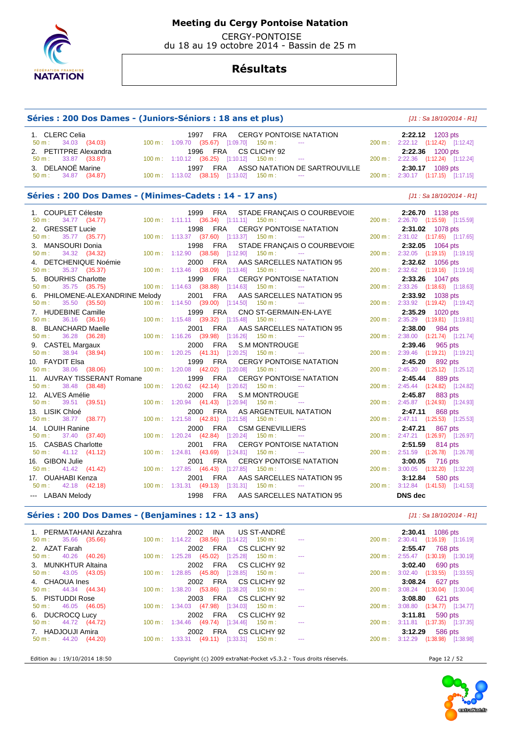# Meeting du Cergy Pontoise Natation

CERGY-PONTOISE
du 18 au 19 octobre 2014 - Bassin de 25 m

## Résultats

### Séries : 200 Dos Dames - (Juniors-Séniors : 18 ans et plus)

*[J1 : Sa 18/10/2014 - R1]*

| Rang | Nom | Année | Nat. | Club | Temps | Points |
|---|---|---|---|---|---|---|
| 1. | CLERC Celia | 1997 | FRA | CERGY PONTOISE NATATION | **2:22.12** | 1203 pts |
| | 50 m : 34.03 (34.03) | 100 m : 1:09.70 (35.67) [1:09.70] | | 150 m : --- | 200 m : 2:22.12 (1:12.42) [1:12.42] | |
| 2. | PETITPRE Alexandra | 1996 | FRA | CS CLICHY 92 | **2:22.36** | 1200 pts |
| | 50 m : 33.87 (33.87) | 100 m : 1:10.12 (36.25) [1:10.12] | | 150 m : --- | 200 m : 2:22.36 (1:12.24) [1:12.24] | |
| 3. | DELANOË Marine | 1997 | FRA | ASSO NATATION DE SARTROUVILLE | **2:30.17** | 1089 pts |
| | 50 m : 34.87 (34.87) | 100 m : 1:13.02 (38.15) [1:13.02] | | 150 m : --- | 200 m : 2:30.17 (1:17.15) [1:17.15] | |

### Séries : 200 Dos Dames - (Minimes-Cadets : 14 - 17 ans)

*[J1 : Sa 18/10/2014 - R1]*

| Rang | Nom | Année | Nat. | Club | Temps | Points |
|---|---|---|---|---|---|---|
| 1. | COUPLET Céleste | 1999 | FRA | STADE FRANÇAIS O COURBEVOIE | **2:26.70** | 1138 pts |
| | 50 m : 34.77 (34.77) | 100 m : 1:11.11 (36.34) [1:11.11] | | 150 m : --- | 200 m : 2:26.70 (1:15.59) [1:15.59] | |
| 2. | GRESSET Lucie | 1998 | FRA | CERGY PONTOISE NATATION | **2:31.02** | 1078 pts |
| | 50 m : 35.77 (35.77) | 100 m : 1:13.37 (37.60) [1:13.37] | | 150 m : --- | 200 m : 2:31.02 (1:17.65) [1:17.65] | |
| 3. | MANSOURI Donia | 1998 | FRA | STADE FRANÇAIS O COURBEVOIE | **2:32.05** | 1064 pts |
| | 50 m : 34.32 (34.32) | 100 m : 1:12.90 (38.58) [1:12.90] | | 150 m : --- | 200 m : 2:32.05 (1:19.15) [1:19.15] | |
| 4. | DETCHENIQUE Noémie | 2000 | FRA | AAS SARCELLES NATATION 95 | **2:32.62** | 1056 pts |
| | 50 m : 35.37 (35.37) | 100 m : 1:13.46 (38.09) [1:13.46] | | 150 m : --- | 200 m : 2:32.62 (1:19.16) [1:19.16] | |
| 5. | BOURHIS Charlotte | 1999 | FRA | CERGY PONTOISE NATATION | **2:33.26** | 1047 pts |
| | 50 m : 35.75 (35.75) | 100 m : 1:14.63 (38.88) [1:14.63] | | 150 m : --- | 200 m : 2:33.26 (1:18.63) [1:18.63] | |
| 6. | PHILOMENE-ALEXANDRINE Melody | 2001 | FRA | AAS SARCELLES NATATION 95 | **2:33.92** | 1038 pts |
| | 50 m : 35.50 (35.50) | 100 m : 1:14.50 (39.00) [1:14.50] | | 150 m : --- | 200 m : 2:33.92 (1:19.42) [1:19.42] | |
| 7. | HUDEBINE Camille | 1999 | FRA | CNO ST-GERMAIN-EN-LAYE | **2:35.29** | 1020 pts |
| | 50 m : 36.16 (36.16) | 100 m : 1:15.48 (39.32) [1:15.48] | | 150 m : --- | 200 m : 2:35.29 (1:19.81) [1:19.81] | |
| 8. | BLANCHARD Maelle | 2001 | FRA | AAS SARCELLES NATATION 95 | **2:38.00** | 984 pts |
| | 50 m : 36.28 (36.28) | 100 m : 1:16.26 (39.98) [1:16.26] | | 150 m : --- | 200 m : 2:38.00 (1:21.74) [1:21.74] | |
| 9. | CASTEL Margaux | 2000 | FRA | S.M MONTROUGE | **2:39.46** | 965 pts |
| | 50 m : 38.94 (38.94) | 100 m : 1:20.25 (41.31) [1:20.25] | | 150 m : --- | 200 m : 2:39.46 (1:19.21) [1:19.21] | |
| 10. | FAYDIT Elsa | 1999 | FRA | CERGY PONTOISE NATATION | **2:45.20** | 892 pts |
| | 50 m : 38.06 (38.06) | 100 m : 1:20.08 (42.02) [1:20.08] | | 150 m : --- | 200 m : 2:45.20 (1:25.12) [1:25.12] | |
| 11. | AUVRAY TISSERANT Romane | 1999 | FRA | CERGY PONTOISE NATATION | **2:45.44** | 889 pts |
| | 50 m : 38.48 (38.48) | 100 m : 1:20.62 (42.14) [1:20.62] | | 150 m : --- | 200 m : 2:45.44 (1:24.82) [1:24.82] | |
| 12. | ALVES Amélie | 2000 | FRA | S.M MONTROUGE | **2:45.87** | 883 pts |
| | 50 m : 39.51 (39.51) | 100 m : 1:20.94 (41.43) [1:20.94] | | 150 m : --- | 200 m : 2:45.87 (1:24.93) [1:24.93] | |
| 13. | LISIK Chloé | 2000 | FRA | AS ARGENTEUIL NATATION | **2:47.11** | 868 pts |
| | 50 m : 38.77 (38.77) | 100 m : 1:21.58 (42.81) [1:21.58] | | 150 m : --- | 200 m : 2:47.11 (1:25.53) [1:25.53] | |
| 14. | LOUIH Ranine | 2000 | FRA | CSM GENEVILLIERS | **2:47.21** | 867 pts |
| | 50 m : 37.40 (37.40) | 100 m : 1:20.24 (42.84) [1:20.24] | | 150 m : --- | 200 m : 2:47.21 (1:26.97) [1:26.97] | |
| 15. | CASBAS Charlotte | 2001 | FRA | CERGY PONTOISE NATATION | **2:51.59** | 814 pts |
| | 50 m : 41.12 (41.12) | 100 m : 1:24.81 (43.69) [1:24.81] | | 150 m : --- | 200 m : 2:51.59 (1:26.78) [1:26.78] | |
| 16. | GIBON Julie | 2001 | FRA | CERGY PONTOISE NATATION | **3:00.05** | 716 pts |
| | 50 m : 41.42 (41.42) | 100 m : 1:27.85 (46.43) [1:27.85] | | 150 m : --- | 200 m : 3:00.05 (1:32.20) [1:32.20] | |
| 17. | OUAHABI Kenza | 2001 | FRA | AAS SARCELLES NATATION 95 | **3:12.84** | 580 pts |
| | 50 m : 42.18 (42.18) | 100 m : 1:31.31 (49.13) [1:31.31] | | 150 m : --- | 200 m : 3:12.84 (1:41.53) [1:41.53] | |
| --- | LABAN Melody | 1998 | FRA | AAS SARCELLES NATATION 95 | **DNS dec** | |

### Séries : 200 Dos Dames - (Benjamines : 12 - 13 ans)

*[J1 : Sa 18/10/2014 - R1]*

| Rang | Nom | Année | Nat. | Club | Temps | Points |
|---|---|---|---|---|---|---|
| 1. | PERMATAHANI Azzahra | 2002 | INA | US ST-ANDRÉ | **2:30.41** | 1086 pts |
| | 50 m : 35.66 (35.66) | 100 m : 1:14.22 (38.56) [1:14.22] | | 150 m : --- | 200 m : 2:30.41 (1:16.19) [1:16.19] | |
| 2. | AZAT Farah | 2002 | FRA | CS CLICHY 92 | **2:55.47** | 768 pts |
| | 50 m : 40.26 (40.26) | 100 m : 1:25.28 (45.02) [1:25.28] | | 150 m : --- | 200 m : 2:55.47 (1:30.19) [1:30.19] | |
| 3. | MUNKHTUR Altaina | 2002 | FRA | CS CLICHY 92 | **3:02.40** | 690 pts |
| | 50 m : 43.05 (43.05) | 100 m : 1:28.85 (45.80) [1:28.85] | | 150 m : --- | 200 m : 3:02.40 (1:33.55) [1:33.55] | |
| 4. | CHAOUA Ines | 2002 | FRA | CS CLICHY 92 | **3:08.24** | 627 pts |
| | 50 m : 44.34 (44.34) | 100 m : 1:38.20 (53.86) [1:38.20] | | 150 m : --- | 200 m : 3:08.24 (1:30.04) [1:30.04] | |
| 5. | PISTUDDI Rose | 2003 | FRA | CS CLICHY 92 | **3:08.80** | 621 pts |
| | 50 m : 46.05 (46.05) | 100 m : 1:34.03 (47.98) [1:34.03] | | 150 m : --- | 200 m : 3:08.80 (1:34.77) [1:34.77] | |
| 6. | DUCROCQ Lucy | 2002 | FRA | CS CLICHY 92 | **3:11.81** | 590 pts |
| | 50 m : 44.72 (44.72) | 100 m : 1:34.46 (49.74) [1:34.46] | | 150 m : --- | 200 m : 3:11.81 (1:37.35) [1:37.35] | |
| 7. | HADJOUJI Amira | 2002 | FRA | CS CLICHY 92 | **3:12.29** | 586 pts |
| | 50 m : 44.20 (44.20) | 100 m : 1:33.31 (49.11) [1:33.31] | | 150 m : --- | 200 m : 3:12.29 (1:38.98) [1:38.98] | |

Edition au : 19/10/2014 18:50 — Copyright (c) 2009 extraNat-Pocket v5.3.2 - Tous droits réservés.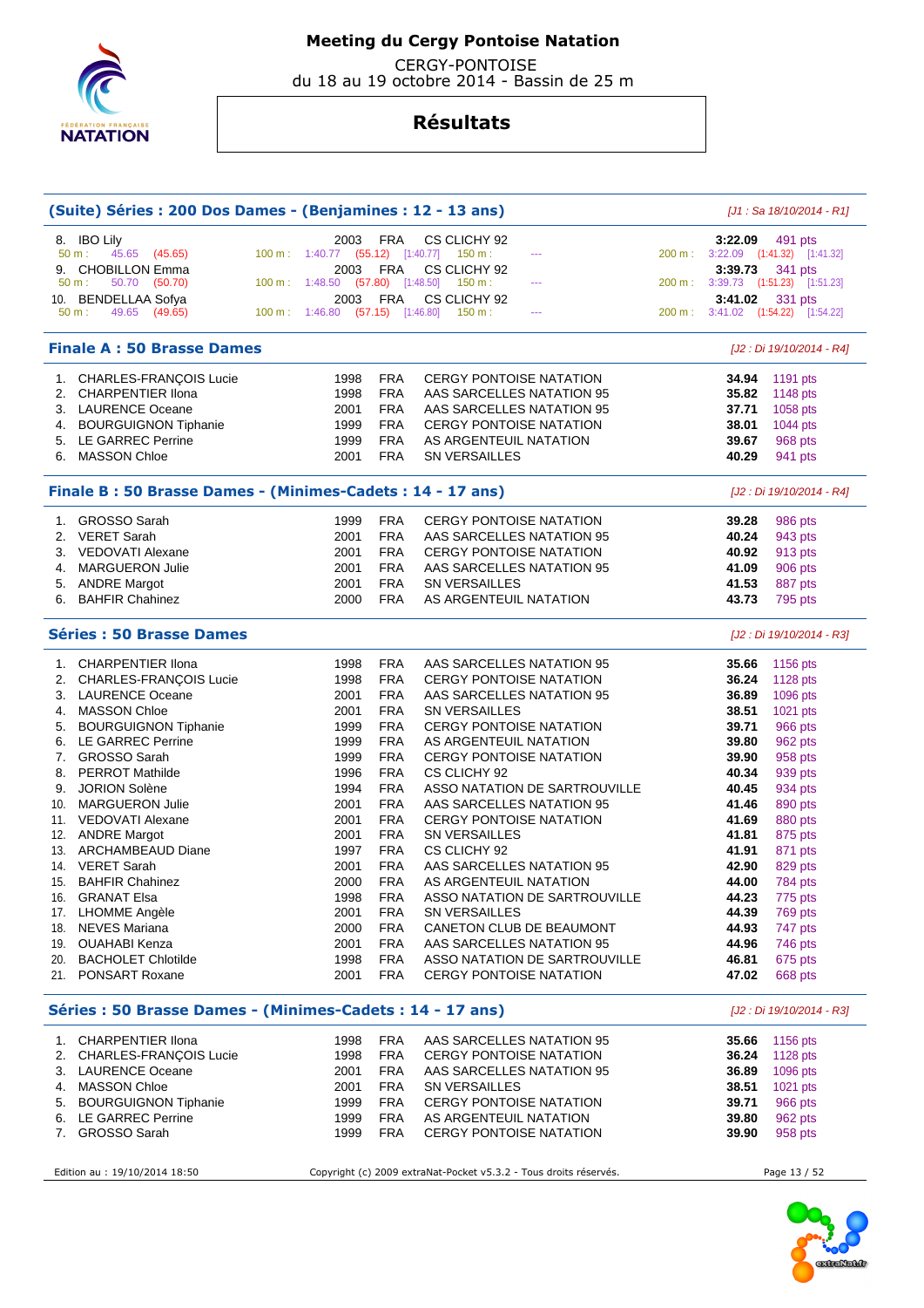# Meeting du Cergy Pontoise Natation

CERGY-PONTOISE
du 18 au 19 octobre 2014 - Bassin de 25 m

## Résultats

### (Suite) Séries : 200 Dos Dames - (Benjamines : 12 - 13 ans)

*[J1 : Sa 18/10/2014 - R1]*

| Rang | Nom | Année | Nat. | Club | Temps | Points |
|---|---|---|---|---|---|---|
| 8. | IBO Lily | 2003 | FRA | CS CLICHY 92 | 3:22.09 | 491 pts |
| | 50 m : 45.65 (45.65) | 100 m : 1:40.77 (55.12) [1:40.77] | | 150 m : --- | 200 m : 3:22.09 (1:41.32) [1:41.32] | |
| 9. | CHOBILLON Emma | 2003 | FRA | CS CLICHY 92 | 3:39.73 | 341 pts |
| | 50 m : 50.70 (50.70) | 100 m : 1:48.50 (57.80) [1:48.50] | | 150 m : --- | 200 m : 3:39.73 (1:51.23) [1:51.23] | |
| 10. | BENDELLAA Sofya | 2003 | FRA | CS CLICHY 92 | 3:41.02 | 331 pts |
| | 50 m : 49.65 (49.65) | 100 m : 1:46.80 (57.15) [1:46.80] | | 150 m : --- | 200 m : 3:41.02 (1:54.22) [1:54.22] | |

### Finale A : 50 Brasse Dames

*[J2 : Di 19/10/2014 - R4]*

| Rang | Nom | Année | Nat. | Club | Temps | Points |
|---|---|---|---|---|---|---|
| 1. | CHARLES-FRANÇOIS Lucie | 1998 | FRA | CERGY PONTOISE NATATION | 34.94 | 1191 pts |
| 2. | CHARPENTIER Ilona | 1998 | FRA | AAS SARCELLES NATATION 95 | 35.82 | 1148 pts |
| 3. | LAURENCE Oceane | 2001 | FRA | AAS SARCELLES NATATION 95 | 37.71 | 1058 pts |
| 4. | BOURGUIGNON Tiphanie | 1999 | FRA | CERGY PONTOISE NATATION | 38.01 | 1044 pts |
| 5. | LE GARREC Perrine | 1999 | FRA | AS ARGENTEUIL NATATION | 39.67 | 968 pts |
| 6. | MASSON Chloe | 2001 | FRA | SN VERSAILLES | 40.29 | 941 pts |

### Finale B : 50 Brasse Dames - (Minimes-Cadets : 14 - 17 ans)

*[J2 : Di 19/10/2014 - R4]*

| Rang | Nom | Année | Nat. | Club | Temps | Points |
|---|---|---|---|---|---|---|
| 1. | GROSSO Sarah | 1999 | FRA | CERGY PONTOISE NATATION | 39.28 | 986 pts |
| 2. | VERET Sarah | 2001 | FRA | AAS SARCELLES NATATION 95 | 40.24 | 943 pts |
| 3. | VEDOVATI Alexane | 2001 | FRA | CERGY PONTOISE NATATION | 40.92 | 913 pts |
| 4. | MARGUERON Julie | 2001 | FRA | AAS SARCELLES NATATION 95 | 41.09 | 906 pts |
| 5. | ANDRE Margot | 2001 | FRA | SN VERSAILLES | 41.53 | 887 pts |
| 6. | BAHFIR Chahinez | 2000 | FRA | AS ARGENTEUIL NATATION | 43.73 | 795 pts |

### Séries : 50 Brasse Dames

*[J2 : Di 19/10/2014 - R3]*

| Rang | Nom | Année | Nat. | Club | Temps | Points |
|---|---|---|---|---|---|---|
| 1. | CHARPENTIER Ilona | 1998 | FRA | AAS SARCELLES NATATION 95 | 35.66 | 1156 pts |
| 2. | CHARLES-FRANÇOIS Lucie | 1998 | FRA | CERGY PONTOISE NATATION | 36.24 | 1128 pts |
| 3. | LAURENCE Oceane | 2001 | FRA | AAS SARCELLES NATATION 95 | 36.89 | 1096 pts |
| 4. | MASSON Chloe | 2001 | FRA | SN VERSAILLES | 38.51 | 1021 pts |
| 5. | BOURGUIGNON Tiphanie | 1999 | FRA | CERGY PONTOISE NATATION | 39.71 | 966 pts |
| 6. | LE GARREC Perrine | 1999 | FRA | AS ARGENTEUIL NATATION | 39.80 | 962 pts |
| 7. | GROSSO Sarah | 1999 | FRA | CERGY PONTOISE NATATION | 39.90 | 958 pts |
| 8. | PERROT Mathilde | 1996 | FRA | CS CLICHY 92 | 40.34 | 939 pts |
| 9. | JORION Solène | 1994 | FRA | ASSO NATATION DE SARTROUVILLE | 40.45 | 934 pts |
| 10. | MARGUERON Julie | 2001 | FRA | AAS SARCELLES NATATION 95 | 41.46 | 890 pts |
| 11. | VEDOVATI Alexane | 2001 | FRA | CERGY PONTOISE NATATION | 41.69 | 880 pts |
| 12. | ANDRE Margot | 2001 | FRA | SN VERSAILLES | 41.81 | 875 pts |
| 13. | ARCHAMBEAUD Diane | 1997 | FRA | CS CLICHY 92 | 41.91 | 871 pts |
| 14. | VERET Sarah | 2001 | FRA | AAS SARCELLES NATATION 95 | 42.90 | 829 pts |
| 15. | BAHFIR Chahinez | 2000 | FRA | AS ARGENTEUIL NATATION | 44.00 | 784 pts |
| 16. | GRANAT Elsa | 1998 | FRA | ASSO NATATION DE SARTROUVILLE | 44.23 | 775 pts |
| 17. | LHOMME Angèle | 2001 | FRA | SN VERSAILLES | 44.39 | 769 pts |
| 18. | NEVES Mariana | 2000 | FRA | CANETON CLUB DE BEAUMONT | 44.93 | 747 pts |
| 19. | OUAHABI Kenza | 2001 | FRA | AAS SARCELLES NATATION 95 | 44.96 | 746 pts |
| 20. | BACHOLET Chlotilde | 1998 | FRA | ASSO NATATION DE SARTROUVILLE | 46.81 | 675 pts |
| 21. | PONSART Roxane | 2001 | FRA | CERGY PONTOISE NATATION | 47.02 | 668 pts |

### Séries : 50 Brasse Dames - (Minimes-Cadets : 14 - 17 ans)

*[J2 : Di 19/10/2014 - R3]*

| Rang | Nom | Année | Nat. | Club | Temps | Points |
|---|---|---|---|---|---|---|
| 1. | CHARPENTIER Ilona | 1998 | FRA | AAS SARCELLES NATATION 95 | 35.66 | 1156 pts |
| 2. | CHARLES-FRANÇOIS Lucie | 1998 | FRA | CERGY PONTOISE NATATION | 36.24 | 1128 pts |
| 3. | LAURENCE Oceane | 2001 | FRA | AAS SARCELLES NATATION 95 | 36.89 | 1096 pts |
| 4. | MASSON Chloe | 2001 | FRA | SN VERSAILLES | 38.51 | 1021 pts |
| 5. | BOURGUIGNON Tiphanie | 1999 | FRA | CERGY PONTOISE NATATION | 39.71 | 966 pts |
| 6. | LE GARREC Perrine | 1999 | FRA | AS ARGENTEUIL NATATION | 39.80 | 962 pts |
| 7. | GROSSO Sarah | 1999 | FRA | CERGY PONTOISE NATATION | 39.90 | 958 pts |

Edition au : 19/10/2014 18:50 — Copyright (c) 2009 extraNat-Pocket v5.3.2 - Tous droits réservés.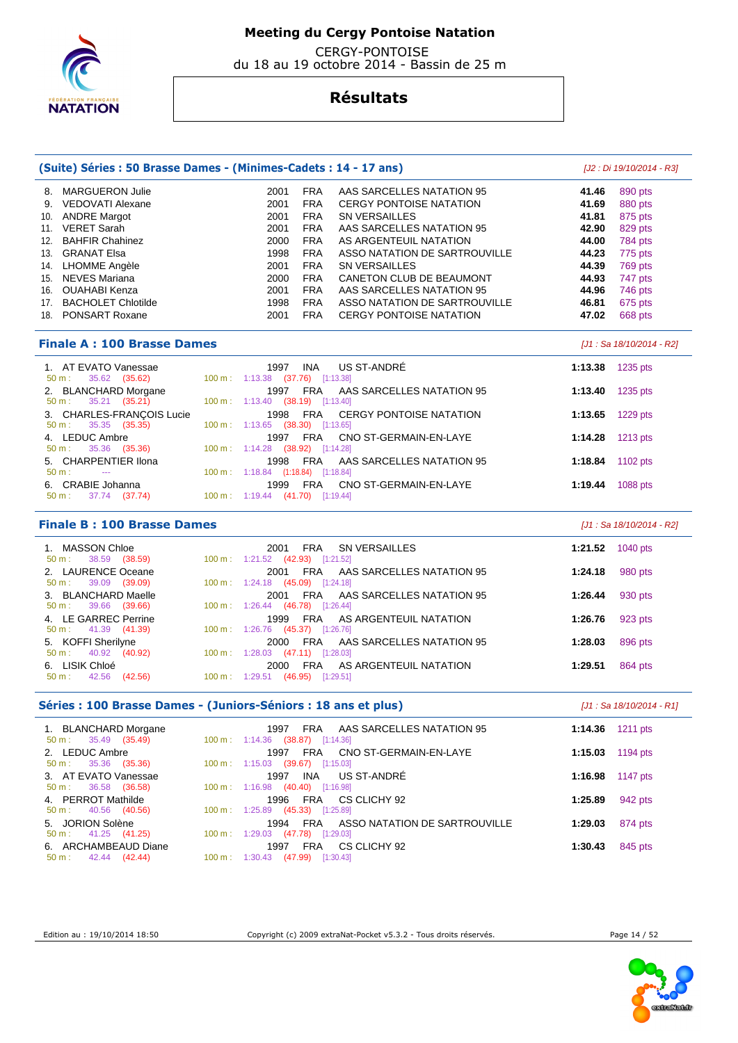# Meeting du Cergy Pontoise Natation

CERGY-PONTOISE
du 18 au 19 octobre 2014 - Bassin de 25 m

## Résultats

### (Suite) Séries : 50 Brasse Dames - (Minimes-Cadets : 14 - 17 ans)

*[J2 : Di 19/10/2014 - R3]*

| Rang | Nom | Année | Nat. | Club | Temps | Points |
|---|---|---|---|---|---|---|
| 8. | MARGUERON Julie | 2001 | FRA | AAS SARCELLES NATATION 95 | 41.46 | 890 pts |
| 9. | VEDOVATI Alexane | 2001 | FRA | CERGY PONTOISE NATATION | 41.69 | 880 pts |
| 10. | ANDRE Margot | 2001 | FRA | SN VERSAILLES | 41.81 | 875 pts |
| 11. | VERET Sarah | 2001 | FRA | AAS SARCELLES NATATION 95 | 42.90 | 829 pts |
| 12. | BAHFIR Chahinez | 2000 | FRA | AS ARGENTEUIL NATATION | 44.00 | 784 pts |
| 13. | GRANAT Elsa | 1998 | FRA | ASSO NATATION DE SARTROUVILLE | 44.23 | 775 pts |
| 14. | LHOMME Angèle | 2001 | FRA | SN VERSAILLES | 44.39 | 769 pts |
| 15. | NEVES Mariana | 2000 | FRA | CANETON CLUB DE BEAUMONT | 44.93 | 747 pts |
| 16. | OUAHABI Kenza | 2001 | FRA | AAS SARCELLES NATATION 95 | 44.96 | 746 pts |
| 17. | BACHOLET Chlotilde | 1998 | FRA | ASSO NATATION DE SARTROUVILLE | 46.81 | 675 pts |
| 18. | PONSART Roxane | 2001 | FRA | CERGY PONTOISE NATATION | 47.02 | 668 pts |

### Finale A : 100 Brasse Dames

*[J1 : Sa 18/10/2014 - R2]*

| Rang | Nom | Année | Nat. | Club | Temps | Points |
|---|---|---|---|---|---|---|
| 1. | AT EVATO Vanessae | 1997 | INA | US ST-ANDRÉ | 1:13.38 | 1235 pts |
| | 50 m : 35.62 (35.62) | 100 m : 1:13.38 (37.76) [1:13.38] | | | | |
| 2. | BLANCHARD Morgane | 1997 | FRA | AAS SARCELLES NATATION 95 | 1:13.40 | 1235 pts |
| | 50 m : 35.21 (35.21) | 100 m : 1:13.40 (38.19) [1:13.40] | | | | |
| 3. | CHARLES-FRANÇOIS Lucie | 1998 | FRA | CERGY PONTOISE NATATION | 1:13.65 | 1229 pts |
| | 50 m : 35.35 (35.35) | 100 m : 1:13.65 (38.30) [1:13.65] | | | | |
| 4. | LEDUC Ambre | 1997 | FRA | CNO ST-GERMAIN-EN-LAYE | 1:14.28 | 1213 pts |
| | 50 m : 35.36 (35.36) | 100 m : 1:14.28 (38.92) [1:14.28] | | | | |
| 5. | CHARPENTIER Ilona | 1998 | FRA | AAS SARCELLES NATATION 95 | 1:18.84 | 1102 pts |
| | 50 m : --- | 100 m : 1:18.84 (1:18.84) [1:18.84] | | | | |
| 6. | CRABIE Johanna | 1999 | FRA | CNO ST-GERMAIN-EN-LAYE | 1:19.44 | 1088 pts |
| | 50 m : 37.74 (37.74) | 100 m : 1:19.44 (41.70) [1:19.44] | | | | |

### Finale B : 100 Brasse Dames

*[J1 : Sa 18/10/2014 - R2]*

| Rang | Nom | Année | Nat. | Club | Temps | Points |
|---|---|---|---|---|---|---|
| 1. | MASSON Chloe | 2001 | FRA | SN VERSAILLES | 1:21.52 | 1040 pts |
| | 50 m : 38.59 (38.59) | 100 m : 1:21.52 (42.93) [1:21.52] | | | | |
| 2. | LAURENCE Oceane | 2001 | FRA | AAS SARCELLES NATATION 95 | 1:24.18 | 980 pts |
| | 50 m : 39.09 (39.09) | 100 m : 1:24.18 (45.09) [1:24.18] | | | | |
| 3. | BLANCHARD Maelle | 2001 | FRA | AAS SARCELLES NATATION 95 | 1:26.44 | 930 pts |
| | 50 m : 39.66 (39.66) | 100 m : 1:26.44 (46.78) [1:26.44] | | | | |
| 4. | LE GARREC Perrine | 1999 | FRA | AS ARGENTEUIL NATATION | 1:26.76 | 923 pts |
| | 50 m : 41.39 (41.39) | 100 m : 1:26.76 (45.37) [1:26.76] | | | | |
| 5. | KOFFI Sherilyne | 2000 | FRA | AAS SARCELLES NATATION 95 | 1:28.03 | 896 pts |
| | 50 m : 40.92 (40.92) | 100 m : 1:28.03 (47.11) [1:28.03] | | | | |
| 6. | LISIK Chloé | 2000 | FRA | AS ARGENTEUIL NATATION | 1:29.51 | 864 pts |
| | 50 m : 42.56 (42.56) | 100 m : 1:29.51 (46.95) [1:29.51] | | | | |

### Séries : 100 Brasse Dames - (Juniors-Séniors : 18 ans et plus)

*[J1 : Sa 18/10/2014 - R1]*

| Rang | Nom | Année | Nat. | Club | Temps | Points |
|---|---|---|---|---|---|---|
| 1. | BLANCHARD Morgane | 1997 | FRA | AAS SARCELLES NATATION 95 | 1:14.36 | 1211 pts |
| | 50 m : 35.49 (35.49) | 100 m : 1:14.36 (38.87) [1:14.36] | | | | |
| 2. | LEDUC Ambre | 1997 | FRA | CNO ST-GERMAIN-EN-LAYE | 1:15.03 | 1194 pts |
| | 50 m : 35.36 (35.36) | 100 m : 1:15.03 (39.67) [1:15.03] | | | | |
| 3. | AT EVATO Vanessae | 1997 | INA | US ST-ANDRÉ | 1:16.98 | 1147 pts |
| | 50 m : 36.58 (36.58) | 100 m : 1:16.98 (40.40) [1:16.98] | | | | |
| 4. | PERROT Mathilde | 1996 | FRA | CS CLICHY 92 | 1:25.89 | 942 pts |
| | 50 m : 40.56 (40.56) | 100 m : 1:25.89 (45.33) [1:25.89] | | | | |
| 5. | JORION Solène | 1994 | FRA | ASSO NATATION DE SARTROUVILLE | 1:29.03 | 874 pts |
| | 50 m : 41.25 (41.25) | 100 m : 1:29.03 (47.78) [1:29.03] | | | | |
| 6. | ARCHAMBEAUD Diane | 1997 | FRA | CS CLICHY 92 | 1:30.43 | 845 pts |
| | 50 m : 42.44 (42.44) | 100 m : 1:30.43 (47.99) [1:30.43] | | | | |

Edition au : 19/10/2014 18:50 — Copyright (c) 2009 extraNat-Pocket v5.3.2 - Tous droits réservés.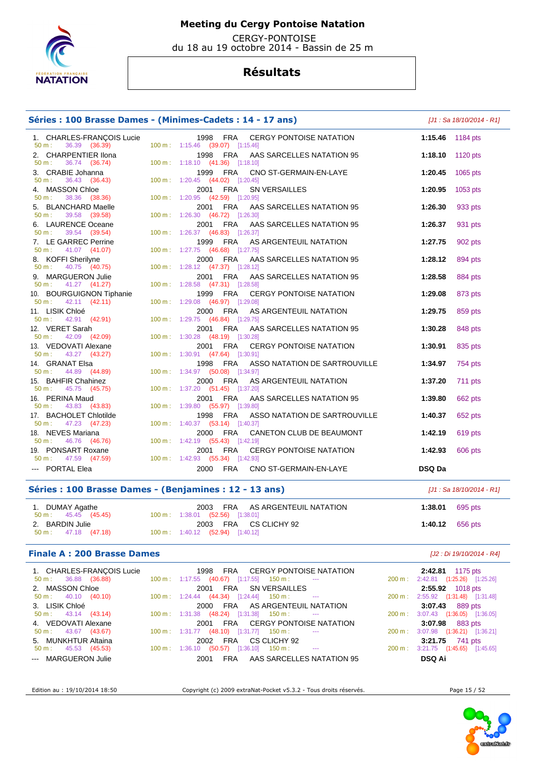# Meeting du Cergy Pontoise Natation

CERGY-PONTOISE
du 18 au 19 octobre 2014 - Bassin de 25 m

## Résultats

### Séries : 100 Brasse Dames - (Minimes-Cadets : 14 - 17 ans)

*[J1 : Sa 18/10/2014 - R1]*

| Rang | Nom | Année | Nat. | Club | Temps | Points |
|---|---|---|---|---|---|---|
| 1. | CHARLES-FRANÇOIS Lucie | 1998 | FRA | CERGY PONTOISE NATATION | 1:15.46 | 1184 pts |
| | 50 m : 36.39 (36.39) | 100 m : 1:15.46 (39.07) [1:15.46] | | | | |
| 2. | CHARPENTIER Ilona | 1998 | FRA | AAS SARCELLES NATATION 95 | 1:18.10 | 1120 pts |
| | 50 m : 36.74 (36.74) | 100 m : 1:18.10 (41.36) [1:18.10] | | | | |
| 3. | CRABIE Johanna | 1999 | FRA | CNO ST-GERMAIN-EN-LAYE | 1:20.45 | 1065 pts |
| | 50 m : 36.43 (36.43) | 100 m : 1:20.45 (44.02) [1:20.45] | | | | |
| 4. | MASSON Chloe | 2001 | FRA | SN VERSAILLES | 1:20.95 | 1053 pts |
| | 50 m : 38.36 (38.36) | 100 m : 1:20.95 (42.59) [1:20.95] | | | | |
| 5. | BLANCHARD Maelle | 2001 | FRA | AAS SARCELLES NATATION 95 | 1:26.30 | 933 pts |
| | 50 m : 39.58 (39.58) | 100 m : 1:26.30 (46.72) [1:26.30] | | | | |
| 6. | LAURENCE Oceane | 2001 | FRA | AAS SARCELLES NATATION 95 | 1:26.37 | 931 pts |
| | 50 m : 39.54 (39.54) | 100 m : 1:26.37 (46.83) [1:26.37] | | | | |
| 7. | LE GARREC Perrine | 1999 | FRA | AS ARGENTEUIL NATATION | 1:27.75 | 902 pts |
| | 50 m : 41.07 (41.07) | 100 m : 1:27.75 (46.68) [1:27.75] | | | | |
| 8. | KOFFI Sherilyne | 2000 | FRA | AAS SARCELLES NATATION 95 | 1:28.12 | 894 pts |
| | 50 m : 40.75 (40.75) | 100 m : 1:28.12 (47.37) [1:28.12] | | | | |
| 9. | MARGUERON Julie | 2001 | FRA | AAS SARCELLES NATATION 95 | 1:28.58 | 884 pts |
| | 50 m : 41.27 (41.27) | 100 m : 1:28.58 (47.31) [1:28.58] | | | | |
| 10. | BOURGUIGNON Tiphanie | 1999 | FRA | CERGY PONTOISE NATATION | 1:29.08 | 873 pts |
| | 50 m : 42.11 (42.11) | 100 m : 1:29.08 (46.97) [1:29.08] | | | | |
| 11. | LISIK Chloé | 2000 | FRA | AS ARGENTEUIL NATATION | 1:29.75 | 859 pts |
| | 50 m : 42.91 (42.91) | 100 m : 1:29.75 (46.84) [1:29.75] | | | | |
| 12. | VERET Sarah | 2001 | FRA | AAS SARCELLES NATATION 95 | 1:30.28 | 848 pts |
| | 50 m : 42.09 (42.09) | 100 m : 1:30.28 (48.19) [1:30.28] | | | | |
| 13. | VEDOVATI Alexane | 2001 | FRA | CERGY PONTOISE NATATION | 1:30.91 | 835 pts |
| | 50 m : 43.27 (43.27) | 100 m : 1:30.91 (47.64) [1:30.91] | | | | |
| 14. | GRANAT Elsa | 1998 | FRA | ASSO NATATION DE SARTROUVILLE | 1:34.97 | 754 pts |
| | 50 m : 44.89 (44.89) | 100 m : 1:34.97 (50.08) [1:34.97] | | | | |
| 15. | BAHFIR Chahinez | 2000 | FRA | AS ARGENTEUIL NATATION | 1:37.20 | 711 pts |
| | 50 m : 45.75 (45.75) | 100 m : 1:37.20 (51.45) [1:37.20] | | | | |
| 16. | PERINA Maud | 2001 | FRA | AAS SARCELLES NATATION 95 | 1:39.80 | 662 pts |
| | 50 m : 43.83 (43.83) | 100 m : 1:39.80 (55.97) [1:39.80] | | | | |
| 17. | BACHOLET Chlotilde | 1998 | FRA | ASSO NATATION DE SARTROUVILLE | 1:40.37 | 652 pts |
| | 50 m : 47.23 (47.23) | 100 m : 1:40.37 (53.14) [1:40.37] | | | | |
| 18. | NEVES Mariana | 2000 | FRA | CANETON CLUB DE BEAUMONT | 1:42.19 | 619 pts |
| | 50 m : 46.76 (46.76) | 100 m : 1:42.19 (55.43) [1:42.19] | | | | |
| 19. | PONSART Roxane | 2001 | FRA | CERGY PONTOISE NATATION | 1:42.93 | 606 pts |
| | 50 m : 47.59 (47.59) | 100 m : 1:42.93 (55.34) [1:42.93] | | | | |
| --- | PORTAL Elea | 2000 | FRA | CNO ST-GERMAIN-EN-LAYE | DSQ Da | |

### Séries : 100 Brasse Dames - (Benjamines : 12 - 13 ans)

*[J1 : Sa 18/10/2014 - R1]*

| Rang | Nom | Année | Nat. | Club | Temps | Points |
|---|---|---|---|---|---|---|
| 1. | DUMAY Agathe | 2003 | FRA | AS ARGENTEUIL NATATION | 1:38.01 | 695 pts |
| | 50 m : 45.45 (45.45) | 100 m : 1:38.01 (52.56) [1:38.01] | | | | |
| 2. | BARDIN Julie | 2003 | FRA | CS CLICHY 92 | 1:40.12 | 656 pts |
| | 50 m : 47.18 (47.18) | 100 m : 1:40.12 (52.94) [1:40.12] | | | | |

### Finale A : 200 Brasse Dames

*[J2 : Di 19/10/2014 - R4]*

| Rang | Nom | Année | Nat. | Club | Temps | Points |
|---|---|---|---|---|---|---|
| 1. | CHARLES-FRANÇOIS Lucie | 1998 | FRA | CERGY PONTOISE NATATION | 2:42.81 | 1175 pts |
| | 50 m : 36.88 (36.88) | 100 m : 1:17.55 (40.67) [1:17.55] | 150 m : --- | | 200 m : 2:42.81 (1:25.26) [1:25.26] | |
| 2. | MASSON Chloe | 2001 | FRA | SN VERSAILLES | 2:55.92 | 1018 pts |
| | 50 m : 40.10 (40.10) | 100 m : 1:24.44 (44.34) [1:24.44] | 150 m : --- | | 200 m : 2:55.92 (1:31.48) [1:31.48] | |
| 3. | LISIK Chloé | 2000 | FRA | AS ARGENTEUIL NATATION | 3:07.43 | 889 pts |
| | 50 m : 43.14 (43.14) | 100 m : 1:31.38 (48.24) [1:31.38] | 150 m : --- | | 200 m : 3:07.43 (1:36.05) [1:36.05] | |
| 4. | VEDOVATI Alexane | 2001 | FRA | CERGY PONTOISE NATATION | 3:07.98 | 883 pts |
| | 50 m : 43.67 (43.67) | 100 m : 1:31.77 (48.10) [1:31.77] | 150 m : --- | | 200 m : 3:07.98 (1:36.21) [1:36.21] | |
| 5. | MUNKHTUR Altaina | 2002 | FRA | CS CLICHY 92 | 3:21.75 | 741 pts |
| | 50 m : 45.53 (45.53) | 100 m : 1:36.10 (50.57) [1:36.10] | 150 m : --- | | 200 m : 3:21.75 (1:45.65) [1:45.65] | |
| --- | MARGUERON Julie | 2001 | FRA | AAS SARCELLES NATATION 95 | DSQ Ai | |

Edition au : 19/10/2014 18:50 — Copyright (c) 2009 extraNat-Pocket v5.3.2 - Tous droits réservés.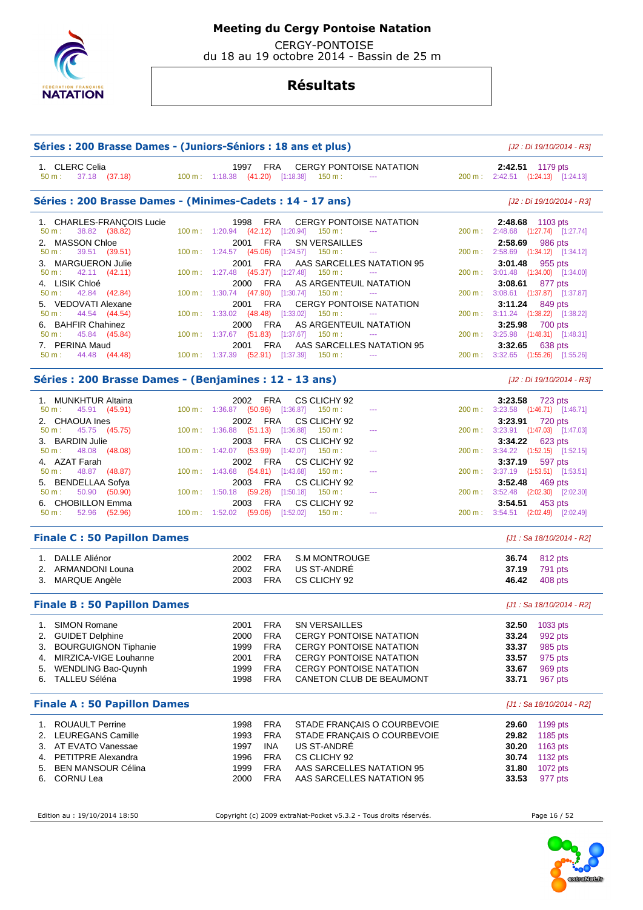# Meeting du Cergy Pontoise Natation

CERGY-PONTOISE
du 18 au 19 octobre 2014 - Bassin de 25 m

## Résultats

### Séries : 200 Brasse Dames - (Juniors-Séniors : 18 ans et plus)

*[J2 : Di 19/10/2014 - R3]*

| Rang | Nom | Année | Nat. | Club | Temps | Points |
|---|---|---|---|---|---|---|
| 1. | CLERC Celia | 1997 | FRA | CERGY PONTOISE NATATION | **2:42.51** | 1179 pts |
| | 50 m : 37.18 (37.18) | 100 m : 1:18.38 (41.20) [1:18.38] | | 150 m : --- | 200 m : 2:42.51 (1:24.13) [1:24.13] | |

### Séries : 200 Brasse Dames - (Minimes-Cadets : 14 - 17 ans)

*[J2 : Di 19/10/2014 - R3]*

| Rang | Nom | Année | Nat. | Club | Temps | Points |
|---|---|---|---|---|---|---|
| 1. | CHARLES-FRANÇOIS Lucie | 1998 | FRA | CERGY PONTOISE NATATION | **2:48.68** | 1103 pts |
| | 50 m : 38.82 (38.82) | 100 m : 1:20.94 (42.12) [1:20.94] | | 150 m : --- | 200 m : 2:48.68 (1:27.74) [1:27.74] | |
| 2. | MASSON Chloe | 2001 | FRA | SN VERSAILLES | **2:58.69** | 986 pts |
| | 50 m : 39.51 (39.51) | 100 m : 1:24.57 (45.06) [1:24.57] | | 150 m : --- | 200 m : 2:58.69 (1:34.12) [1:34.12] | |
| 3. | MARGUERON Julie | 2001 | FRA | AAS SARCELLES NATATION 95 | **3:01.48** | 955 pts |
| | 50 m : 42.11 (42.11) | 100 m : 1:27.48 (45.37) [1:27.48] | | 150 m : --- | 200 m : 3:01.48 (1:34.00) [1:34.00] | |
| 4. | LISIK Chloé | 2000 | FRA | AS ARGENTEUIL NATATION | **3:08.61** | 877 pts |
| | 50 m : 42.84 (42.84) | 100 m : 1:30.74 (47.90) [1:30.74] | | 150 m : --- | 200 m : 3:08.61 (1:37.87) [1:37.87] | |
| 5. | VEDOVATI Alexane | 2001 | FRA | CERGY PONTOISE NATATION | **3:11.24** | 849 pts |
| | 50 m : 44.54 (44.54) | 100 m : 1:33.02 (48.48) [1:33.02] | | 150 m : --- | 200 m : 3:11.24 (1:38.22) [1:38.22] | |
| 6. | BAHFIR Chahinez | 2000 | FRA | AS ARGENTEUIL NATATION | **3:25.98** | 700 pts |
| | 50 m : 45.84 (45.84) | 100 m : 1:37.67 (51.83) [1:37.67] | | 150 m : --- | 200 m : 3:25.98 (1:48.31) [1:48.31] | |
| 7. | PERINA Maud | 2001 | FRA | AAS SARCELLES NATATION 95 | **3:32.65** | 638 pts |
| | 50 m : 44.48 (44.48) | 100 m : 1:37.39 (52.91) [1:37.39] | | 150 m : --- | 200 m : 3:32.65 (1:55.26) [1:55.26] | |

### Séries : 200 Brasse Dames - (Benjamines : 12 - 13 ans)

*[J2 : Di 19/10/2014 - R3]*

| Rang | Nom | Année | Nat. | Club | Temps | Points |
|---|---|---|---|---|---|---|
| 1. | MUNKHTUR Altaina | 2002 | FRA | CS CLICHY 92 | **3:23.58** | 723 pts |
| | 50 m : 45.91 (45.91) | 100 m : 1:36.87 (50.96) [1:36.87] | | 150 m : --- | 200 m : 3:23.58 (1:46.71) [1:46.71] | |
| 2. | CHAOUA Ines | 2002 | FRA | CS CLICHY 92 | **3:23.91** | 720 pts |
| | 50 m : 45.75 (45.75) | 100 m : 1:36.88 (51.13) [1:36.88] | | 150 m : --- | 200 m : 3:23.91 (1:47.03) [1:47.03] | |
| 3. | BARDIN Julie | 2003 | FRA | CS CLICHY 92 | **3:34.22** | 623 pts |
| | 50 m : 48.08 (48.08) | 100 m : 1:42.07 (53.99) [1:42.07] | | 150 m : --- | 200 m : 3:34.22 (1:52.15) [1:52.15] | |
| 4. | AZAT Farah | 2002 | FRA | CS CLICHY 92 | **3:37.19** | 597 pts |
| | 50 m : 48.87 (48.87) | 100 m : 1:43.68 (54.81) [1:43.68] | | 150 m : --- | 200 m : 3:37.19 (1:53.51) [1:53.51] | |
| 5. | BENDELLAA Sofya | 2003 | FRA | CS CLICHY 92 | **3:52.48** | 469 pts |
| | 50 m : 50.90 (50.90) | 100 m : 1:50.18 (59.28) [1:50.18] | | 150 m : --- | 200 m : 3:52.48 (2:02.30) [2:02.30] | |
| 6. | CHOBILLON Emma | 2003 | FRA | CS CLICHY 92 | **3:54.51** | 453 pts |
| | 50 m : 52.96 (52.96) | 100 m : 1:52.02 (59.06) [1:52.02] | | 150 m : --- | 200 m : 3:54.51 (2:02.49) [2:02.49] | |

### Finale C : 50 Papillon Dames

*[J1 : Sa 18/10/2014 - R2]*

| Rang | Nom | Année | Nat. | Club | Temps | Points |
|---|---|---|---|---|---|---|
| 1. | DALLE Aliénor | 2002 | FRA | S.M MONTROUGE | **36.74** | 812 pts |
| 2. | ARMANDONI Louna | 2002 | FRA | US ST-ANDRÉ | **37.19** | 791 pts |
| 3. | MARQUE Angèle | 2003 | FRA | CS CLICHY 92 | **46.42** | 408 pts |

### Finale B : 50 Papillon Dames

*[J1 : Sa 18/10/2014 - R2]*

| Rang | Nom | Année | Nat. | Club | Temps | Points |
|---|---|---|---|---|---|---|
| 1. | SIMON Romane | 2001 | FRA | SN VERSAILLES | **32.50** | 1033 pts |
| 2. | GUIDET Delphine | 2000 | FRA | CERGY PONTOISE NATATION | **33.24** | 992 pts |
| 3. | BOURGUIGNON Tiphanie | 1999 | FRA | CERGY PONTOISE NATATION | **33.37** | 985 pts |
| 4. | MIRZICA-VIGE Louhanne | 2001 | FRA | CERGY PONTOISE NATATION | **33.57** | 975 pts |
| 5. | WENDLING Bao-Quynh | 1999 | FRA | CERGY PONTOISE NATATION | **33.67** | 969 pts |
| 6. | TALLEU Séléna | 1998 | FRA | CANETON CLUB DE BEAUMONT | **33.71** | 967 pts |

### Finale A : 50 Papillon Dames

*[J1 : Sa 18/10/2014 - R2]*

| Rang | Nom | Année | Nat. | Club | Temps | Points |
|---|---|---|---|---|---|---|
| 1. | ROUAULT Perrine | 1998 | FRA | STADE FRANÇAIS O COURBEVOIE | **29.60** | 1199 pts |
| 2. | LEUREGANS Camille | 1993 | FRA | STADE FRANÇAIS O COURBEVOIE | **29.82** | 1185 pts |
| 3. | AT EVATO Vanessae | 1997 | INA | US ST-ANDRÉ | **30.20** | 1163 pts |
| 4. | PETITPRE Alexandra | 1996 | FRA | CS CLICHY 92 | **30.74** | 1132 pts |
| 5. | BEN MANSOUR Célina | 1999 | FRA | AAS SARCELLES NATATION 95 | **31.80** | 1072 pts |
| 6. | CORNU Lea | 2000 | FRA | AAS SARCELLES NATATION 95 | **33.53** | 977 pts |

Edition au : 19/10/2014 18:50 — Copyright (c) 2009 extraNat-Pocket v5.3.2 - Tous droits réservés.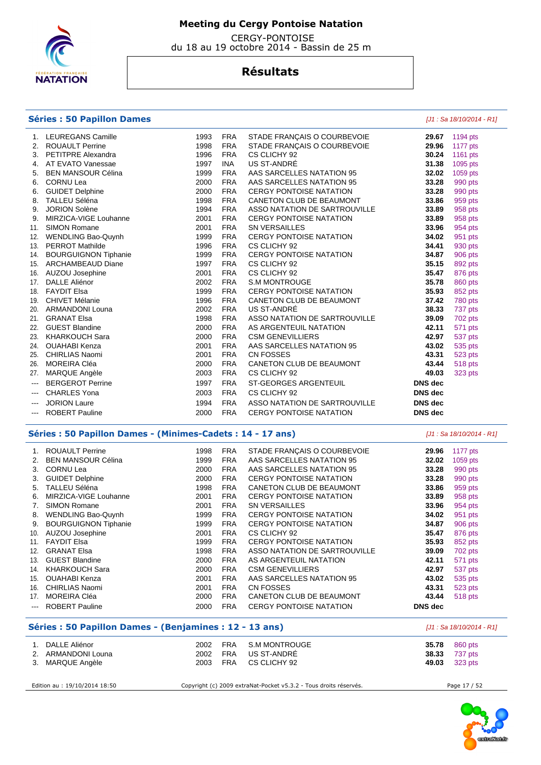# Meeting du Cergy Pontoise Natation

CERGY-PONTOISE
du 18 au 19 octobre 2014 - Bassin de 25 m

## Résultats

### Séries : 50 Papillon Dames

*[J1 : Sa 18/10/2014 - R1]*

| Rang | Nom | Année | Nat. | Club | Temps | Points |
|---|---|---|---|---|---|---|
| 1. | LEUREGANS Camille | 1993 | FRA | STADE FRANÇAIS O COURBEVOIE | **29.67** | 1194 pts |
| 2. | ROUAULT Perrine | 1998 | FRA | STADE FRANÇAIS O COURBEVOIE | **29.96** | 1177 pts |
| 3. | PETITPRE Alexandra | 1996 | FRA | CS CLICHY 92 | **30.24** | 1161 pts |
| 4. | AT EVATO Vanessae | 1997 | INA | US ST-ANDRÉ | **31.38** | 1095 pts |
| 5. | BEN MANSOUR Célina | 1999 | FRA | AAS SARCELLES NATATION 95 | **32.02** | 1059 pts |
| 6. | CORNU Lea | 2000 | FRA | AAS SARCELLES NATATION 95 | **33.28** | 990 pts |
| 6. | GUIDET Delphine | 2000 | FRA | CERGY PONTOISE NATATION | **33.28** | 990 pts |
| 8. | TALLEU Séléna | 1998 | FRA | CANETON CLUB DE BEAUMONT | **33.86** | 959 pts |
| 9. | JORION Solène | 1994 | FRA | ASSO NATATION DE SARTROUVILLE | **33.89** | 958 pts |
| 9. | MIRZICA-VIGE Louhanne | 2001 | FRA | CERGY PONTOISE NATATION | **33.89** | 958 pts |
| 11. | SIMON Romane | 2001 | FRA | SN VERSAILLES | **33.96** | 954 pts |
| 12. | WENDLING Bao-Quynh | 1999 | FRA | CERGY PONTOISE NATATION | **34.02** | 951 pts |
| 13. | PERROT Mathilde | 1996 | FRA | CS CLICHY 92 | **34.41** | 930 pts |
| 14. | BOURGUIGNON Tiphanie | 1999 | FRA | CERGY PONTOISE NATATION | **34.87** | 906 pts |
| 15. | ARCHAMBEAUD Diane | 1997 | FRA | CS CLICHY 92 | **35.15** | 892 pts |
| 16. | AUZOU Josephine | 2001 | FRA | CS CLICHY 92 | **35.47** | 876 pts |
| 17. | DALLE Aliénor | 2002 | FRA | S.M MONTROUGE | **35.78** | 860 pts |
| 18. | FAYDIT Elsa | 1999 | FRA | CERGY PONTOISE NATATION | **35.93** | 852 pts |
| 19. | CHIVET Mélanie | 1996 | FRA | CANETON CLUB DE BEAUMONT | **37.42** | 780 pts |
| 20. | ARMANDONI Louna | 2002 | FRA | US ST-ANDRÉ | **38.33** | 737 pts |
| 21. | GRANAT Elsa | 1998 | FRA | ASSO NATATION DE SARTROUVILLE | **39.09** | 702 pts |
| 22. | GUEST Blandine | 2000 | FRA | AS ARGENTEUIL NATATION | **42.11** | 571 pts |
| 23. | KHARKOUCH Sara | 2000 | FRA | CSM GENEVILLIERS | **42.97** | 537 pts |
| 24. | OUAHABI Kenza | 2001 | FRA | AAS SARCELLES NATATION 95 | **43.02** | 535 pts |
| 25. | CHIRLIAS Naomi | 2001 | FRA | CN FOSSES | **43.31** | 523 pts |
| 26. | MOREIRA Cléa | 2000 | FRA | CANETON CLUB DE BEAUMONT | **43.44** | 518 pts |
| 27. | MARQUE Angèle | 2003 | FRA | CS CLICHY 92 | **49.03** | 323 pts |
| --- | BERGEROT Perrine | 1997 | FRA | ST-GEORGES ARGENTEUIL | **DNS dec** | |
| --- | CHARLES Yona | 2003 | FRA | CS CLICHY 92 | **DNS dec** | |
| --- | JORION Laure | 1994 | FRA | ASSO NATATION DE SARTROUVILLE | **DNS dec** | |
| --- | ROBERT Pauline | 2000 | FRA | CERGY PONTOISE NATATION | **DNS dec** | |

### Séries : 50 Papillon Dames - (Minimes-Cadets : 14 - 17 ans)

*[J1 : Sa 18/10/2014 - R1]*

| Rang | Nom | Année | Nat. | Club | Temps | Points |
|---|---|---|---|---|---|---|
| 1. | ROUAULT Perrine | 1998 | FRA | STADE FRANÇAIS O COURBEVOIE | **29.96** | 1177 pts |
| 2. | BEN MANSOUR Célina | 1999 | FRA | AAS SARCELLES NATATION 95 | **32.02** | 1059 pts |
| 3. | CORNU Lea | 2000 | FRA | AAS SARCELLES NATATION 95 | **33.28** | 990 pts |
| 3. | GUIDET Delphine | 2000 | FRA | CERGY PONTOISE NATATION | **33.28** | 990 pts |
| 5. | TALLEU Séléna | 1998 | FRA | CANETON CLUB DE BEAUMONT | **33.86** | 959 pts |
| 6. | MIRZICA-VIGE Louhanne | 2001 | FRA | CERGY PONTOISE NATATION | **33.89** | 958 pts |
| 7. | SIMON Romane | 2001 | FRA | SN VERSAILLES | **33.96** | 954 pts |
| 8. | WENDLING Bao-Quynh | 1999 | FRA | CERGY PONTOISE NATATION | **34.02** | 951 pts |
| 9. | BOURGUIGNON Tiphanie | 1999 | FRA | CERGY PONTOISE NATATION | **34.87** | 906 pts |
| 10. | AUZOU Josephine | 2001 | FRA | CS CLICHY 92 | **35.47** | 876 pts |
| 11. | FAYDIT Elsa | 1999 | FRA | CERGY PONTOISE NATATION | **35.93** | 852 pts |
| 12. | GRANAT Elsa | 1998 | FRA | ASSO NATATION DE SARTROUVILLE | **39.09** | 702 pts |
| 13. | GUEST Blandine | 2000 | FRA | AS ARGENTEUIL NATATION | **42.11** | 571 pts |
| 14. | KHARKOUCH Sara | 2000 | FRA | CSM GENEVILLIERS | **42.97** | 537 pts |
| 15. | OUAHABI Kenza | 2001 | FRA | AAS SARCELLES NATATION 95 | **43.02** | 535 pts |
| 16. | CHIRLIAS Naomi | 2001 | FRA | CN FOSSES | **43.31** | 523 pts |
| 17. | MOREIRA Cléa | 2000 | FRA | CANETON CLUB DE BEAUMONT | **43.44** | 518 pts |
| --- | ROBERT Pauline | 2000 | FRA | CERGY PONTOISE NATATION | **DNS dec** | |

### Séries : 50 Papillon Dames - (Benjamines : 12 - 13 ans)

*[J1 : Sa 18/10/2014 - R1]*

| Rang | Nom | Année | Nat. | Club | Temps | Points |
|---|---|---|---|---|---|---|
| 1. | DALLE Aliénor | 2002 | FRA | S.M MONTROUGE | **35.78** | 860 pts |
| 2. | ARMANDONI Louna | 2002 | FRA | US ST-ANDRÉ | **38.33** | 737 pts |
| 3. | MARQUE Angèle | 2003 | FRA | CS CLICHY 92 | **49.03** | 323 pts |

Edition au : 19/10/2014 18:50 — Copyright (c) 2009 extraNat-Pocket v5.3.2 - Tous droits réservés.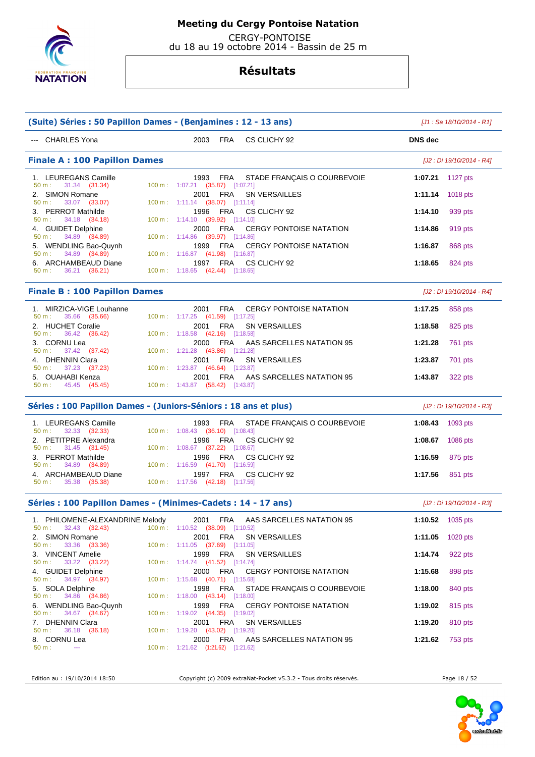# Meeting du Cergy Pontoise Natation

CERGY-PONTOISE
du 18 au 19 octobre 2014 - Bassin de 25 m

## Résultats

### (Suite) Séries : 50 Papillon Dames - (Benjamines : 12 - 13 ans)

*[J1 : Sa 18/10/2014 - R1]*

| Rang | Nom | Année | Nat. | Club | Temps | Points |
|---|---|---|---|---|---|---|
| --- | CHARLES Yona | 2003 | FRA | CS CLICHY 92 | DNS dec | |

### Finale A : 100 Papillon Dames

*[J2 : Di 19/10/2014 - R4]*

| Rang | Nom | Année | Nat. | Club | Temps | Points |
|---|---|---|---|---|---|---|
| 1. | LEUREGANS Camille | 1993 | FRA | STADE FRANÇAIS O COURBEVOIE | 1:07.21 | 1127 pts |
| | 50 m : 31.34 (31.34) | 100 m : 1:07.21 (35.87) [1:07.21] | | | | |
| 2. | SIMON Romane | 2001 | FRA | SN VERSAILLES | 1:11.14 | 1018 pts |
| | 50 m : 33.07 (33.07) | 100 m : 1:11.14 (38.07) [1:11.14] | | | | |
| 3. | PERROT Mathilde | 1996 | FRA | CS CLICHY 92 | 1:14.10 | 939 pts |
| | 50 m : 34.18 (34.18) | 100 m : 1:14.10 (39.92) [1:14.10] | | | | |
| 4. | GUIDET Delphine | 2000 | FRA | CERGY PONTOISE NATATION | 1:14.86 | 919 pts |
| | 50 m : 34.89 (34.89) | 100 m : 1:14.86 (39.97) [1:14.86] | | | | |
| 5. | WENDLING Bao-Quynh | 1999 | FRA | CERGY PONTOISE NATATION | 1:16.87 | 868 pts |
| | 50 m : 34.89 (34.89) | 100 m : 1:16.87 (41.98) [1:16.87] | | | | |
| 6. | ARCHAMBEAUD Diane | 1997 | FRA | CS CLICHY 92 | 1:18.65 | 824 pts |
| | 50 m : 36.21 (36.21) | 100 m : 1:18.65 (42.44) [1:18.65] | | | | |

### Finale B : 100 Papillon Dames

*[J2 : Di 19/10/2014 - R4]*

| Rang | Nom | Année | Nat. | Club | Temps | Points |
|---|---|---|---|---|---|---|
| 1. | MIRZICA-VIGE Louhanne | 2001 | FRA | CERGY PONTOISE NATATION | 1:17.25 | 858 pts |
| | 50 m : 35.66 (35.66) | 100 m : 1:17.25 (41.59) [1:17.25] | | | | |
| 2. | HUCHET Coralie | 2001 | FRA | SN VERSAILLES | 1:18.58 | 825 pts |
| | 50 m : 36.42 (36.42) | 100 m : 1:18.58 (42.16) [1:18.58] | | | | |
| 3. | CORNU Lea | 2000 | FRA | AAS SARCELLES NATATION 95 | 1:21.28 | 761 pts |
| | 50 m : 37.42 (37.42) | 100 m : 1:21.28 (43.86) [1:21.28] | | | | |
| 4. | DHENNIN Clara | 2001 | FRA | SN VERSAILLES | 1:23.87 | 701 pts |
| | 50 m : 37.23 (37.23) | 100 m : 1:23.87 (46.64) [1:23.87] | | | | |
| 5. | OUAHABI Kenza | 2001 | FRA | AAS SARCELLES NATATION 95 | 1:43.87 | 322 pts |
| | 50 m : 45.45 (45.45) | 100 m : 1:43.87 (58.42) [1:43.87] | | | | |

### Séries : 100 Papillon Dames - (Juniors-Séniors : 18 ans et plus)

*[J2 : Di 19/10/2014 - R3]*

| Rang | Nom | Année | Nat. | Club | Temps | Points |
|---|---|---|---|---|---|---|
| 1. | LEUREGANS Camille | 1993 | FRA | STADE FRANÇAIS O COURBEVOIE | 1:08.43 | 1093 pts |
| | 50 m : 32.33 (32.33) | 100 m : 1:08.43 (36.10) [1:08.43] | | | | |
| 2. | PETITPRE Alexandra | 1996 | FRA | CS CLICHY 92 | 1:08.67 | 1086 pts |
| | 50 m : 31.45 (31.45) | 100 m : 1:08.67 (37.22) [1:08.67] | | | | |
| 3. | PERROT Mathilde | 1996 | FRA | CS CLICHY 92 | 1:16.59 | 875 pts |
| | 50 m : 34.89 (34.89) | 100 m : 1:16.59 (41.70) [1:16.59] | | | | |
| 4. | ARCHAMBEAUD Diane | 1997 | FRA | CS CLICHY 92 | 1:17.56 | 851 pts |
| | 50 m : 35.38 (35.38) | 100 m : 1:17.56 (42.18) [1:17.56] | | | | |

### Séries : 100 Papillon Dames - (Minimes-Cadets : 14 - 17 ans)

*[J2 : Di 19/10/2014 - R3]*

| Rang | Nom | Année | Nat. | Club | Temps | Points |
|---|---|---|---|---|---|---|
| 1. | PHILOMENE-ALEXANDRINE Melody | 2001 | FRA | AAS SARCELLES NATATION 95 | 1:10.52 | 1035 pts |
| | 50 m : 32.43 (32.43) | 100 m : 1:10.52 (38.09) [1:10.52] | | | | |
| 2. | SIMON Romane | 2001 | FRA | SN VERSAILLES | 1:11.05 | 1020 pts |
| | 50 m : 33.36 (33.36) | 100 m : 1:11.05 (37.69) [1:11.05] | | | | |
| 3. | VINCENT Amelie | 1999 | FRA | SN VERSAILLES | 1:14.74 | 922 pts |
| | 50 m : 33.22 (33.22) | 100 m : 1:14.74 (41.52) [1:14.74] | | | | |
| 4. | GUIDET Delphine | 2000 | FRA | CERGY PONTOISE NATATION | 1:15.68 | 898 pts |
| | 50 m : 34.97 (34.97) | 100 m : 1:15.68 (40.71) [1:15.68] | | | | |
| 5. | SOLA Delphine | 1998 | FRA | STADE FRANÇAIS O COURBEVOIE | 1:18.00 | 840 pts |
| | 50 m : 34.86 (34.86) | 100 m : 1:18.00 (43.14) [1:18.00] | | | | |
| 6. | WENDLING Bao-Quynh | 1999 | FRA | CERGY PONTOISE NATATION | 1:19.02 | 815 pts |
| | 50 m : 34.67 (34.67) | 100 m : 1:19.02 (44.35) [1:19.02] | | | | |
| 7. | DHENNIN Clara | 2001 | FRA | SN VERSAILLES | 1:19.20 | 810 pts |
| | 50 m : 36.18 (36.18) | 100 m : 1:19.20 (43.02) [1:19.20] | | | | |
| 8. | CORNU Lea | 2000 | FRA | AAS SARCELLES NATATION 95 | 1:21.62 | 753 pts |
| | 50 m : --- | 100 m : 1:21.62 (1:21.62) [1:21.62] | | | | |

Edition au : 19/10/2014 18:50 — Copyright (c) 2009 extraNat-Pocket v5.3.2 - Tous droits réservés.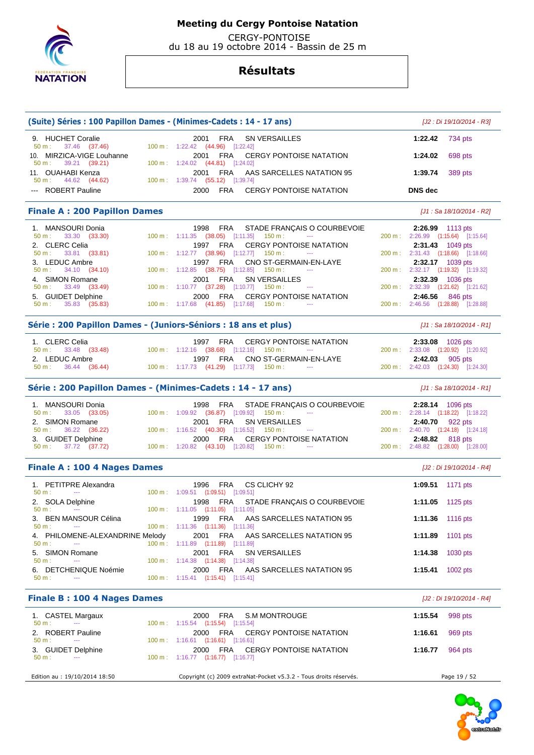# Meeting du Cergy Pontoise Natation

CERGY-PONTOISE
du 18 au 19 octobre 2014 - Bassin de 25 m

## Résultats

### (Suite) Séries : 100 Papillon Dames - (Minimes-Cadets : 14 - 17 ans)

*[J2 : Di 19/10/2014 - R3]*

| Rang | Nom | Année | Nat. | Club | Temps | Points |
|---|---|---|---|---|---|---|
| 9. | HUCHET Coralie | 2001 | FRA | SN VERSAILLES | 1:22.42 | 734 pts |
| | 50 m : 37.46 (37.46) | 100 m : 1:22.42 (44.96) [1:22.42] | | | | |
| 10. | MIRZICA-VIGE Louhanne | 2001 | FRA | CERGY PONTOISE NATATION | 1:24.02 | 698 pts |
| | 50 m : 39.21 (39.21) | 100 m : 1:24.02 (44.81) [1:24.02] | | | | |
| 11. | OUAHABI Kenza | 2001 | FRA | AAS SARCELLES NATATION 95 | 1:39.74 | 389 pts |
| | 50 m : 44.62 (44.62) | 100 m : 1:39.74 (55.12) [1:39.74] | | | | |
| --- | ROBERT Pauline | 2000 | FRA | CERGY PONTOISE NATATION | DNS dec | |

### Finale A : 200 Papillon Dames

*[J1 : Sa 18/10/2014 - R2]*

| Rang | Nom | Année | Nat. | Club | Temps | Points |
|---|---|---|---|---|---|---|
| 1. | MANSOURI Donia | 1998 | FRA | STADE FRANÇAIS O COURBEVOIE | 2:26.99 | 1113 pts |
| | 50 m : 33.30 (33.30) | 100 m : 1:11.35 (38.05) [1:11.35] | 150 m : --- | 200 m : 2:26.99 (1:15.64) [1:15.64] | | |
| 2. | CLERC Celia | 1997 | FRA | CERGY PONTOISE NATATION | 2:31.43 | 1049 pts |
| | 50 m : 33.81 (33.81) | 100 m : 1:12.77 (38.96) [1:12.77] | 150 m : --- | 200 m : 2:31.43 (1:18.66) [1:18.66] | | |
| 3. | LEDUC Ambre | 1997 | FRA | CNO ST-GERMAIN-EN-LAYE | 2:32.17 | 1039 pts |
| | 50 m : 34.10 (34.10) | 100 m : 1:12.85 (38.75) [1:12.85] | 150 m : --- | 200 m : 2:32.17 (1:19.32) [1:19.32] | | |
| 4. | SIMON Romane | 2001 | FRA | SN VERSAILLES | 2:32.39 | 1036 pts |
| | 50 m : 33.49 (33.49) | 100 m : 1:10.77 (37.28) [1:10.77] | 150 m : --- | 200 m : 2:32.39 (1:21.62) [1:21.62] | | |
| 5. | GUIDET Delphine | 2000 | FRA | CERGY PONTOISE NATATION | 2:46.56 | 846 pts |
| | 50 m : 35.83 (35.83) | 100 m : 1:17.68 (41.85) [1:17.68] | 150 m : --- | 200 m : 2:46.56 (1:28.88) [1:28.88] | | |

### Série : 200 Papillon Dames - (Juniors-Séniors : 18 ans et plus)

*[J1 : Sa 18/10/2014 - R1]*

| Rang | Nom | Année | Nat. | Club | Temps | Points |
|---|---|---|---|---|---|---|
| 1. | CLERC Celia | 1997 | FRA | CERGY PONTOISE NATATION | 2:33.08 | 1026 pts |
| | 50 m : 33.48 (33.48) | 100 m : 1:12.16 (38.68) [1:12.16] | 150 m : --- | 200 m : 2:33.08 (1:20.92) [1:20.92] | | |
| 2. | LEDUC Ambre | 1997 | FRA | CNO ST-GERMAIN-EN-LAYE | 2:42.03 | 905 pts |
| | 50 m : 36.44 (36.44) | 100 m : 1:17.73 (41.29) [1:17.73] | 150 m : --- | 200 m : 2:42.03 (1:24.30) [1:24.30] | | |

### Série : 200 Papillon Dames - (Minimes-Cadets : 14 - 17 ans)

*[J1 : Sa 18/10/2014 - R1]*

| Rang | Nom | Année | Nat. | Club | Temps | Points |
|---|---|---|---|---|---|---|
| 1. | MANSOURI Donia | 1998 | FRA | STADE FRANÇAIS O COURBEVOIE | 2:28.14 | 1096 pts |
| | 50 m : 33.05 (33.05) | 100 m : 1:09.92 (36.87) [1:09.92] | 150 m : --- | 200 m : 2:28.14 (1:18.22) [1:18.22] | | |
| 2. | SIMON Romane | 2001 | FRA | SN VERSAILLES | 2:40.70 | 922 pts |
| | 50 m : 36.22 (36.22) | 100 m : 1:16.52 (40.30) [1:16.52] | 150 m : --- | 200 m : 2:40.70 (1:24.18) [1:24.18] | | |
| 3. | GUIDET Delphine | 2000 | FRA | CERGY PONTOISE NATATION | 2:48.82 | 818 pts |
| | 50 m : 37.72 (37.72) | 100 m : 1:20.82 (43.10) [1:20.82] | 150 m : --- | 200 m : 2:48.82 (1:28.00) [1:28.00] | | |

### Finale A : 100 4 Nages Dames

*[J2 : Di 19/10/2014 - R4]*

| Rang | Nom | Année | Nat. | Club | Temps | Points |
|---|---|---|---|---|---|---|
| 1. | PETITPRE Alexandra | 1996 | FRA | CS CLICHY 92 | 1:09.51 | 1171 pts |
| | 50 m : --- | 100 m : 1:09.51 (1:09.51) [1:09.51] | | | | |
| 2. | SOLA Delphine | 1998 | FRA | STADE FRANÇAIS O COURBEVOIE | 1:11.05 | 1125 pts |
| | 50 m : --- | 100 m : 1:11.05 (1:11.05) [1:11.05] | | | | |
| 3. | BEN MANSOUR Célina | 1999 | FRA | AAS SARCELLES NATATION 95 | 1:11.36 | 1116 pts |
| | 50 m : --- | 100 m : 1:11.36 (1:11.36) [1:11.36] | | | | |
| 4. | PHILOMENE-ALEXANDRINE Melody | 2001 | FRA | AAS SARCELLES NATATION 95 | 1:11.89 | 1101 pts |
| | 50 m : --- | 100 m : 1:11.89 (1:11.89) [1:11.89] | | | | |
| 5. | SIMON Romane | 2001 | FRA | SN VERSAILLES | 1:14.38 | 1030 pts |
| | 50 m : --- | 100 m : 1:14.38 (1:14.38) [1:14.38] | | | | |
| 6. | DETCHENIQUE Noémie | 2000 | FRA | AAS SARCELLES NATATION 95 | 1:15.41 | 1002 pts |
| | 50 m : --- | 100 m : 1:15.41 (1:15.41) [1:15.41] | | | | |

### Finale B : 100 4 Nages Dames

*[J2 : Di 19/10/2014 - R4]*

| Rang | Nom | Année | Nat. | Club | Temps | Points |
|---|---|---|---|---|---|---|
| 1. | CASTEL Margaux | 2000 | FRA | S.M MONTROUGE | 1:15.54 | 998 pts |
| | 50 m : --- | 100 m : 1:15.54 (1:15.54) [1:15.54] | | | | |
| 2. | ROBERT Pauline | 2000 | FRA | CERGY PONTOISE NATATION | 1:16.61 | 969 pts |
| | 50 m : --- | 100 m : 1:16.61 (1:16.61) [1:16.61] | | | | |
| 3. | GUIDET Delphine | 2000 | FRA | CERGY PONTOISE NATATION | 1:16.77 | 964 pts |
| | 50 m : --- | 100 m : 1:16.77 (1:16.77) [1:16.77] | | | | |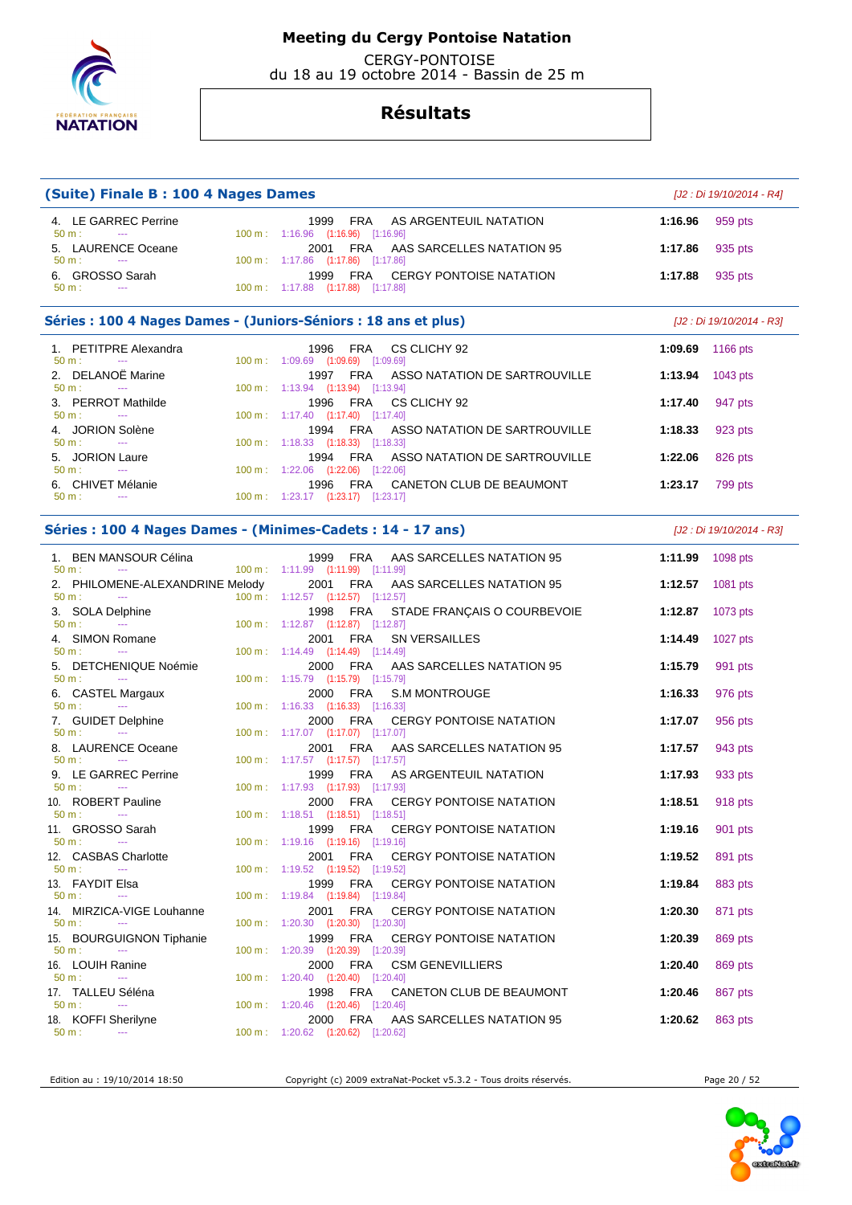# Meeting du Cergy Pontoise Natation

CERGY-PONTOISE
du 18 au 19 octobre 2014 - Bassin de 25 m

## Résultats

### (Suite) Finale B : 100 4 Nages Dames

*[J2 : Di 19/10/2014 - R4]*

| Rang | Nom | Année | Nat. | Club | Temps | Points |
|---|---|---|---|---|---|---|
| 4. | LE GARREC Perrine | 1999 | FRA | AS ARGENTEUIL NATATION | 1:16.96 | 959 pts |
| | 50 m : --- / 100 m : 1:16.96 (1:16.96) [1:16.96] | | | | | |
| 5. | LAURENCE Oceane | 2001 | FRA | AAS SARCELLES NATATION 95 | 1:17.86 | 935 pts |
| | 50 m : --- / 100 m : 1:17.86 (1:17.86) [1:17.86] | | | | | |
| 6. | GROSSO Sarah | 1999 | FRA | CERGY PONTOISE NATATION | 1:17.88 | 935 pts |
| | 50 m : --- / 100 m : 1:17.88 (1:17.88) [1:17.88] | | | | | |

### Séries : 100 4 Nages Dames - (Juniors-Séniors : 18 ans et plus)

*[J2 : Di 19/10/2014 - R3]*

| Rang | Nom | Année | Nat. | Club | Temps | Points |
|---|---|---|---|---|---|---|
| 1. | PETITPRE Alexandra | 1996 | FRA | CS CLICHY 92 | 1:09.69 | 1166 pts |
| | 50 m : --- / 100 m : 1:09.69 (1:09.69) [1:09.69] | | | | | |
| 2. | DELANOË Marine | 1997 | FRA | ASSO NATATION DE SARTROUVILLE | 1:13.94 | 1043 pts |
| | 50 m : --- / 100 m : 1:13.94 (1:13.94) [1:13.94] | | | | | |
| 3. | PERROT Mathilde | 1996 | FRA | CS CLICHY 92 | 1:17.40 | 947 pts |
| | 50 m : --- / 100 m : 1:17.40 (1:17.40) [1:17.40] | | | | | |
| 4. | JORION Solène | 1994 | FRA | ASSO NATATION DE SARTROUVILLE | 1:18.33 | 923 pts |
| | 50 m : --- / 100 m : 1:18.33 (1:18.33) [1:18.33] | | | | | |
| 5. | JORION Laure | 1994 | FRA | ASSO NATATION DE SARTROUVILLE | 1:22.06 | 826 pts |
| | 50 m : --- / 100 m : 1:22.06 (1:22.06) [1:22.06] | | | | | |
| 6. | CHIVET Mélanie | 1996 | FRA | CANETON CLUB DE BEAUMONT | 1:23.17 | 799 pts |
| | 50 m : --- / 100 m : 1:23.17 (1:23.17) [1:23.17] | | | | | |

### Séries : 100 4 Nages Dames - (Minimes-Cadets : 14 - 17 ans)

*[J2 : Di 19/10/2014 - R3]*

| Rang | Nom | Année | Nat. | Club | Temps | Points |
|---|---|---|---|---|---|---|
| 1. | BEN MANSOUR Célina | 1999 | FRA | AAS SARCELLES NATATION 95 | 1:11.99 | 1098 pts |
| | 50 m : --- / 100 m : 1:11.99 (1:11.99) [1:11.99] | | | | | |
| 2. | PHILOMENE-ALEXANDRINE Melody | 2001 | FRA | AAS SARCELLES NATATION 95 | 1:12.57 | 1081 pts |
| | 50 m : --- / 100 m : 1:12.57 (1:12.57) [1:12.57] | | | | | |
| 3. | SOLA Delphine | 1998 | FRA | STADE FRANÇAIS O COURBEVOIE | 1:12.87 | 1073 pts |
| | 50 m : --- / 100 m : 1:12.87 (1:12.87) [1:12.87] | | | | | |
| 4. | SIMON Romane | 2001 | FRA | SN VERSAILLES | 1:14.49 | 1027 pts |
| | 50 m : --- / 100 m : 1:14.49 (1:14.49) [1:14.49] | | | | | |
| 5. | DETCHENIQUE Noémie | 2000 | FRA | AAS SARCELLES NATATION 95 | 1:15.79 | 991 pts |
| | 50 m : --- / 100 m : 1:15.79 (1:15.79) [1:15.79] | | | | | |
| 6. | CASTEL Margaux | 2000 | FRA | S.M MONTROUGE | 1:16.33 | 976 pts |
| | 50 m : --- / 100 m : 1:16.33 (1:16.33) [1:16.33] | | | | | |
| 7. | GUIDET Delphine | 2000 | FRA | CERGY PONTOISE NATATION | 1:17.07 | 956 pts |
| | 50 m : --- / 100 m : 1:17.07 (1:17.07) [1:17.07] | | | | | |
| 8. | LAURENCE Oceane | 2001 | FRA | AAS SARCELLES NATATION 95 | 1:17.57 | 943 pts |
| | 50 m : --- / 100 m : 1:17.57 (1:17.57) [1:17.57] | | | | | |
| 9. | LE GARREC Perrine | 1999 | FRA | AS ARGENTEUIL NATATION | 1:17.93 | 933 pts |
| | 50 m : --- / 100 m : 1:17.93 (1:17.93) [1:17.93] | | | | | |
| 10. | ROBERT Pauline | 2000 | FRA | CERGY PONTOISE NATATION | 1:18.51 | 918 pts |
| | 50 m : --- / 100 m : 1:18.51 (1:18.51) [1:18.51] | | | | | |
| 11. | GROSSO Sarah | 1999 | FRA | CERGY PONTOISE NATATION | 1:19.16 | 901 pts |
| | 50 m : --- / 100 m : 1:19.16 (1:19.16) [1:19.16] | | | | | |
| 12. | CASBAS Charlotte | 2001 | FRA | CERGY PONTOISE NATATION | 1:19.52 | 891 pts |
| | 50 m : --- / 100 m : 1:19.52 (1:19.52) [1:19.52] | | | | | |
| 13. | FAYDIT Elsa | 1999 | FRA | CERGY PONTOISE NATATION | 1:19.84 | 883 pts |
| | 50 m : --- / 100 m : 1:19.84 (1:19.84) [1:19.84] | | | | | |
| 14. | MIRZICA-VIGE Louhanne | 2001 | FRA | CERGY PONTOISE NATATION | 1:20.30 | 871 pts |
| | 50 m : --- / 100 m : 1:20.30 (1:20.30) [1:20.30] | | | | | |
| 15. | BOURGUIGNON Tiphanie | 1999 | FRA | CERGY PONTOISE NATATION | 1:20.39 | 869 pts |
| | 50 m : --- / 100 m : 1:20.39 (1:20.39) [1:20.39] | | | | | |
| 16. | LOUIH Ranine | 2000 | FRA | CSM GENEVILLIERS | 1:20.40 | 869 pts |
| | 50 m : --- / 100 m : 1:20.40 (1:20.40) [1:20.40] | | | | | |
| 17. | TALLEU Séléna | 1998 | FRA | CANETON CLUB DE BEAUMONT | 1:20.46 | 867 pts |
| | 50 m : --- / 100 m : 1:20.46 (1:20.46) [1:20.46] | | | | | |
| 18. | KOFFI Sherilyne | 2000 | FRA | AAS SARCELLES NATATION 95 | 1:20.62 | 863 pts |
| | 50 m : --- / 100 m : 1:20.62 (1:20.62) [1:20.62] | | | | | |

Edition au : 19/10/2014 18:50 — Copyright (c) 2009 extraNat-Pocket v5.3.2 - Tous droits réservés.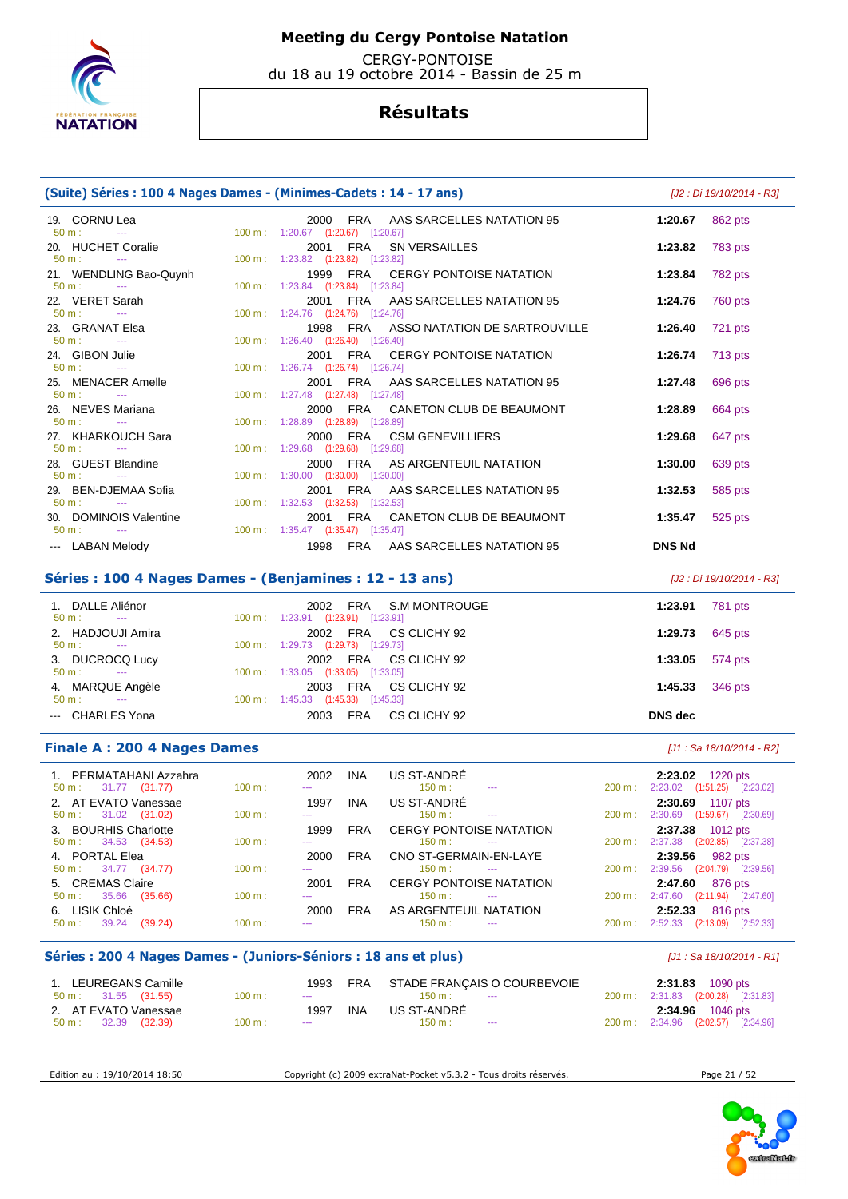# Meeting du Cergy Pontoise Natation

CERGY-PONTOISE
du 18 au 19 octobre 2014 - Bassin de 25 m

## Résultats

### (Suite) Séries : 100 4 Nages Dames - (Minimes-Cadets : 14 - 17 ans)

*[J2 : Di 19/10/2014 - R3]*

| Rang | Nom | Année | Nat. | Club | Temps | Points | 50 m | 100 m |
|---|---|---|---|---|---|---|---|---|
| 19. | CORNU Lea | 2000 | FRA | AAS SARCELLES NATATION 95 | 1:20.67 | 862 pts | --- | 1:20.67 (1:20.67) [1:20.67] |
| 20. | HUCHET Coralie | 2001 | FRA | SN VERSAILLES | 1:23.82 | 783 pts | --- | 1:23.82 (1:23.82) [1:23.82] |
| 21. | WENDLING Bao-Quynh | 1999 | FRA | CERGY PONTOISE NATATION | 1:23.84 | 782 pts | --- | 1:23.84 (1:23.84) [1:23.84] |
| 22. | VERET Sarah | 2001 | FRA | AAS SARCELLES NATATION 95 | 1:24.76 | 760 pts | --- | 1:24.76 (1:24.76) [1:24.76] |
| 23. | GRANAT Elsa | 1998 | FRA | ASSO NATATION DE SARTROUVILLE | 1:26.40 | 721 pts | --- | 1:26.40 (1:26.40) [1:26.40] |
| 24. | GIBON Julie | 2001 | FRA | CERGY PONTOISE NATATION | 1:26.74 | 713 pts | --- | 1:26.74 (1:26.74) [1:26.74] |
| 25. | MENACER Amelle | 2001 | FRA | AAS SARCELLES NATATION 95 | 1:27.48 | 696 pts | --- | 1:27.48 (1:27.48) [1:27.48] |
| 26. | NEVES Mariana | 2000 | FRA | CANETON CLUB DE BEAUMONT | 1:28.89 | 664 pts | --- | 1:28.89 (1:28.89) [1:28.89] |
| 27. | KHARKOUCH Sara | 2000 | FRA | CSM GENEVILLIERS | 1:29.68 | 647 pts | --- | 1:29.68 (1:29.68) [1:29.68] |
| 28. | GUEST Blandine | 2000 | FRA | AS ARGENTEUIL NATATION | 1:30.00 | 639 pts | --- | 1:30.00 (1:30.00) [1:30.00] |
| 29. | BEN-DJEMAA Sofia | 2001 | FRA | AAS SARCELLES NATATION 95 | 1:32.53 | 585 pts | --- | 1:32.53 (1:32.53) [1:32.53] |
| 30. | DOMINOIS Valentine | 2001 | FRA | CANETON CLUB DE BEAUMONT | 1:35.47 | 525 pts | --- | 1:35.47 (1:35.47) [1:35.47] |
| --- | LABAN Melody | 1998 | FRA | AAS SARCELLES NATATION 95 | DNS Nd | | | |

### Séries : 100 4 Nages Dames - (Benjamines : 12 - 13 ans)

*[J2 : Di 19/10/2014 - R3]*

| Rang | Nom | Année | Nat. | Club | Temps | Points | 50 m | 100 m |
|---|---|---|---|---|---|---|---|---|
| 1. | DALLE Aliénor | 2002 | FRA | S.M MONTROUGE | 1:23.91 | 781 pts | --- | 1:23.91 (1:23.91) [1:23.91] |
| 2. | HADJOUJI Amira | 2002 | FRA | CS CLICHY 92 | 1:29.73 | 645 pts | --- | 1:29.73 (1:29.73) [1:29.73] |
| 3. | DUCROCQ Lucy | 2002 | FRA | CS CLICHY 92 | 1:33.05 | 574 pts | --- | 1:33.05 (1:33.05) [1:33.05] |
| 4. | MARQUE Angèle | 2003 | FRA | CS CLICHY 92 | 1:45.33 | 346 pts | --- | 1:45.33 (1:45.33) [1:45.33] |
| --- | CHARLES Yona | 2003 | FRA | CS CLICHY 92 | DNS dec | | | |

### Finale A : 200 4 Nages Dames

*[J1 : Sa 18/10/2014 - R2]*

| Rang | Nom | Année | Nat. | Club | Temps | Points | 50 m | 100 m | 150 m | 200 m |
|---|---|---|---|---|---|---|---|---|---|---|
| 1. | PERMATAHANI Azzahra | 2002 | INA | US ST-ANDRÉ | 2:23.02 | 1220 pts | --- | --- | --- | 2:23.02 (1:51.25) [2:23.02] |
| 2. | AT EVATO Vanessae | 1997 | INA | US ST-ANDRÉ | 2:30.69 | 1107 pts | 31.02 (31.02) | --- | --- | 2:30.69 (1:59.67) [2:30.69] |
| 3. | BOURHIS Charlotte | 1999 | FRA | CERGY PONTOISE NATATION | 2:37.38 | 1012 pts | 34.53 (34.53) | --- | --- | 2:37.38 (2:02.85) [2:37.38] |
| 4. | PORTAL Elea | 2000 | FRA | CNO ST-GERMAIN-EN-LAYE | 2:39.56 | 982 pts | 34.77 (34.77) | --- | --- | 2:39.56 (2:04.79) [2:39.56] |
| 5. | CREMAS Claire | 2001 | FRA | CERGY PONTOISE NATATION | 2:47.60 | 876 pts | 35.66 (35.66) | --- | --- | 2:47.60 (2:11.94) [2:47.60] |
| 6. | LISIK Chloé | 2000 | FRA | AS ARGENTEUIL NATATION | 2:52.33 | 816 pts | 39.24 (39.24) | --- | --- | 2:52.33 (2:13.09) [2:52.33] |

### Séries : 200 4 Nages Dames - (Juniors-Séniors : 18 ans et plus)

*[J1 : Sa 18/10/2014 - R1]*

| Rang | Nom | Année | Nat. | Club | Temps | Points | 50 m | 100 m | 150 m | 200 m |
|---|---|---|---|---|---|---|---|---|---|---|
| 1. | LEUREGANS Camille | 1993 | FRA | STADE FRANÇAIS O COURBEVOIE | 2:31.83 | 1090 pts | 31.55 (31.55) | --- | --- | 2:31.83 (2:00.28) [2:31.83] |
| 2. | AT EVATO Vanessae | 1997 | INA | US ST-ANDRÉ | 2:34.96 | 1046 pts | 32.39 (32.39) | --- | --- | 2:34.96 (2:02.57) [2:34.96] |

Edition au : 19/10/2014 18:50 — Copyright (c) 2009 extraNat-Pocket v5.3.2 - Tous droits réservés.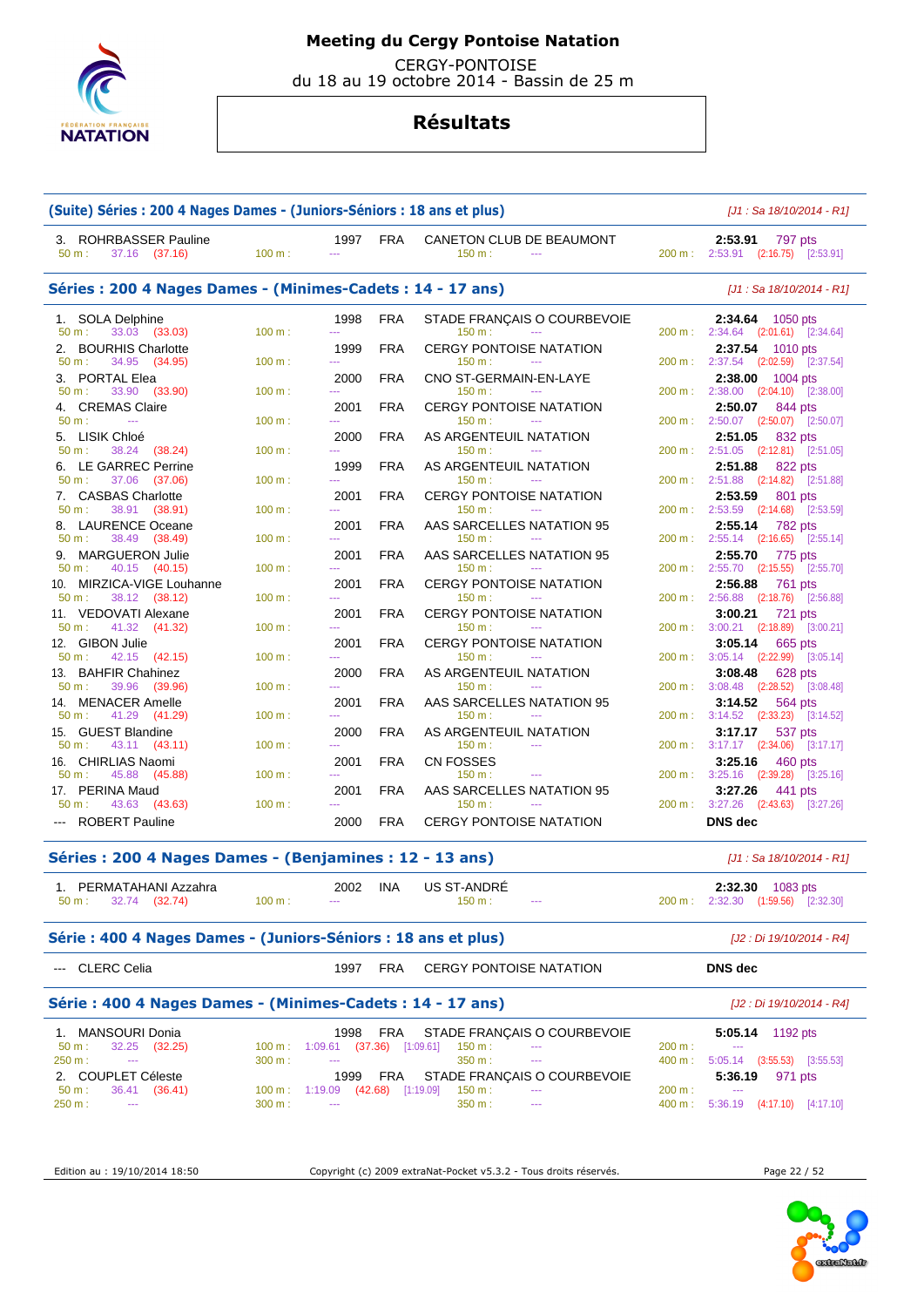# Meeting du Cergy Pontoise Natation

CERGY-PONTOISE
du 18 au 19 octobre 2014 - Bassin de 25 m

## Résultats

### (Suite) Séries : 200 4 Nages Dames - (Juniors-Séniors : 18 ans et plus)

*[J1 : Sa 18/10/2014 - R1]*

| Rang | Nom | Année | Nat. | Club | Temps | Points |
|---|---|---|---|---|---|---|
| 3. | ROHRBASSER Pauline | 1997 | FRA | CANETON CLUB DE BEAUMONT | 2:53.91 | 797 pts |
| | 50 m : 37.16 (37.16) | 100 m : --- | | 150 m : --- | 200 m : 2:53.91 (2:16.75) [2:53.91] | |

### Séries : 200 4 Nages Dames - (Minimes-Cadets : 14 - 17 ans)

*[J1 : Sa 18/10/2014 - R1]*

| Rang | Nom | Année | Nat. | Club | Temps | Points |
|---|---|---|---|---|---|---|
| 1. | SOLA Delphine | 1998 | FRA | STADE FRANÇAIS O COURBEVOIE | 2:34.64 | 1050 pts |
| | 50 m : 33.03 (33.03) | 100 m : --- | | 150 m : --- | 200 m : 2:34.64 (2:01.61) [2:34.64] | |
| 2. | BOURHIS Charlotte | 1999 | FRA | CERGY PONTOISE NATATION | 2:37.54 | 1010 pts |
| | 50 m : 34.95 (34.95) | 100 m : --- | | 150 m : --- | 200 m : 2:37.54 (2:02.59) [2:37.54] | |
| 3. | PORTAL Elea | 2000 | FRA | CNO ST-GERMAIN-EN-LAYE | 2:38.00 | 1004 pts |
| | 50 m : 33.90 (33.90) | 100 m : --- | | 150 m : --- | 200 m : 2:38.00 (2:04.10) [2:38.00] | |
| 4. | CREMAS Claire | 2001 | FRA | CERGY PONTOISE NATATION | 2:50.07 | 844 pts |
| | 50 m : --- | 100 m : --- | | 150 m : --- | 200 m : 2:50.07 (2:50.07) [2:50.07] | |
| 5. | LISIK Chloé | 2000 | FRA | AS ARGENTEUIL NATATION | 2:51.05 | 832 pts |
| | 50 m : 38.24 (38.24) | 100 m : --- | | 150 m : --- | 200 m : 2:51.05 (2:12.81) [2:51.05] | |
| 6. | LE GARREC Perrine | 1999 | FRA | AS ARGENTEUIL NATATION | 2:51.88 | 822 pts |
| | 50 m : 37.06 (37.06) | 100 m : --- | | 150 m : --- | 200 m : 2:51.88 (2:14.82) [2:51.88] | |
| 7. | CASBAS Charlotte | 2001 | FRA | CERGY PONTOISE NATATION | 2:53.59 | 801 pts |
| | 50 m : 38.91 (38.91) | 100 m : --- | | 150 m : --- | 200 m : 2:53.59 (2:14.68) [2:53.59] | |
| 8. | LAURENCE Oceane | 2001 | FRA | AAS SARCELLES NATATION 95 | 2:55.14 | 782 pts |
| | 50 m : 38.49 (38.49) | 100 m : --- | | 150 m : --- | 200 m : 2:55.14 (2:16.65) [2:55.14] | |
| 9. | MARGUERON Julie | 2001 | FRA | AAS SARCELLES NATATION 95 | 2:55.70 | 775 pts |
| | 50 m : 40.15 (40.15) | 100 m : --- | | 150 m : --- | 200 m : 2:55.70 (2:15.55) [2:55.70] | |
| 10. | MIRZICA-VIGE Louhanne | 2001 | FRA | CERGY PONTOISE NATATION | 2:56.88 | 761 pts |
| | 50 m : 38.12 (38.12) | 100 m : --- | | 150 m : --- | 200 m : 2:56.88 (2:18.76) [2:56.88] | |
| 11. | VEDOVATI Alexane | 2001 | FRA | CERGY PONTOISE NATATION | 3:00.21 | 721 pts |
| | 50 m : 41.32 (41.32) | 100 m : --- | | 150 m : --- | 200 m : 3:00.21 (2:18.89) [3:00.21] | |
| 12. | GIBON Julie | 2001 | FRA | CERGY PONTOISE NATATION | 3:05.14 | 665 pts |
| | 50 m : 42.15 (42.15) | 100 m : --- | | 150 m : --- | 200 m : 3:05.14 (2:22.99) [3:05.14] | |
| 13. | BAHFIR Chahinez | 2000 | FRA | AS ARGENTEUIL NATATION | 3:08.48 | 628 pts |
| | 50 m : 39.96 (39.96) | 100 m : --- | | 150 m : --- | 200 m : 3:08.48 (2:28.52) [3:08.48] | |
| 14. | MENACER Amelle | 2001 | FRA | AAS SARCELLES NATATION 95 | 3:14.52 | 564 pts |
| | 50 m : 41.29 (41.29) | 100 m : --- | | 150 m : --- | 200 m : 3:14.52 (2:33.23) [3:14.52] | |
| 15. | GUEST Blandine | 2000 | FRA | AS ARGENTEUIL NATATION | 3:17.17 | 537 pts |
| | 50 m : 43.11 (43.11) | 100 m : --- | | 150 m : --- | 200 m : 3:17.17 (2:34.06) [3:17.17] | |
| 16. | CHIRLIAS Naomi | 2001 | FRA | CN FOSSES | 3:25.16 | 460 pts |
| | 50 m : 45.88 (45.88) | 100 m : --- | | 150 m : --- | 200 m : 3:25.16 (2:39.28) [3:25.16] | |
| 17. | PERINA Maud | 2001 | FRA | AAS SARCELLES NATATION 95 | 3:27.26 | 441 pts |
| | 50 m : 43.63 (43.63) | 100 m : --- | | 150 m : --- | 200 m : 3:27.26 (2:43.63) [3:27.26] | |
| --- | ROBERT Pauline | 2000 | FRA | CERGY PONTOISE NATATION | DNS dec | |

### Séries : 200 4 Nages Dames - (Benjamines : 12 - 13 ans)

*[J1 : Sa 18/10/2014 - R1]*

| Rang | Nom | Année | Nat. | Club | Temps | Points |
|---|---|---|---|---|---|---|
| 1. | PERMATAHANI Azzahra | 2002 | INA | US ST-ANDRÉ | 2:32.30 | 1083 pts |
| | 50 m : 32.74 (32.74) | 100 m : --- | | 150 m : --- | 200 m : 2:32.30 (1:59.56) [2:32.30] | |

### Série : 400 4 Nages Dames - (Juniors-Séniors : 18 ans et plus)

*[J2 : Di 19/10/2014 - R4]*

| Rang | Nom | Année | Nat. | Club | Temps | Points |
|---|---|---|---|---|---|---|
| --- | CLERC Celia | 1997 | FRA | CERGY PONTOISE NATATION | DNS dec | |

### Série : 400 4 Nages Dames - (Minimes-Cadets : 14 - 17 ans)

*[J2 : Di 19/10/2014 - R4]*

| Rang | Nom | Année | Nat. | Club | Temps | Points |
|---|---|---|---|---|---|---|
| 1. | MANSOURI Donia | 1998 | FRA | STADE FRANÇAIS O COURBEVOIE | 5:05.14 | 1192 pts |
| | 50 m : 32.25 (32.25) | 100 m : 1:09.61 (37.36) [1:09.61] | | 150 m : --- | 200 m : --- | |
| | 250 m : --- | 300 m : --- | | 350 m : --- | 400 m : 5:05.14 (3:55.53) [3:55.53] | |
| 2. | COUPLET Céleste | 1999 | FRA | STADE FRANÇAIS O COURBEVOIE | 5:36.19 | 971 pts |
| | 50 m : 36.41 (36.41) | 100 m : 1:19.09 (42.68) [1:19.09] | | 150 m : --- | 200 m : --- | |
| | 250 m : --- | 300 m : --- | | 350 m : --- | 400 m : 5:36.19 (4:17.10) [4:17.10] | |

Edition au : 19/10/2014 18:50 — Copyright (c) 2009 extraNat-Pocket v5.3.2 - Tous droits réservés.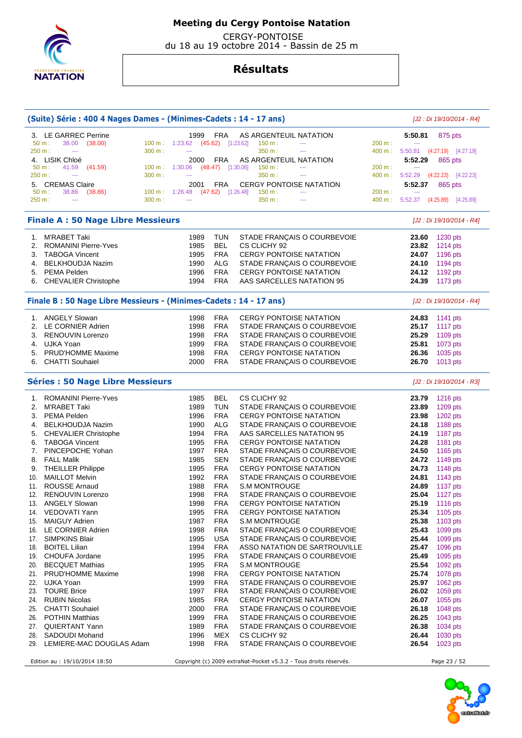# Meeting du Cergy Pontoise Natation

CERGY-PONTOISE
du 18 au 19 octobre 2014 - Bassin de 25 m

## Résultats

### (Suite) Série : 400 4 Nages Dames - (Minimes-Cadets : 14 - 17 ans)

*[J2 : Di 19/10/2014 - R4]*

| Place | Nom | Année | Nat. | Club | Temps | Points |
|---|---|---|---|---|---|---|
| 3. | LE GARREC Perrine | 1999 | FRA | AS ARGENTEUIL NATATION | 5:50.81 | 875 pts |
| | 50 m : 38.00 (38.00) — 100 m : 1:23.62 (45.62) [1:23.62] — 150 m : --- — 200 m : --- — 250 m : --- — 300 m : --- — 350 m : --- — 400 m : 5:50.81 (4:27.19) [4:27.19] | | | | | |
| 4. | LISIK Chloé | 2000 | FRA | AS ARGENTEUIL NATATION | 5:52.29 | 865 pts |
| | 50 m : 41.59 (41.59) — 100 m : 1:30.06 (48.47) [1:30.06] — 150 m : --- — 200 m : --- — 250 m : --- — 300 m : --- — 350 m : --- — 400 m : 5:52.29 (4:22.23) [4:22.23] | | | | | |
| 5. | CREMAS Claire | 2001 | FRA | CERGY PONTOISE NATATION | 5:52.37 | 865 pts |
| | 50 m : 38.86 (38.86) — 100 m : 1:26.48 (47.62) [1:26.48] — 150 m : --- — 200 m : --- — 250 m : --- — 300 m : --- — 350 m : --- — 400 m : 5:52.37 (4:25.89) [4:25.89] | | | | | |

### Finale A : 50 Nage Libre Messieurs

*[J2 : Di 19/10/2014 - R4]*

| Place | Nom | Année | Nat. | Club | Temps | Points |
|---|---|---|---|---|---|---|
| 1. | M'RABET Taki | 1989 | TUN | STADE FRANÇAIS O COURBEVOIE | 23.60 | 1230 pts |
| 2. | ROMANINI Pierre-Yves | 1985 | BEL | CS CLICHY 92 | 23.82 | 1214 pts |
| 3. | TABOGA Vincent | 1995 | FRA | CERGY PONTOISE NATATION | 24.07 | 1196 pts |
| 4. | BELKHOUDJA Nazim | 1990 | ALG | STADE FRANÇAIS O COURBEVOIE | 24.10 | 1194 pts |
| 5. | PEMA Pelden | 1996 | FRA | CERGY PONTOISE NATATION | 24.12 | 1192 pts |
| 6. | CHEVALIER Christophe | 1994 | FRA | AAS SARCELLES NATATION 95 | 24.39 | 1173 pts |

### Finale B : 50 Nage Libre Messieurs - (Minimes-Cadets : 14 - 17 ans)

*[J2 : Di 19/10/2014 - R4]*

| Place | Nom | Année | Nat. | Club | Temps | Points |
|---|---|---|---|---|---|---|
| 1. | ANGELY Slowan | 1998 | FRA | CERGY PONTOISE NATATION | 24.83 | 1141 pts |
| 2. | LE CORNIER Adrien | 1998 | FRA | STADE FRANÇAIS O COURBEVOIE | 25.17 | 1117 pts |
| 3. | RENOUVIN Lorenzo | 1998 | FRA | STADE FRANÇAIS O COURBEVOIE | 25.29 | 1109 pts |
| 4. | UJKA Yoan | 1999 | FRA | STADE FRANÇAIS O COURBEVOIE | 25.81 | 1073 pts |
| 5. | PRUD'HOMME Maxime | 1998 | FRA | CERGY PONTOISE NATATION | 26.36 | 1035 pts |
| 6. | CHATTI Souhaiel | 2000 | FRA | STADE FRANÇAIS O COURBEVOIE | 26.70 | 1013 pts |

### Séries : 50 Nage Libre Messieurs

*[J2 : Di 19/10/2014 - R3]*

| Place | Nom | Année | Nat. | Club | Temps | Points |
|---|---|---|---|---|---|---|
| 1. | ROMANINI Pierre-Yves | 1985 | BEL | CS CLICHY 92 | 23.79 | 1216 pts |
| 2. | M'RABET Taki | 1989 | TUN | STADE FRANÇAIS O COURBEVOIE | 23.89 | 1209 pts |
| 3. | PEMA Pelden | 1996 | FRA | CERGY PONTOISE NATATION | 23.98 | 1202 pts |
| 4. | BELKHOUDJA Nazim | 1990 | ALG | STADE FRANÇAIS O COURBEVOIE | 24.18 | 1188 pts |
| 5. | CHEVALIER Christophe | 1994 | FRA | AAS SARCELLES NATATION 95 | 24.19 | 1187 pts |
| 6. | TABOGA Vincent | 1995 | FRA | CERGY PONTOISE NATATION | 24.28 | 1181 pts |
| 7. | PINCEPOCHE Yohan | 1997 | FRA | STADE FRANÇAIS O COURBEVOIE | 24.50 | 1165 pts |
| 8. | FALL Malik | 1985 | SEN | STADE FRANÇAIS O COURBEVOIE | 24.72 | 1149 pts |
| 9. | THEILLER Philippe | 1995 | FRA | CERGY PONTOISE NATATION | 24.73 | 1148 pts |
| 10. | MAILLOT Melvin | 1992 | FRA | STADE FRANÇAIS O COURBEVOIE | 24.81 | 1143 pts |
| 11. | ROUSSE Arnaud | 1988 | FRA | S.M MONTROUGE | 24.89 | 1137 pts |
| 12. | RENOUVIN Lorenzo | 1998 | FRA | STADE FRANÇAIS O COURBEVOIE | 25.04 | 1127 pts |
| 13. | ANGELY Slowan | 1998 | FRA | CERGY PONTOISE NATATION | 25.19 | 1116 pts |
| 14. | VEDOVATI Yann | 1995 | FRA | CERGY PONTOISE NATATION | 25.34 | 1105 pts |
| 15. | MAIGUY Adrien | 1987 | FRA | S.M MONTROUGE | 25.38 | 1103 pts |
| 16. | LE CORNIER Adrien | 1998 | FRA | STADE FRANÇAIS O COURBEVOIE | 25.43 | 1099 pts |
| 17. | SIMPKINS Blair | 1995 | USA | STADE FRANÇAIS O COURBEVOIE | 25.44 | 1099 pts |
| 18. | BOITEL Lilian | 1994 | FRA | ASSO NATATION DE SARTROUVILLE | 25.47 | 1096 pts |
| 19. | CHOUFA Jordane | 1995 | FRA | STADE FRANÇAIS O COURBEVOIE | 25.49 | 1095 pts |
| 20. | BECQUET Mathias | 1995 | FRA | S.M MONTROUGE | 25.54 | 1092 pts |
| 21. | PRUD'HOMME Maxime | 1998 | FRA | CERGY PONTOISE NATATION | 25.74 | 1078 pts |
| 22. | UJKA Yoan | 1999 | FRA | STADE FRANÇAIS O COURBEVOIE | 25.97 | 1062 pts |
| 23. | TOURE Brice | 1997 | FRA | STADE FRANÇAIS O COURBEVOIE | 26.02 | 1059 pts |
| 24. | RUBIN Nicolas | 1985 | FRA | CERGY PONTOISE NATATION | 26.07 | 1055 pts |
| 25. | CHATTI Souhaiel | 2000 | FRA | STADE FRANÇAIS O COURBEVOIE | 26.18 | 1048 pts |
| 26. | POTHIN Matthias | 1999 | FRA | STADE FRANÇAIS O COURBEVOIE | 26.25 | 1043 pts |
| 27. | QUIERTANT Yann | 1989 | FRA | STADE FRANÇAIS O COURBEVOIE | 26.38 | 1034 pts |
| 28. | SADOUDI Mohand | 1996 | MEX | CS CLICHY 92 | 26.44 | 1030 pts |
| 29. | LEMIERE-MAC DOUGLAS Adam | 1998 | FRA | STADE FRANÇAIS O COURBEVOIE | 26.54 | 1023 pts |

Edition au : 19/10/2014 18:50 — Copyright (c) 2009 extraNat-Pocket v5.3.2 - Tous droits réservés.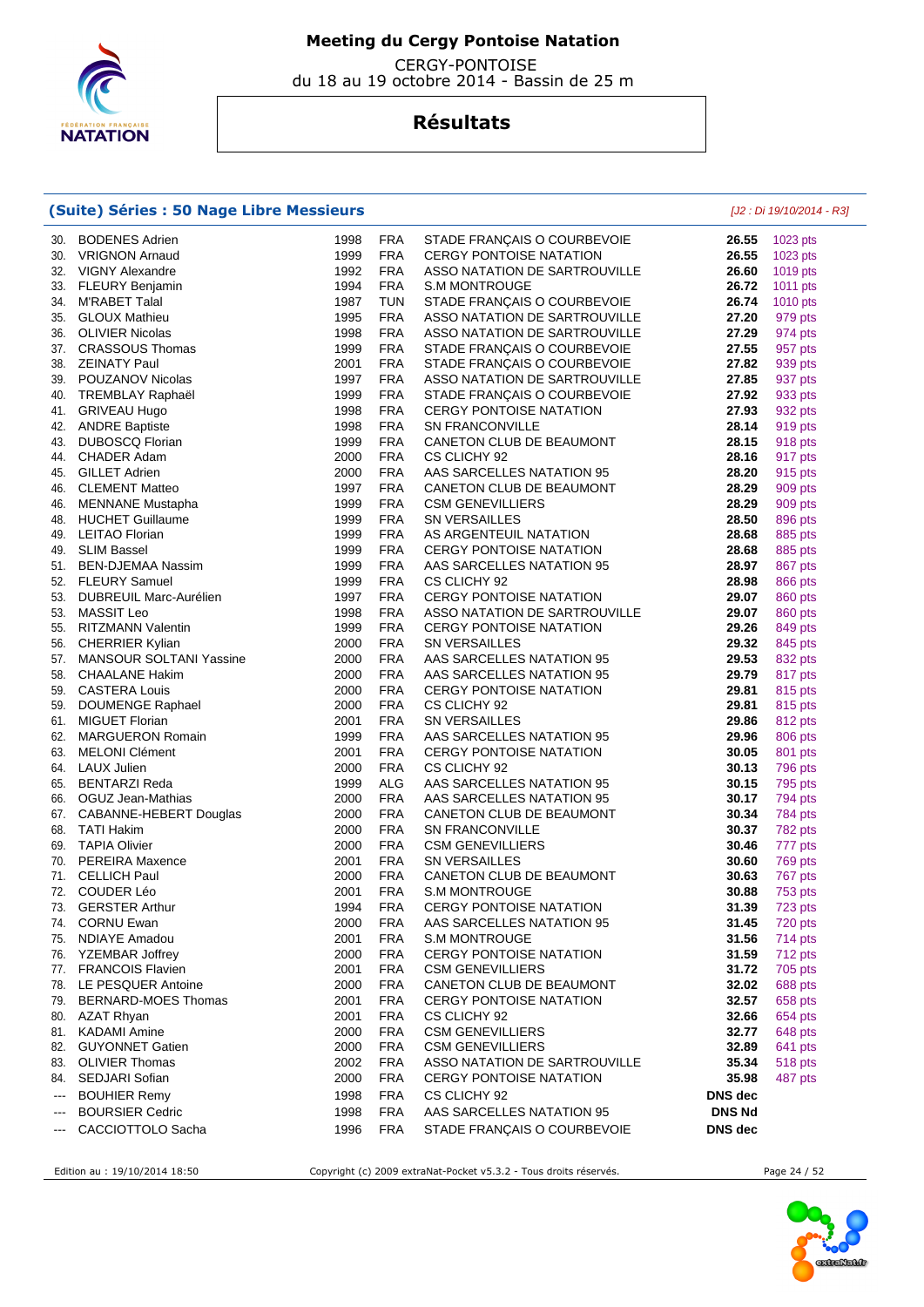# Meeting du Cergy Pontoise Natation

CERGY-PONTOISE
du 18 au 19 octobre 2014 - Bassin de 25 m

## Résultats

### (Suite) Séries : 50 Nage Libre Messieurs

*[J2 : Di 19/10/2014 - R3]*

| Rang | Nom | Année | Nat. | Club | Temps | Points |
|---|---|---|---|---|---|---|
| 30. | BODENES Adrien | 1998 | FRA | STADE FRANÇAIS O COURBEVOIE | **26.55** | 1023 pts |
| 30. | VRIGNON Arnaud | 1999 | FRA | CERGY PONTOISE NATATION | **26.55** | 1023 pts |
| 32. | VIGNY Alexandre | 1992 | FRA | ASSO NATATION DE SARTROUVILLE | **26.60** | 1019 pts |
| 33. | FLEURY Benjamin | 1994 | FRA | S.M MONTROUGE | **26.72** | 1011 pts |
| 34. | M'RABET Talal | 1987 | TUN | STADE FRANÇAIS O COURBEVOIE | **26.74** | 1010 pts |
| 35. | GLOUX Mathieu | 1995 | FRA | ASSO NATATION DE SARTROUVILLE | **27.20** | 979 pts |
| 36. | OLIVIER Nicolas | 1998 | FRA | ASSO NATATION DE SARTROUVILLE | **27.29** | 974 pts |
| 37. | CRASSOUS Thomas | 1999 | FRA | STADE FRANÇAIS O COURBEVOIE | **27.55** | 957 pts |
| 38. | ZEINATY Paul | 2001 | FRA | STADE FRANÇAIS O COURBEVOIE | **27.82** | 939 pts |
| 39. | POUZANOV Nicolas | 1997 | FRA | ASSO NATATION DE SARTROUVILLE | **27.85** | 937 pts |
| 40. | TREMBLAY Raphaël | 1999 | FRA | STADE FRANÇAIS O COURBEVOIE | **27.92** | 933 pts |
| 41. | GRIVEAU Hugo | 1998 | FRA | CERGY PONTOISE NATATION | **27.93** | 932 pts |
| 42. | ANDRE Baptiste | 1998 | FRA | SN FRANCONVILLE | **28.14** | 919 pts |
| 43. | DUBOSCQ Florian | 1999 | FRA | CANETON CLUB DE BEAUMONT | **28.15** | 918 pts |
| 44. | CHADER Adam | 2000 | FRA | CS CLICHY 92 | **28.16** | 917 pts |
| 45. | GILLET Adrien | 2000 | FRA | AAS SARCELLES NATATION 95 | **28.20** | 915 pts |
| 46. | CLEMENT Matteo | 1997 | FRA | CANETON CLUB DE BEAUMONT | **28.29** | 909 pts |
| 46. | MENNANE Mustapha | 1999 | FRA | CSM GENEVILLIERS | **28.29** | 909 pts |
| 48. | HUCHET Guillaume | 1999 | FRA | SN VERSAILLES | **28.50** | 896 pts |
| 49. | LEITAO Florian | 1999 | FRA | AS ARGENTEUIL NATATION | **28.68** | 885 pts |
| 49. | SLIM Bassel | 1999 | FRA | CERGY PONTOISE NATATION | **28.68** | 885 pts |
| 51. | BEN-DJEMAA Nassim | 1999 | FRA | AAS SARCELLES NATATION 95 | **28.97** | 867 pts |
| 52. | FLEURY Samuel | 1999 | FRA | CS CLICHY 92 | **28.98** | 866 pts |
| 53. | DUBREUIL Marc-Aurélien | 1997 | FRA | CERGY PONTOISE NATATION | **29.07** | 860 pts |
| 53. | MASSIT Leo | 1998 | FRA | ASSO NATATION DE SARTROUVILLE | **29.07** | 860 pts |
| 55. | RITZMANN Valentin | 1999 | FRA | CERGY PONTOISE NATATION | **29.26** | 849 pts |
| 56. | CHERRIER Kylian | 2000 | FRA | SN VERSAILLES | **29.32** | 845 pts |
| 57. | MANSOUR SOLTANI Yassine | 2000 | FRA | AAS SARCELLES NATATION 95 | **29.53** | 832 pts |
| 58. | CHAALANE Hakim | 2000 | FRA | AAS SARCELLES NATATION 95 | **29.79** | 817 pts |
| 59. | CASTERA Louis | 2000 | FRA | CERGY PONTOISE NATATION | **29.81** | 815 pts |
| 59. | DOUMENGE Raphael | 2000 | FRA | CS CLICHY 92 | **29.81** | 815 pts |
| 61. | MIGUET Florian | 2001 | FRA | SN VERSAILLES | **29.86** | 812 pts |
| 62. | MARGUERON Romain | 1999 | FRA | AAS SARCELLES NATATION 95 | **29.96** | 806 pts |
| 63. | MELONI Clément | 2001 | FRA | CERGY PONTOISE NATATION | **30.05** | 801 pts |
| 64. | LAUX Julien | 2000 | FRA | CS CLICHY 92 | **30.13** | 796 pts |
| 65. | BENTARZI Reda | 1999 | ALG | AAS SARCELLES NATATION 95 | **30.15** | 795 pts |
| 66. | OGUZ Jean-Mathias | 2000 | FRA | AAS SARCELLES NATATION 95 | **30.17** | 794 pts |
| 67. | CABANNE-HEBERT Douglas | 2000 | FRA | CANETON CLUB DE BEAUMONT | **30.34** | 784 pts |
| 68. | TATI Hakim | 2000 | FRA | SN FRANCONVILLE | **30.37** | 782 pts |
| 69. | TAPIA Olivier | 2000 | FRA | CSM GENEVILLIERS | **30.46** | 777 pts |
| 70. | PEREIRA Maxence | 2001 | FRA | SN VERSAILLES | **30.60** | 769 pts |
| 71. | CELLICH Paul | 2000 | FRA | CANETON CLUB DE BEAUMONT | **30.63** | 767 pts |
| 72. | COUDER Léo | 2001 | FRA | S.M MONTROUGE | **30.88** | 753 pts |
| 73. | GERSTER Arthur | 1994 | FRA | CERGY PONTOISE NATATION | **31.39** | 723 pts |
| 74. | CORNU Ewan | 2000 | FRA | AAS SARCELLES NATATION 95 | **31.45** | 720 pts |
| 75. | NDIAYE Amadou | 2001 | FRA | S.M MONTROUGE | **31.56** | 714 pts |
| 76. | YZEMBAR Joffrey | 2000 | FRA | CERGY PONTOISE NATATION | **31.59** | 712 pts |
| 77. | FRANCOIS Flavien | 2001 | FRA | CSM GENEVILLIERS | **31.72** | 705 pts |
| 78. | LE PESQUER Antoine | 2000 | FRA | CANETON CLUB DE BEAUMONT | **32.02** | 688 pts |
| 79. | BERNARD-MOES Thomas | 2001 | FRA | CERGY PONTOISE NATATION | **32.57** | 658 pts |
| 80. | AZAT Rhyan | 2001 | FRA | CS CLICHY 92 | **32.66** | 654 pts |
| 81. | KADAMI Amine | 2000 | FRA | CSM GENEVILLIERS | **32.77** | 648 pts |
| 82. | GUYONNET Gatien | 2000 | FRA | CSM GENEVILLIERS | **32.89** | 641 pts |
| 83. | OLIVIER Thomas | 2002 | FRA | ASSO NATATION DE SARTROUVILLE | **35.34** | 518 pts |
| 84. | SEDJARI Sofian | 2000 | FRA | CERGY PONTOISE NATATION | **35.98** | 487 pts |
| --- | BOUHIER Remy | 1998 | FRA | CS CLICHY 92 | **DNS dec** | |
| --- | BOURSIER Cedric | 1998 | FRA | AAS SARCELLES NATATION 95 | **DNS Nd** | |
| --- | CACCIOTTOLO Sacha | 1996 | FRA | STADE FRANÇAIS O COURBEVOIE | **DNS dec** | |

Edition au : 19/10/2014 18:50 — Copyright (c) 2009 extraNat-Pocket v5.3.2 - Tous droits réservés.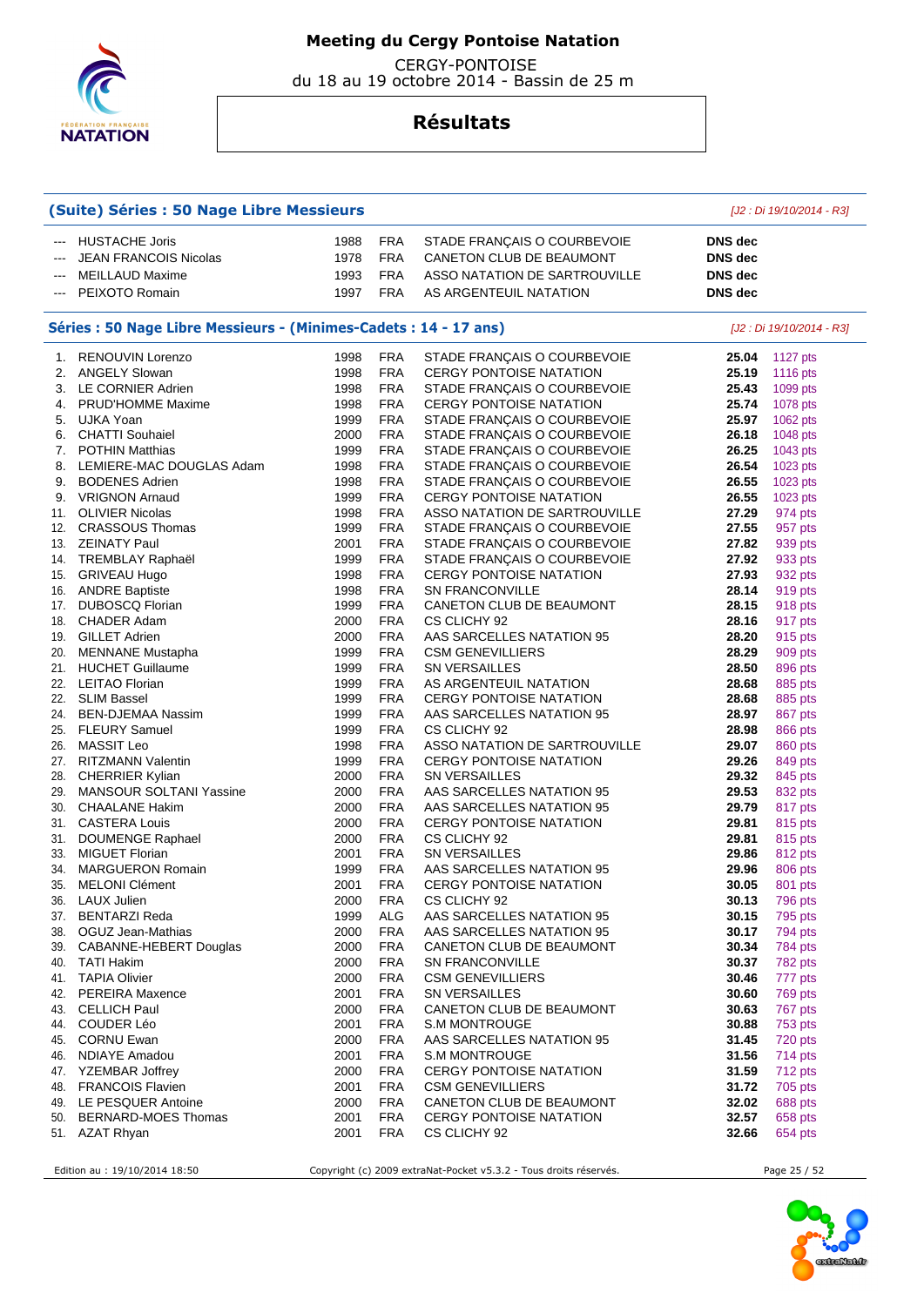# Meeting du Cergy Pontoise Natation

CERGY-PONTOISE
du 18 au 19 octobre 2014 - Bassin de 25 m

## Résultats

### (Suite) Séries : 50 Nage Libre Messieurs

*[J2 : Di 19/10/2014 - R3]*

| | Nom | Année | Nat. | Club | Temps | Points |
|---|---|---|---|---|---|---|
| --- | HUSTACHE Joris | 1988 | FRA | STADE FRANÇAIS O COURBEVOIE | DNS dec | |
| --- | JEAN FRANCOIS Nicolas | 1978 | FRA | CANETON CLUB DE BEAUMONT | DNS dec | |
| --- | MEILLAUD Maxime | 1993 | FRA | ASSO NATATION DE SARTROUVILLE | DNS dec | |
| --- | PEIXOTO Romain | 1997 | FRA | AS ARGENTEUIL NATATION | DNS dec | |

### Séries : 50 Nage Libre Messieurs - (Minimes-Cadets : 14 - 17 ans)

*[J2 : Di 19/10/2014 - R3]*

| Rang | Nom | Année | Nat. | Club | Temps | Points |
|---|---|---|---|---|---|---|
| 1. | RENOUVIN Lorenzo | 1998 | FRA | STADE FRANÇAIS O COURBEVOIE | 25.04 | 1127 pts |
| 2. | ANGELY Slowan | 1998 | FRA | CERGY PONTOISE NATATION | 25.19 | 1116 pts |
| 3. | LE CORNIER Adrien | 1998 | FRA | STADE FRANÇAIS O COURBEVOIE | 25.43 | 1099 pts |
| 4. | PRUD'HOMME Maxime | 1998 | FRA | CERGY PONTOISE NATATION | 25.74 | 1078 pts |
| 5. | UJKA Yoan | 1999 | FRA | STADE FRANÇAIS O COURBEVOIE | 25.97 | 1062 pts |
| 6. | CHATTI Souhaiel | 2000 | FRA | STADE FRANÇAIS O COURBEVOIE | 26.18 | 1048 pts |
| 7. | POTHIN Matthias | 1999 | FRA | STADE FRANÇAIS O COURBEVOIE | 26.25 | 1043 pts |
| 8. | LEMIERE-MAC DOUGLAS Adam | 1998 | FRA | STADE FRANÇAIS O COURBEVOIE | 26.54 | 1023 pts |
| 9. | BODENES Adrien | 1998 | FRA | STADE FRANÇAIS O COURBEVOIE | 26.55 | 1023 pts |
| 9. | VRIGNON Arnaud | 1999 | FRA | CERGY PONTOISE NATATION | 26.55 | 1023 pts |
| 11. | OLIVIER Nicolas | 1998 | FRA | ASSO NATATION DE SARTROUVILLE | 27.29 | 974 pts |
| 12. | CRASSOUS Thomas | 1999 | FRA | STADE FRANÇAIS O COURBEVOIE | 27.55 | 957 pts |
| 13. | ZEINATY Paul | 2001 | FRA | STADE FRANÇAIS O COURBEVOIE | 27.82 | 939 pts |
| 14. | TREMBLAY Raphaël | 1999 | FRA | STADE FRANÇAIS O COURBEVOIE | 27.92 | 933 pts |
| 15. | GRIVEAU Hugo | 1998 | FRA | CERGY PONTOISE NATATION | 27.93 | 932 pts |
| 16. | ANDRE Baptiste | 1998 | FRA | SN FRANCONVILLE | 28.14 | 919 pts |
| 17. | DUBOSCQ Florian | 1999 | FRA | CANETON CLUB DE BEAUMONT | 28.15 | 918 pts |
| 18. | CHADER Adam | 2000 | FRA | CS CLICHY 92 | 28.16 | 917 pts |
| 19. | GILLET Adrien | 2000 | FRA | AAS SARCELLES NATATION 95 | 28.20 | 915 pts |
| 20. | MENNANE Mustapha | 1999 | FRA | CSM GENEVILLIERS | 28.29 | 909 pts |
| 21. | HUCHET Guillaume | 1999 | FRA | SN VERSAILLES | 28.50 | 896 pts |
| 22. | LEITAO Florian | 1999 | FRA | AS ARGENTEUIL NATATION | 28.68 | 885 pts |
| 22. | SLIM Bassel | 1999 | FRA | CERGY PONTOISE NATATION | 28.68 | 885 pts |
| 24. | BEN-DJEMAA Nassim | 1999 | FRA | AAS SARCELLES NATATION 95 | 28.97 | 867 pts |
| 25. | FLEURY Samuel | 1999 | FRA | CS CLICHY 92 | 28.98 | 866 pts |
| 26. | MASSIT Leo | 1998 | FRA | ASSO NATATION DE SARTROUVILLE | 29.07 | 860 pts |
| 27. | RITZMANN Valentin | 1999 | FRA | CERGY PONTOISE NATATION | 29.26 | 849 pts |
| 28. | CHERRIER Kylian | 2000 | FRA | SN VERSAILLES | 29.32 | 845 pts |
| 29. | MANSOUR SOLTANI Yassine | 2000 | FRA | AAS SARCELLES NATATION 95 | 29.53 | 832 pts |
| 30. | CHAALANE Hakim | 2000 | FRA | AAS SARCELLES NATATION 95 | 29.79 | 817 pts |
| 31. | CASTERA Louis | 2000 | FRA | CERGY PONTOISE NATATION | 29.81 | 815 pts |
| 31. | DOUMENGE Raphael | 2000 | FRA | CS CLICHY 92 | 29.81 | 815 pts |
| 33. | MIGUET Florian | 2001 | FRA | SN VERSAILLES | 29.86 | 812 pts |
| 34. | MARGUERON Romain | 1999 | FRA | AAS SARCELLES NATATION 95 | 29.96 | 806 pts |
| 35. | MELONI Clément | 2001 | FRA | CERGY PONTOISE NATATION | 30.05 | 801 pts |
| 36. | LAUX Julien | 2000 | FRA | CS CLICHY 92 | 30.13 | 796 pts |
| 37. | BENTARZI Reda | 1999 | ALG | AAS SARCELLES NATATION 95 | 30.15 | 795 pts |
| 38. | OGUZ Jean-Mathias | 2000 | FRA | AAS SARCELLES NATATION 95 | 30.17 | 794 pts |
| 39. | CABANNE-HEBERT Douglas | 2000 | FRA | CANETON CLUB DE BEAUMONT | 30.34 | 784 pts |
| 40. | TATI Hakim | 2000 | FRA | SN FRANCONVILLE | 30.37 | 782 pts |
| 41. | TAPIA Olivier | 2000 | FRA | CSM GENEVILLIERS | 30.46 | 777 pts |
| 42. | PEREIRA Maxence | 2001 | FRA | SN VERSAILLES | 30.60 | 769 pts |
| 43. | CELLICH Paul | 2000 | FRA | CANETON CLUB DE BEAUMONT | 30.63 | 767 pts |
| 44. | COUDER Léo | 2001 | FRA | S.M MONTROUGE | 30.88 | 753 pts |
| 45. | CORNU Ewan | 2000 | FRA | AAS SARCELLES NATATION 95 | 31.45 | 720 pts |
| 46. | NDIAYE Amadou | 2001 | FRA | S.M MONTROUGE | 31.56 | 714 pts |
| 47. | YZEMBAR Joffrey | 2000 | FRA | CERGY PONTOISE NATATION | 31.59 | 712 pts |
| 48. | FRANCOIS Flavien | 2001 | FRA | CSM GENEVILLIERS | 31.72 | 705 pts |
| 49. | LE PESQUER Antoine | 2000 | FRA | CANETON CLUB DE BEAUMONT | 32.02 | 688 pts |
| 50. | BERNARD-MOES Thomas | 2001 | FRA | CERGY PONTOISE NATATION | 32.57 | 658 pts |
| 51. | AZAT Rhyan | 2001 | FRA | CS CLICHY 92 | 32.66 | 654 pts |

Edition au : 19/10/2014 18:50 — Copyright (c) 2009 extraNat-Pocket v5.3.2 - Tous droits réservés.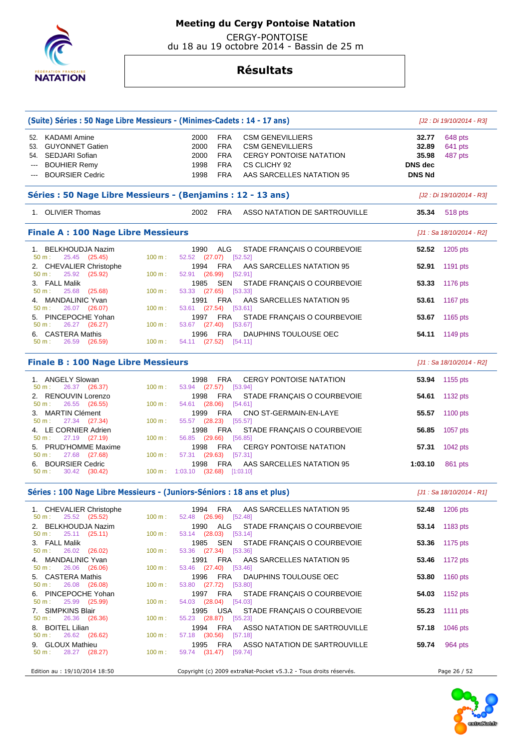# Meeting du Cergy Pontoise Natation

CERGY-PONTOISE
du 18 au 19 octobre 2014 - Bassin de 25 m

## Résultats

### (Suite) Séries : 50 Nage Libre Messieurs - (Minimes-Cadets : 14 - 17 ans)

*[J2 : Di 19/10/2014 - R3]*

| Rang | Nom | Année | Nat. | Club | Temps | Points |
|---|---|---|---|---|---|---|
| 52. | KADAMI Amine | 2000 | FRA | CSM GENEVILLIERS | **32.77** | 648 pts |
| 53. | GUYONNET Gatien | 2000 | FRA | CSM GENEVILLIERS | **32.89** | 641 pts |
| 54. | SEDJARI Sofian | 2000 | FRA | CERGY PONTOISE NATATION | **35.98** | 487 pts |
| --- | BOUHIER Remy | 1998 | FRA | CS CLICHY 92 | **DNS dec** | |
| --- | BOURSIER Cedric | 1998 | FRA | AAS SARCELLES NATATION 95 | **DNS Nd** | |

### Séries : 50 Nage Libre Messieurs - (Benjamins : 12 - 13 ans)

*[J2 : Di 19/10/2014 - R3]*

| Rang | Nom | Année | Nat. | Club | Temps | Points |
|---|---|---|---|---|---|---|
| 1. | OLIVIER Thomas | 2002 | FRA | ASSO NATATION DE SARTROUVILLE | **35.34** | 518 pts |

### Finale A : 100 Nage Libre Messieurs

*[J1 : Sa 18/10/2014 - R2]*

| Rang | Nom | Année | Nat. | Club | Temps | Points | 50 m | 100 m |
|---|---|---|---|---|---|---|---|---|
| 1. | BELKHOUDJA Nazim | 1990 | ALG | STADE FRANÇAIS O COURBEVOIE | **52.52** | 1205 pts | 25.45 (25.45) | 52.52 (27.07) [52.52] |
| 2. | CHEVALIER Christophe | 1994 | FRA | AAS SARCELLES NATATION 95 | **52.91** | 1191 pts | 25.92 (25.92) | 52.91 (26.99) [52.91] |
| 3. | FALL Malik | 1985 | SEN | STADE FRANÇAIS O COURBEVOIE | **53.33** | 1176 pts | 25.68 (25.68) | 53.33 (27.65) [53.33] |
| 4. | MANDALINIC Yvan | 1991 | FRA | AAS SARCELLES NATATION 95 | **53.61** | 1167 pts | 26.07 (26.07) | 53.61 (27.54) [53.61] |
| 5. | PINCEPOCHE Yohan | 1997 | FRA | STADE FRANÇAIS O COURBEVOIE | **53.67** | 1165 pts | 26.27 (26.27) | 53.67 (27.40) [53.67] |
| 6. | CASTERA Mathis | 1996 | FRA | DAUPHINS TOULOUSE OEC | **54.11** | 1149 pts | 26.59 (26.59) | 54.11 (27.52) [54.11] |

### Finale B : 100 Nage Libre Messieurs

*[J1 : Sa 18/10/2014 - R2]*

| Rang | Nom | Année | Nat. | Club | Temps | Points | 50 m | 100 m |
|---|---|---|---|---|---|---|---|---|
| 1. | ANGELY Slowan | 1998 | FRA | CERGY PONTOISE NATATION | **53.94** | 1155 pts | 26.37 (26.37) | 53.94 (27.57) [53.94] |
| 2. | RENOUVIN Lorenzo | 1998 | FRA | STADE FRANÇAIS O COURBEVOIE | **54.61** | 1132 pts | 26.55 (26.55) | 54.61 (28.06) [54.61] |
| 3. | MARTIN Clément | 1999 | FRA | CNO ST-GERMAIN-EN-LAYE | **55.57** | 1100 pts | 27.34 (27.34) | 55.57 (28.23) [55.57] |
| 4. | LE CORNIER Adrien | 1998 | FRA | STADE FRANÇAIS O COURBEVOIE | **56.85** | 1057 pts | 27.19 (27.19) | 56.85 (29.66) [56.85] |
| 5. | PRUD'HOMME Maxime | 1998 | FRA | CERGY PONTOISE NATATION | **57.31** | 1042 pts | 27.68 (27.68) | 57.31 (29.63) [57.31] |
| 6. | BOURSIER Cedric | 1998 | FRA | AAS SARCELLES NATATION 95 | **1:03.10** | 861 pts | 30.42 (30.42) | 1:03.10 (32.68) [1:03.10] |

### Séries : 100 Nage Libre Messieurs - (Juniors-Séniors : 18 ans et plus)

*[J1 : Sa 18/10/2014 - R1]*

| Rang | Nom | Année | Nat. | Club | Temps | Points | 50 m | 100 m |
|---|---|---|---|---|---|---|---|---|
| 1. | CHEVALIER Christophe | 1994 | FRA | AAS SARCELLES NATATION 95 | **52.48** | 1206 pts | 25.52 (25.52) | 52.48 (26.96) [52.48] |
| 2. | BELKHOUDJA Nazim | 1990 | ALG | STADE FRANÇAIS O COURBEVOIE | **53.14** | 1183 pts | 25.11 (25.11) | 53.14 (28.03) [53.14] |
| 3. | FALL Malik | 1985 | SEN | STADE FRANÇAIS O COURBEVOIE | **53.36** | 1175 pts | 26.02 (26.02) | 53.36 (27.34) [53.36] |
| 4. | MANDALINIC Yvan | 1991 | FRA | AAS SARCELLES NATATION 95 | **53.46** | 1172 pts | 26.06 (26.06) | 53.46 (27.40) [53.46] |
| 5. | CASTERA Mathis | 1996 | FRA | DAUPHINS TOULOUSE OEC | **53.80** | 1160 pts | 26.08 (26.08) | 53.80 (27.72) [53.80] |
| 6. | PINCEPOCHE Yohan | 1997 | FRA | STADE FRANÇAIS O COURBEVOIE | **54.03** | 1152 pts | 25.99 (25.99) | 54.03 (28.04) [54.03] |
| 7. | SIMPKINS Blair | 1995 | USA | STADE FRANÇAIS O COURBEVOIE | **55.23** | 1111 pts | 26.36 (26.36) | 55.23 (28.87) [55.23] |
| 8. | BOITEL Lilian | 1994 | FRA | ASSO NATATION DE SARTROUVILLE | **57.18** | 1046 pts | 26.62 (26.62) | 57.18 (30.56) [57.18] |
| 9. | GLOUX Mathieu | 1995 | FRA | ASSO NATATION DE SARTROUVILLE | **59.74** | 964 pts | 28.27 (28.27) | 59.74 (31.47) [59.74] |

Edition au : 19/10/2014 18:50 — Copyright (c) 2009 extraNat-Pocket v5.3.2 - Tous droits réservés.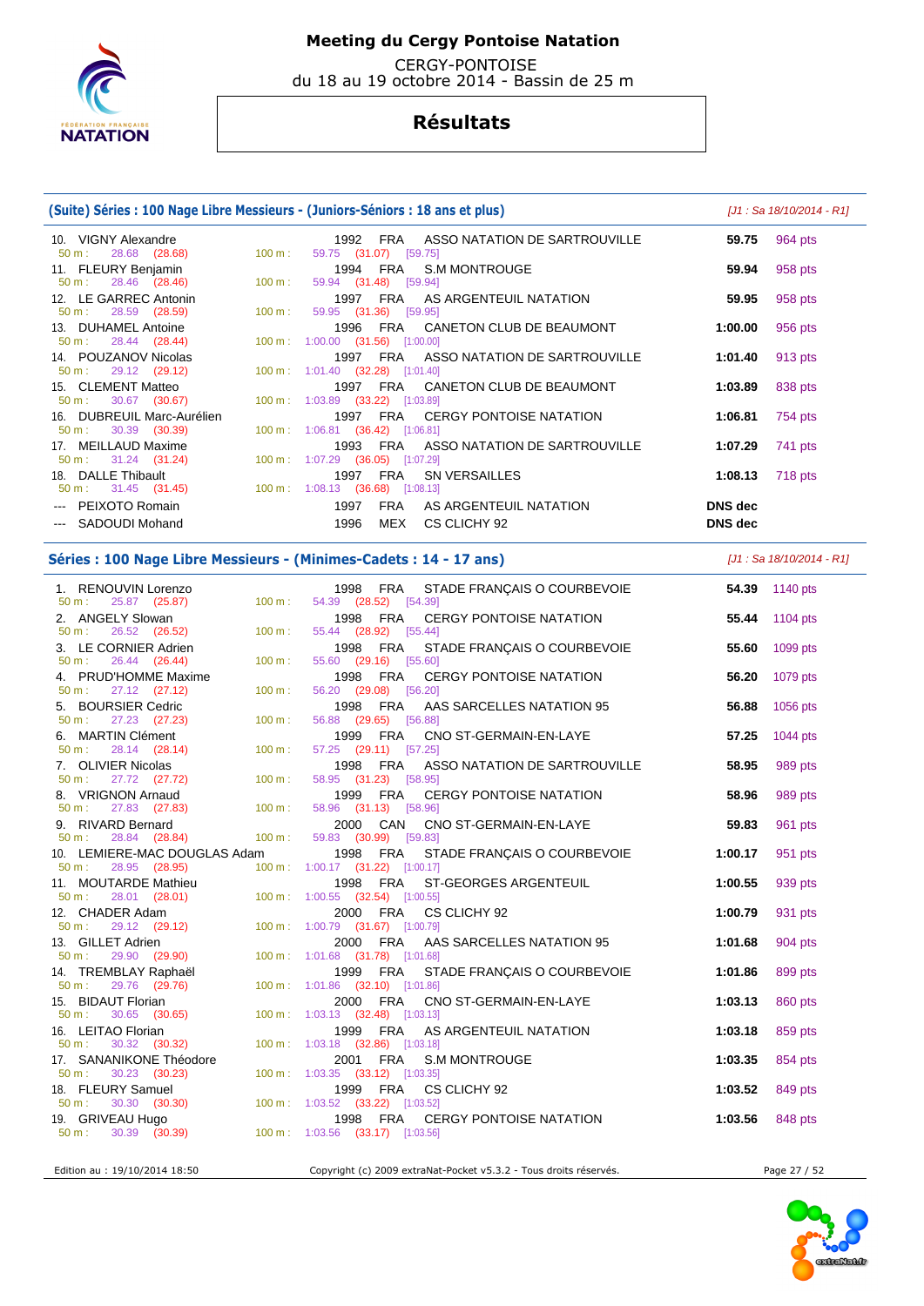# Meeting du Cergy Pontoise Natation

CERGY-PONTOISE
du 18 au 19 octobre 2014 - Bassin de 25 m

## Résultats

### (Suite) Séries : 100 Nage Libre Messieurs - (Juniors-Séniors : 18 ans et plus)

*[J1 : Sa 18/10/2014 - R1]*

| Rang | Nom | Année | Nat. | Club | Temps | Points |
|---|---|---|---|---|---|---|
| 10. | VIGNY Alexandre | 1992 | FRA | ASSO NATATION DE SARTROUVILLE | 59.75 | 964 pts |
| | 50 m : 28.68 (28.68) — 100 m : 59.75 (31.07) [59.75] | | | | | |
| 11. | FLEURY Benjamin | 1994 | FRA | S.M MONTROUGE | 59.94 | 958 pts |
| | 50 m : 28.46 (28.46) — 100 m : 59.94 (31.48) [59.94] | | | | | |
| 12. | LE GARREC Antonin | 1997 | FRA | AS ARGENTEUIL NATATION | 59.95 | 958 pts |
| | 50 m : 28.59 (28.59) — 100 m : 59.95 (31.36) [59.95] | | | | | |
| 13. | DUHAMEL Antoine | 1996 | FRA | CANETON CLUB DE BEAUMONT | 1:00.00 | 956 pts |
| | 50 m : 28.44 (28.44) — 100 m : 1:00.00 (31.56) [1:00.00] | | | | | |
| 14. | POUZANOV Nicolas | 1997 | FRA | ASSO NATATION DE SARTROUVILLE | 1:01.40 | 913 pts |
| | 50 m : 29.12 (29.12) — 100 m : 1:01.40 (32.28) [1:01.40] | | | | | |
| 15. | CLEMENT Matteo | 1997 | FRA | CANETON CLUB DE BEAUMONT | 1:03.89 | 838 pts |
| | 50 m : 30.67 (30.67) — 100 m : 1:03.89 (33.22) [1:03.89] | | | | | |
| 16. | DUBREUIL Marc-Aurélien | 1997 | FRA | CERGY PONTOISE NATATION | 1:06.81 | 754 pts |
| | 50 m : 30.39 (30.39) — 100 m : 1:06.81 (36.42) [1:06.81] | | | | | |
| 17. | MEILLAUD Maxime | 1993 | FRA | ASSO NATATION DE SARTROUVILLE | 1:07.29 | 741 pts |
| | 50 m : 31.24 (31.24) — 100 m : 1:07.29 (36.05) [1:07.29] | | | | | |
| 18. | DALLE Thibault | 1997 | FRA | SN VERSAILLES | 1:08.13 | 718 pts |
| | 50 m : 31.45 (31.45) — 100 m : 1:08.13 (36.68) [1:08.13] | | | | | |
| --- | PEIXOTO Romain | 1997 | FRA | AS ARGENTEUIL NATATION | DNS dec | |
| --- | SADOUDI Mohand | 1996 | MEX | CS CLICHY 92 | DNS dec | |

### Séries : 100 Nage Libre Messieurs - (Minimes-Cadets : 14 - 17 ans)

*[J1 : Sa 18/10/2014 - R1]*

| Rang | Nom | Année | Nat. | Club | Temps | Points |
|---|---|---|---|---|---|---|
| 1. | RENOUVIN Lorenzo | 1998 | FRA | STADE FRANÇAIS O COURBEVOIE | 54.39 | 1140 pts |
| | 50 m : 25.87 (25.87) — 100 m : 54.39 (28.52) [54.39] | | | | | |
| 2. | ANGELY Slowan | 1998 | FRA | CERGY PONTOISE NATATION | 55.44 | 1104 pts |
| | 50 m : 26.52 (26.52) — 100 m : 55.44 (28.92) [55.44] | | | | | |
| 3. | LE CORNIER Adrien | 1998 | FRA | STADE FRANÇAIS O COURBEVOIE | 55.60 | 1099 pts |
| | 50 m : 26.44 (26.44) — 100 m : 55.60 (29.16) [55.60] | | | | | |
| 4. | PRUD'HOMME Maxime | 1998 | FRA | CERGY PONTOISE NATATION | 56.20 | 1079 pts |
| | 50 m : 27.12 (27.12) — 100 m : 56.20 (29.08) [56.20] | | | | | |
| 5. | BOURSIER Cedric | 1998 | FRA | AAS SARCELLES NATATION 95 | 56.88 | 1056 pts |
| | 50 m : 27.23 (27.23) — 100 m : 56.88 (29.65) [56.88] | | | | | |
| 6. | MARTIN Clément | 1999 | FRA | CNO ST-GERMAIN-EN-LAYE | 57.25 | 1044 pts |
| | 50 m : 28.14 (28.14) — 100 m : 57.25 (29.11) [57.25] | | | | | |
| 7. | OLIVIER Nicolas | 1998 | FRA | ASSO NATATION DE SARTROUVILLE | 58.95 | 989 pts |
| | 50 m : 27.72 (27.72) — 100 m : 58.95 (31.23) [58.95] | | | | | |
| 8. | VRIGNON Arnaud | 1999 | FRA | CERGY PONTOISE NATATION | 58.96 | 989 pts |
| | 50 m : 27.83 (27.83) — 100 m : 58.96 (31.13) [58.96] | | | | | |
| 9. | RIVARD Bernard | 2000 | CAN | CNO ST-GERMAIN-EN-LAYE | 59.83 | 961 pts |
| | 50 m : 28.84 (28.84) — 100 m : 59.83 (30.99) [59.83] | | | | | |
| 10. | LEMIERE-MAC DOUGLAS Adam | 1998 | FRA | STADE FRANÇAIS O COURBEVOIE | 1:00.17 | 951 pts |
| | 50 m : 28.95 (28.95) — 100 m : 1:00.17 (31.22) [1:00.17] | | | | | |
| 11. | MOUTARDE Mathieu | 1998 | FRA | ST-GEORGES ARGENTEUIL | 1:00.55 | 939 pts |
| | 50 m : 28.01 (28.01) — 100 m : 1:00.55 (32.54) [1:00.55] | | | | | |
| 12. | CHADER Adam | 2000 | FRA | CS CLICHY 92 | 1:00.79 | 931 pts |
| | 50 m : 29.12 (29.12) — 100 m : 1:00.79 (31.67) [1:00.79] | | | | | |
| 13. | GILLET Adrien | 2000 | FRA | AAS SARCELLES NATATION 95 | 1:01.68 | 904 pts |
| | 50 m : 29.90 (29.90) — 100 m : 1:01.68 (31.78) [1:01.68] | | | | | |
| 14. | TREMBLAY Raphaël | 1999 | FRA | STADE FRANÇAIS O COURBEVOIE | 1:01.86 | 899 pts |
| | 50 m : 29.76 (29.76) — 100 m : 1:01.86 (32.10) [1:01.86] | | | | | |
| 15. | BIDAUT Florian | 2000 | FRA | CNO ST-GERMAIN-EN-LAYE | 1:03.13 | 860 pts |
| | 50 m : 30.65 (30.65) — 100 m : 1:03.13 (32.48) [1:03.13] | | | | | |
| 16. | LEITAO Florian | 1999 | FRA | AS ARGENTEUIL NATATION | 1:03.18 | 859 pts |
| | 50 m : 30.32 (30.32) — 100 m : 1:03.18 (32.86) [1:03.18] | | | | | |
| 17. | SANANIKONE Théodore | 2001 | FRA | S.M MONTROUGE | 1:03.35 | 854 pts |
| | 50 m : 30.23 (30.23) — 100 m : 1:03.35 (33.12) [1:03.35] | | | | | |
| 18. | FLEURY Samuel | 1999 | FRA | CS CLICHY 92 | 1:03.52 | 849 pts |
| | 50 m : 30.30 (30.30) — 100 m : 1:03.52 (33.22) [1:03.52] | | | | | |
| 19. | GRIVEAU Hugo | 1998 | FRA | CERGY PONTOISE NATATION | 1:03.56 | 848 pts |
| | 50 m : 30.39 (30.39) — 100 m : 1:03.56 (33.17) [1:03.56] | | | | | |

Edition au : 19/10/2014 18:50 — Copyright (c) 2009 extraNat-Pocket v5.3.2 - Tous droits réservés.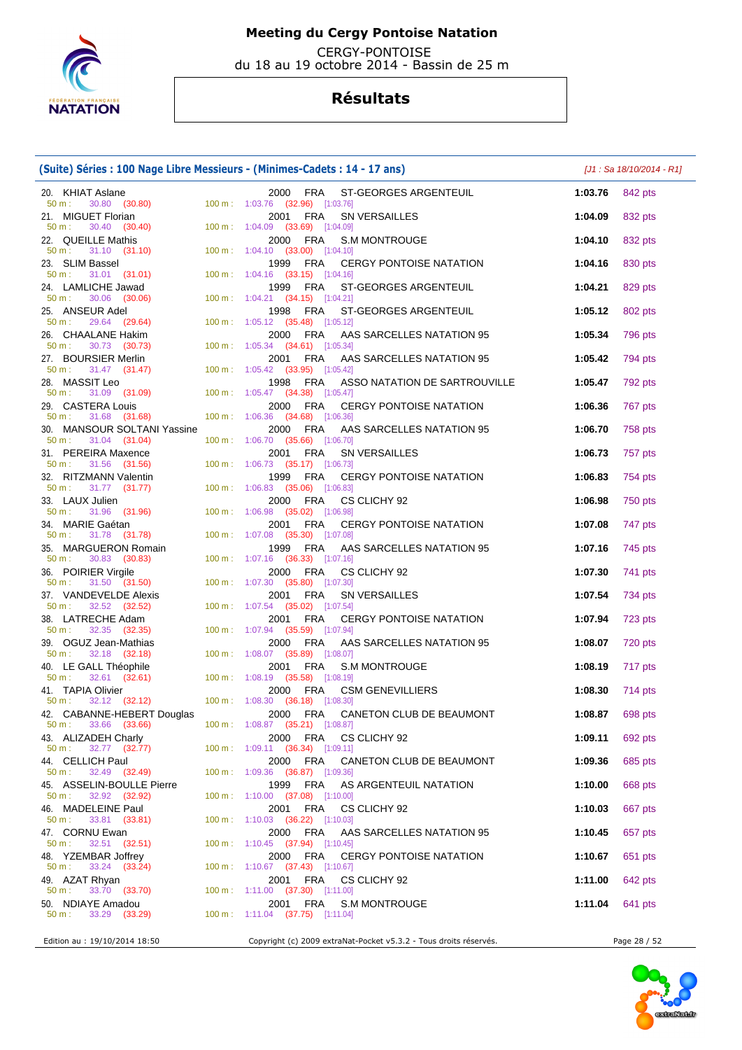# Meeting du Cergy Pontoise Natation

CERGY-PONTOISE
du 18 au 19 octobre 2014 - Bassin de 25 m

## Résultats

### (Suite) Séries : 100 Nage Libre Messieurs - (Minimes-Cadets : 14 - 17 ans)

*[J1 : Sa 18/10/2014 - R1]*

| Rg | Nom | Année | Nat. | Club | Temps | Points |
|---|---|---|---|---|---|---|
| 20. | KHIAT Aslane | 2000 | FRA | ST-GEORGES ARGENTEUIL | 1:03.76 | 842 pts |
| | 50 m : 30.80 (30.80) — 100 m : 1:03.76 (32.96) [1:03.76] | | | | | |
| 21. | MIGUET Florian | 2001 | FRA | SN VERSAILLES | 1:04.09 | 832 pts |
| | 50 m : 30.40 (30.40) — 100 m : 1:04.09 (33.69) [1:04.09] | | | | | |
| 22. | QUEILLE Mathis | 2000 | FRA | S.M MONTROUGE | 1:04.10 | 832 pts |
| | 50 m : 31.10 (31.10) — 100 m : 1:04.10 (33.00) [1:04.10] | | | | | |
| 23. | SLIM Bassel | 1999 | FRA | CERGY PONTOISE NATATION | 1:04.16 | 830 pts |
| | 50 m : 31.01 (31.01) — 100 m : 1:04.16 (33.15) [1:04.16] | | | | | |
| 24. | LAMLICHE Jawad | 1999 | FRA | ST-GEORGES ARGENTEUIL | 1:04.21 | 829 pts |
| | 50 m : 30.06 (30.06) — 100 m : 1:04.21 (34.15) [1:04.21] | | | | | |
| 25. | ANSEUR Adel | 1998 | FRA | ST-GEORGES ARGENTEUIL | 1:05.12 | 802 pts |
| | 50 m : 29.64 (29.64) — 100 m : 1:05.12 (35.48) [1:05.12] | | | | | |
| 26. | CHAALANE Hakim | 2000 | FRA | AAS SARCELLES NATATION 95 | 1:05.34 | 796 pts |
| | 50 m : 30.73 (30.73) — 100 m : 1:05.34 (34.61) [1:05.34] | | | | | |
| 27. | BOURSIER Merlin | 2001 | FRA | AAS SARCELLES NATATION 95 | 1:05.42 | 794 pts |
| | 50 m : 31.47 (31.47) — 100 m : 1:05.42 (33.95) [1:05.42] | | | | | |
| 28. | MASSIT Leo | 1998 | FRA | ASSO NATATION DE SARTROUVILLE | 1:05.47 | 792 pts |
| | 50 m : 31.09 (31.09) — 100 m : 1:05.47 (34.38) [1:05.47] | | | | | |
| 29. | CASTERA Louis | 2000 | FRA | CERGY PONTOISE NATATION | 1:06.36 | 767 pts |
| | 50 m : 31.68 (31.68) — 100 m : 1:06.36 (34.68) [1:06.36] | | | | | |
| 30. | MANSOUR SOLTANI Yassine | 2000 | FRA | AAS SARCELLES NATATION 95 | 1:06.70 | 758 pts |
| | 50 m : 31.04 (31.04) — 100 m : 1:06.70 (35.66) [1:06.70] | | | | | |
| 31. | PEREIRA Maxence | 2001 | FRA | SN VERSAILLES | 1:06.73 | 757 pts |
| | 50 m : 31.56 (31.56) — 100 m : 1:06.73 (35.17) [1:06.73] | | | | | |
| 32. | RITZMANN Valentin | 1999 | FRA | CERGY PONTOISE NATATION | 1:06.83 | 754 pts |
| | 50 m : 31.77 (31.77) — 100 m : 1:06.83 (35.06) [1:06.83] | | | | | |
| 33. | LAUX Julien | 2000 | FRA | CS CLICHY 92 | 1:06.98 | 750 pts |
| | 50 m : 31.96 (31.96) — 100 m : 1:06.98 (35.02) [1:06.98] | | | | | |
| 34. | MARIE Gaétan | 2001 | FRA | CERGY PONTOISE NATATION | 1:07.08 | 747 pts |
| | 50 m : 31.78 (31.78) — 100 m : 1:07.08 (35.30) [1:07.08] | | | | | |
| 35. | MARGUERON Romain | 1999 | FRA | AAS SARCELLES NATATION 95 | 1:07.16 | 745 pts |
| | 50 m : 30.83 (30.83) — 100 m : 1:07.16 (36.33) [1:07.16] | | | | | |
| 36. | POIRIER Virgile | 2000 | FRA | CS CLICHY 92 | 1:07.30 | 741 pts |
| | 50 m : 31.50 (31.50) — 100 m : 1:07.30 (35.80) [1:07.30] | | | | | |
| 37. | VANDEVELDE Alexis | 2001 | FRA | SN VERSAILLES | 1:07.54 | 734 pts |
| | 50 m : 32.52 (32.52) — 100 m : 1:07.54 (35.02) [1:07.54] | | | | | |
| 38. | LATRECHE Adam | 2001 | FRA | CERGY PONTOISE NATATION | 1:07.94 | 723 pts |
| | 50 m : 32.35 (32.35) — 100 m : 1:07.94 (35.59) [1:07.94] | | | | | |
| 39. | OGUZ Jean-Mathias | 2000 | FRA | AAS SARCELLES NATATION 95 | 1:08.07 | 720 pts |
| | 50 m : 32.18 (32.18) — 100 m : 1:08.07 (35.89) [1:08.07] | | | | | |
| 40. | LE GALL Théophile | 2001 | FRA | S.M MONTROUGE | 1:08.19 | 717 pts |
| | 50 m : 32.61 (32.61) — 100 m : 1:08.19 (35.58) [1:08.19] | | | | | |
| 41. | TAPIA Olivier | 2000 | FRA | CSM GENEVILLIERS | 1:08.30 | 714 pts |
| | 50 m : 32.12 (32.12) — 100 m : 1:08.30 (36.18) [1:08.30] | | | | | |
| 42. | CABANNE-HEBERT Douglas | 2000 | FRA | CANETON CLUB DE BEAUMONT | 1:08.87 | 698 pts |
| | 50 m : 33.66 (33.66) — 100 m : 1:08.87 (35.21) [1:08.87] | | | | | |
| 43. | ALIZADEH Charly | 2000 | FRA | CS CLICHY 92 | 1:09.11 | 692 pts |
| | 50 m : 32.77 (32.77) — 100 m : 1:09.11 (36.34) [1:09.11] | | | | | |
| 44. | CELLICH Paul | 2000 | FRA | CANETON CLUB DE BEAUMONT | 1:09.36 | 685 pts |
| | 50 m : 32.49 (32.49) — 100 m : 1:09.36 (36.87) [1:09.36] | | | | | |
| 45. | ASSELIN-BOULLE Pierre | 1999 | FRA | AS ARGENTEUIL NATATION | 1:10.00 | 668 pts |
| | 50 m : 32.92 (32.92) — 100 m : 1:10.00 (37.08) [1:10.00] | | | | | |
| 46. | MADELEINE Paul | 2001 | FRA | CS CLICHY 92 | 1:10.03 | 667 pts |
| | 50 m : 33.81 (33.81) — 100 m : 1:10.03 (36.22) [1:10.03] | | | | | |
| 47. | CORNU Ewan | 2000 | FRA | AAS SARCELLES NATATION 95 | 1:10.45 | 657 pts |
| | 50 m : 32.51 (32.51) — 100 m : 1:10.45 (37.94) [1:10.45] | | | | | |
| 48. | YZEMBAR Joffrey | 2000 | FRA | CERGY PONTOISE NATATION | 1:10.67 | 651 pts |
| | 50 m : 33.24 (33.24) — 100 m : 1:10.67 (37.43) [1:10.67] | | | | | |
| 49. | AZAT Rhyan | 2001 | FRA | CS CLICHY 92 | 1:11.00 | 642 pts |
| | 50 m : 33.70 (33.70) — 100 m : 1:11.00 (37.30) [1:11.00] | | | | | |
| 50. | NDIAYE Amadou | 2001 | FRA | S.M MONTROUGE | 1:11.04 | 641 pts |
| | 50 m : 33.29 (33.29) — 100 m : 1:11.04 (37.75) [1:11.04] | | | | | |

Edition au : 19/10/2014 18:50 — Copyright (c) 2009 extraNat-Pocket v5.3.2 - Tous droits réservés.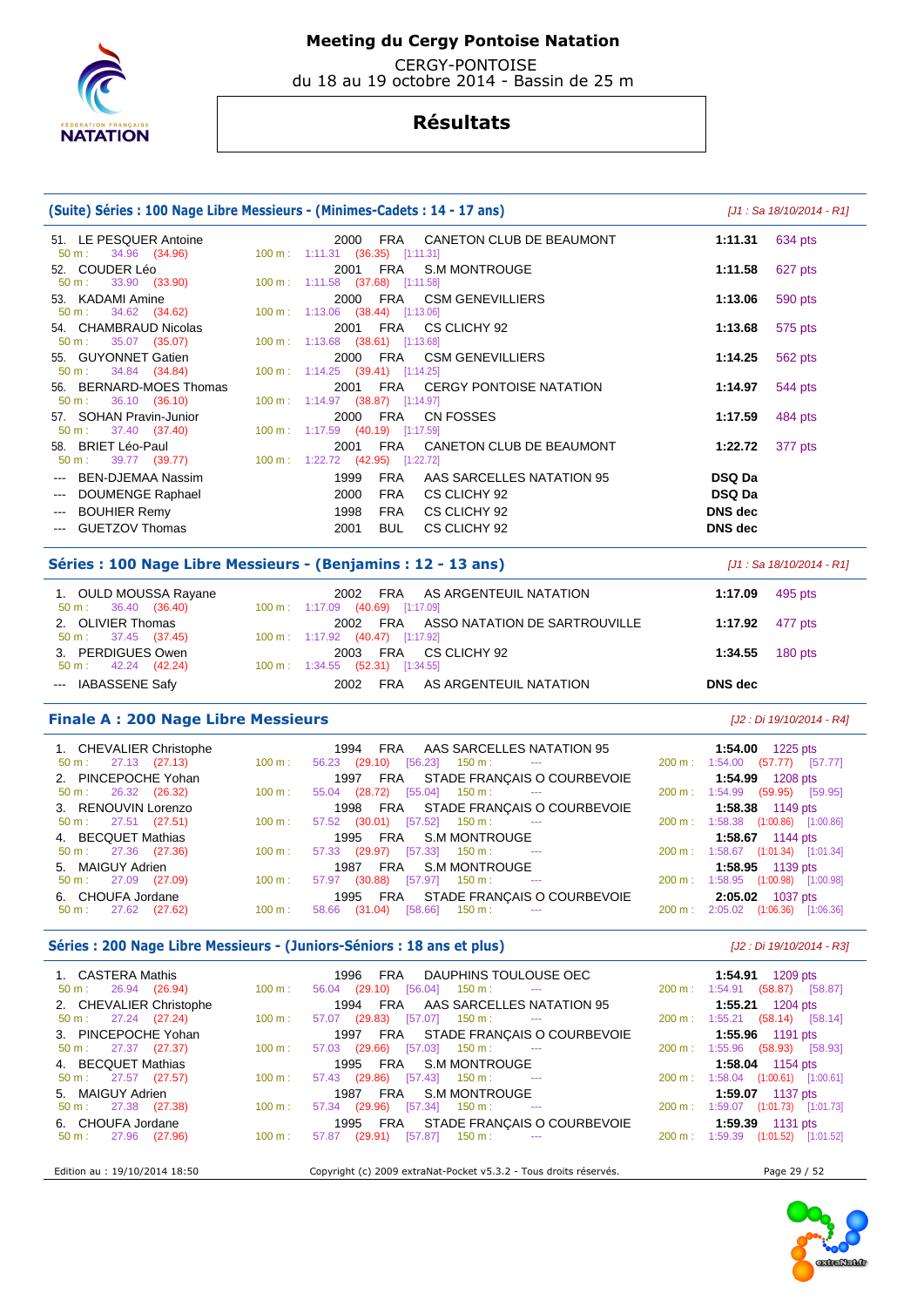# Meeting du Cergy Pontoise Natation

CERGY-PONTOISE
du 18 au 19 octobre 2014 - Bassin de 25 m

## Résultats

### (Suite) Séries : 100 Nage Libre Messieurs - (Minimes-Cadets : 14 - 17 ans)

*[J1 : Sa 18/10/2014 - R1]*

| Rang | Nom | Année | Nat. | Club | Temps | Points |
|---|---|---|---|---|---|---|
| 51. | LE PESQUER Antoine | 2000 | FRA | CANETON CLUB DE BEAUMONT | 1:11.31 | 634 pts |
| | 50 m : 34.96 (34.96) — 100 m : 1:11.31 (36.35) [1:11.31] | | | | | |
| 52. | COUDER Léo | 2001 | FRA | S.M MONTROUGE | 1:11.58 | 627 pts |
| | 50 m : 33.90 (33.90) — 100 m : 1:11.58 (37.68) [1:11.58] | | | | | |
| 53. | KADAMI Amine | 2000 | FRA | CSM GENEVILLIERS | 1:13.06 | 590 pts |
| | 50 m : 34.62 (34.62) — 100 m : 1:13.06 (38.44) [1:13.06] | | | | | |
| 54. | CHAMBRAUD Nicolas | 2001 | FRA | CS CLICHY 92 | 1:13.68 | 575 pts |
| | 50 m : 35.07 (35.07) — 100 m : 1:13.68 (38.61) [1:13.68] | | | | | |
| 55. | GUYONNET Gatien | 2000 | FRA | CSM GENEVILLIERS | 1:14.25 | 562 pts |
| | 50 m : 34.84 (34.84) — 100 m : 1:14.25 (39.41) [1:14.25] | | | | | |
| 56. | BERNARD-MOES Thomas | 2001 | FRA | CERGY PONTOISE NATATION | 1:14.97 | 544 pts |
| | 50 m : 36.10 (36.10) — 100 m : 1:14.97 (38.87) [1:14.97] | | | | | |
| 57. | SOHAN Pravin-Junior | 2000 | FRA | CN FOSSES | 1:17.59 | 484 pts |
| | 50 m : 37.40 (37.40) — 100 m : 1:17.59 (40.19) [1:17.59] | | | | | |
| 58. | BRIET Léo-Paul | 2001 | FRA | CANETON CLUB DE BEAUMONT | 1:22.72 | 377 pts |
| | 50 m : 39.77 (39.77) — 100 m : 1:22.72 (42.95) [1:22.72] | | | | | |
| --- | BEN-DJEMAA Nassim | 1999 | FRA | AAS SARCELLES NATATION 95 | DSQ Da | |
| --- | DOUMENGE Raphael | 2000 | FRA | CS CLICHY 92 | DSQ Da | |
| --- | BOUHIER Remy | 1998 | FRA | CS CLICHY 92 | DNS dec | |
| --- | GUETZOV Thomas | 2001 | BUL | CS CLICHY 92 | DNS dec | |

### Séries : 100 Nage Libre Messieurs - (Benjamins : 12 - 13 ans)

*[J1 : Sa 18/10/2014 - R1]*

| Rang | Nom | Année | Nat. | Club | Temps | Points |
|---|---|---|---|---|---|---|
| 1. | OULD MOUSSA Rayane | 2002 | FRA | AS ARGENTEUIL NATATION | 1:17.09 | 495 pts |
| | 50 m : 36.40 (36.40) — 100 m : 1:17.09 (40.69) [1:17.09] | | | | | |
| 2. | OLIVIER Thomas | 2002 | FRA | ASSO NATATION DE SARTROUVILLE | 1:17.92 | 477 pts |
| | 50 m : 37.45 (37.45) — 100 m : 1:17.92 (40.47) [1:17.92] | | | | | |
| 3. | PERDIGUES Owen | 2003 | FRA | CS CLICHY 92 | 1:34.55 | 180 pts |
| | 50 m : 42.24 (42.24) — 100 m : 1:34.55 (52.31) [1:34.55] | | | | | |
| --- | IABASSENE Safy | 2002 | FRA | AS ARGENTEUIL NATATION | DNS dec | |

### Finale A : 200 Nage Libre Messieurs

*[J2 : Di 19/10/2014 - R4]*

| Rang | Nom | Année | Nat. | Club | Temps | Points |
|---|---|---|---|---|---|---|
| 1. | CHEVALIER Christophe | 1994 | FRA | AAS SARCELLES NATATION 95 | 1:54.00 | 1225 pts |
| | 50 m : 27.13 (27.13) — 100 m : 56.23 (29.10) [56.23] — 150 m : --- — 200 m : 1:54.00 (57.77) [57.77] | | | | | |
| 2. | PINCEPOCHE Yohan | 1997 | FRA | STADE FRANÇAIS O COURBEVOIE | 1:54.99 | 1208 pts |
| | 50 m : 26.32 (26.32) — 100 m : 55.04 (28.72) [55.04] — 150 m : --- — 200 m : 1:54.99 (59.95) [59.95] | | | | | |
| 3. | RENOUVIN Lorenzo | 1998 | FRA | STADE FRANÇAIS O COURBEVOIE | 1:58.38 | 1149 pts |
| | 50 m : 27.51 (27.51) — 100 m : 57.52 (30.01) [57.52] — 150 m : --- — 200 m : 1:58.38 (1:00.86) [1:00.86] | | | | | |
| 4. | BECQUET Mathias | 1995 | FRA | S.M MONTROUGE | 1:58.67 | 1144 pts |
| | 50 m : 27.36 (27.36) — 100 m : 57.33 (29.97) [57.33] — 150 m : --- — 200 m : 1:58.67 (1:01.34) [1:01.34] | | | | | |
| 5. | MAIGUY Adrien | 1987 | FRA | S.M MONTROUGE | 1:58.95 | 1139 pts |
| | 50 m : 27.09 (27.09) — 100 m : 57.97 (30.88) [57.97] — 150 m : --- — 200 m : 1:58.95 (1:00.98) [1:00.98] | | | | | |
| 6. | CHOUFA Jordane | 1995 | FRA | STADE FRANÇAIS O COURBEVOIE | 2:05.02 | 1037 pts |
| | 50 m : 27.62 (27.62) — 100 m : 58.66 (31.04) [58.66] — 150 m : --- — 200 m : 2:05.02 (1:06.36) [1:06.36] | | | | | |

### Séries : 200 Nage Libre Messieurs - (Juniors-Séniors : 18 ans et plus)

*[J2 : Di 19/10/2014 - R3]*

| Rang | Nom | Année | Nat. | Club | Temps | Points |
|---|---|---|---|---|---|---|
| 1. | CASTERA Mathis | 1996 | FRA | DAUPHINS TOULOUSE OEC | 1:54.91 | 1209 pts |
| | 50 m : 26.94 (26.94) — 100 m : 56.04 (29.10) [56.04] — 150 m : --- — 200 m : 1:54.91 (58.87) [58.87] | | | | | |
| 2. | CHEVALIER Christophe | 1994 | FRA | AAS SARCELLES NATATION 95 | 1:55.21 | 1204 pts |
| | 50 m : 27.24 (27.24) — 100 m : 57.07 (29.83) [57.07] — 150 m : --- — 200 m : 1:55.21 (58.14) [58.14] | | | | | |
| 3. | PINCEPOCHE Yohan | 1997 | FRA | STADE FRANÇAIS O COURBEVOIE | 1:55.96 | 1191 pts |
| | 50 m : 27.37 (27.37) — 100 m : 57.03 (29.66) [57.03] — 150 m : --- — 200 m : 1:55.96 (58.93) [58.93] | | | | | |
| 4. | BECQUET Mathias | 1995 | FRA | S.M MONTROUGE | 1:58.04 | 1154 pts |
| | 50 m : 27.57 (27.57) — 100 m : 57.43 (29.86) [57.43] — 150 m : --- — 200 m : 1:58.04 (1:00.61) [1:00.61] | | | | | |
| 5. | MAIGUY Adrien | 1987 | FRA | S.M MONTROUGE | 1:59.07 | 1137 pts |
| | 50 m : 27.38 (27.38) — 100 m : 57.34 (29.96) [57.34] — 150 m : --- — 200 m : 1:59.07 (1:01.73) [1:01.73] | | | | | |
| 6. | CHOUFA Jordane | 1995 | FRA | STADE FRANÇAIS O COURBEVOIE | 1:59.39 | 1131 pts |
| | 50 m : 27.96 (27.96) — 100 m : 57.87 (29.91) [57.87] — 150 m : --- — 200 m : 1:59.39 (1:01.52) [1:01.52] | | | | | |

Edition au : 19/10/2014 18:50 — Copyright (c) 2009 extraNat-Pocket v5.3.2 - Tous droits réservés.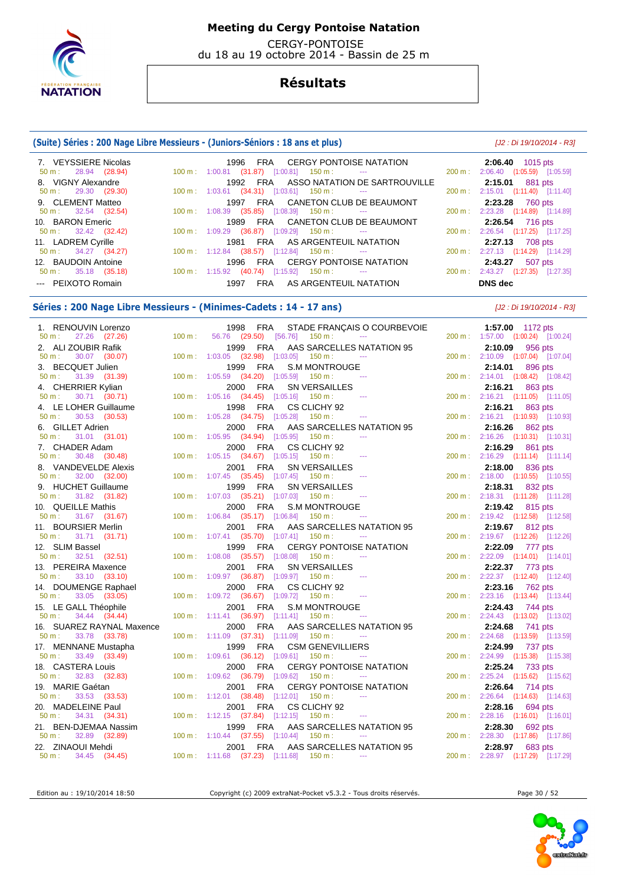# Meeting du Cergy Pontoise Natation

CERGY-PONTOISE
du 18 au 19 octobre 2014 - Bassin de 25 m

## Résultats

### (Suite) Séries : 200 Nage Libre Messieurs - (Juniors-Séniors : 18 ans et plus)

*[J2 : Di 19/10/2014 - R3]*

| Rang | Nom | Année | Nat. | Club | Temps | Points |
|---|---|---|---|---|---|---|
| 7. | VEYSSIERE Nicolas | 1996 | FRA | CERGY PONTOISE NATATION | 2:06.40 | 1015 pts |
| | 50 m : 28.94 (28.94) | 100 m : 1:00.81 (31.87) [1:00.81] | 150 m : --- | | 200 m : 2:06.40 (1:05.59) [1:05.59] | |
| 8. | VIGNY Alexandre | 1992 | FRA | ASSO NATATION DE SARTROUVILLE | 2:15.01 | 881 pts |
| | 50 m : 29.30 (29.30) | 100 m : 1:03.61 (34.31) [1:03.61] | 150 m : --- | | 200 m : 2:15.01 (1:11.40) [1:11.40] | |
| 9. | CLEMENT Matteo | 1997 | FRA | CANETON CLUB DE BEAUMONT | 2:23.28 | 760 pts |
| | 50 m : 32.54 (32.54) | 100 m : 1:08.39 (35.85) [1:08.39] | 150 m : --- | | 200 m : 2:23.28 (1:14.89) [1:14.89] | |
| 10. | BARON Emeric | 1989 | FRA | CANETON CLUB DE BEAUMONT | 2:26.54 | 716 pts |
| | 50 m : 32.42 (32.42) | 100 m : 1:09.29 (36.87) [1:09.29] | 150 m : --- | | 200 m : 2:26.54 (1:17.25) [1:17.25] | |
| 11. | LADREM Cyrille | 1981 | FRA | AS ARGENTEUIL NATATION | 2:27.13 | 708 pts |
| | 50 m : 34.27 (34.27) | 100 m : 1:12.84 (38.57) [1:12.84] | 150 m : --- | | 200 m : 2:27.13 (1:14.29) [1:14.29] | |
| 12. | BAUDOIN Antoine | 1996 | FRA | CERGY PONTOISE NATATION | 2:43.27 | 507 pts |
| | 50 m : 35.18 (35.18) | 100 m : 1:15.92 (40.74) [1:15.92] | 150 m : --- | | 200 m : 2:43.27 (1:27.35) [1:27.35] | |
| --- | PEIXOTO Romain | 1997 | FRA | AS ARGENTEUIL NATATION | DNS dec | |

### Séries : 200 Nage Libre Messieurs - (Minimes-Cadets : 14 - 17 ans)

*[J2 : Di 19/10/2014 - R3]*

| Rang | Nom | Année | Nat. | Club | Temps | Points |
|---|---|---|---|---|---|---|
| 1. | RENOUVIN Lorenzo | 1998 | FRA | STADE FRANÇAIS O COURBEVOIE | 1:57.00 | 1172 pts |
| | 50 m : 27.26 (27.26) | 100 m : 56.76 (29.50) [56.76] | 150 m : --- | | 200 m : 1:57.00 (1:00.24) [1:00.24] | |
| 2. | ALI ZOUBIR Rafik | 1999 | FRA | AAS SARCELLES NATATION 95 | 2:10.09 | 956 pts |
| | 50 m : 30.07 (30.07) | 100 m : 1:03.05 (32.98) [1:03.05] | 150 m : --- | | 200 m : 2:10.09 (1:07.04) [1:07.04] | |
| 3. | BECQUET Julien | 1999 | FRA | S.M MONTROUGE | 2:14.01 | 896 pts |
| | 50 m : 31.39 (31.39) | 100 m : 1:05.59 (34.20) [1:05.59] | 150 m : --- | | 200 m : 2:14.01 (1:08.42) [1:08.42] | |
| 4. | CHERRIER Kylian | 2000 | FRA | SN VERSAILLES | 2:16.21 | 863 pts |
| | 50 m : 30.71 (30.71) | 100 m : 1:05.16 (34.45) [1:05.16] | 150 m : --- | | 200 m : 2:16.21 (1:11.05) [1:11.05] | |
| 4. | LE LOHER Guillaume | 1998 | FRA | CS CLICHY 92 | 2:16.21 | 863 pts |
| | 50 m : 30.53 (30.53) | 100 m : 1:05.28 (34.75) [1:05.28] | 150 m : --- | | 200 m : 2:16.21 (1:10.93) [1:10.93] | |
| 6. | GILLET Adrien | 2000 | FRA | AAS SARCELLES NATATION 95 | 2:16.26 | 862 pts |
| | 50 m : 31.01 (31.01) | 100 m : 1:05.95 (34.94) [1:05.95] | 150 m : --- | | 200 m : 2:16.26 (1:10.31) [1:10.31] | |
| 7. | CHADER Adam | 2000 | FRA | CS CLICHY 92 | 2:16.29 | 861 pts |
| | 50 m : 30.48 (30.48) | 100 m : 1:05.15 (34.67) [1:05.15] | 150 m : --- | | 200 m : 2:16.29 (1:11.14) [1:11.14] | |
| 8. | VANDEVELDE Alexis | 2001 | FRA | SN VERSAILLES | 2:18.00 | 836 pts |
| | 50 m : 32.00 (32.00) | 100 m : 1:07.45 (35.45) [1:07.45] | 150 m : --- | | 200 m : 2:18.00 (1:10.55) [1:10.55] | |
| 9. | HUCHET Guillaume | 1999 | FRA | SN VERSAILLES | 2:18.31 | 832 pts |
| | 50 m : 31.82 (31.82) | 100 m : 1:07.03 (35.21) [1:07.03] | 150 m : --- | | 200 m : 2:18.31 (1:11.28) [1:11.28] | |
| 10. | QUEILLE Mathis | 2000 | FRA | S.M MONTROUGE | 2:19.42 | 815 pts |
| | 50 m : 31.67 (31.67) | 100 m : 1:06.84 (35.17) [1:06.84] | 150 m : --- | | 200 m : 2:19.42 (1:12.58) [1:12.58] | |
| 11. | BOURSIER Merlin | 2001 | FRA | AAS SARCELLES NATATION 95 | 2:19.67 | 812 pts |
| | 50 m : 31.71 (31.71) | 100 m : 1:07.41 (35.70) [1:07.41] | 150 m : --- | | 200 m : 2:19.67 (1:12.26) [1:12.26] | |
| 12. | SLIM Bassel | 1999 | FRA | CERGY PONTOISE NATATION | 2:22.09 | 777 pts |
| | 50 m : 32.51 (32.51) | 100 m : 1:08.08 (35.57) [1:08.08] | 150 m : --- | | 200 m : 2:22.09 (1:14.01) [1:14.01] | |
| 13. | PEREIRA Maxence | 2001 | FRA | SN VERSAILLES | 2:22.37 | 773 pts |
| | 50 m : 33.10 (33.10) | 100 m : 1:09.97 (36.87) [1:09.97] | 150 m : --- | | 200 m : 2:22.37 (1:12.40) [1:12.40] | |
| 14. | DOUMENGE Raphael | 2000 | FRA | CS CLICHY 92 | 2:23.16 | 762 pts |
| | 50 m : 33.05 (33.05) | 100 m : 1:09.72 (36.67) [1:09.72] | 150 m : --- | | 200 m : 2:23.16 (1:13.44) [1:13.44] | |
| 15. | LE GALL Théophile | 2001 | FRA | S.M MONTROUGE | 2:24.43 | 744 pts |
| | 50 m : 34.44 (34.44) | 100 m : 1:11.41 (36.97) [1:11.41] | 150 m : --- | | 200 m : 2:24.43 (1:13.02) [1:13.02] | |
| 16. | SUAREZ RAYNAL Maxence | 2000 | FRA | AAS SARCELLES NATATION 95 | 2:24.68 | 741 pts |
| | 50 m : 33.78 (33.78) | 100 m : 1:11.09 (37.31) [1:11.09] | 150 m : --- | | 200 m : 2:24.68 (1:13.59) [1:13.59] | |
| 17. | MENNANE Mustapha | 1999 | FRA | CSM GENEVILLIERS | 2:24.99 | 737 pts |
| | 50 m : 33.49 (33.49) | 100 m : 1:09.61 (36.12) [1:09.61] | 150 m : --- | | 200 m : 2:24.99 (1:15.38) [1:15.38] | |
| 18. | CASTERA Louis | 2000 | FRA | CERGY PONTOISE NATATION | 2:25.24 | 733 pts |
| | 50 m : 32.83 (32.83) | 100 m : 1:09.62 (36.79) [1:09.62] | 150 m : --- | | 200 m : 2:25.24 (1:15.62) [1:15.62] | |
| 19. | MARIE Gaétan | 2001 | FRA | CERGY PONTOISE NATATION | 2:26.64 | 714 pts |
| | 50 m : 33.53 (33.53) | 100 m : 1:12.01 (38.48) [1:12.01] | 150 m : --- | | 200 m : 2:26.64 (1:14.63) [1:14.63] | |
| 20. | MADELEINE Paul | 2001 | FRA | CS CLICHY 92 | 2:28.16 | 694 pts |
| | 50 m : 34.31 (34.31) | 100 m : 1:12.15 (37.84) [1:12.15] | 150 m : --- | | 200 m : 2:28.16 (1:16.01) [1:16.01] | |
| 21. | BEN-DJEMAA Nassim | 1999 | FRA | AAS SARCELLES NATATION 95 | 2:28.30 | 692 pts |
| | 50 m : 32.89 (32.89) | 100 m : 1:10.44 (37.55) [1:10.44] | 150 m : --- | | 200 m : 2:28.30 (1:17.86) [1:17.86] | |
| 22. | ZINAOUI Mehdi | 2001 | FRA | AAS SARCELLES NATATION 95 | 2:28.97 | 683 pts |
| | 50 m : 34.45 (34.45) | 100 m : 1:11.68 (37.23) [1:11.68] | 150 m : --- | | 200 m : 2:28.97 (1:17.29) [1:17.29] | |

Edition au : 19/10/2014 18:50 — Copyright (c) 2009 extraNat-Pocket v5.3.2 - Tous droits réservés.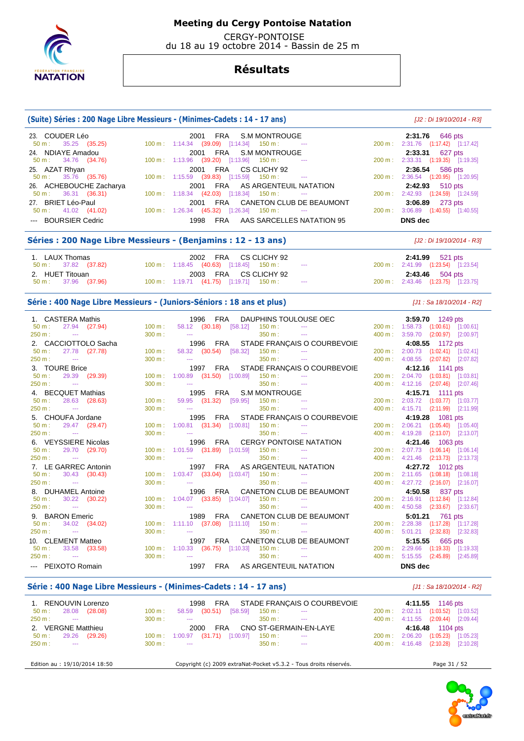# Meeting du Cergy Pontoise Natation

CERGY-PONTOISE
du 18 au 19 octobre 2014 - Bassin de 25 m

## Résultats

### (Suite) Séries : 200 Nage Libre Messieurs - (Minimes-Cadets : 14 - 17 ans)

[J2 : Di 19/10/2014 - R3]

| Rang | Nom | Année | Nat. | Club | Temps | Points |
|---|---|---|---|---|---|---|
| 23. | COUDER Léo | 2001 | FRA | S.M MONTROUGE | 2:31.76 | 646 pts |
| | 50 m : 35.25 (35.25) — 100 m : 1:14.34 (39.09) [1:14.34] — 150 m : --- — 200 m : 2:31.76 (1:17.42) [1:17.42] | | | | | |
| 24. | NDIAYE Amadou | 2001 | FRA | S.M MONTROUGE | 2:33.31 | 627 pts |
| | 50 m : 34.76 (34.76) — 100 m : 1:13.96 (39.20) [1:13.96] — 150 m : --- — 200 m : 2:33.31 (1:19.35) [1:19.35] | | | | | |
| 25. | AZAT Rhyan | 2001 | FRA | CS CLICHY 92 | 2:36.54 | 586 pts |
| | 50 m : 35.76 (35.76) — 100 m : 1:15.59 (39.83) [1:15.59] — 150 m : --- — 200 m : 2:36.54 (1:20.95) [1:20.95] | | | | | |
| 26. | ACHEBOUCHE Zacharya | 2001 | FRA | AS ARGENTEUIL NATATION | 2:42.93 | 510 pts |
| | 50 m : 36.31 (36.31) — 100 m : 1:18.34 (42.03) [1:18.34] — 150 m : --- — 200 m : 2:42.93 (1:24.59) [1:24.59] | | | | | |
| 27. | BRIET Léo-Paul | 2001 | FRA | CANETON CLUB DE BEAUMONT | 3:06.89 | 273 pts |
| | 50 m : 41.02 (41.02) — 100 m : 1:26.34 (45.32) [1:26.34] — 150 m : --- — 200 m : 3:06.89 (1:40.55) [1:40.55] | | | | | |
| --- | BOURSIER Cedric | 1998 | FRA | AAS SARCELLES NATATION 95 | DNS dec | |

### Séries : 200 Nage Libre Messieurs - (Benjamins : 12 - 13 ans)

[J2 : Di 19/10/2014 - R3]

| Rang | Nom | Année | Nat. | Club | Temps | Points |
|---|---|---|---|---|---|---|
| 1. | LAUX Thomas | 2002 | FRA | CS CLICHY 92 | 2:41.99 | 521 pts |
| | 50 m : 37.82 (37.82) — 100 m : 1:18.45 (40.63) [1:18.45] — 150 m : --- — 200 m : 2:41.99 (1:23.54) [1:23.54] | | | | | |
| 2. | HUET Titouan | 2003 | FRA | CS CLICHY 92 | 2:43.46 | 504 pts |
| | 50 m : 37.96 (37.96) — 100 m : 1:19.71 (41.75) [1:19.71] — 150 m : --- — 200 m : 2:43.46 (1:23.75) [1:23.75] | | | | | |

### Série : 400 Nage Libre Messieurs - (Juniors-Séniors : 18 ans et plus)

[J1 : Sa 18/10/2014 - R2]

| Rang | Nom | Année | Nat. | Club | Temps | Points |
|---|---|---|---|---|---|---|
| 1. | CASTERA Mathis | 1996 | FRA | DAUPHINS TOULOUSE OEC | 3:59.70 | 1249 pts |
| | 50 m : 27.94 (27.94) — 100 m : 58.12 (30.18) [58.12] — 150 m : --- — 200 m : 1:58.73 (1:00.61) [1:00.61] — 250 m : --- — 300 m : --- — 350 m : --- — 400 m : 3:59.70 (2:00.97) [2:00.97] | | | | | |
| 2. | CACCIOTTOLO Sacha | 1996 | FRA | STADE FRANÇAIS O COURBEVOIE | 4:08.55 | 1172 pts |
| | 50 m : 27.78 (27.78) — 100 m : 58.32 (30.54) [58.32] — 150 m : --- — 200 m : 2:00.73 (1:02.41) [1:02.41] — 250 m : --- — 300 m : --- — 350 m : --- — 400 m : 4:08.55 (2:07.82) [2:07.82] | | | | | |
| 3. | TOURE Brice | 1997 | FRA | STADE FRANÇAIS O COURBEVOIE | 4:12.16 | 1141 pts |
| | 50 m : 29.39 (29.39) — 100 m : 1:00.89 (31.50) [1:00.89] — 150 m : --- — 200 m : 2:04.70 (1:03.81) [1:03.81] — 250 m : --- — 300 m : --- — 350 m : --- — 400 m : 4:12.16 (2:07.46) [2:07.46] | | | | | |
| 4. | BECQUET Mathias | 1995 | FRA | S.M MONTROUGE | 4:15.71 | 1111 pts |
| | 50 m : 28.63 (28.63) — 100 m : 59.95 (31.32) [59.95] — 150 m : --- — 200 m : 2:03.72 (1:03.77) [1:03.77] — 250 m : --- — 300 m : --- — 350 m : --- — 400 m : 4:15.71 (2:11.99) [2:11.99] | | | | | |
| 5. | CHOUFA Jordane | 1995 | FRA | STADE FRANÇAIS O COURBEVOIE | 4:19.28 | 1081 pts |
| | 50 m : 29.47 (29.47) — 100 m : 1:00.81 (31.34) [1:00.81] — 150 m : --- — 200 m : 2:06.21 (1:05.40) [1:05.40] — 250 m : --- — 300 m : --- — 350 m : --- — 400 m : 4:19.28 (2:13.07) [2:13.07] | | | | | |
| 6. | VEYSSIERE Nicolas | 1996 | FRA | CERGY PONTOISE NATATION | 4:21.46 | 1063 pts |
| | 50 m : 29.70 (29.70) — 100 m : 1:01.59 (31.89) [1:01.59] — 150 m : --- — 200 m : 2:07.73 (1:06.14) [1:06.14] — 250 m : --- — 300 m : --- — 350 m : --- — 400 m : 4:21.46 (2:13.73) [2:13.73] | | | | | |
| 7. | LE GARREC Antonin | 1997 | FRA | AS ARGENTEUIL NATATION | 4:27.72 | 1012 pts |
| | 50 m : 30.43 (30.43) — 100 m : 1:03.47 (33.04) [1:03.47] — 150 m : --- — 200 m : 2:11.65 (1:08.18) [1:08.18] — 250 m : --- — 300 m : --- — 350 m : --- — 400 m : 4:27.72 (2:16.07) [2:16.07] | | | | | |
| 8. | DUHAMEL Antoine | 1996 | FRA | CANETON CLUB DE BEAUMONT | 4:50.58 | 837 pts |
| | 50 m : 30.22 (30.22) — 100 m : 1:04.07 (33.85) [1:04.07] — 150 m : --- — 200 m : 2:16.91 (1:12.84) [1:12.84] — 250 m : --- — 300 m : --- — 350 m : --- — 400 m : 4:50.58 (2:33.67) [2:33.67] | | | | | |
| 9. | BARON Emeric | 1989 | FRA | CANETON CLUB DE BEAUMONT | 5:01.21 | 761 pts |
| | 50 m : 34.02 (34.02) — 100 m : 1:11.10 (37.08) [1:11.10] — 150 m : --- — 200 m : 2:28.38 (1:17.28) [1:17.28] — 250 m : --- — 300 m : --- — 350 m : --- — 400 m : 5:01.21 (2:32.83) [2:32.83] | | | | | |
| 10. | CLEMENT Matteo | 1997 | FRA | CANETON CLUB DE BEAUMONT | 5:15.55 | 665 pts |
| | 50 m : 33.58 (33.58) — 100 m : 1:10.33 (36.75) [1:10.33] — 150 m : --- — 200 m : 2:29.66 (1:19.33) [1:19.33] — 250 m : --- — 300 m : --- — 350 m : --- — 400 m : 5:15.55 (2:45.89) [2:45.89] | | | | | |
| --- | PEIXOTO Romain | 1997 | FRA | AS ARGENTEUIL NATATION | DNS dec | |

### Série : 400 Nage Libre Messieurs - (Minimes-Cadets : 14 - 17 ans)

[J1 : Sa 18/10/2014 - R2]

| Rang | Nom | Année | Nat. | Club | Temps | Points |
|---|---|---|---|---|---|---|
| 1. | RENOUVIN Lorenzo | 1998 | FRA | STADE FRANÇAIS O COURBEVOIE | 4:11.55 | 1146 pts |
| | 50 m : 28.08 (28.08) — 100 m : 58.59 (30.51) [58.59] — 150 m : --- — 200 m : 2:02.11 (1:03.52) [1:03.52] — 250 m : --- — 300 m : --- — 350 m : --- — 400 m : 4:11.55 (2:09.44) [2:09.44] | | | | | |
| 2. | VERGNE Matthieu | 2000 | FRA | CNO ST-GERMAIN-EN-LAYE | 4:16.48 | 1104 pts |
| | 50 m : 29.26 (29.26) — 100 m : 1:00.97 (31.71) [1:00.97] — 150 m : --- — 200 m : 2:06.20 (1:05.23) [1:05.23] — 250 m : --- — 300 m : --- — 350 m : --- — 400 m : 4:16.48 (2:10.28) [2:10.28] | | | | | |

Edition au : 19/10/2014 18:50 — Copyright (c) 2009 extraNat-Pocket v5.3.2 - Tous droits réservés.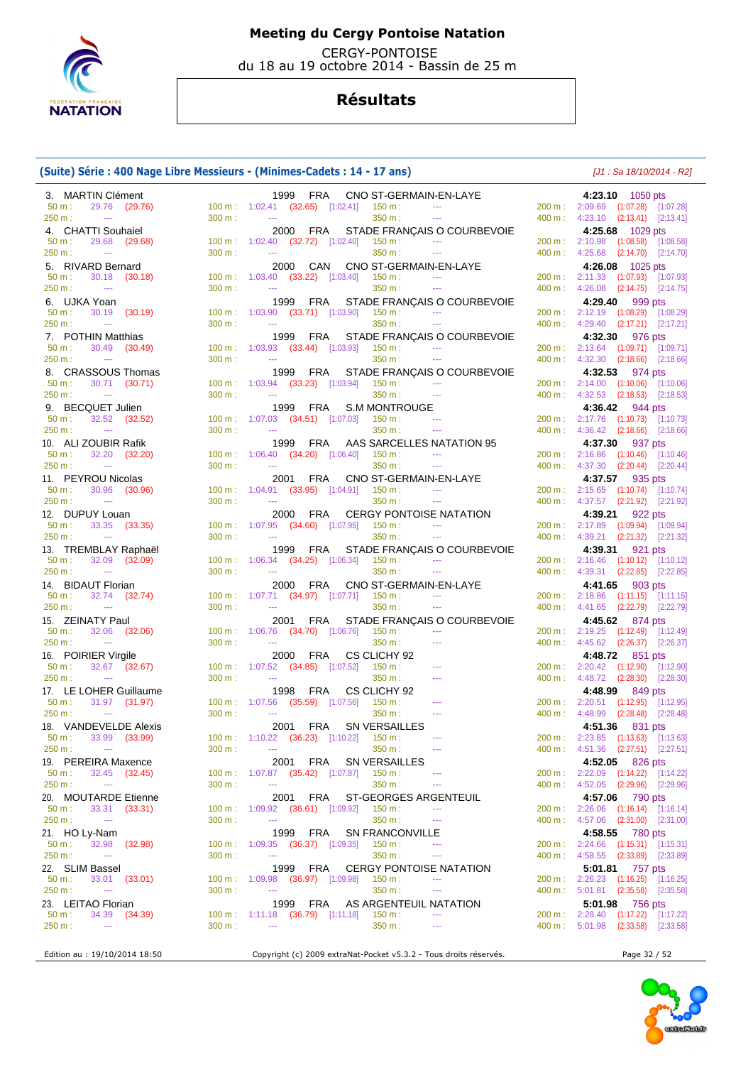# Meeting du Cergy Pontoise Natation

CERGY-PONTOISE
du 18 au 19 octobre 2014 - Bassin de 25 m

## Résultats

### (Suite) Série : 400 Nage Libre Messieurs - (Minimes-Cadets : 14 - 17 ans)

*[J1 : Sa 18/10/2014 - R2]*

| Place | Nom | Année | Nat. | Club | Temps | Points |
|---|---|---|---|---|---|---|
| 3. | MARTIN Clément | 1999 | FRA | CNO ST-GERMAIN-EN-LAYE | 4:23.10 | 1050 pts |
| | 50 m : 29.76 (29.76) | 100 m : 1:02.41 (32.65) [1:02.41] | 150 m : --- | | 200 m : 2:09.69 (1:07.28) [1:07.28] | |
| | 250 m : --- | 300 m : --- | 350 m : --- | | 400 m : 4:23.10 (2:13.41) [2:13.41] | |
| 4. | CHATTI Souhaiel | 2000 | FRA | STADE FRANÇAIS O COURBEVOIE | 4:25.68 | 1029 pts |
| | 50 m : 29.68 (29.68) | 100 m : 1:02.40 (32.72) [1:02.40] | 150 m : --- | | 200 m : 2:10.98 (1:08.58) [1:08.58] | |
| | 250 m : --- | 300 m : --- | 350 m : --- | | 400 m : 4:25.68 (2:14.70) [2:14.70] | |
| 5. | RIVARD Bernard | 2000 | CAN | CNO ST-GERMAIN-EN-LAYE | 4:26.08 | 1025 pts |
| | 50 m : 30.18 (30.18) | 100 m : 1:03.40 (33.22) [1:03.40] | 150 m : --- | | 200 m : 2:11.33 (1:07.93) [1:07.93] | |
| | 250 m : --- | 300 m : --- | 350 m : --- | | 400 m : 4:26.08 (2:14.75) [2:14.75] | |
| 6. | UJKA Yoan | 1999 | FRA | STADE FRANÇAIS O COURBEVOIE | 4:29.40 | 999 pts |
| | 50 m : 30.19 (30.19) | 100 m : 1:03.90 (33.71) [1:03.90] | 150 m : --- | | 200 m : 2:12.19 (1:08.29) [1:08.29] | |
| | 250 m : --- | 300 m : --- | 350 m : --- | | 400 m : 4:29.40 (2:17.21) [2:17.21] | |
| 7. | POTHIN Matthias | 1999 | FRA | STADE FRANÇAIS O COURBEVOIE | 4:32.30 | 976 pts |
| | 50 m : 30.49 (30.49) | 100 m : 1:03.93 (33.44) [1:03.93] | 150 m : --- | | 200 m : 2:13.64 (1:09.71) [1:09.71] | |
| | 250 m : --- | 300 m : --- | 350 m : --- | | 400 m : 4:32.30 (2:18.66) [2:18.66] | |
| 8. | CRASSOUS Thomas | 1999 | FRA | STADE FRANÇAIS O COURBEVOIE | 4:32.53 | 974 pts |
| | 50 m : 30.71 (30.71) | 100 m : 1:03.94 (33.23) [1:03.94] | 150 m : --- | | 200 m : 2:14.00 (1:10.06) [1:10.06] | |
| | 250 m : --- | 300 m : --- | 350 m : --- | | 400 m : 4:32.53 (2:18.53) [2:18.53] | |
| 9. | BECQUET Julien | 1999 | FRA | S.M MONTROUGE | 4:36.42 | 944 pts |
| | 50 m : 32.52 (32.52) | 100 m : 1:07.03 (34.51) [1:07.03] | 150 m : --- | | 200 m : 2:17.76 (1:10.73) [1:10.73] | |
| | 250 m : --- | 300 m : --- | 350 m : --- | | 400 m : 4:36.42 (2:18.66) [2:18.66] | |
| 10. | ALI ZOUBIR Rafik | 1999 | FRA | AAS SARCELLES NATATION 95 | 4:37.30 | 937 pts |
| | 50 m : 32.20 (32.20) | 100 m : 1:06.40 (34.20) [1:06.40] | 150 m : --- | | 200 m : 2:16.86 (1:10.46) [1:10.46] | |
| | 250 m : --- | 300 m : --- | 350 m : --- | | 400 m : 4:37.30 (2:20.44) [2:20.44] | |
| 11. | PEYROU Nicolas | 2001 | FRA | CNO ST-GERMAIN-EN-LAYE | 4:37.57 | 935 pts |
| | 50 m : 30.96 (30.96) | 100 m : 1:04.91 (33.95) [1:04.91] | 150 m : --- | | 200 m : 2:15.65 (1:10.74) [1:10.74] | |
| | 250 m : --- | 300 m : --- | 350 m : --- | | 400 m : 4:37.57 (2:21.92) [2:21.92] | |
| 12. | DUPUY Louan | 2000 | FRA | CERGY PONTOISE NATATION | 4:39.21 | 922 pts |
| | 50 m : 33.35 (33.35) | 100 m : 1:07.95 (34.60) [1:07.95] | 150 m : --- | | 200 m : 2:17.89 (1:09.94) [1:09.94] | |
| | 250 m : --- | 300 m : --- | 350 m : --- | | 400 m : 4:39.21 (2:21.32) [2:21.32] | |
| 13. | TREMBLAY Raphaël | 1999 | FRA | STADE FRANÇAIS O COURBEVOIE | 4:39.31 | 921 pts |
| | 50 m : 32.09 (32.09) | 100 m : 1:06.34 (34.25) [1:06.34] | 150 m : --- | | 200 m : 2:16.46 (1:10.12) [1:10.12] | |
| | 250 m : --- | 300 m : --- | 350 m : --- | | 400 m : 4:39.31 (2:22.85) [2:22.85] | |
| 14. | BIDAUT Florian | 2000 | FRA | CNO ST-GERMAIN-EN-LAYE | 4:41.65 | 903 pts |
| | 50 m : 32.74 (32.74) | 100 m : 1:07.71 (34.97) [1:07.71] | 150 m : --- | | 200 m : 2:18.86 (1:11.15) [1:11.15] | |
| | 250 m : --- | 300 m : --- | 350 m : --- | | 400 m : 4:41.65 (2:22.79) [2:22.79] | |
| 15. | ZEINATY Paul | 2001 | FRA | STADE FRANÇAIS O COURBEVOIE | 4:45.62 | 874 pts |
| | 50 m : 32.06 (32.06) | 100 m : 1:06.76 (34.70) [1:06.76] | 150 m : --- | | 200 m : 2:19.25 (1:12.49) [1:12.49] | |
| | 250 m : --- | 300 m : --- | 350 m : --- | | 400 m : 4:45.62 (2:26.37) [2:26.37] | |
| 16. | POIRIER Virgile | 2000 | FRA | CS CLICHY 92 | 4:48.72 | 851 pts |
| | 50 m : 32.67 (32.67) | 100 m : 1:07.52 (34.85) [1:07.52] | 150 m : --- | | 200 m : 2:20.42 (1:12.90) [1:12.90] | |
| | 250 m : --- | 300 m : --- | 350 m : --- | | 400 m : 4:48.72 (2:28.30) [2:28.30] | |
| 17. | LE LOHER Guillaume | 1998 | FRA | CS CLICHY 92 | 4:48.99 | 849 pts |
| | 50 m : 31.97 (31.97) | 100 m : 1:07.56 (35.59) [1:07.56] | 150 m : --- | | 200 m : 2:20.51 (1:12.95) [1:12.95] | |
| | 250 m : --- | 300 m : --- | 350 m : --- | | 400 m : 4:48.99 (2:28.48) [2:28.48] | |
| 18. | VANDEVELDE Alexis | 2001 | FRA | SN VERSAILLES | 4:51.36 | 831 pts |
| | 50 m : 33.99 (33.99) | 100 m : 1:10.22 (36.23) [1:10.22] | 150 m : --- | | 200 m : 2:23.85 (1:13.63) [1:13.63] | |
| | 250 m : --- | 300 m : --- | 350 m : --- | | 400 m : 4:51.36 (2:27.51) [2:27.51] | |
| 19. | PEREIRA Maxence | 2001 | FRA | SN VERSAILLES | 4:52.05 | 826 pts |
| | 50 m : 32.45 (32.45) | 100 m : 1:07.87 (35.42) [1:07.87] | 150 m : --- | | 200 m : 2:22.09 (1:14.22) [1:14.22] | |
| | 250 m : --- | 300 m : --- | 350 m : --- | | 400 m : 4:52.05 (2:29.96) [2:29.96] | |
| 20. | MOUTARDE Etienne | 2001 | FRA | ST-GEORGES ARGENTEUIL | 4:57.06 | 790 pts |
| | 50 m : 33.31 (33.31) | 100 m : 1:09.92 (36.61) [1:09.92] | 150 m : --- | | 200 m : 2:26.06 (1:16.14) [1:16.14] | |
| | 250 m : --- | 300 m : --- | 350 m : --- | | 400 m : 4:57.06 (2:31.00) [2:31.00] | |
| 21. | HO Ly-Nam | 1999 | FRA | SN FRANCONVILLE | 4:58.55 | 780 pts |
| | 50 m : 32.98 (32.98) | 100 m : 1:09.35 (36.37) [1:09.35] | 150 m : --- | | 200 m : 2:24.66 (1:15.31) [1:15.31] | |
| | 250 m : --- | 300 m : --- | 350 m : --- | | 400 m : 4:58.55 (2:33.89) [2:33.89] | |
| 22. | SLIM Bassel | 1999 | FRA | CERGY PONTOISE NATATION | 5:01.81 | 757 pts |
| | 50 m : 33.01 (33.01) | 100 m : 1:09.98 (36.97) [1:09.98] | 150 m : --- | | 200 m : 2:26.23 (1:16.25) [1:16.25] | |
| | 250 m : --- | 300 m : --- | 350 m : --- | | 400 m : 5:01.81 (2:35.58) [2:35.58] | |
| 23. | LEITAO Florian | 1999 | FRA | AS ARGENTEUIL NATATION | 5:01.98 | 756 pts |
| | 50 m : 34.39 (34.39) | 100 m : 1:11.18 (36.79) [1:11.18] | 150 m : --- | | 200 m : 2:28.40 (1:17.22) [1:17.22] | |
| | 250 m : --- | 300 m : --- | 350 m : --- | | 400 m : 5:01.98 (2:33.58) [2:33.58] | |

Edition au : 19/10/2014 18:50 — Copyright (c) 2009 extraNat-Pocket v5.3.2 - Tous droits réservés.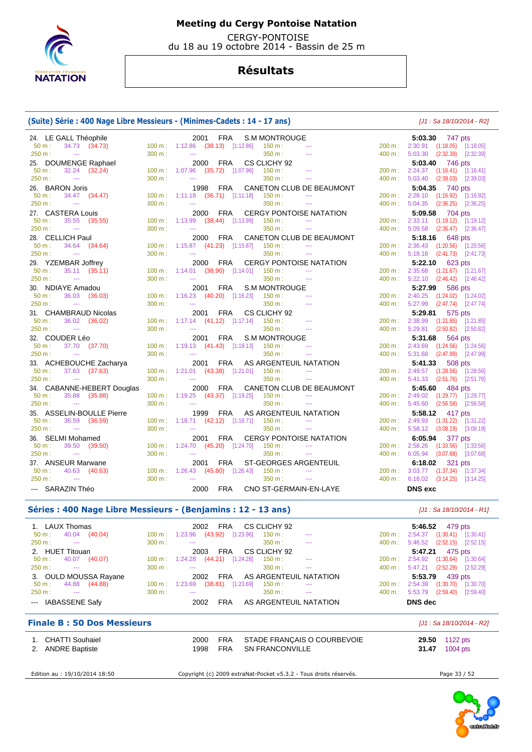# Meeting du Cergy Pontoise Natation

CERGY-PONTOISE
du 18 au 19 octobre 2014 - Bassin de 25 m

## Résultats

### (Suite) Série : 400 Nage Libre Messieurs - (Minimes-Cadets : 14 - 17 ans)

*[J1 : Sa 18/10/2014 - R2]*

24. LE GALL Théophile — 2001 FRA S.M MONTROUGE — **5:03.30** 747 pts
50 m : 34.73 (34.73) — 100 m : 1:12.86 (38.13) [1:12.86] — 150 m : --- — 200 m : 2:30.91 (1:18.05) [1:18.05]
250 m : --- — 300 m : --- — 350 m : --- — 400 m : 5:03.30 (2:32.39) [2:32.39]

25. DOUMENGE Raphael — 2000 FRA CS CLICHY 92 — **5:03.40** 746 pts
50 m : 32.24 (32.24) — 100 m : 1:07.96 (35.72) [1:07.96] — 150 m : --- — 200 m : 2:24.37 (1:16.41) [1:16.41]
250 m : --- — 300 m : --- — 350 m : --- — 400 m : 5:03.40 (2:39.03) [2:39.03]

26. BARON Joris — 1998 FRA CANETON CLUB DE BEAUMONT — **5:04.35** 740 pts
50 m : 34.47 (34.47) — 100 m : 1:11.18 (36.71) [1:11.18] — 150 m : --- — 200 m : 2:28.10 (1:16.92) [1:16.92]
250 m : --- — 300 m : --- — 350 m : --- — 400 m : 5:04.35 (2:36.25) [2:36.25]

27. CASTERA Louis — 2000 FRA CERGY PONTOISE NATATION — **5:09.58** 704 pts
50 m : 35.55 (35.55) — 100 m : 1:13.99 (38.44) [1:13.99] — 150 m : --- — 200 m : 2:33.11 (1:19.12) [1:19.12]
250 m : --- — 300 m : --- — 350 m : --- — 400 m : 5:09.58 (2:36.47) [2:36.47]

28. CELLICH Paul — 2000 FRA CANETON CLUB DE BEAUMONT — **5:18.16** 648 pts
50 m : 34.64 (34.64) — 100 m : 1:15.87 (41.23) [1:15.87] — 150 m : --- — 200 m : 2:36.43 (1:20.56) [1:20.56]
250 m : --- — 300 m : --- — 350 m : --- — 400 m : 5:18.16 (2:41.73) [2:41.73]

29. YZEMBAR Joffrey — 2000 FRA CERGY PONTOISE NATATION — **5:22.10** 623 pts
50 m : 35.11 (35.11) — 100 m : 1:14.01 (38.90) [1:14.01] — 150 m : --- — 200 m : 2:35.68 (1:21.67) [1:21.67]
250 m : --- — 300 m : --- — 350 m : --- — 400 m : 5:22.10 (2:46.42) [2:46.42]

30. NDIAYE Amadou — 2001 FRA S.M MONTROUGE — **5:27.99** 586 pts
50 m : 36.03 (36.03) — 100 m : 1:16.23 (40.20) [1:16.23] — 150 m : --- — 200 m : 2:40.25 (1:24.02) [1:24.02]
250 m : --- — 300 m : --- — 350 m : --- — 400 m : 5:27.99 (2:47.74) [2:47.74]

31. CHAMBRAUD Nicolas — 2001 FRA CS CLICHY 92 — **5:29.81** 575 pts
50 m : 36.02 (36.02) — 100 m : 1:17.14 (41.12) [1:17.14] — 150 m : --- — 200 m : 2:38.99 (1:21.85) [1:21.85]
250 m : --- — 300 m : --- — 350 m : --- — 400 m : 5:29.81 (2:50.82) [2:50.82]

32. COUDER Léo — 2001 FRA S.M MONTROUGE — **5:31.68** 564 pts
50 m : 37.70 (37.70) — 100 m : 1:19.13 (41.43) [1:19.13] — 150 m : --- — 200 m : 2:43.69 (1:24.56) [1:24.56]
250 m : --- — 300 m : --- — 350 m : --- — 400 m : 5:31.68 (2:47.99) [2:47.99]

33. ACHEBOUCHE Zacharya — 2001 FRA AS ARGENTEUIL NATATION — **5:41.33** 508 pts
50 m : 37.63 (37.63) — 100 m : 1:21.01 (43.38) [1:21.01] — 150 m : --- — 200 m : 2:49.57 (1:28.56) [1:28.56]
250 m : --- — 300 m : --- — 350 m : --- — 400 m : 5:41.33 (2:51.76) [2:51.76]

34. CABANNE-HEBERT Douglas — 2000 FRA CANETON CLUB DE BEAUMONT — **5:45.60** 484 pts
50 m : 35.88 (35.88) — 100 m : 1:19.25 (43.37) [1:19.25] — 150 m : --- — 200 m : 2:49.02 (1:29.77) [1:29.77]
250 m : --- — 300 m : --- — 350 m : --- — 400 m : 5:45.60 (2:56.58) [2:56.58]

35. ASSELIN-BOULLE Pierre — 1999 FRA AS ARGENTEUIL NATATION — **5:58.12** 417 pts
50 m : 36.59 (36.59) — 100 m : 1:18.71 (42.12) [1:18.71] — 150 m : --- — 200 m : 2:49.93 (1:31.22) [1:31.22]
250 m : --- — 300 m : --- — 350 m : --- — 400 m : 5:58.12 (3:08.19) [3:08.19]

36. SELMI Mohamed — 2001 FRA CERGY PONTOISE NATATION — **6:05.94** 377 pts
50 m : 39.50 (39.50) — 100 m : 1:24.70 (45.20) [1:24.70] — 150 m : --- — 200 m : 2:58.26 (1:33.56) [1:33.56]
250 m : --- — 300 m : --- — 350 m : --- — 400 m : 6:05.94 (3:07.68) [3:07.68]

37. ANSEUR Marwane — 2001 FRA ST-GEORGES ARGENTEUIL — **6:18.02** 321 pts
50 m : 40.63 (40.63) — 100 m : 1:26.43 (45.80) [1:26.43] — 150 m : --- — 200 m : 3:03.77 (1:37.34) [1:37.34]
250 m : --- — 300 m : --- — 350 m : --- — 400 m : 6:18.02 (3:14.25) [3:14.25]

--- SARAZIN Théo — 2000 FRA CNO ST-GERMAIN-EN-LAYE — **DNS exc**

### Séries : 400 Nage Libre Messieurs - (Benjamins : 12 - 13 ans)

*[J1 : Sa 18/10/2014 - R1]*

1. LAUX Thomas — 2002 FRA CS CLICHY 92 — **5:46.52** 479 pts
50 m : 40.04 (40.04) — 100 m : 1:23.96 (43.92) [1:23.96] — 150 m : --- — 200 m : 2:54.37 (1:30.41) [1:30.41]
250 m : --- — 300 m : --- — 350 m : --- — 400 m : 5:46.52 (2:52.15) [2:52.15]

2. HUET Titouan — 2003 FRA CS CLICHY 92 — **5:47.21** 475 pts
50 m : 40.07 (40.07) — 100 m : 1:24.28 (44.21) [1:24.28] — 150 m : --- — 200 m : 2:54.92 (1:30.64) [1:30.64]
250 m : --- — 300 m : --- — 350 m : --- — 400 m : 5:47.21 (2:52.29) [2:52.29]

3. OULD MOUSSA Rayane — 2002 FRA AS ARGENTEUIL NATATION — **5:53.79** 439 pts
50 m : 44.88 (44.88) — 100 m : 1:23.69 (38.81) [1:23.69] — 150 m : --- — 200 m : 2:54.39 (1:30.70) [1:30.70]
250 m : --- — 300 m : --- — 350 m : --- — 400 m : 5:53.79 (2:59.40) [2:59.40]

--- IABASSENE Safy — 2002 FRA AS ARGENTEUIL NATATION — **DNS dec**

### Finale B : 50 Dos Messieurs

*[J1 : Sa 18/10/2014 - R2]*

1. CHATTI Souhaiel — 2000 FRA STADE FRANÇAIS O COURBEVOIE — **29.50** 1122 pts
2. ANDRE Baptiste — 1998 FRA SN FRANCONVILLE — **31.47** 1004 pts

Edition au : 19/10/2014 18:50 — Copyright (c) 2009 extraNat-Pocket v5.3.2 - Tous droits réservés.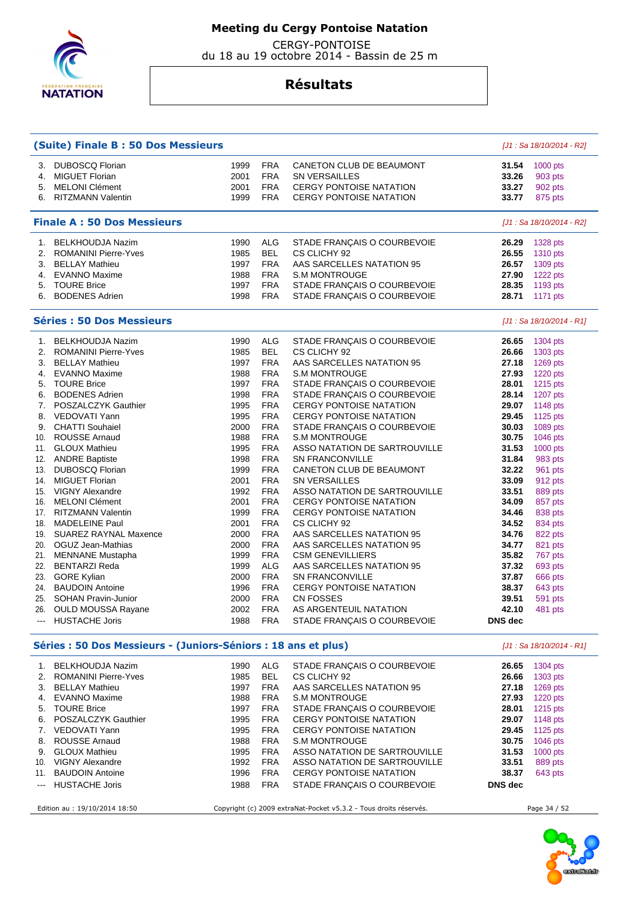# Meeting du Cergy Pontoise Natation

CERGY-PONTOISE
du 18 au 19 octobre 2014 - Bassin de 25 m

## Résultats

### (Suite) Finale B : 50 Dos Messieurs

*[J1 : Sa 18/10/2014 - R2]*

| | | | | | | |
|---|---|---|---|---|---|---|
| 3. | DUBOSCQ Florian | 1999 | FRA | CANETON CLUB DE BEAUMONT | **31.54** | 1000 pts |
| 4. | MIGUET Florian | 2001 | FRA | SN VERSAILLES | **33.26** | 903 pts |
| 5. | MELONI Clément | 2001 | FRA | CERGY PONTOISE NATATION | **33.27** | 902 pts |
| 6. | RITZMANN Valentin | 1999 | FRA | CERGY PONTOISE NATATION | **33.77** | 875 pts |

### Finale A : 50 Dos Messieurs

*[J1 : Sa 18/10/2014 - R2]*

| | | | | | | |
|---|---|---|---|---|---|---|
| 1. | BELKHOUDJA Nazim | 1990 | ALG | STADE FRANÇAIS O COURBEVOIE | **26.29** | 1328 pts |
| 2. | ROMANINI Pierre-Yves | 1985 | BEL | CS CLICHY 92 | **26.55** | 1310 pts |
| 3. | BELLAY Mathieu | 1997 | FRA | AAS SARCELLES NATATION 95 | **26.57** | 1309 pts |
| 4. | EVANNO Maxime | 1988 | FRA | S.M MONTROUGE | **27.90** | 1222 pts |
| 5. | TOURE Brice | 1997 | FRA | STADE FRANÇAIS O COURBEVOIE | **28.35** | 1193 pts |
| 6. | BODENES Adrien | 1998 | FRA | STADE FRANÇAIS O COURBEVOIE | **28.71** | 1171 pts |

### Séries : 50 Dos Messieurs

*[J1 : Sa 18/10/2014 - R1]*

| | | | | | | |
|---|---|---|---|---|---|---|
| 1. | BELKHOUDJA Nazim | 1990 | ALG | STADE FRANÇAIS O COURBEVOIE | **26.65** | 1304 pts |
| 2. | ROMANINI Pierre-Yves | 1985 | BEL | CS CLICHY 92 | **26.66** | 1303 pts |
| 3. | BELLAY Mathieu | 1997 | FRA | AAS SARCELLES NATATION 95 | **27.18** | 1269 pts |
| 4. | EVANNO Maxime | 1988 | FRA | S.M MONTROUGE | **27.93** | 1220 pts |
| 5. | TOURE Brice | 1997 | FRA | STADE FRANÇAIS O COURBEVOIE | **28.01** | 1215 pts |
| 6. | BODENES Adrien | 1998 | FRA | STADE FRANÇAIS O COURBEVOIE | **28.14** | 1207 pts |
| 7. | POSZALCZYK Gauthier | 1995 | FRA | CERGY PONTOISE NATATION | **29.07** | 1148 pts |
| 8. | VEDOVATI Yann | 1995 | FRA | CERGY PONTOISE NATATION | **29.45** | 1125 pts |
| 9. | CHATTI Souhaiel | 2000 | FRA | STADE FRANÇAIS O COURBEVOIE | **30.03** | 1089 pts |
| 10. | ROUSSE Arnaud | 1988 | FRA | S.M MONTROUGE | **30.75** | 1046 pts |
| 11. | GLOUX Mathieu | 1995 | FRA | ASSO NATATION DE SARTROUVILLE | **31.53** | 1000 pts |
| 12. | ANDRE Baptiste | 1998 | FRA | SN FRANCONVILLE | **31.84** | 983 pts |
| 13. | DUBOSCQ Florian | 1999 | FRA | CANETON CLUB DE BEAUMONT | **32.22** | 961 pts |
| 14. | MIGUET Florian | 2001 | FRA | SN VERSAILLES | **33.09** | 912 pts |
| 15. | VIGNY Alexandre | 1992 | FRA | ASSO NATATION DE SARTROUVILLE | **33.51** | 889 pts |
| 16. | MELONI Clément | 2001 | FRA | CERGY PONTOISE NATATION | **34.09** | 857 pts |
| 17. | RITZMANN Valentin | 1999 | FRA | CERGY PONTOISE NATATION | **34.46** | 838 pts |
| 18. | MADELEINE Paul | 2001 | FRA | CS CLICHY 92 | **34.52** | 834 pts |
| 19. | SUAREZ RAYNAL Maxence | 2000 | FRA | AAS SARCELLES NATATION 95 | **34.76** | 822 pts |
| 20. | OGUZ Jean-Mathias | 2000 | FRA | AAS SARCELLES NATATION 95 | **34.77** | 821 pts |
| 21. | MENNANE Mustapha | 1999 | FRA | CSM GENEVILLIERS | **35.82** | 767 pts |
| 22. | BENTARZI Reda | 1999 | ALG | AAS SARCELLES NATATION 95 | **37.32** | 693 pts |
| 23. | GORE Kylian | 2000 | FRA | SN FRANCONVILLE | **37.87** | 666 pts |
| 24. | BAUDOIN Antoine | 1996 | FRA | CERGY PONTOISE NATATION | **38.37** | 643 pts |
| 25. | SOHAN Pravin-Junior | 2000 | FRA | CN FOSSES | **39.51** | 591 pts |
| 26. | OULD MOUSSA Rayane | 2002 | FRA | AS ARGENTEUIL NATATION | **42.10** | 481 pts |
| --- | HUSTACHE Joris | 1988 | FRA | STADE FRANÇAIS O COURBEVOIE | **DNS dec** | |

### Séries : 50 Dos Messieurs - (Juniors-Séniors : 18 ans et plus)

*[J1 : Sa 18/10/2014 - R1]*

| | | | | | | |
|---|---|---|---|---|---|---|
| 1. | BELKHOUDJA Nazim | 1990 | ALG | STADE FRANÇAIS O COURBEVOIE | **26.65** | 1304 pts |
| 2. | ROMANINI Pierre-Yves | 1985 | BEL | CS CLICHY 92 | **26.66** | 1303 pts |
| 3. | BELLAY Mathieu | 1997 | FRA | AAS SARCELLES NATATION 95 | **27.18** | 1269 pts |
| 4. | EVANNO Maxime | 1988 | FRA | S.M MONTROUGE | **27.93** | 1220 pts |
| 5. | TOURE Brice | 1997 | FRA | STADE FRANÇAIS O COURBEVOIE | **28.01** | 1215 pts |
| 6. | POSZALCZYK Gauthier | 1995 | FRA | CERGY PONTOISE NATATION | **29.07** | 1148 pts |
| 7. | VEDOVATI Yann | 1995 | FRA | CERGY PONTOISE NATATION | **29.45** | 1125 pts |
| 8. | ROUSSE Arnaud | 1988 | FRA | S.M MONTROUGE | **30.75** | 1046 pts |
| 9. | GLOUX Mathieu | 1995 | FRA | ASSO NATATION DE SARTROUVILLE | **31.53** | 1000 pts |
| 10. | VIGNY Alexandre | 1992 | FRA | ASSO NATATION DE SARTROUVILLE | **33.51** | 889 pts |
| 11. | BAUDOIN Antoine | 1996 | FRA | CERGY PONTOISE NATATION | **38.37** | 643 pts |
| --- | HUSTACHE Joris | 1988 | FRA | STADE FRANÇAIS O COURBEVOIE | **DNS dec** | |

Edition au : 19/10/2014 18:50 — Copyright (c) 2009 extraNat-Pocket v5.3.2 - Tous droits réservés.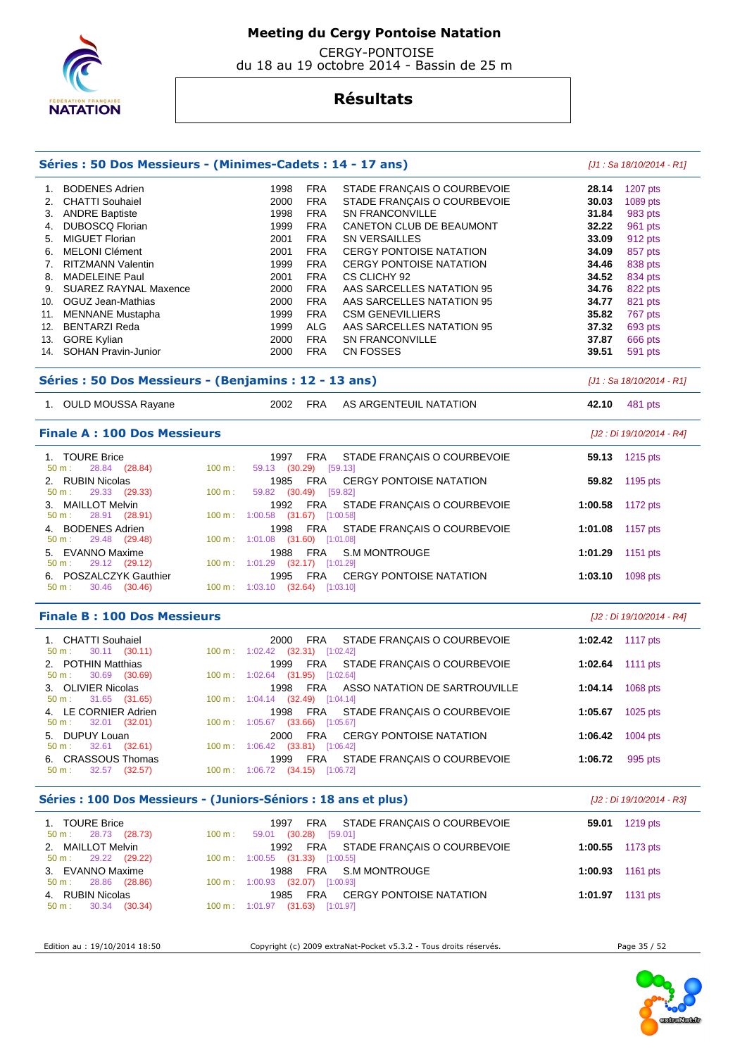# Meeting du Cergy Pontoise Natation

CERGY-PONTOISE
du 18 au 19 octobre 2014 - Bassin de 25 m

## Résultats

### Séries : 50 Dos Messieurs - (Minimes-Cadets : 14 - 17 ans)

*[J1 : Sa 18/10/2014 - R1]*

| Rang | Nom | Année | Nat | Club | Temps | Points |
|---|---|---|---|---|---|---|
| 1. | BODENES Adrien | 1998 | FRA | STADE FRANÇAIS O COURBEVOIE | **28.14** | 1207 pts |
| 2. | CHATTI Souhaiel | 2000 | FRA | STADE FRANÇAIS O COURBEVOIE | **30.03** | 1089 pts |
| 3. | ANDRE Baptiste | 1998 | FRA | SN FRANCONVILLE | **31.84** | 983 pts |
| 4. | DUBOSCQ Florian | 1999 | FRA | CANETON CLUB DE BEAUMONT | **32.22** | 961 pts |
| 5. | MIGUET Florian | 2001 | FRA | SN VERSAILLES | **33.09** | 912 pts |
| 6. | MELONI Clément | 2001 | FRA | CERGY PONTOISE NATATION | **34.09** | 857 pts |
| 7. | RITZMANN Valentin | 1999 | FRA | CERGY PONTOISE NATATION | **34.46** | 838 pts |
| 8. | MADELEINE Paul | 2001 | FRA | CS CLICHY 92 | **34.52** | 834 pts |
| 9. | SUAREZ RAYNAL Maxence | 2000 | FRA | AAS SARCELLES NATATION 95 | **34.76** | 822 pts |
| 10. | OGUZ Jean-Mathias | 2000 | FRA | AAS SARCELLES NATATION 95 | **34.77** | 821 pts |
| 11. | MENNANE Mustapha | 1999 | FRA | CSM GENEVILLIERS | **35.82** | 767 pts |
| 12. | BENTARZI Reda | 1999 | ALG | AAS SARCELLES NATATION 95 | **37.32** | 693 pts |
| 13. | GORE Kylian | 2000 | FRA | SN FRANCONVILLE | **37.87** | 666 pts |
| 14. | SOHAN Pravin-Junior | 2000 | FRA | CN FOSSES | **39.51** | 591 pts |

### Séries : 50 Dos Messieurs - (Benjamins : 12 - 13 ans)

*[J1 : Sa 18/10/2014 - R1]*

| Rang | Nom | Année | Nat | Club | Temps | Points |
|---|---|---|---|---|---|---|
| 1. | OULD MOUSSA Rayane | 2002 | FRA | AS ARGENTEUIL NATATION | **42.10** | 481 pts |

### Finale A : 100 Dos Messieurs

*[J2 : Di 19/10/2014 - R4]*

| Rang | Nom | Année | Nat | Club | Temps | Points |
|---|---|---|---|---|---|---|
| 1. | TOURE Brice | 1997 | FRA | STADE FRANÇAIS O COURBEVOIE | **59.13** | 1215 pts |
| | 50 m : 28.84 (28.84) | 100 m : 59.13 (30.29) [59.13] | | | | |
| 2. | RUBIN Nicolas | 1985 | FRA | CERGY PONTOISE NATATION | **59.82** | 1195 pts |
| | 50 m : 29.33 (29.33) | 100 m : 59.82 (30.49) [59.82] | | | | |
| 3. | MAILLOT Melvin | 1992 | FRA | STADE FRANÇAIS O COURBEVOIE | **1:00.58** | 1172 pts |
| | 50 m : 28.91 (28.91) | 100 m : 1:00.58 (31.67) [1:00.58] | | | | |
| 4. | BODENES Adrien | 1998 | FRA | STADE FRANÇAIS O COURBEVOIE | **1:01.08** | 1157 pts |
| | 50 m : 29.48 (29.48) | 100 m : 1:01.08 (31.60) [1:01.08] | | | | |
| 5. | EVANNO Maxime | 1988 | FRA | S.M MONTROUGE | **1:01.29** | 1151 pts |
| | 50 m : 29.12 (29.12) | 100 m : 1:01.29 (32.17) [1:01.29] | | | | |
| 6. | POSZALCZYK Gauthier | 1995 | FRA | CERGY PONTOISE NATATION | **1:03.10** | 1098 pts |
| | 50 m : 30.46 (30.46) | 100 m : 1:03.10 (32.64) [1:03.10] | | | | |

### Finale B : 100 Dos Messieurs

*[J2 : Di 19/10/2014 - R4]*

| Rang | Nom | Année | Nat | Club | Temps | Points |
|---|---|---|---|---|---|---|
| 1. | CHATTI Souhaiel | 2000 | FRA | STADE FRANÇAIS O COURBEVOIE | **1:02.42** | 1117 pts |
| | 50 m : 30.11 (30.11) | 100 m : 1:02.42 (32.31) [1:02.42] | | | | |
| 2. | POTHIN Matthias | 1999 | FRA | STADE FRANÇAIS O COURBEVOIE | **1:02.64** | 1111 pts |
| | 50 m : 30.69 (30.69) | 100 m : 1:02.64 (31.95) [1:02.64] | | | | |
| 3. | OLIVIER Nicolas | 1998 | FRA | ASSO NATATION DE SARTROUVILLE | **1:04.14** | 1068 pts |
| | 50 m : 31.65 (31.65) | 100 m : 1:04.14 (32.49) [1:04.14] | | | | |
| 4. | LE CORNIER Adrien | 1998 | FRA | STADE FRANÇAIS O COURBEVOIE | **1:05.67** | 1025 pts |
| | 50 m : 32.01 (32.01) | 100 m : 1:05.67 (33.66) [1:05.67] | | | | |
| 5. | DUPUY Louan | 2000 | FRA | CERGY PONTOISE NATATION | **1:06.42** | 1004 pts |
| | 50 m : 32.61 (32.61) | 100 m : 1:06.42 (33.81) [1:06.42] | | | | |
| 6. | CRASSOUS Thomas | 1999 | FRA | STADE FRANÇAIS O COURBEVOIE | **1:06.72** | 995 pts |
| | 50 m : 32.57 (32.57) | 100 m : 1:06.72 (34.15) [1:06.72] | | | | |

### Séries : 100 Dos Messieurs - (Juniors-Séniors : 18 ans et plus)

*[J2 : Di 19/10/2014 - R3]*

| Rang | Nom | Année | Nat | Club | Temps | Points |
|---|---|---|---|---|---|---|
| 1. | TOURE Brice | 1997 | FRA | STADE FRANÇAIS O COURBEVOIE | **59.01** | 1219 pts |
| | 50 m : 28.73 (28.73) | 100 m : 59.01 (30.28) [59.01] | | | | |
| 2. | MAILLOT Melvin | 1992 | FRA | STADE FRANÇAIS O COURBEVOIE | **1:00.55** | 1173 pts |
| | 50 m : 29.22 (29.22) | 100 m : 1:00.55 (31.33) [1:00.55] | | | | |
| 3. | EVANNO Maxime | 1988 | FRA | S.M MONTROUGE | **1:00.93** | 1161 pts |
| | 50 m : 28.86 (28.86) | 100 m : 1:00.93 (32.07) [1:00.93] | | | | |
| 4. | RUBIN Nicolas | 1985 | FRA | CERGY PONTOISE NATATION | **1:01.97** | 1131 pts |
| | 50 m : 30.34 (30.34) | 100 m : 1:01.97 (31.63) [1:01.97] | | | | |

Edition au : 19/10/2014 18:50 — Copyright (c) 2009 extraNat-Pocket v5.3.2 - Tous droits réservés.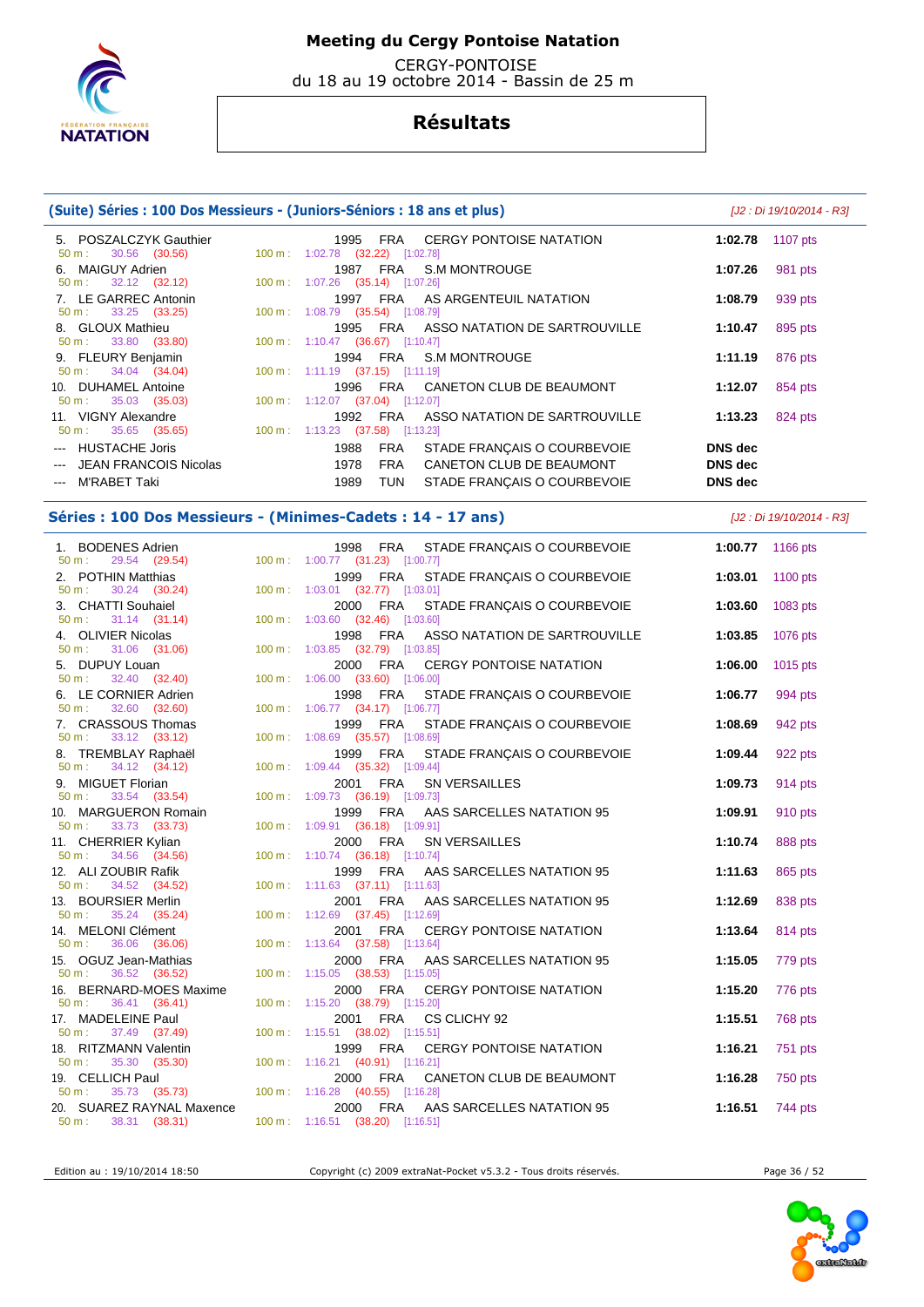# Meeting du Cergy Pontoise Natation

CERGY-PONTOISE
du 18 au 19 octobre 2014 - Bassin de 25 m

## Résultats

### (Suite) Séries : 100 Dos Messieurs - (Juniors-Séniors : 18 ans et plus)

*[J2 : Di 19/10/2014 - R3]*

| Rang | Nom | Année | Nat. | Club | Temps | Points |
|---|---|---|---|---|---|---|
| 5. | POSZALCZYK Gauthier | 1995 | FRA | CERGY PONTOISE NATATION | 1:02.78 | 1107 pts |
| | 50 m : 30.56 (30.56) | 100 m : 1:02.78 (32.22) [1:02.78] | | | | |
| 6. | MAIGUY Adrien | 1987 | FRA | S.M MONTROUGE | 1:07.26 | 981 pts |
| | 50 m : 32.12 (32.12) | 100 m : 1:07.26 (35.14) [1:07.26] | | | | |
| 7. | LE GARREC Antonin | 1997 | FRA | AS ARGENTEUIL NATATION | 1:08.79 | 939 pts |
| | 50 m : 33.25 (33.25) | 100 m : 1:08.79 (35.54) [1:08.79] | | | | |
| 8. | GLOUX Mathieu | 1995 | FRA | ASSO NATATION DE SARTROUVILLE | 1:10.47 | 895 pts |
| | 50 m : 33.80 (33.80) | 100 m : 1:10.47 (36.67) [1:10.47] | | | | |
| 9. | FLEURY Benjamin | 1994 | FRA | S.M MONTROUGE | 1:11.19 | 876 pts |
| | 50 m : 34.04 (34.04) | 100 m : 1:11.19 (37.15) [1:11.19] | | | | |
| 10. | DUHAMEL Antoine | 1996 | FRA | CANETON CLUB DE BEAUMONT | 1:12.07 | 854 pts |
| | 50 m : 35.03 (35.03) | 100 m : 1:12.07 (37.04) [1:12.07] | | | | |
| 11. | VIGNY Alexandre | 1992 | FRA | ASSO NATATION DE SARTROUVILLE | 1:13.23 | 824 pts |
| | 50 m : 35.65 (35.65) | 100 m : 1:13.23 (37.58) [1:13.23] | | | | |
| --- | HUSTACHE Joris | 1988 | FRA | STADE FRANÇAIS O COURBEVOIE | DNS dec | |
| --- | JEAN FRANCOIS Nicolas | 1978 | FRA | CANETON CLUB DE BEAUMONT | DNS dec | |
| --- | M'RABET Taki | 1989 | TUN | STADE FRANÇAIS O COURBEVOIE | DNS dec | |

### Séries : 100 Dos Messieurs - (Minimes-Cadets : 14 - 17 ans)

*[J2 : Di 19/10/2014 - R3]*

| Rang | Nom | Année | Nat. | Club | Temps | Points |
|---|---|---|---|---|---|---|
| 1. | BODENES Adrien | 1998 | FRA | STADE FRANÇAIS O COURBEVOIE | 1:00.77 | 1166 pts |
| | 50 m : 29.54 (29.54) | 100 m : 1:00.77 (31.23) [1:00.77] | | | | |
| 2. | POTHIN Matthias | 1999 | FRA | STADE FRANÇAIS O COURBEVOIE | 1:03.01 | 1100 pts |
| | 50 m : 30.24 (30.24) | 100 m : 1:03.01 (32.77) [1:03.01] | | | | |
| 3. | CHATTI Souhaiel | 2000 | FRA | STADE FRANÇAIS O COURBEVOIE | 1:03.60 | 1083 pts |
| | 50 m : 31.14 (31.14) | 100 m : 1:03.60 (32.46) [1:03.60] | | | | |
| 4. | OLIVIER Nicolas | 1998 | FRA | ASSO NATATION DE SARTROUVILLE | 1:03.85 | 1076 pts |
| | 50 m : 31.06 (31.06) | 100 m : 1:03.85 (32.79) [1:03.85] | | | | |
| 5. | DUPUY Louan | 2000 | FRA | CERGY PONTOISE NATATION | 1:06.00 | 1015 pts |
| | 50 m : 32.40 (32.40) | 100 m : 1:06.00 (33.60) [1:06.00] | | | | |
| 6. | LE CORNIER Adrien | 1998 | FRA | STADE FRANÇAIS O COURBEVOIE | 1:06.77 | 994 pts |
| | 50 m : 32.60 (32.60) | 100 m : 1:06.77 (34.17) [1:06.77] | | | | |
| 7. | CRASSOUS Thomas | 1999 | FRA | STADE FRANÇAIS O COURBEVOIE | 1:08.69 | 942 pts |
| | 50 m : 33.12 (33.12) | 100 m : 1:08.69 (35.57) [1:08.69] | | | | |
| 8. | TREMBLAY Raphaël | 1999 | FRA | STADE FRANÇAIS O COURBEVOIE | 1:09.44 | 922 pts |
| | 50 m : 34.12 (34.12) | 100 m : 1:09.44 (35.32) [1:09.44] | | | | |
| 9. | MIGUET Florian | 2001 | FRA | SN VERSAILLES | 1:09.73 | 914 pts |
| | 50 m : 33.54 (33.54) | 100 m : 1:09.73 (36.19) [1:09.73] | | | | |
| 10. | MARGUERON Romain | 1999 | FRA | AAS SARCELLES NATATION 95 | 1:09.91 | 910 pts |
| | 50 m : 33.73 (33.73) | 100 m : 1:09.91 (36.18) [1:09.91] | | | | |
| 11. | CHERRIER Kylian | 2000 | FRA | SN VERSAILLES | 1:10.74 | 888 pts |
| | 50 m : 34.56 (34.56) | 100 m : 1:10.74 (36.18) [1:10.74] | | | | |
| 12. | ALI ZOUBIR Rafik | 1999 | FRA | AAS SARCELLES NATATION 95 | 1:11.63 | 865 pts |
| | 50 m : 34.52 (34.52) | 100 m : 1:11.63 (37.11) [1:11.63] | | | | |
| 13. | BOURSIER Merlin | 2001 | FRA | AAS SARCELLES NATATION 95 | 1:12.69 | 838 pts |
| | 50 m : 35.24 (35.24) | 100 m : 1:12.69 (37.45) [1:12.69] | | | | |
| 14. | MELONI Clément | 2001 | FRA | CERGY PONTOISE NATATION | 1:13.64 | 814 pts |
| | 50 m : 36.06 (36.06) | 100 m : 1:13.64 (37.58) [1:13.64] | | | | |
| 15. | OGUZ Jean-Mathias | 2000 | FRA | AAS SARCELLES NATATION 95 | 1:15.05 | 779 pts |
| | 50 m : 36.52 (36.52) | 100 m : 1:15.05 (38.53) [1:15.05] | | | | |
| 16. | BERNARD-MOES Maxime | 2000 | FRA | CERGY PONTOISE NATATION | 1:15.20 | 776 pts |
| | 50 m : 36.41 (36.41) | 100 m : 1:15.20 (38.79) [1:15.20] | | | | |
| 17. | MADELEINE Paul | 2001 | FRA | CS CLICHY 92 | 1:15.51 | 768 pts |
| | 50 m : 37.49 (37.49) | 100 m : 1:15.51 (38.02) [1:15.51] | | | | |
| 18. | RITZMANN Valentin | 1999 | FRA | CERGY PONTOISE NATATION | 1:16.21 | 751 pts |
| | 50 m : 35.30 (35.30) | 100 m : 1:16.21 (40.91) [1:16.21] | | | | |
| 19. | CELLICH Paul | 2000 | FRA | CANETON CLUB DE BEAUMONT | 1:16.28 | 750 pts |
| | 50 m : 35.73 (35.73) | 100 m : 1:16.28 (40.55) [1:16.28] | | | | |
| 20. | SUAREZ RAYNAL Maxence | 2000 | FRA | AAS SARCELLES NATATION 95 | 1:16.51 | 744 pts |
| | 50 m : 38.31 (38.31) | 100 m : 1:16.51 (38.20) [1:16.51] | | | | |

Edition au : 19/10/2014 18:50 — Copyright (c) 2009 extraNat-Pocket v5.3.2 - Tous droits réservés.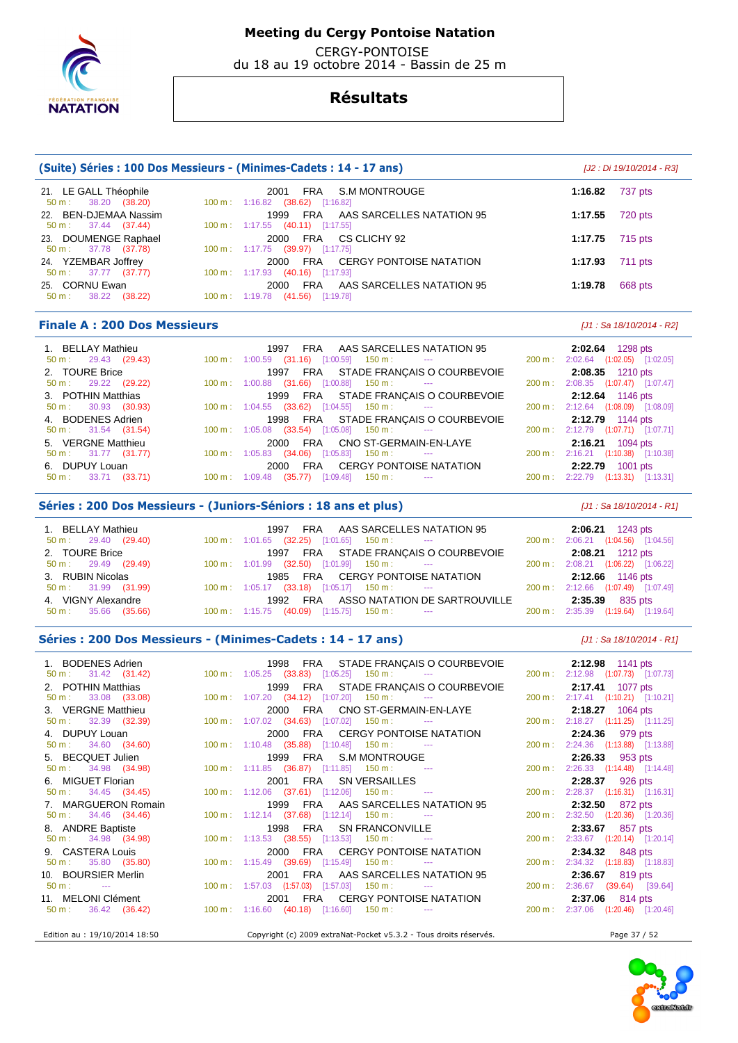# Meeting du Cergy Pontoise Natation

CERGY-PONTOISE
du 18 au 19 octobre 2014 - Bassin de 25 m

## Résultats

### (Suite) Séries : 100 Dos Messieurs - (Minimes-Cadets : 14 - 17 ans)

*[J2 : Di 19/10/2014 - R3]*

| Rang | Nom | Année | Nat. | Club | Temps | Points |
|---|---|---|---|---|---|---|
| 21. | LE GALL Théophile | 2001 | FRA | S.M MONTROUGE | 1:16.82 | 737 pts |
| | 50 m : 38.20 (38.20) | 100 m : 1:16.82 (38.62) [1:16.82] | | | | |
| 22. | BEN-DJEMAA Nassim | 1999 | FRA | AAS SARCELLES NATATION 95 | 1:17.55 | 720 pts |
| | 50 m : 37.44 (37.44) | 100 m : 1:17.55 (40.11) [1:17.55] | | | | |
| 23. | DOUMENGE Raphael | 2000 | FRA | CS CLICHY 92 | 1:17.75 | 715 pts |
| | 50 m : 37.78 (37.78) | 100 m : 1:17.75 (39.97) [1:17.75] | | | | |
| 24. | YZEMBAR Joffrey | 2000 | FRA | CERGY PONTOISE NATATION | 1:17.93 | 711 pts |
| | 50 m : 37.77 (37.77) | 100 m : 1:17.93 (40.16) [1:17.93] | | | | |
| 25. | CORNU Ewan | 2000 | FRA | AAS SARCELLES NATATION 95 | 1:19.78 | 668 pts |
| | 50 m : 38.22 (38.22) | 100 m : 1:19.78 (41.56) [1:19.78] | | | | |

### Finale A : 200 Dos Messieurs

*[J1 : Sa 18/10/2014 - R2]*

| Rang | Nom | Année | Nat. | Club | Temps | Points |
|---|---|---|---|---|---|---|
| 1. | BELLAY Mathieu | 1997 | FRA | AAS SARCELLES NATATION 95 | 2:02.64 | 1298 pts |
| | 50 m : 29.43 (29.43) | 100 m : 1:00.59 (31.16) [1:00.59] | 150 m : --- | | 200 m : 2:02.64 (1:02.05) [1:02.05] | |
| 2. | TOURE Brice | 1997 | FRA | STADE FRANÇAIS O COURBEVOIE | 2:08.35 | 1210 pts |
| | 50 m : 29.22 (29.22) | 100 m : 1:00.88 (31.66) [1:00.88] | 150 m : --- | | 200 m : 2:08.35 (1:07.47) [1:07.47] | |
| 3. | POTHIN Matthias | 1999 | FRA | STADE FRANÇAIS O COURBEVOIE | 2:12.64 | 1146 pts |
| | 50 m : 30.93 (30.93) | 100 m : 1:04.55 (33.62) [1:04.55] | 150 m : --- | | 200 m : 2:12.64 (1:08.09) [1:08.09] | |
| 4. | BODENES Adrien | 1998 | FRA | STADE FRANÇAIS O COURBEVOIE | 2:12.79 | 1144 pts |
| | 50 m : 31.54 (31.54) | 100 m : 1:05.08 (33.54) [1:05.08] | 150 m : --- | | 200 m : 2:12.79 (1:07.71) [1:07.71] | |
| 5. | VERGNE Matthieu | 2000 | FRA | CNO ST-GERMAIN-EN-LAYE | 2:16.21 | 1094 pts |
| | 50 m : 31.77 (31.77) | 100 m : 1:05.83 (34.06) [1:05.83] | 150 m : --- | | 200 m : 2:16.21 (1:10.38) [1:10.38] | |
| 6. | DUPUY Louan | 2000 | FRA | CERGY PONTOISE NATATION | 2:22.79 | 1001 pts |
| | 50 m : 33.71 (33.71) | 100 m : 1:09.48 (35.77) [1:09.48] | 150 m : --- | | 200 m : 2:22.79 (1:13.31) [1:13.31] | |

### Séries : 200 Dos Messieurs - (Juniors-Séniors : 18 ans et plus)

*[J1 : Sa 18/10/2014 - R1]*

| Rang | Nom | Année | Nat. | Club | Temps | Points |
|---|---|---|---|---|---|---|
| 1. | BELLAY Mathieu | 1997 | FRA | AAS SARCELLES NATATION 95 | 2:06.21 | 1243 pts |
| | 50 m : 29.40 (29.40) | 100 m : 1:01.65 (32.25) [1:01.65] | 150 m : --- | | 200 m : 2:06.21 (1:04.56) [1:04.56] | |
| 2. | TOURE Brice | 1997 | FRA | STADE FRANÇAIS O COURBEVOIE | 2:08.21 | 1212 pts |
| | 50 m : 29.49 (29.49) | 100 m : 1:01.99 (32.50) [1:01.99] | 150 m : --- | | 200 m : 2:08.21 (1:06.22) [1:06.22] | |
| 3. | RUBIN Nicolas | 1985 | FRA | CERGY PONTOISE NATATION | 2:12.66 | 1146 pts |
| | 50 m : 31.99 (31.99) | 100 m : 1:05.17 (33.18) [1:05.17] | 150 m : --- | | 200 m : 2:12.66 (1:07.49) [1:07.49] | |
| 4. | VIGNY Alexandre | 1992 | FRA | ASSO NATATION DE SARTROUVILLE | 2:35.39 | 835 pts |
| | 50 m : 35.66 (35.66) | 100 m : 1:15.75 (40.09) [1:15.75] | 150 m : --- | | 200 m : 2:35.39 (1:19.64) [1:19.64] | |

### Séries : 200 Dos Messieurs - (Minimes-Cadets : 14 - 17 ans)

*[J1 : Sa 18/10/2014 - R1]*

| Rang | Nom | Année | Nat. | Club | Temps | Points |
|---|---|---|---|---|---|---|
| 1. | BODENES Adrien | 1998 | FRA | STADE FRANÇAIS O COURBEVOIE | 2:12.98 | 1141 pts |
| | 50 m : 31.42 (31.42) | 100 m : 1:05.25 (33.83) [1:05.25] | 150 m : --- | | 200 m : 2:12.98 (1:07.73) [1:07.73] | |
| 2. | POTHIN Matthias | 1999 | FRA | STADE FRANÇAIS O COURBEVOIE | 2:17.41 | 1077 pts |
| | 50 m : 33.08 (33.08) | 100 m : 1:07.20 (34.12) [1:07.20] | 150 m : --- | | 200 m : 2:17.41 (1:10.21) [1:10.21] | |
| 3. | VERGNE Matthieu | 2000 | FRA | CNO ST-GERMAIN-EN-LAYE | 2:18.27 | 1064 pts |
| | 50 m : 32.39 (32.39) | 100 m : 1:07.02 (34.63) [1:07.02] | 150 m : --- | | 200 m : 2:18.27 (1:11.25) [1:11.25] | |
| 4. | DUPUY Louan | 2000 | FRA | CERGY PONTOISE NATATION | 2:24.36 | 979 pts |
| | 50 m : 34.60 (34.60) | 100 m : 1:10.48 (35.88) [1:10.48] | 150 m : --- | | 200 m : 2:24.36 (1:13.88) [1:13.88] | |
| 5. | BECQUET Julien | 1999 | FRA | S.M MONTROUGE | 2:26.33 | 953 pts |
| | 50 m : 34.98 (34.98) | 100 m : 1:11.85 (36.87) [1:11.85] | 150 m : --- | | 200 m : 2:26.33 (1:14.48) [1:14.48] | |
| 6. | MIGUET Florian | 2001 | FRA | SN VERSAILLES | 2:28.37 | 926 pts |
| | 50 m : 34.45 (34.45) | 100 m : 1:12.06 (37.61) [1:12.06] | 150 m : --- | | 200 m : 2:28.37 (1:16.31) [1:16.31] | |
| 7. | MARGUERON Romain | 1999 | FRA | AAS SARCELLES NATATION 95 | 2:32.50 | 872 pts |
| | 50 m : 34.46 (34.46) | 100 m : 1:12.14 (37.68) [1:12.14] | 150 m : --- | | 200 m : 2:32.50 (1:20.36) [1:20.36] | |
| 8. | ANDRE Baptiste | 1998 | FRA | SN FRANCONVILLE | 2:33.67 | 857 pts |
| | 50 m : 34.98 (34.98) | 100 m : 1:13.53 (38.55) [1:13.53] | 150 m : --- | | 200 m : 2:33.67 (1:20.14) [1:20.14] | |
| 9. | CASTERA Louis | 2000 | FRA | CERGY PONTOISE NATATION | 2:34.32 | 848 pts |
| | 50 m : 35.80 (35.80) | 100 m : 1:15.49 (39.69) [1:15.49] | 150 m : --- | | 200 m : 2:34.32 (1:18.83) [1:18.83] | |
| 10. | BOURSIER Merlin | 2001 | FRA | AAS SARCELLES NATATION 95 | 2:36.67 | 819 pts |
| | 50 m : --- | 100 m : 1:57.03 (1:57.03) [1:57.03] | 150 m : --- | | 200 m : 2:36.67 (39.64) [39.64] | |
| 11. | MELONI Clément | 2001 | FRA | CERGY PONTOISE NATATION | 2:37.06 | 814 pts |
| | 50 m : 36.42 (36.42) | 100 m : 1:16.60 (40.18) [1:16.60] | 150 m : --- | | 200 m : 2:37.06 (1:20.46) [1:20.46] | |

Edition au : 19/10/2014 18:50 — Copyright (c) 2009 extraNat-Pocket v5.3.2 - Tous droits réservés.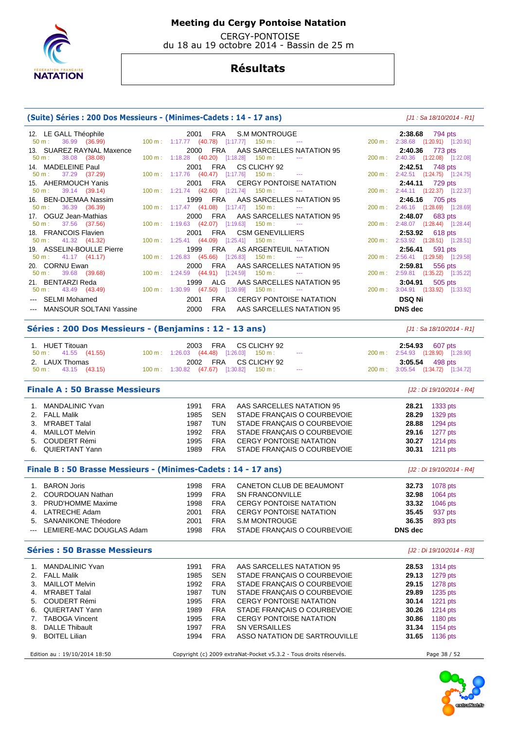# Meeting du Cergy Pontoise Natation

CERGY-PONTOISE
du 18 au 19 octobre 2014 - Bassin de 25 m

## Résultats

### (Suite) Séries : 200 Dos Messieurs - (Minimes-Cadets : 14 - 17 ans)

*[J1 : Sa 18/10/2014 - R1]*

| Pl. | Nom | Année | Nat. | Club | 50 m | 100 m | 150 m | 200 m | Temps | Points |
|---|---|---|---|---|---|---|---|---|---|---|
| 12. | LE GALL Théophile | 2001 | FRA | S.M MONTROUGE | 36.99 (36.99) | 1:17.77 (40.78) [1:17.77] | --- | 2:38.68 (1:20.91) [1:20.91] | 2:38.68 | 794 pts |
| 13. | SUAREZ RAYNAL Maxence | 2000 | FRA | AAS SARCELLES NATATION 95 | 38.08 (38.08) | 1:18.28 (40.20) [1:18.28] | --- | 2:40.36 (1:22.08) [1:22.08] | 2:40.36 | 773 pts |
| 14. | MADELEINE Paul | 2001 | FRA | CS CLICHY 92 | 37.29 (37.29) | 1:17.76 (40.47) [1:17.76] | --- | 2:42.51 (1:24.75) [1:24.75] | 2:42.51 | 748 pts |
| 15. | AHERMOUCH Yanis | 2001 | FRA | CERGY PONTOISE NATATION | 39.14 (39.14) | 1:21.74 (42.60) [1:21.74] | --- | 2:44.11 (1:22.37) [1:22.37] | 2:44.11 | 729 pts |
| 16. | BEN-DJEMAA Nassim | 1999 | FRA | AAS SARCELLES NATATION 95 | 36.39 (36.39) | 1:17.47 (41.08) [1:17.47] | --- | 2:46.16 (1:28.69) [1:28.69] | 2:46.16 | 705 pts |
| 17. | OGUZ Jean-Mathias | 2000 | FRA | AAS SARCELLES NATATION 95 | 37.56 (37.56) | 1:19.63 (42.07) [1:19.63] | --- | 2:48.07 (1:28.44) [1:28.44] | 2:48.07 | 683 pts |
| 18. | FRANCOIS Flavien | 2001 | FRA | CSM GENEVILLIERS | 41.32 (41.32) | 1:25.41 (44.09) [1:25.41] | --- | 2:53.92 (1:28.51) [1:28.51] | 2:53.92 | 618 pts |
| 19. | ASSELIN-BOULLE Pierre | 1999 | FRA | AS ARGENTEUIL NATATION | 41.17 (41.17) | 1:26.83 (45.66) [1:26.83] | --- | 2:56.41 (1:29.58) [1:29.58] | 2:56.41 | 591 pts |
| 20. | CORNU Ewan | 2000 | FRA | AAS SARCELLES NATATION 95 | 39.68 (39.68) | 1:24.59 (44.91) [1:24.59] | --- | 2:59.81 (1:35.22) [1:35.22] | 2:59.81 | 556 pts |
| 21. | BENTARZI Reda | 1999 | ALG | AAS SARCELLES NATATION 95 | 43.49 (43.49) | 1:30.99 (47.50) [1:30.99] | --- | 3:04.91 (1:33.92) [1:33.92] | 3:04.91 | 505 pts |
| --- | SELMI Mohamed | 2001 | FRA | CERGY PONTOISE NATATION | | | | | DSQ Ni | |
| --- | MANSOUR SOLTANI Yassine | 2000 | FRA | AAS SARCELLES NATATION 95 | | | | | DNS dec | |

### Séries : 200 Dos Messieurs - (Benjamins : 12 - 13 ans)

*[J1 : Sa 18/10/2014 - R1]*

| Pl. | Nom | Année | Nat. | Club | 50 m | 100 m | 150 m | 200 m | Temps | Points |
|---|---|---|---|---|---|---|---|---|---|---|
| 1. | HUET Titouan | 2003 | FRA | CS CLICHY 92 | 41.55 (41.55) | 1:26.03 (44.48) [1:26.03] | --- | 2:54.93 (1:28.90) [1:28.90] | 2:54.93 | 607 pts |
| 2. | LAUX Thomas | 2002 | FRA | CS CLICHY 92 | 43.15 (43.15) | 1:30.82 (47.67) [1:30.82] | --- | 3:05.54 (1:34.72) [1:34.72] | 3:05.54 | 498 pts |

### Finale A : 50 Brasse Messieurs

*[J2 : Di 19/10/2014 - R4]*

| Pl. | Nom | Année | Nat. | Club | Temps | Points |
|---|---|---|---|---|---|---|
| 1. | MANDALINIC Yvan | 1991 | FRA | AAS SARCELLES NATATION 95 | 28.21 | 1333 pts |
| 2. | FALL Malik | 1985 | SEN | STADE FRANÇAIS O COURBEVOIE | 28.29 | 1329 pts |
| 3. | M'RABET Talal | 1987 | TUN | STADE FRANÇAIS O COURBEVOIE | 28.88 | 1294 pts |
| 4. | MAILLOT Melvin | 1992 | FRA | STADE FRANÇAIS O COURBEVOIE | 29.16 | 1277 pts |
| 5. | COUDERT Rémi | 1995 | FRA | CERGY PONTOISE NATATION | 30.27 | 1214 pts |
| 6. | QUIERTANT Yann | 1989 | FRA | STADE FRANÇAIS O COURBEVOIE | 30.31 | 1211 pts |

### Finale B : 50 Brasse Messieurs - (Minimes-Cadets : 14 - 17 ans)

*[J2 : Di 19/10/2014 - R4]*

| Pl. | Nom | Année | Nat. | Club | Temps | Points |
|---|---|---|---|---|---|---|
| 1. | BARON Joris | 1998 | FRA | CANETON CLUB DE BEAUMONT | 32.73 | 1078 pts |
| 2. | COURDOUAN Nathan | 1999 | FRA | SN FRANCONVILLE | 32.98 | 1064 pts |
| 3. | PRUD'HOMME Maxime | 1998 | FRA | CERGY PONTOISE NATATION | 33.32 | 1046 pts |
| 4. | LATRECHE Adam | 2001 | FRA | CERGY PONTOISE NATATION | 35.45 | 937 pts |
| 5. | SANANIKONE Théodore | 2001 | FRA | S.M MONTROUGE | 36.35 | 893 pts |
| --- | LEMIERE-MAC DOUGLAS Adam | 1998 | FRA | STADE FRANÇAIS O COURBEVOIE | DNS dec | |

### Séries : 50 Brasse Messieurs

*[J2 : Di 19/10/2014 - R3]*

| Pl. | Nom | Année | Nat. | Club | Temps | Points |
|---|---|---|---|---|---|---|
| 1. | MANDALINIC Yvan | 1991 | FRA | AAS SARCELLES NATATION 95 | 28.53 | 1314 pts |
| 2. | FALL Malik | 1985 | SEN | STADE FRANÇAIS O COURBEVOIE | 29.13 | 1279 pts |
| 3. | MAILLOT Melvin | 1992 | FRA | STADE FRANÇAIS O COURBEVOIE | 29.15 | 1278 pts |
| 4. | M'RABET Talal | 1987 | TUN | STADE FRANÇAIS O COURBEVOIE | 29.89 | 1235 pts |
| 5. | COUDERT Rémi | 1995 | FRA | CERGY PONTOISE NATATION | 30.14 | 1221 pts |
| 6. | QUIERTANT Yann | 1989 | FRA | STADE FRANÇAIS O COURBEVOIE | 30.26 | 1214 pts |
| 7. | TABOGA Vincent | 1995 | FRA | CERGY PONTOISE NATATION | 30.86 | 1180 pts |
| 8. | DALLE Thibault | 1997 | FRA | SN VERSAILLES | 31.34 | 1154 pts |
| 9. | BOITEL Lilian | 1994 | FRA | ASSO NATATION DE SARTROUVILLE | 31.65 | 1136 pts |

Edition au : 19/10/2014 18:50 — Copyright (c) 2009 extraNat-Pocket v5.3.2 - Tous droits réservés.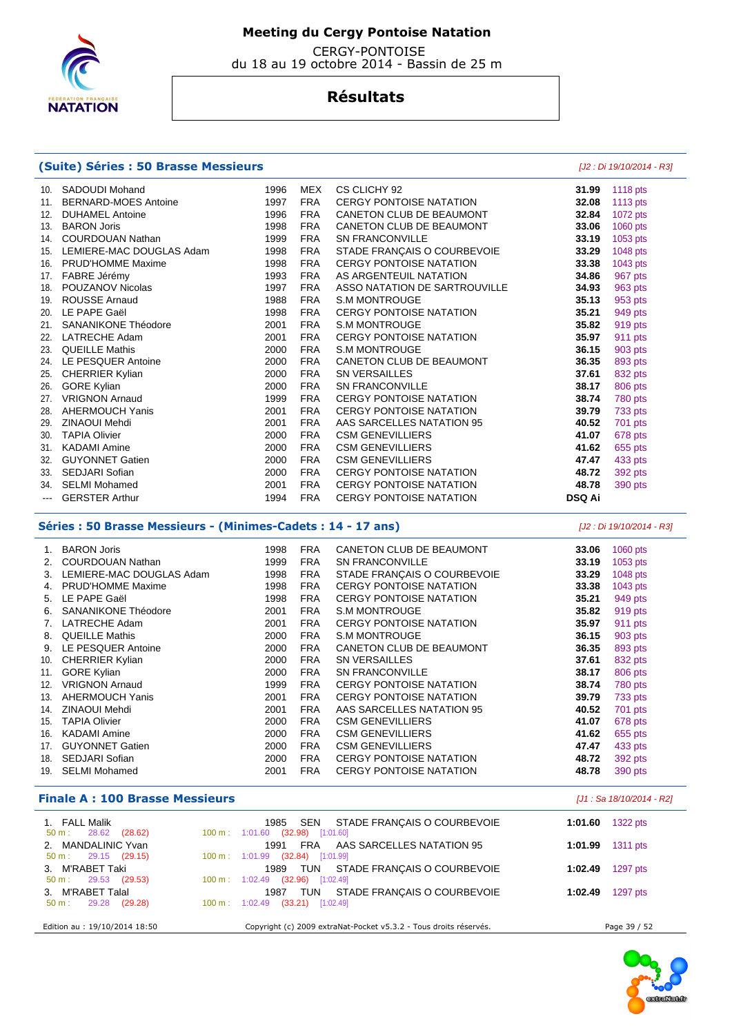# Meeting du Cergy Pontoise Natation

CERGY-PONTOISE
du 18 au 19 octobre 2014 - Bassin de 25 m

## Résultats

### (Suite) Séries : 50 Brasse Messieurs

*[J2 : Di 19/10/2014 - R3]*

| | Nom | Année | Nat. | Club | Temps | Points |
|---|---|---|---|---|---|---|
| 10. | SADOUDI Mohand | 1996 | MEX | CS CLICHY 92 | **31.99** | 1118 pts |
| 11. | BERNARD-MOES Antoine | 1997 | FRA | CERGY PONTOISE NATATION | **32.08** | 1113 pts |
| 12. | DUHAMEL Antoine | 1996 | FRA | CANETON CLUB DE BEAUMONT | **32.84** | 1072 pts |
| 13. | BARON Joris | 1998 | FRA | CANETON CLUB DE BEAUMONT | **33.06** | 1060 pts |
| 14. | COURDOUAN Nathan | 1999 | FRA | SN FRANCONVILLE | **33.19** | 1053 pts |
| 15. | LEMIERE-MAC DOUGLAS Adam | 1998 | FRA | STADE FRANÇAIS O COURBEVOIE | **33.29** | 1048 pts |
| 16. | PRUD'HOMME Maxime | 1998 | FRA | CERGY PONTOISE NATATION | **33.38** | 1043 pts |
| 17. | FABRE Jérémy | 1993 | FRA | AS ARGENTEUIL NATATION | **34.86** | 967 pts |
| 18. | POUZANOV Nicolas | 1997 | FRA | ASSO NATATION DE SARTROUVILLE | **34.93** | 963 pts |
| 19. | ROUSSE Arnaud | 1988 | FRA | S.M MONTROUGE | **35.13** | 953 pts |
| 20. | LE PAPE Gaël | 1998 | FRA | CERGY PONTOISE NATATION | **35.21** | 949 pts |
| 21. | SANANIKONE Théodore | 2001 | FRA | S.M MONTROUGE | **35.82** | 919 pts |
| 22. | LATRECHE Adam | 2001 | FRA | CERGY PONTOISE NATATION | **35.97** | 911 pts |
| 23. | QUEILLE Mathis | 2000 | FRA | S.M MONTROUGE | **36.15** | 903 pts |
| 24. | LE PESQUER Antoine | 2000 | FRA | CANETON CLUB DE BEAUMONT | **36.35** | 893 pts |
| 25. | CHERRIER Kylian | 2000 | FRA | SN VERSAILLES | **37.61** | 832 pts |
| 26. | GORE Kylian | 2000 | FRA | SN FRANCONVILLE | **38.17** | 806 pts |
| 27. | VRIGNON Arnaud | 1999 | FRA | CERGY PONTOISE NATATION | **38.74** | 780 pts |
| 28. | AHERMOUCH Yanis | 2001 | FRA | CERGY PONTOISE NATATION | **39.79** | 733 pts |
| 29. | ZINAOUI Mehdi | 2001 | FRA | AAS SARCELLES NATATION 95 | **40.52** | 701 pts |
| 30. | TAPIA Olivier | 2000 | FRA | CSM GENEVILLIERS | **41.07** | 678 pts |
| 31. | KADAMI Amine | 2000 | FRA | CSM GENEVILLIERS | **41.62** | 655 pts |
| 32. | GUYONNET Gatien | 2000 | FRA | CSM GENEVILLIERS | **47.47** | 433 pts |
| 33. | SEDJARI Sofian | 2000 | FRA | CERGY PONTOISE NATATION | **48.72** | 392 pts |
| 34. | SELMI Mohamed | 2001 | FRA | CERGY PONTOISE NATATION | **48.78** | 390 pts |
| --- | GERSTER Arthur | 1994 | FRA | CERGY PONTOISE NATATION | **DSQ Ai** | |

### Séries : 50 Brasse Messieurs - (Minimes-Cadets : 14 - 17 ans)

*[J2 : Di 19/10/2014 - R3]*

| | Nom | Année | Nat. | Club | Temps | Points |
|---|---|---|---|---|---|---|
| 1. | BARON Joris | 1998 | FRA | CANETON CLUB DE BEAUMONT | **33.06** | 1060 pts |
| 2. | COURDOUAN Nathan | 1999 | FRA | SN FRANCONVILLE | **33.19** | 1053 pts |
| 3. | LEMIERE-MAC DOUGLAS Adam | 1998 | FRA | STADE FRANÇAIS O COURBEVOIE | **33.29** | 1048 pts |
| 4. | PRUD'HOMME Maxime | 1998 | FRA | CERGY PONTOISE NATATION | **33.38** | 1043 pts |
| 5. | LE PAPE Gaël | 1998 | FRA | CERGY PONTOISE NATATION | **35.21** | 949 pts |
| 6. | SANANIKONE Théodore | 2001 | FRA | S.M MONTROUGE | **35.82** | 919 pts |
| 7. | LATRECHE Adam | 2001 | FRA | CERGY PONTOISE NATATION | **35.97** | 911 pts |
| 8. | QUEILLE Mathis | 2000 | FRA | S.M MONTROUGE | **36.15** | 903 pts |
| 9. | LE PESQUER Antoine | 2000 | FRA | CANETON CLUB DE BEAUMONT | **36.35** | 893 pts |
| 10. | CHERRIER Kylian | 2000 | FRA | SN VERSAILLES | **37.61** | 832 pts |
| 11. | GORE Kylian | 2000 | FRA | SN FRANCONVILLE | **38.17** | 806 pts |
| 12. | VRIGNON Arnaud | 1999 | FRA | CERGY PONTOISE NATATION | **38.74** | 780 pts |
| 13. | AHERMOUCH Yanis | 2001 | FRA | CERGY PONTOISE NATATION | **39.79** | 733 pts |
| 14. | ZINAOUI Mehdi | 2001 | FRA | AAS SARCELLES NATATION 95 | **40.52** | 701 pts |
| 15. | TAPIA Olivier | 2000 | FRA | CSM GENEVILLIERS | **41.07** | 678 pts |
| 16. | KADAMI Amine | 2000 | FRA | CSM GENEVILLIERS | **41.62** | 655 pts |
| 17. | GUYONNET Gatien | 2000 | FRA | CSM GENEVILLIERS | **47.47** | 433 pts |
| 18. | SEDJARI Sofian | 2000 | FRA | CERGY PONTOISE NATATION | **48.72** | 392 pts |
| 19. | SELMI Mohamed | 2001 | FRA | CERGY PONTOISE NATATION | **48.78** | 390 pts |

### Finale A : 100 Brasse Messieurs

*[J1 : Sa 18/10/2014 - R2]*

| | Nom | Année | Nat. | Club | Temps | Points |
|---|---|---|---|---|---|---|
| 1. | FALL Malik | 1985 | SEN | STADE FRANÇAIS O COURBEVOIE | **1:01.60** | 1322 pts |
| | 50 m : 28.62 (28.62) | 100 m : 1:01.60 (32.98) [1:01.60] | | | | |
| 2. | MANDALINIC Yvan | 1991 | FRA | AAS SARCELLES NATATION 95 | **1:01.99** | 1311 pts |
| | 50 m : 29.15 (29.15) | 100 m : 1:01.99 (32.84) [1:01.99] | | | | |
| 3. | M'RABET Taki | 1989 | TUN | STADE FRANÇAIS O COURBEVOIE | **1:02.49** | 1297 pts |
| | 50 m : 29.53 (29.53) | 100 m : 1:02.49 (32.96) [1:02.49] | | | | |
| 3. | M'RABET Talal | 1987 | TUN | STADE FRANÇAIS O COURBEVOIE | **1:02.49** | 1297 pts |
| | 50 m : 29.28 (29.28) | 100 m : 1:02.49 (33.21) [1:02.49] | | | | |

Edition au : 19/10/2014 18:50 — Copyright (c) 2009 extraNat-Pocket v5.3.2 - Tous droits réservés.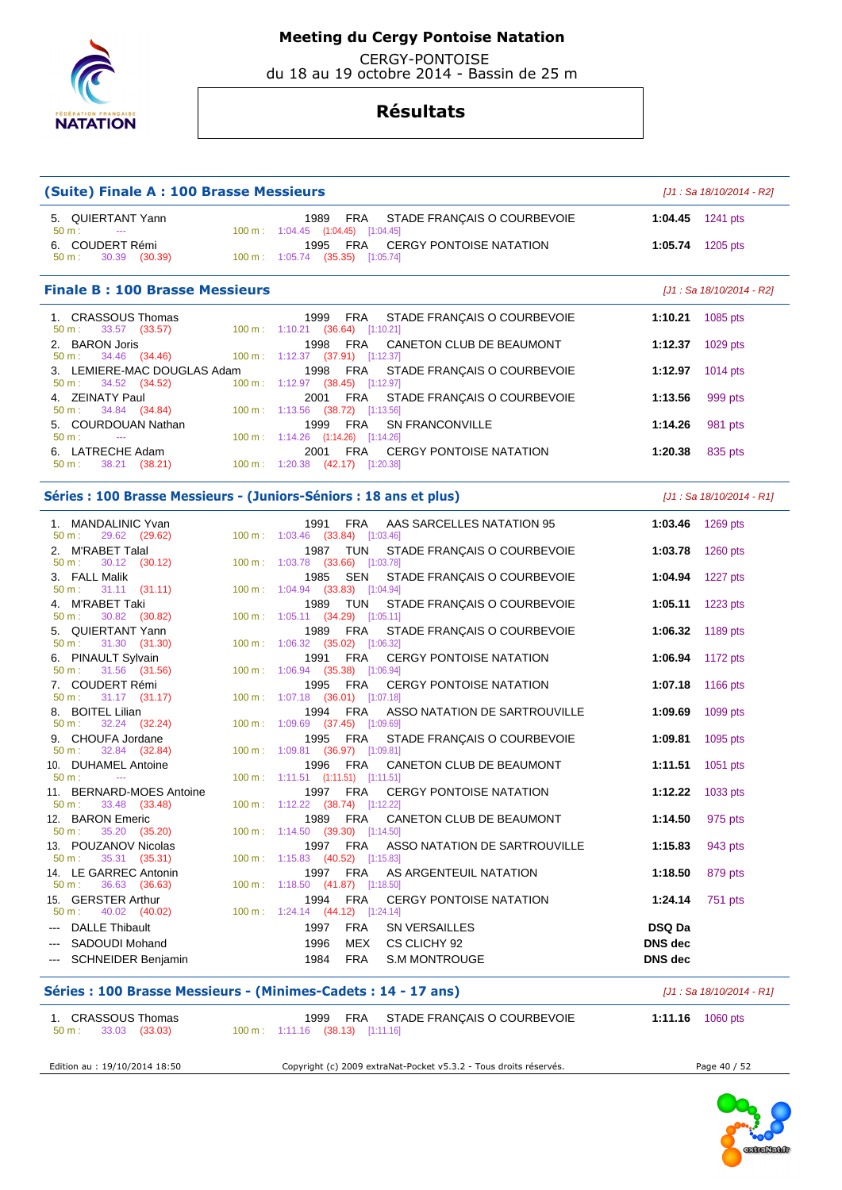# Meeting du Cergy Pontoise Natation

CERGY-PONTOISE
du 18 au 19 octobre 2014 - Bassin de 25 m

## Résultats

### (Suite) Finale A : 100 Brasse Messieurs

*[J1 : Sa 18/10/2014 - R2]*

| Place | Nom | Année | Nat. | Club | Temps | Points |
|---|---|---|---|---|---|---|
| 5. | QUIERTANT Yann | 1989 | FRA | STADE FRANÇAIS O COURBEVOIE | 1:04.45 | 1241 pts |
| | 50 m : --- | 100 m : 1:04.45 (1:04.45) [1:04.45] | | | | |
| 6. | COUDERT Rémi | 1995 | FRA | CERGY PONTOISE NATATION | 1:05.74 | 1205 pts |
| | 50 m : 30.39 (30.39) | 100 m : 1:05.74 (35.35) [1:05.74] | | | | |

### Finale B : 100 Brasse Messieurs

*[J1 : Sa 18/10/2014 - R2]*

| Place | Nom | Année | Nat. | Club | Temps | Points |
|---|---|---|---|---|---|---|
| 1. | CRASSOUS Thomas | 1999 | FRA | STADE FRANÇAIS O COURBEVOIE | 1:10.21 | 1085 pts |
| | 50 m : 33.57 (33.57) | 100 m : 1:10.21 (36.64) [1:10.21] | | | | |
| 2. | BARON Joris | 1998 | FRA | CANETON CLUB DE BEAUMONT | 1:12.37 | 1029 pts |
| | 50 m : 34.46 (34.46) | 100 m : 1:12.37 (37.91) [1:12.37] | | | | |
| 3. | LEMIERE-MAC DOUGLAS Adam | 1998 | FRA | STADE FRANÇAIS O COURBEVOIE | 1:12.97 | 1014 pts |
| | 50 m : 34.52 (34.52) | 100 m : 1:12.97 (38.45) [1:12.97] | | | | |
| 4. | ZEINATY Paul | 2001 | FRA | STADE FRANÇAIS O COURBEVOIE | 1:13.56 | 999 pts |
| | 50 m : 34.84 (34.84) | 100 m : 1:13.56 (38.72) [1:13.56] | | | | |
| 5. | COURDOUAN Nathan | 1999 | FRA | SN FRANCONVILLE | 1:14.26 | 981 pts |
| | 50 m : --- | 100 m : 1:14.26 (1:14.26) [1:14.26] | | | | |
| 6. | LATRECHE Adam | 2001 | FRA | CERGY PONTOISE NATATION | 1:20.38 | 835 pts |
| | 50 m : 38.21 (38.21) | 100 m : 1:20.38 (42.17) [1:20.38] | | | | |

### Séries : 100 Brasse Messieurs - (Juniors-Séniors : 18 ans et plus)

*[J1 : Sa 18/10/2014 - R1]*

| Place | Nom | Année | Nat. | Club | Temps | Points |
|---|---|---|---|---|---|---|
| 1. | MANDALINIC Yvan | 1991 | FRA | AAS SARCELLES NATATION 95 | 1:03.46 | 1269 pts |
| | 50 m : 29.62 (29.62) | 100 m : 1:03.46 (33.84) [1:03.46] | | | | |
| 2. | M'RABET Talal | 1987 | TUN | STADE FRANÇAIS O COURBEVOIE | 1:03.78 | 1260 pts |
| | 50 m : 30.12 (30.12) | 100 m : 1:03.78 (33.66) [1:03.78] | | | | |
| 3. | FALL Malik | 1985 | SEN | STADE FRANÇAIS O COURBEVOIE | 1:04.94 | 1227 pts |
| | 50 m : 31.11 (31.11) | 100 m : 1:04.94 (33.83) [1:04.94] | | | | |
| 4. | M'RABET Taki | 1989 | TUN | STADE FRANÇAIS O COURBEVOIE | 1:05.11 | 1223 pts |
| | 50 m : 30.82 (30.82) | 100 m : 1:05.11 (34.29) [1:05.11] | | | | |
| 5. | QUIERTANT Yann | 1989 | FRA | STADE FRANÇAIS O COURBEVOIE | 1:06.32 | 1189 pts |
| | 50 m : 31.30 (31.30) | 100 m : 1:06.32 (35.02) [1:06.32] | | | | |
| 6. | PINAULT Sylvain | 1991 | FRA | CERGY PONTOISE NATATION | 1:06.94 | 1172 pts |
| | 50 m : 31.56 (31.56) | 100 m : 1:06.94 (35.38) [1:06.94] | | | | |
| 7. | COUDERT Rémi | 1995 | FRA | CERGY PONTOISE NATATION | 1:07.18 | 1166 pts |
| | 50 m : 31.17 (31.17) | 100 m : 1:07.18 (36.01) [1:07.18] | | | | |
| 8. | BOITEL Lilian | 1994 | FRA | ASSO NATATION DE SARTROUVILLE | 1:09.69 | 1099 pts |
| | 50 m : 32.24 (32.24) | 100 m : 1:09.69 (37.45) [1:09.69] | | | | |
| 9. | CHOUFA Jordane | 1995 | FRA | STADE FRANÇAIS O COURBEVOIE | 1:09.81 | 1095 pts |
| | 50 m : 32.84 (32.84) | 100 m : 1:09.81 (36.97) [1:09.81] | | | | |
| 10. | DUHAMEL Antoine | 1996 | FRA | CANETON CLUB DE BEAUMONT | 1:11.51 | 1051 pts |
| | 50 m : --- | 100 m : 1:11.51 (1:11.51) [1:11.51] | | | | |
| 11. | BERNARD-MOES Antoine | 1997 | FRA | CERGY PONTOISE NATATION | 1:12.22 | 1033 pts |
| | 50 m : 33.48 (33.48) | 100 m : 1:12.22 (38.74) [1:12.22] | | | | |
| 12. | BARON Emeric | 1989 | FRA | CANETON CLUB DE BEAUMONT | 1:14.50 | 975 pts |
| | 50 m : 35.20 (35.20) | 100 m : 1:14.50 (39.30) [1:14.50] | | | | |
| 13. | POUZANOV Nicolas | 1997 | FRA | ASSO NATATION DE SARTROUVILLE | 1:15.83 | 943 pts |
| | 50 m : 35.31 (35.31) | 100 m : 1:15.83 (40.52) [1:15.83] | | | | |
| 14. | LE GARREC Antonin | 1997 | FRA | AS ARGENTEUIL NATATION | 1:18.50 | 879 pts |
| | 50 m : 36.63 (36.63) | 100 m : 1:18.50 (41.87) [1:18.50] | | | | |
| 15. | GERSTER Arthur | 1994 | FRA | CERGY PONTOISE NATATION | 1:24.14 | 751 pts |
| | 50 m : 40.02 (40.02) | 100 m : 1:24.14 (44.12) [1:24.14] | | | | |
| --- | DALLE Thibault | 1997 | FRA | SN VERSAILLES | DSQ Da | |
| --- | SADOUDI Mohand | 1996 | MEX | CS CLICHY 92 | DNS dec | |
| --- | SCHNEIDER Benjamin | 1984 | FRA | S.M MONTROUGE | DNS dec | |

### Séries : 100 Brasse Messieurs - (Minimes-Cadets : 14 - 17 ans)

*[J1 : Sa 18/10/2014 - R1]*

| Place | Nom | Année | Nat. | Club | Temps | Points |
|---|---|---|---|---|---|---|
| 1. | CRASSOUS Thomas | 1999 | FRA | STADE FRANÇAIS O COURBEVOIE | 1:11.16 | 1060 pts |
| | 50 m : 33.03 (33.03) | 100 m : 1:11.16 (38.13) [1:11.16] | | | | |

Edition au : 19/10/2014 18:50 — Copyright (c) 2009 extraNat-Pocket v5.3.2 - Tous droits réservés.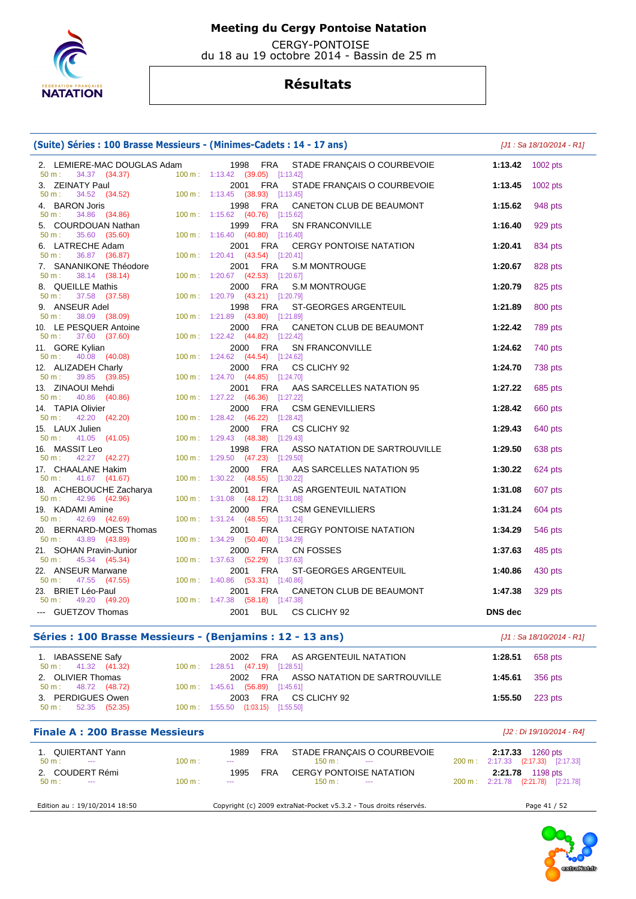# Meeting du Cergy Pontoise Natation

CERGY-PONTOISE
du 18 au 19 octobre 2014 - Bassin de 25 m

## Résultats

### (Suite) Séries : 100 Brasse Messieurs - (Minimes-Cadets : 14 - 17 ans)

*[J1 : Sa 18/10/2014 - R1]*

| Rang | Nom | Année | Nat. | Club | Temps | Points |
|---|---|---|---|---|---|---|
| 2. | LEMIERE-MAC DOUGLAS Adam | 1998 | FRA | STADE FRANÇAIS O COURBEVOIE | 1:13.42 | 1002 pts |
| | 50 m : 34.37 (34.37) | 100 m : 1:13.42 (39.05) [1:13.42] | | | | |
| 3. | ZEINATY Paul | 2001 | FRA | STADE FRANÇAIS O COURBEVOIE | 1:13.45 | 1002 pts |
| | 50 m : 34.52 (34.52) | 100 m : 1:13.45 (38.93) [1:13.45] | | | | |
| 4. | BARON Joris | 1998 | FRA | CANETON CLUB DE BEAUMONT | 1:15.62 | 948 pts |
| | 50 m : 34.86 (34.86) | 100 m : 1:15.62 (40.76) [1:15.62] | | | | |
| 5. | COURDOUAN Nathan | 1999 | FRA | SN FRANCONVILLE | 1:16.40 | 929 pts |
| | 50 m : 35.60 (35.60) | 100 m : 1:16.40 (40.80) [1:16.40] | | | | |
| 6. | LATRECHE Adam | 2001 | FRA | CERGY PONTOISE NATATION | 1:20.41 | 834 pts |
| | 50 m : 36.87 (36.87) | 100 m : 1:20.41 (43.54) [1:20.41] | | | | |
| 7. | SANANIKONE Théodore | 2001 | FRA | S.M MONTROUGE | 1:20.67 | 828 pts |
| | 50 m : 38.14 (38.14) | 100 m : 1:20.67 (42.53) [1:20.67] | | | | |
| 8. | QUEILLE Mathis | 2000 | FRA | S.M MONTROUGE | 1:20.79 | 825 pts |
| | 50 m : 37.58 (37.58) | 100 m : 1:20.79 (43.21) [1:20.79] | | | | |
| 9. | ANSEUR Adel | 1998 | FRA | ST-GEORGES ARGENTEUIL | 1:21.89 | 800 pts |
| | 50 m : 38.09 (38.09) | 100 m : 1:21.89 (43.80) [1:21.89] | | | | |
| 10. | LE PESQUER Antoine | 2000 | FRA | CANETON CLUB DE BEAUMONT | 1:22.42 | 789 pts |
| | 50 m : 37.60 (37.60) | 100 m : 1:22.42 (44.82) [1:22.42] | | | | |
| 11. | GORE Kylian | 2000 | FRA | SN FRANCONVILLE | 1:24.62 | 740 pts |
| | 50 m : 40.08 (40.08) | 100 m : 1:24.62 (44.54) [1:24.62] | | | | |
| 12. | ALIZADEH Charly | 2000 | FRA | CS CLICHY 92 | 1:24.70 | 738 pts |
| | 50 m : 39.85 (39.85) | 100 m : 1:24.70 (44.85) [1:24.70] | | | | |
| 13. | ZINAOUI Mehdi | 2001 | FRA | AAS SARCELLES NATATION 95 | 1:27.22 | 685 pts |
| | 50 m : 40.86 (40.86) | 100 m : 1:27.22 (46.36) [1:27.22] | | | | |
| 14. | TAPIA Olivier | 2000 | FRA | CSM GENEVILLIERS | 1:28.42 | 660 pts |
| | 50 m : 42.20 (42.20) | 100 m : 1:28.42 (46.22) [1:28.42] | | | | |
| 15. | LAUX Julien | 2000 | FRA | CS CLICHY 92 | 1:29.43 | 640 pts |
| | 50 m : 41.05 (41.05) | 100 m : 1:29.43 (48.38) [1:29.43] | | | | |
| 16. | MASSIT Leo | 1998 | FRA | ASSO NATATION DE SARTROUVILLE | 1:29.50 | 638 pts |
| | 50 m : 42.27 (42.27) | 100 m : 1:29.50 (47.23) [1:29.50] | | | | |
| 17. | CHAALANE Hakim | 2000 | FRA | AAS SARCELLES NATATION 95 | 1:30.22 | 624 pts |
| | 50 m : 41.67 (41.67) | 100 m : 1:30.22 (48.55) [1:30.22] | | | | |
| 18. | ACHEBOUCHE Zacharya | 2001 | FRA | AS ARGENTEUIL NATATION | 1:31.08 | 607 pts |
| | 50 m : 42.96 (42.96) | 100 m : 1:31.08 (48.12) [1:31.08] | | | | |
| 19. | KADAMI Amine | 2000 | FRA | CSM GENEVILLIERS | 1:31.24 | 604 pts |
| | 50 m : 42.69 (42.69) | 100 m : 1:31.24 (48.55) [1:31.24] | | | | |
| 20. | BERNARD-MOES Thomas | 2001 | FRA | CERGY PONTOISE NATATION | 1:34.29 | 546 pts |
| | 50 m : 43.89 (43.89) | 100 m : 1:34.29 (50.40) [1:34.29] | | | | |
| 21. | SOHAN Pravin-Junior | 2000 | FRA | CN FOSSES | 1:37.63 | 485 pts |
| | 50 m : 45.34 (45.34) | 100 m : 1:37.63 (52.29) [1:37.63] | | | | |
| 22. | ANSEUR Marwane | 2001 | FRA | ST-GEORGES ARGENTEUIL | 1:40.86 | 430 pts |
| | 50 m : 47.55 (47.55) | 100 m : 1:40.86 (53.31) [1:40.86] | | | | |
| 23. | BRIET Léo-Paul | 2001 | FRA | CANETON CLUB DE BEAUMONT | 1:47.38 | 329 pts |
| | 50 m : 49.20 (49.20) | 100 m : 1:47.38 (58.18) [1:47.38] | | | | |
| --- | GUETZOV Thomas | 2001 | BUL | CS CLICHY 92 | DNS dec | |

### Séries : 100 Brasse Messieurs - (Benjamins : 12 - 13 ans)

*[J1 : Sa 18/10/2014 - R1]*

| Rang | Nom | Année | Nat. | Club | Temps | Points |
|---|---|---|---|---|---|---|
| 1. | IABASSENE Safy | 2002 | FRA | AS ARGENTEUIL NATATION | 1:28.51 | 658 pts |
| | 50 m : 41.32 (41.32) | 100 m : 1:28.51 (47.19) [1:28.51] | | | | |
| 2. | OLIVIER Thomas | 2002 | FRA | ASSO NATATION DE SARTROUVILLE | 1:45.61 | 356 pts |
| | 50 m : 48.72 (48.72) | 100 m : 1:45.61 (56.89) [1:45.61] | | | | |
| 3. | PERDIGUES Owen | 2003 | FRA | CS CLICHY 92 | 1:55.50 | 223 pts |
| | 50 m : 52.35 (52.35) | 100 m : 1:55.50 (1:03.15) [1:55.50] | | | | |

### Finale A : 200 Brasse Messieurs

*[J2 : Di 19/10/2014 - R4]*

| Rang | Nom | Année | Nat. | Club | Temps | Points |
|---|---|---|---|---|---|---|
| 1. | QUIERTANT Yann | 1989 | FRA | STADE FRANÇAIS O COURBEVOIE | 2:17.33 | 1260 pts |
| | 50 m : --- | 100 m : --- | | 150 m : --- | 200 m : 2:17.33 (2:17.33) [2:17.33] | |
| 2. | COUDERT Rémi | 1995 | FRA | CERGY PONTOISE NATATION | 2:21.78 | 1198 pts |
| | 50 m : --- | 100 m : --- | | 150 m : --- | 200 m : 2:21.78 (2:21.78) [2:21.78] | |

Edition au : 19/10/2014 18:50 — Copyright (c) 2009 extraNat-Pocket v5.3.2 - Tous droits réservés.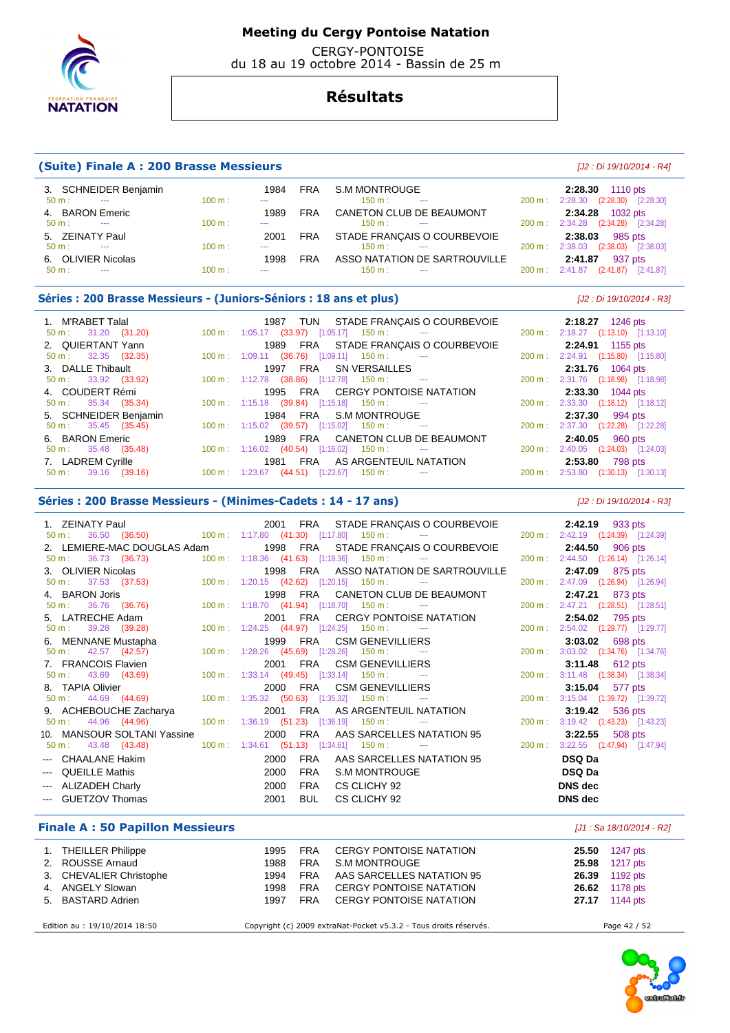# Meeting du Cergy Pontoise Natation

CERGY-PONTOISE
du 18 au 19 octobre 2014 - Bassin de 25 m

## Résultats

### (Suite) Finale A : 200 Brasse Messieurs

*[J2 : Di 19/10/2014 - R4]*

| Rg | Nom | Année | Nat | Club | Temps | Points |
|---|---|---|---|---|---|---|
| 3. | SCHNEIDER Benjamin | 1984 | FRA | S.M MONTROUGE | 2:28.30 | 1110 pts |
| | 50 m : --- | 100 m : --- | | 150 m : --- | 200 m : 2:28.30 (2:28.30) [2:28.30] | |
| 4. | BARON Emeric | 1989 | FRA | CANETON CLUB DE BEAUMONT | 2:34.28 | 1032 pts |
| | 50 m : --- | 100 m : --- | | 150 m : --- | 200 m : 2:34.28 (2:34.28) [2:34.28] | |
| 5. | ZEINATY Paul | 2001 | FRA | STADE FRANÇAIS O COURBEVOIE | 2:38.03 | 985 pts |
| | 50 m : --- | 100 m : --- | | 150 m : --- | 200 m : 2:38.03 (2:38.03) [2:38.03] | |
| 6. | OLIVIER Nicolas | 1998 | FRA | ASSO NATATION DE SARTROUVILLE | 2:41.87 | 937 pts |
| | 50 m : --- | 100 m : --- | | 150 m : --- | 200 m : 2:41.87 (2:41.87) [2:41.87] | |

### Séries : 200 Brasse Messieurs - (Juniors-Séniors : 18 ans et plus)

*[J2 : Di 19/10/2014 - R3]*

| Rg | Nom | Année | Nat | Club | Temps | Points |
|---|---|---|---|---|---|---|
| 1. | M'RABET Talal | 1987 | TUN | STADE FRANÇAIS O COURBEVOIE | 2:18.27 | 1246 pts |
| | 50 m : 31.20 (31.20) | 100 m : 1:05.17 (33.97) [1:05.17] | | 150 m : --- | 200 m : 2:18.27 (1:13.10) [1:13.10] | |
| 2. | QUIERTANT Yann | 1989 | FRA | STADE FRANÇAIS O COURBEVOIE | 2:24.91 | 1155 pts |
| | 50 m : 32.35 (32.35) | 100 m : 1:09.11 (36.76) [1:09.11] | | 150 m : --- | 200 m : 2:24.91 (1:15.80) [1:15.80] | |
| 3. | DALLE Thibault | 1997 | FRA | SN VERSAILLES | 2:31.76 | 1064 pts |
| | 50 m : 33.92 (33.92) | 100 m : 1:12.78 (38.86) [1:12.78] | | 150 m : --- | 200 m : 2:31.76 (1:18.98) [1:18.98] | |
| 4. | COUDERT Rémi | 1995 | FRA | CERGY PONTOISE NATATION | 2:33.30 | 1044 pts |
| | 50 m : 35.34 (35.34) | 100 m : 1:15.18 (39.84) [1:15.18] | | 150 m : --- | 200 m : 2:33.30 (1:18.12) [1:18.12] | |
| 5. | SCHNEIDER Benjamin | 1984 | FRA | S.M MONTROUGE | 2:37.30 | 994 pts |
| | 50 m : 35.45 (35.45) | 100 m : 1:15.02 (39.57) [1:15.02] | | 150 m : --- | 200 m : 2:37.30 (1:22.28) [1:22.28] | |
| 6. | BARON Emeric | 1989 | FRA | CANETON CLUB DE BEAUMONT | 2:40.05 | 960 pts |
| | 50 m : 35.48 (35.48) | 100 m : 1:16.02 (40.54) [1:16.02] | | 150 m : --- | 200 m : 2:40.05 (1:24.03) [1:24.03] | |
| 7. | LADREM Cyrille | 1981 | FRA | AS ARGENTEUIL NATATION | 2:53.80 | 798 pts |
| | 50 m : 39.16 (39.16) | 100 m : 1:23.67 (44.51) [1:23.67] | | 150 m : --- | 200 m : 2:53.80 (1:30.13) [1:30.13] | |

### Séries : 200 Brasse Messieurs - (Minimes-Cadets : 14 - 17 ans)

*[J2 : Di 19/10/2014 - R3]*

| Rg | Nom | Année | Nat | Club | Temps | Points |
|---|---|---|---|---|---|---|
| 1. | ZEINATY Paul | 2001 | FRA | STADE FRANÇAIS O COURBEVOIE | 2:42.19 | 933 pts |
| | 50 m : 36.50 (36.50) | 100 m : 1:17.80 (41.30) [1:17.80] | | 150 m : --- | 200 m : 2:42.19 (1:24.39) [1:24.39] | |
| 2. | LEMIERE-MAC DOUGLAS Adam | 1998 | FRA | STADE FRANÇAIS O COURBEVOIE | 2:44.50 | 906 pts |
| | 50 m : 36.73 (36.73) | 100 m : 1:18.36 (41.63) [1:18.36] | | 150 m : --- | 200 m : 2:44.50 (1:26.14) [1:26.14] | |
| 3. | OLIVIER Nicolas | 1998 | FRA | ASSO NATATION DE SARTROUVILLE | 2:47.09 | 875 pts |
| | 50 m : 37.53 (37.53) | 100 m : 1:20.15 (42.62) [1:20.15] | | 150 m : --- | 200 m : 2:47.09 (1:26.94) [1:26.94] | |
| 4. | BARON Joris | 1998 | FRA | CANETON CLUB DE BEAUMONT | 2:47.21 | 873 pts |
| | 50 m : 36.76 (36.76) | 100 m : 1:18.70 (41.94) [1:18.70] | | 150 m : --- | 200 m : 2:47.21 (1:28.51) [1:28.51] | |
| 5. | LATRECHE Adam | 2001 | FRA | CERGY PONTOISE NATATION | 2:54.02 | 795 pts |
| | 50 m : 39.28 (39.28) | 100 m : 1:24.25 (44.97) [1:24.25] | | 150 m : --- | 200 m : 2:54.02 (1:29.77) [1:29.77] | |
| 6. | MENNANE Mustapha | 1999 | FRA | CSM GENEVILLIERS | 3:03.02 | 698 pts |
| | 50 m : 42.57 (42.57) | 100 m : 1:28.26 (45.69) [1:28.26] | | 150 m : --- | 200 m : 3:03.02 (1:34.76) [1:34.76] | |
| 7. | FRANCOIS Flavien | 2001 | FRA | CSM GENEVILLIERS | 3:11.48 | 612 pts |
| | 50 m : 43.69 (43.69) | 100 m : 1:33.14 (49.45) [1:33.14] | | 150 m : --- | 200 m : 3:11.48 (1:38.34) [1:38.34] | |
| 8. | TAPIA Olivier | 2000 | FRA | CSM GENEVILLIERS | 3:15.04 | 577 pts |
| | 50 m : 44.69 (44.69) | 100 m : 1:35.32 (50.63) [1:35.32] | | 150 m : --- | 200 m : 3:15.04 (1:39.72) [1:39.72] | |
| 9. | ACHEBOUCHE Zacharya | 2001 | FRA | AS ARGENTEUIL NATATION | 3:19.42 | 536 pts |
| | 50 m : 44.96 (44.96) | 100 m : 1:36.19 (51.23) [1:36.19] | | 150 m : --- | 200 m : 3:19.42 (1:43.23) [1:43.23] | |
| 10. | MANSOUR SOLTANI Yassine | 2000 | FRA | AAS SARCELLES NATATION 95 | 3:22.55 | 508 pts |
| | 50 m : 43.48 (43.48) | 100 m : 1:34.61 (51.13) [1:34.61] | | 150 m : --- | 200 m : 3:22.55 (1:47.94) [1:47.94] | |
| --- | CHAALANE Hakim | 2000 | FRA | AAS SARCELLES NATATION 95 | DSQ Da | |
| --- | QUEILLE Mathis | 2000 | FRA | S.M MONTROUGE | DSQ Da | |
| --- | ALIZADEH Charly | 2000 | FRA | CS CLICHY 92 | DNS dec | |
| --- | GUETZOV Thomas | 2001 | BUL | CS CLICHY 92 | DNS dec | |

### Finale A : 50 Papillon Messieurs

*[J1 : Sa 18/10/2014 - R2]*

| Rg | Nom | Année | Nat | Club | Temps | Points |
|---|---|---|---|---|---|---|
| 1. | THEILLER Philippe | 1995 | FRA | CERGY PONTOISE NATATION | 25.50 | 1247 pts |
| 2. | ROUSSE Arnaud | 1988 | FRA | S.M MONTROUGE | 25.98 | 1217 pts |
| 3. | CHEVALIER Christophe | 1994 | FRA | AAS SARCELLES NATATION 95 | 26.39 | 1192 pts |
| 4. | ANGELY Slowan | 1998 | FRA | CERGY PONTOISE NATATION | 26.62 | 1178 pts |
| 5. | BASTARD Adrien | 1997 | FRA | CERGY PONTOISE NATATION | 27.17 | 1144 pts |

Edition au : 19/10/2014 18:50 — Copyright (c) 2009 extraNat-Pocket v5.3.2 - Tous droits réservés.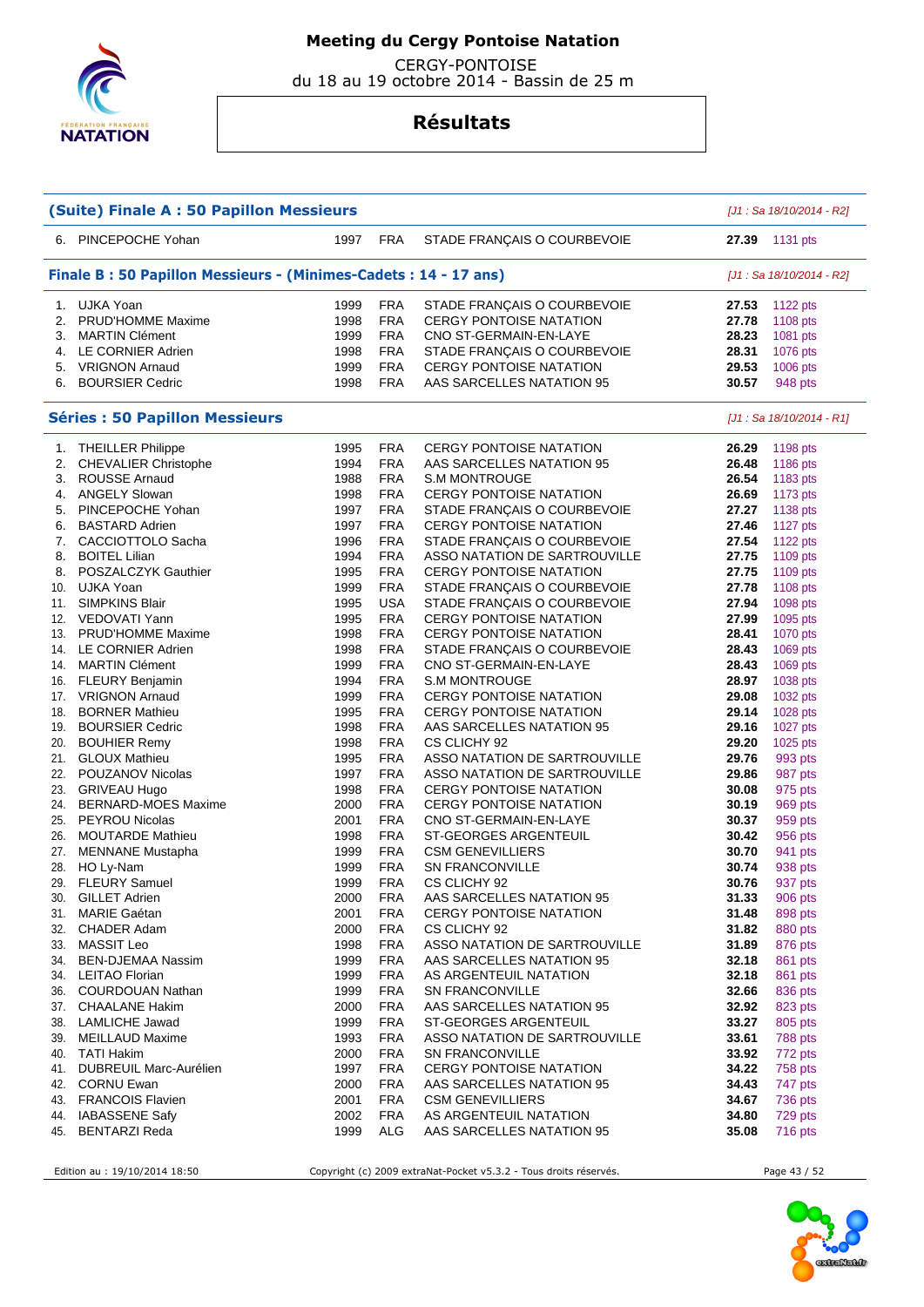# Meeting du Cergy Pontoise Natation

CERGY-PONTOISE
du 18 au 19 octobre 2014 - Bassin de 25 m

## Résultats

### (Suite) Finale A : 50 Papillon Messieurs

*[J1 : Sa 18/10/2014 - R2]*

| | Nom | Année | Nat. | Club | Temps | Points |
|---|---|---|---|---|---|---|
| 6. | PINCEPOCHE Yohan | 1997 | FRA | STADE FRANÇAIS O COURBEVOIE | **27.39** | 1131 pts |

### Finale B : 50 Papillon Messieurs - (Minimes-Cadets : 14 - 17 ans)

*[J1 : Sa 18/10/2014 - R2]*

| | Nom | Année | Nat. | Club | Temps | Points |
|---|---|---|---|---|---|---|
| 1. | UJKA Yoan | 1999 | FRA | STADE FRANÇAIS O COURBEVOIE | **27.53** | 1122 pts |
| 2. | PRUD'HOMME Maxime | 1998 | FRA | CERGY PONTOISE NATATION | **27.78** | 1108 pts |
| 3. | MARTIN Clément | 1999 | FRA | CNO ST-GERMAIN-EN-LAYE | **28.23** | 1081 pts |
| 4. | LE CORNIER Adrien | 1998 | FRA | STADE FRANÇAIS O COURBEVOIE | **28.31** | 1076 pts |
| 5. | VRIGNON Arnaud | 1999 | FRA | CERGY PONTOISE NATATION | **29.53** | 1006 pts |
| 6. | BOURSIER Cedric | 1998 | FRA | AAS SARCELLES NATATION 95 | **30.57** | 948 pts |

### Séries : 50 Papillon Messieurs

*[J1 : Sa 18/10/2014 - R1]*

| | Nom | Année | Nat. | Club | Temps | Points |
|---|---|---|---|---|---|---|
| 1. | THEILLER Philippe | 1995 | FRA | CERGY PONTOISE NATATION | **26.29** | 1198 pts |
| 2. | CHEVALIER Christophe | 1994 | FRA | AAS SARCELLES NATATION 95 | **26.48** | 1186 pts |
| 3. | ROUSSE Arnaud | 1988 | FRA | S.M MONTROUGE | **26.54** | 1183 pts |
| 4. | ANGELY Slowan | 1998 | FRA | CERGY PONTOISE NATATION | **26.69** | 1173 pts |
| 5. | PINCEPOCHE Yohan | 1997 | FRA | STADE FRANÇAIS O COURBEVOIE | **27.27** | 1138 pts |
| 6. | BASTARD Adrien | 1997 | FRA | CERGY PONTOISE NATATION | **27.46** | 1127 pts |
| 7. | CACCIOTTOLO Sacha | 1996 | FRA | STADE FRANÇAIS O COURBEVOIE | **27.54** | 1122 pts |
| 8. | BOITEL Lilian | 1994 | FRA | ASSO NATATION DE SARTROUVILLE | **27.75** | 1109 pts |
| 8. | POSZALCZYK Gauthier | 1995 | FRA | CERGY PONTOISE NATATION | **27.75** | 1109 pts |
| 10. | UJKA Yoan | 1999 | FRA | STADE FRANÇAIS O COURBEVOIE | **27.78** | 1108 pts |
| 11. | SIMPKINS Blair | 1995 | USA | STADE FRANÇAIS O COURBEVOIE | **27.94** | 1098 pts |
| 12. | VEDOVATI Yann | 1995 | FRA | CERGY PONTOISE NATATION | **27.99** | 1095 pts |
| 13. | PRUD'HOMME Maxime | 1998 | FRA | CERGY PONTOISE NATATION | **28.41** | 1070 pts |
| 14. | LE CORNIER Adrien | 1998 | FRA | STADE FRANÇAIS O COURBEVOIE | **28.43** | 1069 pts |
| 14. | MARTIN Clément | 1999 | FRA | CNO ST-GERMAIN-EN-LAYE | **28.43** | 1069 pts |
| 16. | FLEURY Benjamin | 1994 | FRA | S.M MONTROUGE | **28.97** | 1038 pts |
| 17. | VRIGNON Arnaud | 1999 | FRA | CERGY PONTOISE NATATION | **29.08** | 1032 pts |
| 18. | BORNER Mathieu | 1995 | FRA | CERGY PONTOISE NATATION | **29.14** | 1028 pts |
| 19. | BOURSIER Cedric | 1998 | FRA | AAS SARCELLES NATATION 95 | **29.16** | 1027 pts |
| 20. | BOUHIER Remy | 1998 | FRA | CS CLICHY 92 | **29.20** | 1025 pts |
| 21. | GLOUX Mathieu | 1995 | FRA | ASSO NATATION DE SARTROUVILLE | **29.76** | 993 pts |
| 22. | POUZANOV Nicolas | 1997 | FRA | ASSO NATATION DE SARTROUVILLE | **29.86** | 987 pts |
| 23. | GRIVEAU Hugo | 1998 | FRA | CERGY PONTOISE NATATION | **30.08** | 975 pts |
| 24. | BERNARD-MOES Maxime | 2000 | FRA | CERGY PONTOISE NATATION | **30.19** | 969 pts |
| 25. | PEYROU Nicolas | 2001 | FRA | CNO ST-GERMAIN-EN-LAYE | **30.37** | 959 pts |
| 26. | MOUTARDE Mathieu | 1998 | FRA | ST-GEORGES ARGENTEUIL | **30.42** | 956 pts |
| 27. | MENNANE Mustapha | 1999 | FRA | CSM GENEVILLIERS | **30.70** | 941 pts |
| 28. | HO Ly-Nam | 1999 | FRA | SN FRANCONVILLE | **30.74** | 938 pts |
| 29. | FLEURY Samuel | 1999 | FRA | CS CLICHY 92 | **30.76** | 937 pts |
| 30. | GILLET Adrien | 2000 | FRA | AAS SARCELLES NATATION 95 | **31.33** | 906 pts |
| 31. | MARIE Gaétan | 2001 | FRA | CERGY PONTOISE NATATION | **31.48** | 898 pts |
| 32. | CHADER Adam | 2000 | FRA | CS CLICHY 92 | **31.82** | 880 pts |
| 33. | MASSIT Leo | 1998 | FRA | ASSO NATATION DE SARTROUVILLE | **31.89** | 876 pts |
| 34. | BEN-DJEMAA Nassim | 1999 | FRA | AAS SARCELLES NATATION 95 | **32.18** | 861 pts |
| 34. | LEITAO Florian | 1999 | FRA | AS ARGENTEUIL NATATION | **32.18** | 861 pts |
| 36. | COURDOUAN Nathan | 1999 | FRA | SN FRANCONVILLE | **32.66** | 836 pts |
| 37. | CHAALANE Hakim | 2000 | FRA | AAS SARCELLES NATATION 95 | **32.92** | 823 pts |
| 38. | LAMLICHE Jawad | 1999 | FRA | ST-GEORGES ARGENTEUIL | **33.27** | 805 pts |
| 39. | MEILLAUD Maxime | 1993 | FRA | ASSO NATATION DE SARTROUVILLE | **33.61** | 788 pts |
| 40. | TATI Hakim | 2000 | FRA | SN FRANCONVILLE | **33.92** | 772 pts |
| 41. | DUBREUIL Marc-Aurélien | 1997 | FRA | CERGY PONTOISE NATATION | **34.22** | 758 pts |
| 42. | CORNU Ewan | 2000 | FRA | AAS SARCELLES NATATION 95 | **34.43** | 747 pts |
| 43. | FRANCOIS Flavien | 2001 | FRA | CSM GENEVILLIERS | **34.67** | 736 pts |
| 44. | IABASSENE Safy | 2002 | FRA | AS ARGENTEUIL NATATION | **34.80** | 729 pts |
| 45. | BENTARZI Reda | 1999 | ALG | AAS SARCELLES NATATION 95 | **35.08** | 716 pts |

Edition au : 19/10/2014 18:50 — Copyright (c) 2009 extraNat-Pocket v5.3.2 - Tous droits réservés.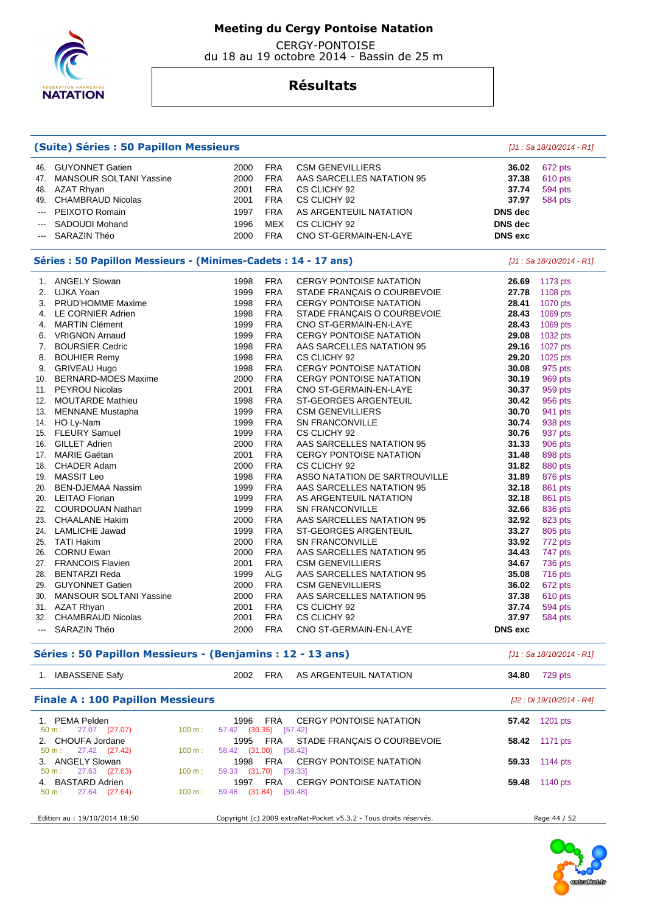# Meeting du Cergy Pontoise Natation

CERGY-PONTOISE
du 18 au 19 octobre 2014 - Bassin de 25 m

## Résultats

### (Suite) Séries : 50 Papillon Messieurs

*[J1 : Sa 18/10/2014 - R1]*

| Rg | Nom | Année | Nat | Club | Temps | Points |
|---|---|---|---|---|---|---|
| 46. | GUYONNET Gatien | 2000 | FRA | CSM GENEVILLIERS | 36.02 | 672 pts |
| 47. | MANSOUR SOLTANI Yassine | 2000 | FRA | AAS SARCELLES NATATION 95 | 37.38 | 610 pts |
| 48. | AZAT Rhyan | 2001 | FRA | CS CLICHY 92 | 37.74 | 594 pts |
| 49. | CHAMBRAUD Nicolas | 2001 | FRA | CS CLICHY 92 | 37.97 | 584 pts |
| --- | PEIXOTO Romain | 1997 | FRA | AS ARGENTEUIL NATATION | DNS dec | |
| --- | SADOUDI Mohand | 1996 | MEX | CS CLICHY 92 | DNS dec | |
| --- | SARAZIN Théo | 2000 | FRA | CNO ST-GERMAIN-EN-LAYE | DNS exc | |

### Séries : 50 Papillon Messieurs - (Minimes-Cadets : 14 - 17 ans)

*[J1 : Sa 18/10/2014 - R1]*

| Rg | Nom | Année | Nat | Club | Temps | Points |
|---|---|---|---|---|---|---|
| 1. | ANGELY Slowan | 1998 | FRA | CERGY PONTOISE NATATION | 26.69 | 1173 pts |
| 2. | UJKA Yoan | 1999 | FRA | STADE FRANÇAIS O COURBEVOIE | 27.78 | 1108 pts |
| 3. | PRUD'HOMME Maxime | 1998 | FRA | CERGY PONTOISE NATATION | 28.41 | 1070 pts |
| 4. | LE CORNIER Adrien | 1998 | FRA | STADE FRANÇAIS O COURBEVOIE | 28.43 | 1069 pts |
| 4. | MARTIN Clément | 1999 | FRA | CNO ST-GERMAIN-EN-LAYE | 28.43 | 1069 pts |
| 6. | VRIGNON Arnaud | 1999 | FRA | CERGY PONTOISE NATATION | 29.08 | 1032 pts |
| 7. | BOURSIER Cedric | 1998 | FRA | AAS SARCELLES NATATION 95 | 29.16 | 1027 pts |
| 8. | BOUHIER Remy | 1998 | FRA | CS CLICHY 92 | 29.20 | 1025 pts |
| 9. | GRIVEAU Hugo | 1998 | FRA | CERGY PONTOISE NATATION | 30.08 | 975 pts |
| 10. | BERNARD-MOES Maxime | 2000 | FRA | CERGY PONTOISE NATATION | 30.19 | 969 pts |
| 11. | PEYROU Nicolas | 2001 | FRA | CNO ST-GERMAIN-EN-LAYE | 30.37 | 959 pts |
| 12. | MOUTARDE Mathieu | 1998 | FRA | ST-GEORGES ARGENTEUIL | 30.42 | 956 pts |
| 13. | MENNANE Mustapha | 1999 | FRA | CSM GENEVILLIERS | 30.70 | 941 pts |
| 14. | HO Ly-Nam | 1999 | FRA | SN FRANCONVILLE | 30.74 | 938 pts |
| 15. | FLEURY Samuel | 1999 | FRA | CS CLICHY 92 | 30.76 | 937 pts |
| 16. | GILLET Adrien | 2000 | FRA | AAS SARCELLES NATATION 95 | 31.33 | 906 pts |
| 17. | MARIE Gaétan | 2001 | FRA | CERGY PONTOISE NATATION | 31.48 | 898 pts |
| 18. | CHADER Adam | 2000 | FRA | CS CLICHY 92 | 31.82 | 880 pts |
| 19. | MASSIT Leo | 1998 | FRA | ASSO NATATION DE SARTROUVILLE | 31.89 | 876 pts |
| 20. | BEN-DJEMAA Nassim | 1999 | FRA | AAS SARCELLES NATATION 95 | 32.18 | 861 pts |
| 20. | LEITAO Florian | 1999 | FRA | AS ARGENTEUIL NATATION | 32.18 | 861 pts |
| 22. | COURDOUAN Nathan | 1999 | FRA | SN FRANCONVILLE | 32.66 | 836 pts |
| 23. | CHAALANE Hakim | 2000 | FRA | AAS SARCELLES NATATION 95 | 32.92 | 823 pts |
| 24. | LAMLICHE Jawad | 1999 | FRA | ST-GEORGES ARGENTEUIL | 33.27 | 805 pts |
| 25. | TATI Hakim | 2000 | FRA | SN FRANCONVILLE | 33.92 | 772 pts |
| 26. | CORNU Ewan | 2000 | FRA | AAS SARCELLES NATATION 95 | 34.43 | 747 pts |
| 27. | FRANCOIS Flavien | 2001 | FRA | CSM GENEVILLIERS | 34.67 | 736 pts |
| 28. | BENTARZI Reda | 1999 | ALG | AAS SARCELLES NATATION 95 | 35.08 | 716 pts |
| 29. | GUYONNET Gatien | 2000 | FRA | CSM GENEVILLIERS | 36.02 | 672 pts |
| 30. | MANSOUR SOLTANI Yassine | 2000 | FRA | AAS SARCELLES NATATION 95 | 37.38 | 610 pts |
| 31. | AZAT Rhyan | 2001 | FRA | CS CLICHY 92 | 37.74 | 594 pts |
| 32. | CHAMBRAUD Nicolas | 2001 | FRA | CS CLICHY 92 | 37.97 | 584 pts |
| --- | SARAZIN Théo | 2000 | FRA | CNO ST-GERMAIN-EN-LAYE | DNS exc | |

### Séries : 50 Papillon Messieurs - (Benjamins : 12 - 13 ans)

*[J1 : Sa 18/10/2014 - R1]*

| Rg | Nom | Année | Nat | Club | Temps | Points |
|---|---|---|---|---|---|---|
| 1. | IABASSENE Safy | 2002 | FRA | AS ARGENTEUIL NATATION | 34.80 | 729 pts |

### Finale A : 100 Papillon Messieurs

*[J2 : Di 19/10/2014 - R4]*

| Rg | Nom | Année | Nat | Club | Temps | Points |
|---|---|---|---|---|---|---|
| 1. | PEMA Pelden | 1996 | FRA | CERGY PONTOISE NATATION | 57.42 | 1201 pts |
| | 50 m : 27.07 (27.07) | 100 m : 57.42 (30.35) [57.42] | | | | |
| 2. | CHOUFA Jordane | 1995 | FRA | STADE FRANÇAIS O COURBEVOIE | 58.42 | 1171 pts |
| | 50 m : 27.42 (27.42) | 100 m : 58.42 (31.00) [58.42] | | | | |
| 3. | ANGELY Slowan | 1998 | FRA | CERGY PONTOISE NATATION | 59.33 | 1144 pts |
| | 50 m : 27.63 (27.63) | 100 m : 59.33 (31.70) [59.33] | | | | |
| 4. | BASTARD Adrien | 1997 | FRA | CERGY PONTOISE NATATION | 59.48 | 1140 pts |
| | 50 m : 27.64 (27.64) | 100 m : 59.48 (31.84) [59.48] | | | | |

Edition au : 19/10/2014 18:50 — Copyright (c) 2009 extraNat-Pocket v5.3.2 - Tous droits réservés.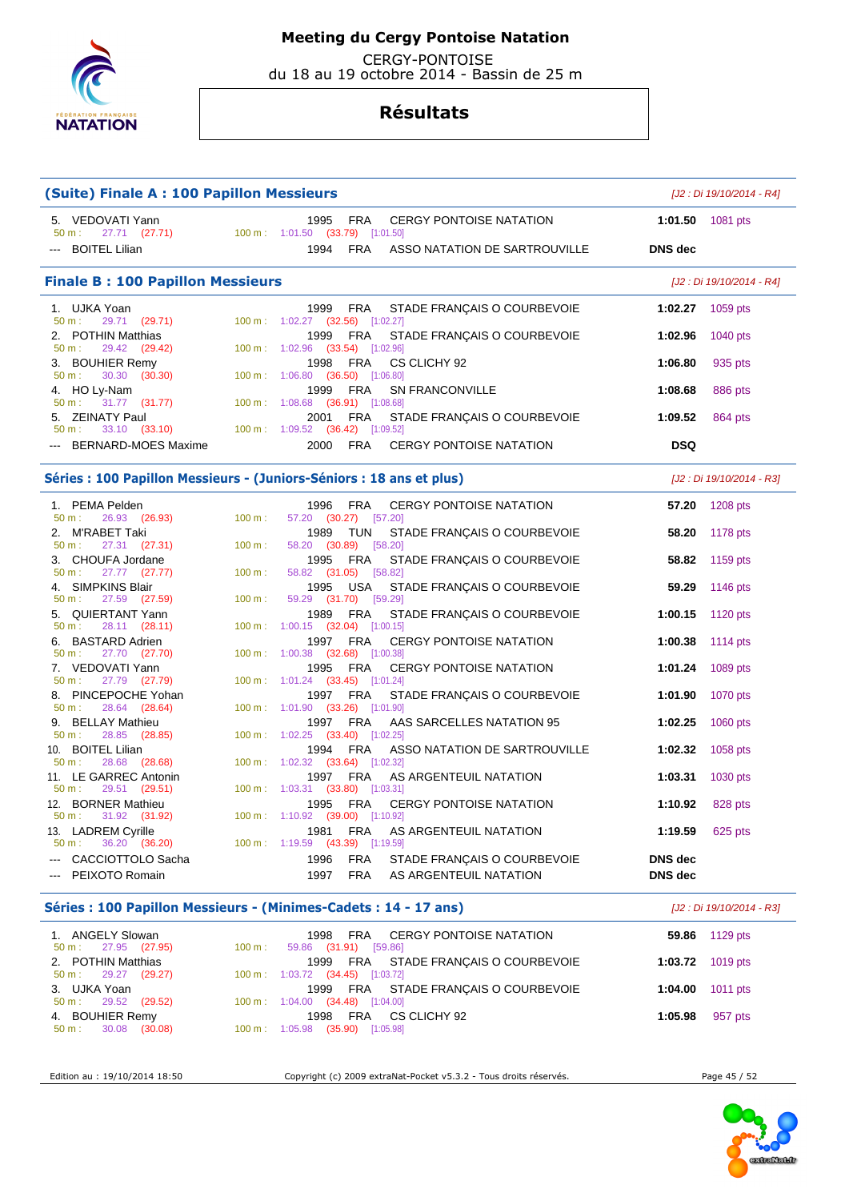# Meeting du Cergy Pontoise Natation

CERGY-PONTOISE
du 18 au 19 octobre 2014 - Bassin de 25 m

## Résultats

### (Suite) Finale A : 100 Papillon Messieurs

*[J2 : Di 19/10/2014 - R4]*

| Place | Nom | Année | Nat. | Club | Temps | Points |
|---|---|---|---|---|---|---|
| 5. | VEDOVATI Yann | 1995 | FRA | CERGY PONTOISE NATATION | **1:01.50** | 1081 pts |
| | 50 m : 27.71 (27.71) — 100 m : 1:01.50 (33.79) [1:01.50] | | | | | |
| --- | BOITEL Lilian | 1994 | FRA | ASSO NATATION DE SARTROUVILLE | **DNS dec** | |

### Finale B : 100 Papillon Messieurs

*[J2 : Di 19/10/2014 - R4]*

| Place | Nom | Année | Nat. | Club | Temps | Points |
|---|---|---|---|---|---|---|
| 1. | UJKA Yoan | 1999 | FRA | STADE FRANÇAIS O COURBEVOIE | **1:02.27** | 1059 pts |
| | 50 m : 29.71 (29.71) — 100 m : 1:02.27 (32.56) [1:02.27] | | | | | |
| 2. | POTHIN Matthias | 1999 | FRA | STADE FRANÇAIS O COURBEVOIE | **1:02.96** | 1040 pts |
| | 50 m : 29.42 (29.42) — 100 m : 1:02.96 (33.54) [1:02.96] | | | | | |
| 3. | BOUHIER Remy | 1998 | FRA | CS CLICHY 92 | **1:06.80** | 935 pts |
| | 50 m : 30.30 (30.30) — 100 m : 1:06.80 (36.50) [1:06.80] | | | | | |
| 4. | HO Ly-Nam | 1999 | FRA | SN FRANCONVILLE | **1:08.68** | 886 pts |
| | 50 m : 31.77 (31.77) — 100 m : 1:08.68 (36.91) [1:08.68] | | | | | |
| 5. | ZEINATY Paul | 2001 | FRA | STADE FRANÇAIS O COURBEVOIE | **1:09.52** | 864 pts |
| | 50 m : 33.10 (33.10) — 100 m : 1:09.52 (36.42) [1:09.52] | | | | | |
| --- | BERNARD-MOES Maxime | 2000 | FRA | CERGY PONTOISE NATATION | **DSQ** | |

### Séries : 100 Papillon Messieurs - (Juniors-Séniors : 18 ans et plus)

*[J2 : Di 19/10/2014 - R3]*

| Place | Nom | Année | Nat. | Club | Temps | Points |
|---|---|---|---|---|---|---|
| 1. | PEMA Pelden | 1996 | FRA | CERGY PONTOISE NATATION | **57.20** | 1208 pts |
| | 50 m : 26.93 (26.93) — 100 m : 57.20 (30.27) [57.20] | | | | | |
| 2. | M'RABET Taki | 1989 | TUN | STADE FRANÇAIS O COURBEVOIE | **58.20** | 1178 pts |
| | 50 m : 27.31 (27.31) — 100 m : 58.20 (30.89) [58.20] | | | | | |
| 3. | CHOUFA Jordane | 1995 | FRA | STADE FRANÇAIS O COURBEVOIE | **58.82** | 1159 pts |
| | 50 m : 27.77 (27.77) — 100 m : 58.82 (31.05) [58.82] | | | | | |
| 4. | SIMPKINS Blair | 1995 | USA | STADE FRANÇAIS O COURBEVOIE | **59.29** | 1146 pts |
| | 50 m : 27.59 (27.59) — 100 m : 59.29 (31.70) [59.29] | | | | | |
| 5. | QUIERTANT Yann | 1989 | FRA | STADE FRANÇAIS O COURBEVOIE | **1:00.15** | 1120 pts |
| | 50 m : 28.11 (28.11) — 100 m : 1:00.15 (32.04) [1:00.15] | | | | | |
| 6. | BASTARD Adrien | 1997 | FRA | CERGY PONTOISE NATATION | **1:00.38** | 1114 pts |
| | 50 m : 27.70 (27.70) — 100 m : 1:00.38 (32.68) [1:00.38] | | | | | |
| 7. | VEDOVATI Yann | 1995 | FRA | CERGY PONTOISE NATATION | **1:01.24** | 1089 pts |
| | 50 m : 27.79 (27.79) — 100 m : 1:01.24 (33.45) [1:01.24] | | | | | |
| 8. | PINCEPOCHE Yohan | 1997 | FRA | STADE FRANÇAIS O COURBEVOIE | **1:01.90** | 1070 pts |
| | 50 m : 28.64 (28.64) — 100 m : 1:01.90 (33.26) [1:01.90] | | | | | |
| 9. | BELLAY Mathieu | 1997 | FRA | AAS SARCELLES NATATION 95 | **1:02.25** | 1060 pts |
| | 50 m : 28.85 (28.85) — 100 m : 1:02.25 (33.40) [1:02.25] | | | | | |
| 10. | BOITEL Lilian | 1994 | FRA | ASSO NATATION DE SARTROUVILLE | **1:02.32** | 1058 pts |
| | 50 m : 28.68 (28.68) — 100 m : 1:02.32 (33.64) [1:02.32] | | | | | |
| 11. | LE GARREC Antonin | 1997 | FRA | AS ARGENTEUIL NATATION | **1:03.31** | 1030 pts |
| | 50 m : 29.51 (29.51) — 100 m : 1:03.31 (33.80) [1:03.31] | | | | | |
| 12. | BORNER Mathieu | 1995 | FRA | CERGY PONTOISE NATATION | **1:10.92** | 828 pts |
| | 50 m : 31.92 (31.92) — 100 m : 1:10.92 (39.00) [1:10.92] | | | | | |
| 13. | LADREM Cyrille | 1981 | FRA | AS ARGENTEUIL NATATION | **1:19.59** | 625 pts |
| | 50 m : 36.20 (36.20) — 100 m : 1:19.59 (43.39) [1:19.59] | | | | | |
| --- | CACCIOTTOLO Sacha | 1996 | FRA | STADE FRANÇAIS O COURBEVOIE | **DNS dec** | |
| --- | PEIXOTO Romain | 1997 | FRA | AS ARGENTEUIL NATATION | **DNS dec** | |

### Séries : 100 Papillon Messieurs - (Minimes-Cadets : 14 - 17 ans)

*[J2 : Di 19/10/2014 - R3]*

| Place | Nom | Année | Nat. | Club | Temps | Points |
|---|---|---|---|---|---|---|
| 1. | ANGELY Slowan | 1998 | FRA | CERGY PONTOISE NATATION | **59.86** | 1129 pts |
| | 50 m : 27.95 (27.95) — 100 m : 59.86 (31.91) [59.86] | | | | | |
| 2. | POTHIN Matthias | 1999 | FRA | STADE FRANÇAIS O COURBEVOIE | **1:03.72** | 1019 pts |
| | 50 m : 29.27 (29.27) — 100 m : 1:03.72 (34.45) [1:03.72] | | | | | |
| 3. | UJKA Yoan | 1999 | FRA | STADE FRANÇAIS O COURBEVOIE | **1:04.00** | 1011 pts |
| | 50 m : 29.52 (29.52) — 100 m : 1:04.00 (34.48) [1:04.00] | | | | | |
| 4. | BOUHIER Remy | 1998 | FRA | CS CLICHY 92 | **1:05.98** | 957 pts |
| | 50 m : 30.08 (30.08) — 100 m : 1:05.98 (35.90) [1:05.98] | | | | | |

Edition au : 19/10/2014 18:50 — Copyright (c) 2009 extraNat-Pocket v5.3.2 - Tous droits réservés.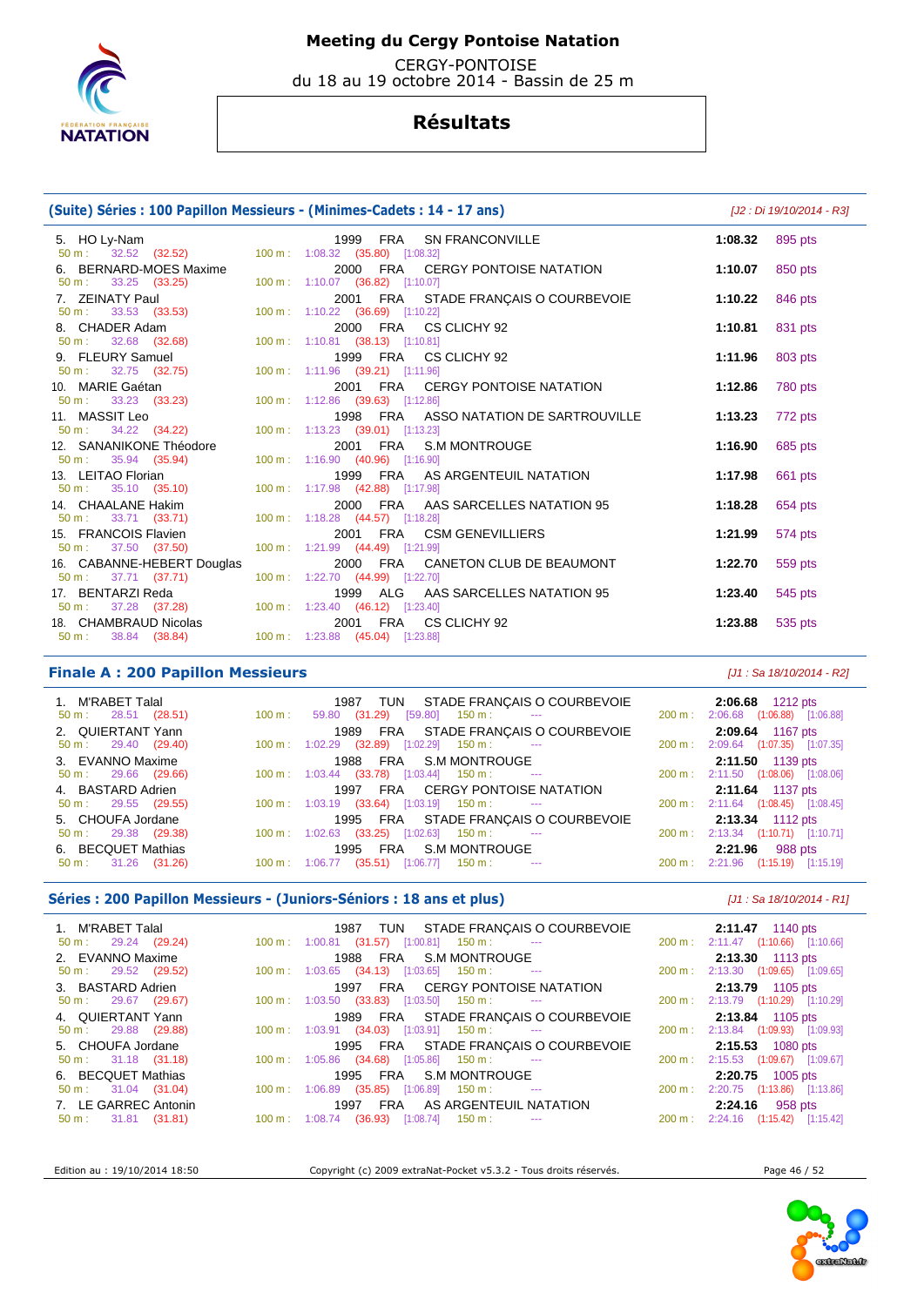# Meeting du Cergy Pontoise Natation

CERGY-PONTOISE
du 18 au 19 octobre 2014 - Bassin de 25 m

## Résultats

### (Suite) Séries : 100 Papillon Messieurs - (Minimes-Cadets : 14 - 17 ans)

*[J2 : Di 19/10/2014 - R3]*

| Rg | Nom | Année | Nat. | Club | Temps | Points |
|---|---|---|---|---|---|---|
| 5. | HO Ly-Nam | 1999 | FRA | SN FRANCONVILLE | 1:08.32 | 895 pts |
| | 50 m : 32.52 (32.52) | 100 m : 1:08.32 (35.80) [1:08.32] | | | | |
| 6. | BERNARD-MOES Maxime | 2000 | FRA | CERGY PONTOISE NATATION | 1:10.07 | 850 pts |
| | 50 m : 33.25 (33.25) | 100 m : 1:10.07 (36.82) [1:10.07] | | | | |
| 7. | ZEINATY Paul | 2001 | FRA | STADE FRANÇAIS O COURBEVOIE | 1:10.22 | 846 pts |
| | 50 m : 33.53 (33.53) | 100 m : 1:10.22 (36.69) [1:10.22] | | | | |
| 8. | CHADER Adam | 2000 | FRA | CS CLICHY 92 | 1:10.81 | 831 pts |
| | 50 m : 32.68 (32.68) | 100 m : 1:10.81 (38.13) [1:10.81] | | | | |
| 9. | FLEURY Samuel | 1999 | FRA | CS CLICHY 92 | 1:11.96 | 803 pts |
| | 50 m : 32.75 (32.75) | 100 m : 1:11.96 (39.21) [1:11.96] | | | | |
| 10. | MARIE Gaétan | 2001 | FRA | CERGY PONTOISE NATATION | 1:12.86 | 780 pts |
| | 50 m : 33.23 (33.23) | 100 m : 1:12.86 (39.63) [1:12.86] | | | | |
| 11. | MASSIT Leo | 1998 | FRA | ASSO NATATION DE SARTROUVILLE | 1:13.23 | 772 pts |
| | 50 m : 34.22 (34.22) | 100 m : 1:13.23 (39.01) [1:13.23] | | | | |
| 12. | SANANIKONE Théodore | 2001 | FRA | S.M MONTROUGE | 1:16.90 | 685 pts |
| | 50 m : 35.94 (35.94) | 100 m : 1:16.90 (40.96) [1:16.90] | | | | |
| 13. | LEITAO Florian | 1999 | FRA | AS ARGENTEUIL NATATION | 1:17.98 | 661 pts |
| | 50 m : 35.10 (35.10) | 100 m : 1:17.98 (42.88) [1:17.98] | | | | |
| 14. | CHAALANE Hakim | 2000 | FRA | AAS SARCELLES NATATION 95 | 1:18.28 | 654 pts |
| | 50 m : 33.71 (33.71) | 100 m : 1:18.28 (44.57) [1:18.28] | | | | |
| 15. | FRANCOIS Flavien | 2001 | FRA | CSM GENEVILLIERS | 1:21.99 | 574 pts |
| | 50 m : 37.50 (37.50) | 100 m : 1:21.99 (44.49) [1:21.99] | | | | |
| 16. | CABANNE-HEBERT Douglas | 2000 | FRA | CANETON CLUB DE BEAUMONT | 1:22.70 | 559 pts |
| | 50 m : 37.71 (37.71) | 100 m : 1:22.70 (44.99) [1:22.70] | | | | |
| 17. | BENTARZI Reda | 1999 | ALG | AAS SARCELLES NATATION 95 | 1:23.40 | 545 pts |
| | 50 m : 37.28 (37.28) | 100 m : 1:23.40 (46.12) [1:23.40] | | | | |
| 18. | CHAMBRAUD Nicolas | 2001 | FRA | CS CLICHY 92 | 1:23.88 | 535 pts |
| | 50 m : 38.84 (38.84) | 100 m : 1:23.88 (45.04) [1:23.88] | | | | |

### Finale A : 200 Papillon Messieurs

*[J1 : Sa 18/10/2014 - R2]*

| Rg | Nom | Année | Nat. | Club | Temps | Points |
|---|---|---|---|---|---|---|
| 1. | M'RABET Talal | 1987 | TUN | STADE FRANÇAIS O COURBEVOIE | 2:06.68 | 1212 pts |
| | 50 m : 28.51 (28.51) | 100 m : 59.80 (31.29) [59.80] | 150 m : --- | | 200 m : 2:06.68 (1:06.88) [1:06.88] | |
| 2. | QUIERTANT Yann | 1989 | FRA | STADE FRANÇAIS O COURBEVOIE | 2:09.64 | 1167 pts |
| | 50 m : 29.40 (29.40) | 100 m : 1:02.29 (32.89) [1:02.29] | 150 m : --- | | 200 m : 2:09.64 (1:07.35) [1:07.35] | |
| 3. | EVANNO Maxime | 1988 | FRA | S.M MONTROUGE | 2:11.50 | 1139 pts |
| | 50 m : 29.66 (29.66) | 100 m : 1:03.44 (33.78) [1:03.44] | 150 m : --- | | 200 m : 2:11.50 (1:08.06) [1:08.06] | |
| 4. | BASTARD Adrien | 1997 | FRA | CERGY PONTOISE NATATION | 2:11.64 | 1137 pts |
| | 50 m : 29.55 (29.55) | 100 m : 1:03.19 (33.64) [1:03.19] | 150 m : --- | | 200 m : 2:11.64 (1:08.45) [1:08.45] | |
| 5. | CHOUFA Jordane | 1995 | FRA | STADE FRANÇAIS O COURBEVOIE | 2:13.34 | 1112 pts |
| | 50 m : 29.38 (29.38) | 100 m : 1:02.63 (33.25) [1:02.63] | 150 m : --- | | 200 m : 2:13.34 (1:10.71) [1:10.71] | |
| 6. | BECQUET Mathias | 1995 | FRA | S.M MONTROUGE | 2:21.96 | 988 pts |
| | 50 m : 31.26 (31.26) | 100 m : 1:06.77 (35.51) [1:06.77] | 150 m : --- | | 200 m : 2:21.96 (1:15.19) [1:15.19] | |

### Séries : 200 Papillon Messieurs - (Juniors-Séniors : 18 ans et plus)

*[J1 : Sa 18/10/2014 - R1]*

| Rg | Nom | Année | Nat. | Club | Temps | Points |
|---|---|---|---|---|---|---|
| 1. | M'RABET Talal | 1987 | TUN | STADE FRANÇAIS O COURBEVOIE | 2:11.47 | 1140 pts |
| | 50 m : 29.24 (29.24) | 100 m : 1:00.81 (31.57) [1:00.81] | 150 m : --- | | 200 m : 2:11.47 (1:10.66) [1:10.66] | |
| 2. | EVANNO Maxime | 1988 | FRA | S.M MONTROUGE | 2:13.30 | 1113 pts |
| | 50 m : 29.52 (29.52) | 100 m : 1:03.65 (34.13) [1:03.65] | 150 m : --- | | 200 m : 2:13.30 (1:09.65) [1:09.65] | |
| 3. | BASTARD Adrien | 1997 | FRA | CERGY PONTOISE NATATION | 2:13.79 | 1105 pts |
| | 50 m : 29.67 (29.67) | 100 m : 1:03.50 (33.83) [1:03.50] | 150 m : --- | | 200 m : 2:13.79 (1:10.29) [1:10.29] | |
| 4. | QUIERTANT Yann | 1989 | FRA | STADE FRANÇAIS O COURBEVOIE | 2:13.84 | 1105 pts |
| | 50 m : 29.88 (29.88) | 100 m : 1:03.91 (34.03) [1:03.91] | 150 m : --- | | 200 m : 2:13.84 (1:09.93) [1:09.93] | |
| 5. | CHOUFA Jordane | 1995 | FRA | STADE FRANÇAIS O COURBEVOIE | 2:15.53 | 1080 pts |
| | 50 m : 31.18 (31.18) | 100 m : 1:05.86 (34.68) [1:05.86] | 150 m : --- | | 200 m : 2:15.53 (1:09.67) [1:09.67] | |
| 6. | BECQUET Mathias | 1995 | FRA | S.M MONTROUGE | 2:20.75 | 1005 pts |
| | 50 m : 31.04 (31.04) | 100 m : 1:06.89 (35.85) [1:06.89] | 150 m : --- | | 200 m : 2:20.75 (1:13.86) [1:13.86] | |
| 7. | LE GARREC Antonin | 1997 | FRA | AS ARGENTEUIL NATATION | 2:24.16 | 958 pts |
| | 50 m : 31.81 (31.81) | 100 m : 1:08.74 (36.93) [1:08.74] | 150 m : --- | | 200 m : 2:24.16 (1:15.42) [1:15.42] | |

Edition au : 19/10/2014 18:50 — Copyright (c) 2009 extraNat-Pocket v5.3.2 - Tous droits réservés.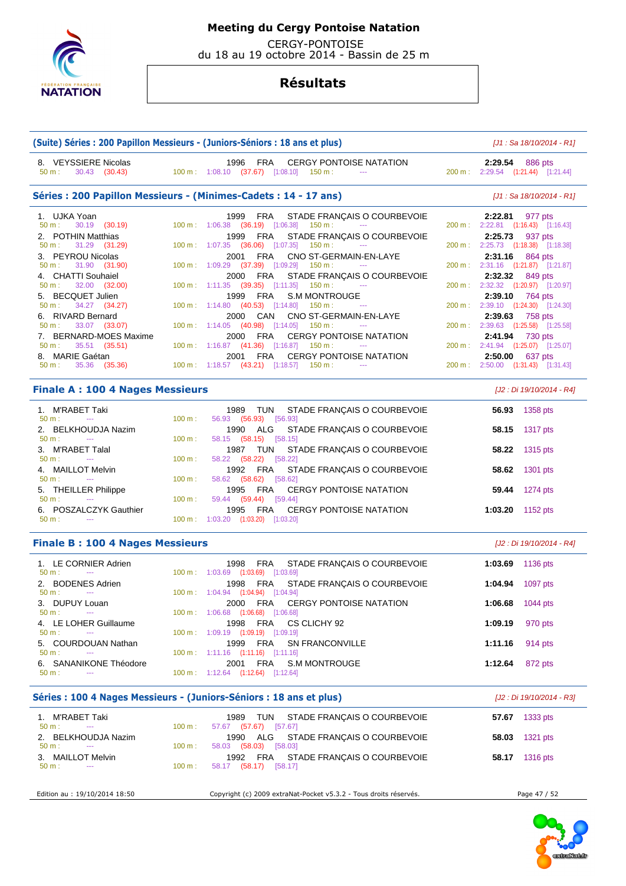# Meeting du Cergy Pontoise Natation

CERGY-PONTOISE
du 18 au 19 octobre 2014 - Bassin de 25 m

## Résultats

### (Suite) Séries : 200 Papillon Messieurs - (Juniors-Séniors : 18 ans et plus)

*[J1 : Sa 18/10/2014 - R1]*

| Rang | Nom | Année | Nat. | Club | Temps | Points |
|---|---|---|---|---|---|---|
| 8. | VEYSSIERE Nicolas | 1996 | FRA | CERGY PONTOISE NATATION | 2:29.54 | 886 pts |

50 m : 30.43 (30.43) — 100 m : 1:08.10 (37.67) [1:08.10] — 150 m : --- — 200 m : 2:29.54 (1:21.44) [1:21.44]

### Séries : 200 Papillon Messieurs - (Minimes-Cadets : 14 - 17 ans)

*[J1 : Sa 18/10/2014 - R1]*

| Rang | Nom | Année | Nat. | Club | Temps | Points | 50 m | 100 m | 150 m | 200 m |
|---|---|---|---|---|---|---|---|---|---|---|
| 1. | UJKA Yoan | 1999 | FRA | STADE FRANÇAIS O COURBEVOIE | 2:22.81 | 977 pts | 30.19 (30.19) | 1:06.38 (36.19) [1:06.38] | --- | 2:22.81 (1:16.43) [1:16.43] |
| 2. | POTHIN Matthias | 1999 | FRA | STADE FRANÇAIS O COURBEVOIE | 2:25.73 | 937 pts | 31.29 (31.29) | 1:07.35 (36.06) [1:07.35] | --- | 2:25.73 (1:18.38) [1:18.38] |
| 3. | PEYROU Nicolas | 2001 | FRA | CNO ST-GERMAIN-EN-LAYE | 2:31.16 | 864 pts | 31.90 (31.90) | 1:09.29 (37.39) [1:09.29] | --- | 2:31.16 (1:21.87) [1:21.87] |
| 4. | CHATTI Souhaiel | 2000 | FRA | STADE FRANÇAIS O COURBEVOIE | 2:32.32 | 849 pts | 32.00 (32.00) | 1:11.35 (39.35) [1:11.35] | --- | 2:32.32 (1:20.97) [1:20.97] |
| 5. | BECQUET Julien | 1999 | FRA | S.M MONTROUGE | 2:39.10 | 764 pts | 34.27 (34.27) | 1:14.80 (40.53) [1:14.80] | --- | 2:39.10 (1:24.30) [1:24.30] |
| 6. | RIVARD Bernard | 2000 | CAN | CNO ST-GERMAIN-EN-LAYE | 2:39.63 | 758 pts | 33.07 (33.07) | 1:14.05 (40.98) [1:14.05] | --- | 2:39.63 (1:25.58) [1:25.58] |
| 7. | BERNARD-MOES Maxime | 2000 | FRA | CERGY PONTOISE NATATION | 2:41.94 | 730 pts | 35.51 (35.51) | 1:16.87 (41.36) [1:16.87] | --- | 2:41.94 (1:25.07) [1:25.07] |
| 8. | MARIE Gaétan | 2001 | FRA | CERGY PONTOISE NATATION | 2:50.00 | 637 pts | 35.36 (35.36) | 1:18.57 (43.21) [1:18.57] | --- | 2:50.00 (1:31.43) [1:31.43] |

### Finale A : 100 4 Nages Messieurs

*[J2 : Di 19/10/2014 - R4]*

| Rang | Nom | Année | Nat. | Club | Temps | Points | 50 m | 100 m |
|---|---|---|---|---|---|---|---|---|
| 1. | M'RABET Taki | 1989 | TUN | STADE FRANÇAIS O COURBEVOIE | 56.93 | 1358 pts | --- | 56.93 (56.93) [56.93] |
| 2. | BELKHOUDJA Nazim | 1990 | ALG | STADE FRANÇAIS O COURBEVOIE | 58.15 | 1317 pts | --- | 58.15 (58.15) [58.15] |
| 3. | M'RABET Talal | 1987 | TUN | STADE FRANÇAIS O COURBEVOIE | 58.22 | 1315 pts | --- | 58.22 (58.22) [58.22] |
| 4. | MAILLOT Melvin | 1992 | FRA | STADE FRANÇAIS O COURBEVOIE | 58.62 | 1301 pts | --- | 58.62 (58.62) [58.62] |
| 5. | THEILLER Philippe | 1995 | FRA | CERGY PONTOISE NATATION | 59.44 | 1274 pts | --- | 59.44 (59.44) [59.44] |
| 6. | POSZALCZYK Gauthier | 1995 | FRA | CERGY PONTOISE NATATION | 1:03.20 | 1152 pts | --- | 1:03.20 (1:03.20) [1:03.20] |

### Finale B : 100 4 Nages Messieurs

*[J2 : Di 19/10/2014 - R4]*

| Rang | Nom | Année | Nat. | Club | Temps | Points | 50 m | 100 m |
|---|---|---|---|---|---|---|---|---|
| 1. | LE CORNIER Adrien | 1998 | FRA | STADE FRANÇAIS O COURBEVOIE | 1:03.69 | 1136 pts | --- | 1:03.69 (1:03.69) [1:03.69] |
| 2. | BODENES Adrien | 1998 | FRA | STADE FRANÇAIS O COURBEVOIE | 1:04.94 | 1097 pts | --- | 1:04.94 (1:04.94) [1:04.94] |
| 3. | DUPUY Louan | 2000 | FRA | CERGY PONTOISE NATATION | 1:06.68 | 1044 pts | --- | 1:06.68 (1:06.68) [1:06.68] |
| 4. | LE LOHER Guillaume | 1998 | FRA | CS CLICHY 92 | 1:09.19 | 970 pts | --- | 1:09.19 (1:09.19) [1:09.19] |
| 5. | COURDOUAN Nathan | 1999 | FRA | SN FRANCONVILLE | 1:11.16 | 914 pts | --- | 1:11.16 (1:11.16) [1:11.16] |
| 6. | SANANIKONE Théodore | 2001 | FRA | S.M MONTROUGE | 1:12.64 | 872 pts | --- | 1:12.64 (1:12.64) [1:12.64] |

### Séries : 100 4 Nages Messieurs - (Juniors-Séniors : 18 ans et plus)

*[J2 : Di 19/10/2014 - R3]*

| Rang | Nom | Année | Nat. | Club | Temps | Points | 50 m | 100 m |
|---|---|---|---|---|---|---|---|---|
| 1. | M'RABET Taki | 1989 | TUN | STADE FRANÇAIS O COURBEVOIE | 57.67 | 1333 pts | --- | 57.67 (57.67) [57.67] |
| 2. | BELKHOUDJA Nazim | 1990 | ALG | STADE FRANÇAIS O COURBEVOIE | 58.03 | 1321 pts | --- | 58.03 (58.03) [58.03] |
| 3. | MAILLOT Melvin | 1992 | FRA | STADE FRANÇAIS O COURBEVOIE | 58.17 | 1316 pts | --- | 58.17 (58.17) [58.17] |

Edition au : 19/10/2014 18:50 — Copyright (c) 2009 extraNat-Pocket v5.3.2 - Tous droits réservés.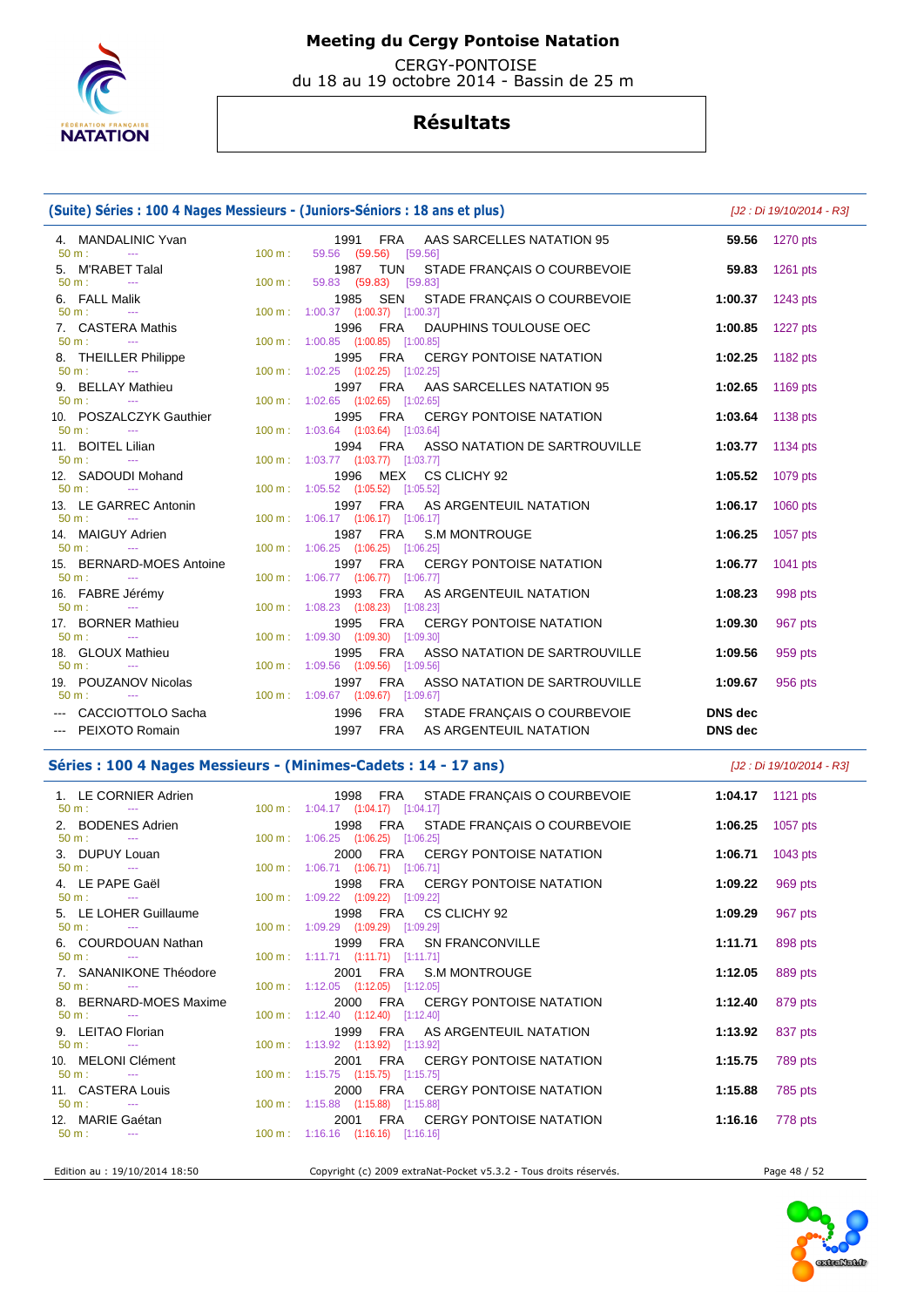# Meeting du Cergy Pontoise Natation

CERGY-PONTOISE
du 18 au 19 octobre 2014 - Bassin de 25 m

## Résultats

### (Suite) Séries : 100 4 Nages Messieurs - (Juniors-Séniors : 18 ans et plus)

[J2 : Di 19/10/2014 - R3]

| Rang | Nom | Année | Nat. | Club | Temps | Points |
|---|---|---|---|---|---|---|
| 4. | MANDALINIC Yvan | 1991 | FRA | AAS SARCELLES NATATION 95 | 59.56 | 1270 pts |
| | 50 m : --- 100 m : 59.56 (59.56) [59.56] | | | | | |
| 5. | M'RABET Talal | 1987 | TUN | STADE FRANÇAIS O COURBEVOIE | 59.83 | 1261 pts |
| | 50 m : --- 100 m : 59.83 (59.83) [59.83] | | | | | |
| 6. | FALL Malik | 1985 | SEN | STADE FRANÇAIS O COURBEVOIE | 1:00.37 | 1243 pts |
| | 50 m : --- 100 m : 1:00.37 (1:00.37) [1:00.37] | | | | | |
| 7. | CASTERA Mathis | 1996 | FRA | DAUPHINS TOULOUSE OEC | 1:00.85 | 1227 pts |
| | 50 m : --- 100 m : 1:00.85 (1:00.85) [1:00.85] | | | | | |
| 8. | THEILLER Philippe | 1995 | FRA | CERGY PONTOISE NATATION | 1:02.25 | 1182 pts |
| | 50 m : --- 100 m : 1:02.25 (1:02.25) [1:02.25] | | | | | |
| 9. | BELLAY Mathieu | 1997 | FRA | AAS SARCELLES NATATION 95 | 1:02.65 | 1169 pts |
| | 50 m : --- 100 m : 1:02.65 (1:02.65) [1:02.65] | | | | | |
| 10. | POSZALCZYK Gauthier | 1995 | FRA | CERGY PONTOISE NATATION | 1:03.64 | 1138 pts |
| | 50 m : --- 100 m : 1:03.64 (1:03.64) [1:03.64] | | | | | |
| 11. | BOITEL Lilian | 1994 | FRA | ASSO NATATION DE SARTROUVILLE | 1:03.77 | 1134 pts |
| | 50 m : --- 100 m : 1:03.77 (1:03.77) [1:03.77] | | | | | |
| 12. | SADOUDI Mohand | 1996 | MEX | CS CLICHY 92 | 1:05.52 | 1079 pts |
| | 50 m : --- 100 m : 1:05.52 (1:05.52) [1:05.52] | | | | | |
| 13. | LE GARREC Antonin | 1997 | FRA | AS ARGENTEUIL NATATION | 1:06.17 | 1060 pts |
| | 50 m : --- 100 m : 1:06.17 (1:06.17) [1:06.17] | | | | | |
| 14. | MAIGUY Adrien | 1987 | FRA | S.M MONTROUGE | 1:06.25 | 1057 pts |
| | 50 m : --- 100 m : 1:06.25 (1:06.25) [1:06.25] | | | | | |
| 15. | BERNARD-MOES Antoine | 1997 | FRA | CERGY PONTOISE NATATION | 1:06.77 | 1041 pts |
| | 50 m : --- 100 m : 1:06.77 (1:06.77) [1:06.77] | | | | | |
| 16. | FABRE Jérémy | 1993 | FRA | AS ARGENTEUIL NATATION | 1:08.23 | 998 pts |
| | 50 m : --- 100 m : 1:08.23 (1:08.23) [1:08.23] | | | | | |
| 17. | BORNER Mathieu | 1995 | FRA | CERGY PONTOISE NATATION | 1:09.30 | 967 pts |
| | 50 m : --- 100 m : 1:09.30 (1:09.30) [1:09.30] | | | | | |
| 18. | GLOUX Mathieu | 1995 | FRA | ASSO NATATION DE SARTROUVILLE | 1:09.56 | 959 pts |
| | 50 m : --- 100 m : 1:09.56 (1:09.56) [1:09.56] | | | | | |
| 19. | POUZANOV Nicolas | 1997 | FRA | ASSO NATATION DE SARTROUVILLE | 1:09.67 | 956 pts |
| | 50 m : --- 100 m : 1:09.67 (1:09.67) [1:09.67] | | | | | |
| --- | CACCIOTTOLO Sacha | 1996 | FRA | STADE FRANÇAIS O COURBEVOIE | DNS dec | |
| --- | PEIXOTO Romain | 1997 | FRA | AS ARGENTEUIL NATATION | DNS dec | |

### Séries : 100 4 Nages Messieurs - (Minimes-Cadets : 14 - 17 ans)

[J2 : Di 19/10/2014 - R3]

| Rang | Nom | Année | Nat. | Club | Temps | Points |
|---|---|---|---|---|---|---|
| 1. | LE CORNIER Adrien | 1998 | FRA | STADE FRANÇAIS O COURBEVOIE | 1:04.17 | 1121 pts |
| | 50 m : --- 100 m : 1:04.17 (1:04.17) [1:04.17] | | | | | |
| 2. | BODENES Adrien | 1998 | FRA | STADE FRANÇAIS O COURBEVOIE | 1:06.25 | 1057 pts |
| | 50 m : --- 100 m : 1:06.25 (1:06.25) [1:06.25] | | | | | |
| 3. | DUPUY Louan | 2000 | FRA | CERGY PONTOISE NATATION | 1:06.71 | 1043 pts |
| | 50 m : --- 100 m : 1:06.71 (1:06.71) [1:06.71] | | | | | |
| 4. | LE PAPE Gaël | 1998 | FRA | CERGY PONTOISE NATATION | 1:09.22 | 969 pts |
| | 50 m : --- 100 m : 1:09.22 (1:09.22) [1:09.22] | | | | | |
| 5. | LE LOHER Guillaume | 1998 | FRA | CS CLICHY 92 | 1:09.29 | 967 pts |
| | 50 m : --- 100 m : 1:09.29 (1:09.29) [1:09.29] | | | | | |
| 6. | COURDOUAN Nathan | 1999 | FRA | SN FRANCONVILLE | 1:11.71 | 898 pts |
| | 50 m : --- 100 m : 1:11.71 (1:11.71) [1:11.71] | | | | | |
| 7. | SANANIKONE Théodore | 2001 | FRA | S.M MONTROUGE | 1:12.05 | 889 pts |
| | 50 m : --- 100 m : 1:12.05 (1:12.05) [1:12.05] | | | | | |
| 8. | BERNARD-MOES Maxime | 2000 | FRA | CERGY PONTOISE NATATION | 1:12.40 | 879 pts |
| | 50 m : --- 100 m : 1:12.40 (1:12.40) [1:12.40] | | | | | |
| 9. | LEITAO Florian | 1999 | FRA | AS ARGENTEUIL NATATION | 1:13.92 | 837 pts |
| | 50 m : --- 100 m : 1:13.92 (1:13.92) [1:13.92] | | | | | |
| 10. | MELONI Clément | 2001 | FRA | CERGY PONTOISE NATATION | 1:15.75 | 789 pts |
| | 50 m : --- 100 m : 1:15.75 (1:15.75) [1:15.75] | | | | | |
| 11. | CASTERA Louis | 2000 | FRA | CERGY PONTOISE NATATION | 1:15.88 | 785 pts |
| | 50 m : --- 100 m : 1:15.88 (1:15.88) [1:15.88] | | | | | |
| 12. | MARIE Gaétan | 2001 | FRA | CERGY PONTOISE NATATION | 1:16.16 | 778 pts |
| | 50 m : --- 100 m : 1:16.16 (1:16.16) [1:16.16] | | | | | |

Edition au : 19/10/2014 18:50 — Copyright (c) 2009 extraNat-Pocket v5.3.2 - Tous droits réservés.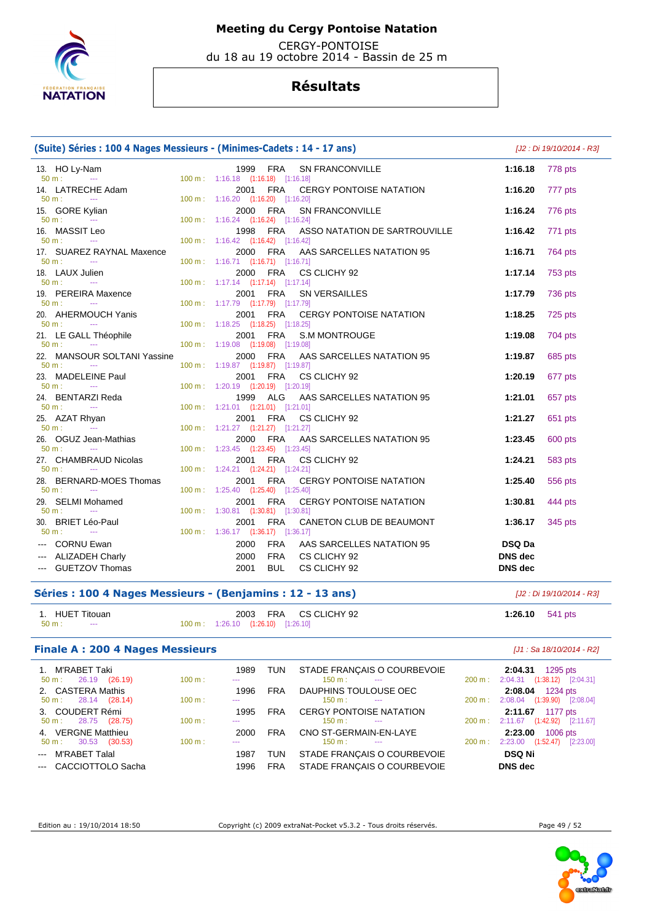# Meeting du Cergy Pontoise Natation

CERGY-PONTOISE
du 18 au 19 octobre 2014 - Bassin de 25 m

## Résultats

### (Suite) Séries : 100 4 Nages Messieurs - (Minimes-Cadets : 14 - 17 ans)

*[J2 : Di 19/10/2014 - R3]*

| Rang | Nom | Année | Nat. | Club | Temps | Points |
|---|---|---|---|---|---|---|
| 13. | HO Ly-Nam | 1999 | FRA | SN FRANCONVILLE | 1:16.18 | 778 pts |
| | 50 m : --- / 100 m : 1:16.18 (1:16.18) [1:16.18] | | | | | |
| 14. | LATRECHE Adam | 2001 | FRA | CERGY PONTOISE NATATION | 1:16.20 | 777 pts |
| | 50 m : --- / 100 m : 1:16.20 (1:16.20) [1:16.20] | | | | | |
| 15. | GORE Kylian | 2000 | FRA | SN FRANCONVILLE | 1:16.24 | 776 pts |
| | 50 m : --- / 100 m : 1:16.24 (1:16.24) [1:16.24] | | | | | |
| 16. | MASSIT Leo | 1998 | FRA | ASSO NATATION DE SARTROUVILLE | 1:16.42 | 771 pts |
| | 50 m : --- / 100 m : 1:16.42 (1:16.42) [1:16.42] | | | | | |
| 17. | SUAREZ RAYNAL Maxence | 2000 | FRA | AAS SARCELLES NATATION 95 | 1:16.71 | 764 pts |
| | 50 m : --- / 100 m : 1:16.71 (1:16.71) [1:16.71] | | | | | |
| 18. | LAUX Julien | 2000 | FRA | CS CLICHY 92 | 1:17.14 | 753 pts |
| | 50 m : --- / 100 m : 1:17.14 (1:17.14) [1:17.14] | | | | | |
| 19. | PEREIRA Maxence | 2001 | FRA | SN VERSAILLES | 1:17.79 | 736 pts |
| | 50 m : --- / 100 m : 1:17.79 (1:17.79) [1:17.79] | | | | | |
| 20. | AHERMOUCH Yanis | 2001 | FRA | CERGY PONTOISE NATATION | 1:18.25 | 725 pts |
| | 50 m : --- / 100 m : 1:18.25 (1:18.25) [1:18.25] | | | | | |
| 21. | LE GALL Théophile | 2001 | FRA | S.M MONTROUGE | 1:19.08 | 704 pts |
| | 50 m : --- / 100 m : 1:19.08 (1:19.08) [1:19.08] | | | | | |
| 22. | MANSOUR SOLTANI Yassine | 2000 | FRA | AAS SARCELLES NATATION 95 | 1:19.87 | 685 pts |
| | 50 m : --- / 100 m : 1:19.87 (1:19.87) [1:19.87] | | | | | |
| 23. | MADELEINE Paul | 2001 | FRA | CS CLICHY 92 | 1:20.19 | 677 pts |
| | 50 m : --- / 100 m : 1:20.19 (1:20.19) [1:20.19] | | | | | |
| 24. | BENTARZI Reda | 1999 | ALG | AAS SARCELLES NATATION 95 | 1:21.01 | 657 pts |
| | 50 m : --- / 100 m : 1:21.01 (1:21.01) [1:21.01] | | | | | |
| 25. | AZAT Rhyan | 2001 | FRA | CS CLICHY 92 | 1:21.27 | 651 pts |
| | 50 m : --- / 100 m : 1:21.27 (1:21.27) [1:21.27] | | | | | |
| 26. | OGUZ Jean-Mathias | 2000 | FRA | AAS SARCELLES NATATION 95 | 1:23.45 | 600 pts |
| | 50 m : --- / 100 m : 1:23.45 (1:23.45) [1:23.45] | | | | | |
| 27. | CHAMBRAUD Nicolas | 2001 | FRA | CS CLICHY 92 | 1:24.21 | 583 pts |
| | 50 m : --- / 100 m : 1:24.21 (1:24.21) [1:24.21] | | | | | |
| 28. | BERNARD-MOES Thomas | 2001 | FRA | CERGY PONTOISE NATATION | 1:25.40 | 556 pts |
| | 50 m : --- / 100 m : 1:25.40 (1:25.40) [1:25.40] | | | | | |
| 29. | SELMI Mohamed | 2001 | FRA | CERGY PONTOISE NATATION | 1:30.81 | 444 pts |
| | 50 m : --- / 100 m : 1:30.81 (1:30.81) [1:30.81] | | | | | |
| 30. | BRIET Léo-Paul | 2001 | FRA | CANETON CLUB DE BEAUMONT | 1:36.17 | 345 pts |
| | 50 m : --- / 100 m : 1:36.17 (1:36.17) [1:36.17] | | | | | |
| --- | CORNU Ewan | 2000 | FRA | AAS SARCELLES NATATION 95 | DSQ Da | |
| --- | ALIZADEH Charly | 2000 | FRA | CS CLICHY 92 | DNS dec | |
| --- | GUETZOV Thomas | 2001 | BUL | CS CLICHY 92 | DNS dec | |

### Séries : 100 4 Nages Messieurs - (Benjamins : 12 - 13 ans)

*[J2 : Di 19/10/2014 - R3]*

| Rang | Nom | Année | Nat. | Club | Temps | Points |
|---|---|---|---|---|---|---|
| 1. | HUET Titouan | 2003 | FRA | CS CLICHY 92 | 1:26.10 | 541 pts |
| | 50 m : --- / 100 m : 1:26.10 (1:26.10) [1:26.10] | | | | | |

### Finale A : 200 4 Nages Messieurs

*[J1 : Sa 18/10/2014 - R2]*

| Rang | Nom | Année | Nat. | Club | Temps | Points |
|---|---|---|---|---|---|---|
| 1. | M'RABET Taki | 1989 | TUN | STADE FRANÇAIS O COURBEVOIE | 2:04.31 | 1295 pts |
| | 50 m : 26.19 (26.19) / 100 m : --- / 150 m : --- / 200 m : 2:04.31 (1:38.12) [2:04.31] | | | | | |
| 2. | CASTERA Mathis | 1996 | FRA | DAUPHINS TOULOUSE OEC | 2:08.04 | 1234 pts |
| | 50 m : 28.14 (28.14) / 100 m : --- / 150 m : --- / 200 m : 2:08.04 (1:39.90) [2:08.04] | | | | | |
| 3. | COUDERT Rémi | 1995 | FRA | CERGY PONTOISE NATATION | 2:11.67 | 1177 pts |
| | 50 m : 28.75 (28.75) / 100 m : --- / 150 m : --- / 200 m : 2:11.67 (1:42.92) [2:11.67] | | | | | |
| 4. | VERGNE Matthieu | 2000 | FRA | CNO ST-GERMAIN-EN-LAYE | 2:23.00 | 1006 pts |
| | 50 m : 30.53 (30.53) / 100 m : --- / 150 m : --- / 200 m : 2:23.00 (1:52.47) [2:23.00] | | | | | |
| --- | M'RABET Talal | 1987 | TUN | STADE FRANÇAIS O COURBEVOIE | DSQ Ni | |
| --- | CACCIOTTOLO Sacha | 1996 | FRA | STADE FRANÇAIS O COURBEVOIE | DNS dec | |

Edition au : 19/10/2014 18:50 — Copyright (c) 2009 extraNat-Pocket v5.3.2 - Tous droits réservés.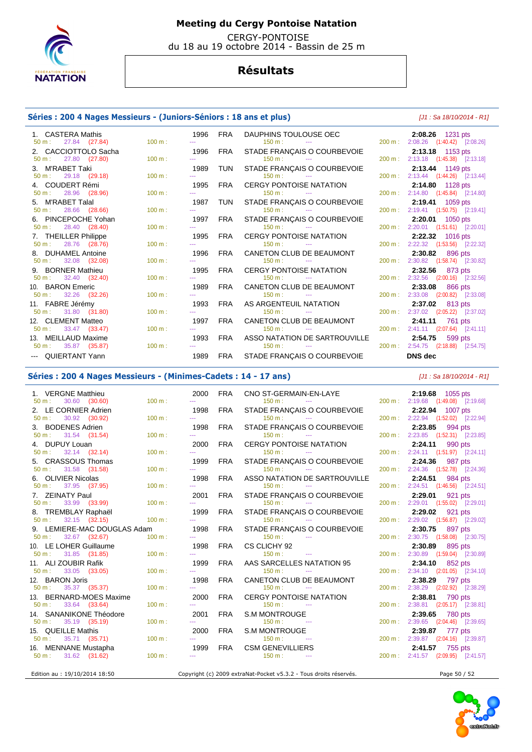# Meeting du Cergy Pontoise Natation

CERGY-PONTOISE
du 18 au 19 octobre 2014 - Bassin de 25 m

## Résultats

### Séries : 200 4 Nages Messieurs - (Juniors-Séniors : 18 ans et plus)

*[J1 : Sa 18/10/2014 - R1]*

| Rang | Nom | Année | Nat. | Club | Temps | Points | 50 m | 100 m | 150 m | 200 m |
|---|---|---|---|---|---|---|---|---|---|---|
| 1. | CASTERA Mathis | 1996 | FRA | DAUPHINS TOULOUSE OEC | 2:08.26 | 1231 pts | 27.84 (27.84) | --- | --- | 2:08.26 (1:40.42) [2:08.26] |
| 2. | CACCIOTTOLO Sacha | 1996 | FRA | STADE FRANÇAIS O COURBEVOIE | 2:13.18 | 1153 pts | 27.80 (27.80) | --- | --- | 2:13.18 (1:45.38) [2:13.18] |
| 3. | M'RABET Taki | 1989 | TUN | STADE FRANÇAIS O COURBEVOIE | 2:13.44 | 1149 pts | 29.18 (29.18) | --- | --- | 2:13.44 (1:44.26) [2:13.44] |
| 4. | COUDERT Rémi | 1995 | FRA | CERGY PONTOISE NATATION | 2:14.80 | 1128 pts | 28.96 (28.96) | --- | --- | 2:14.80 (1:45.84) [2:14.80] |
| 5. | M'RABET Talal | 1987 | TUN | STADE FRANÇAIS O COURBEVOIE | 2:19.41 | 1059 pts | 28.66 (28.66) | --- | --- | 2:19.41 (1:50.75) [2:19.41] |
| 6. | PINCEPOCHE Yohan | 1997 | FRA | STADE FRANÇAIS O COURBEVOIE | 2:20.01 | 1050 pts | 28.40 (28.40) | --- | --- | 2:20.01 (1:51.61) [2:20.01] |
| 7. | THEILLER Philippe | 1995 | FRA | CERGY PONTOISE NATATION | 2:22.32 | 1016 pts | 28.76 (28.76) | --- | --- | 2:22.32 (1:53.56) [2:22.32] |
| 8. | DUHAMEL Antoine | 1996 | FRA | CANETON CLUB DE BEAUMONT | 2:30.82 | 896 pts | 32.08 (32.08) | --- | --- | 2:30.82 (1:58.74) [2:30.82] |
| 9. | BORNER Mathieu | 1995 | FRA | CERGY PONTOISE NATATION | 2:32.56 | 873 pts | 32.40 (32.40) | --- | --- | 2:32.56 (2:00.16) [2:32.56] |
| 10. | BARON Emeric | 1989 | FRA | CANETON CLUB DE BEAUMONT | 2:33.08 | 866 pts | 32.26 (32.26) | --- | --- | 2:33.08 (2:00.82) [2:33.08] |
| 11. | FABRE Jérémy | 1993 | FRA | AS ARGENTEUIL NATATION | 2:37.02 | 813 pts | 31.80 (31.80) | --- | --- | 2:37.02 (2:05.22) [2:37.02] |
| 12. | CLEMENT Matteo | 1997 | FRA | CANETON CLUB DE BEAUMONT | 2:41.11 | 761 pts | 33.47 (33.47) | --- | --- | 2:41.11 (2:07.64) [2:41.11] |
| 13. | MEILLAUD Maxime | 1993 | FRA | ASSO NATATION DE SARTROUVILLE | 2:54.75 | 599 pts | 35.87 (35.87) | --- | --- | 2:54.75 (2:18.88) [2:54.75] |
| --- | QUIERTANT Yann | 1989 | FRA | STADE FRANÇAIS O COURBEVOIE | DNS dec | | | | | |

### Séries : 200 4 Nages Messieurs - (Minimes-Cadets : 14 - 17 ans)

*[J1 : Sa 18/10/2014 - R1]*

| Rang | Nom | Année | Nat. | Club | Temps | Points | 50 m | 100 m | 150 m | 200 m |
|---|---|---|---|---|---|---|---|---|---|---|
| 1. | VERGNE Matthieu | 2000 | FRA | CNO ST-GERMAIN-EN-LAYE | 2:19.68 | 1055 pts | 30.60 (30.60) | --- | --- | 2:19.68 (1:49.08) [2:19.68] |
| 2. | LE CORNIER Adrien | 1998 | FRA | STADE FRANÇAIS O COURBEVOIE | 2:22.94 | 1007 pts | 30.92 (30.92) | --- | --- | 2:22.94 (1:52.02) [2:22.94] |
| 3. | BODENES Adrien | 1998 | FRA | STADE FRANÇAIS O COURBEVOIE | 2:23.85 | 994 pts | 31.54 (31.54) | --- | --- | 2:23.85 (1:52.31) [2:23.85] |
| 4. | DUPUY Louan | 2000 | FRA | CERGY PONTOISE NATATION | 2:24.11 | 990 pts | 32.14 (32.14) | --- | --- | 2:24.11 (1:51.97) [2:24.11] |
| 5. | CRASSOUS Thomas | 1999 | FRA | STADE FRANÇAIS O COURBEVOIE | 2:24.36 | 987 pts | 31.58 (31.58) | --- | --- | 2:24.36 (1:52.78) [2:24.36] |
| 6. | OLIVIER Nicolas | 1998 | FRA | ASSO NATATION DE SARTROUVILLE | 2:24.51 | 984 pts | 37.95 (37.95) | --- | --- | 2:24.51 (1:46.56) [2:24.51] |
| 7. | ZEINATY Paul | 2001 | FRA | STADE FRANÇAIS O COURBEVOIE | 2:29.01 | 921 pts | 33.99 (33.99) | --- | --- | 2:29.01 (1:55.02) [2:29.01] |
| 8. | TREMBLAY Raphaël | 1999 | FRA | STADE FRANÇAIS O COURBEVOIE | 2:29.02 | 921 pts | 32.15 (32.15) | --- | --- | 2:29.02 (1:56.87) [2:29.02] |
| 9. | LEMIERE-MAC DOUGLAS Adam | 1998 | FRA | STADE FRANÇAIS O COURBEVOIE | 2:30.75 | 897 pts | 32.67 (32.67) | --- | --- | 2:30.75 (1:58.08) [2:30.75] |
| 10. | LE LOHER Guillaume | 1998 | FRA | CS CLICHY 92 | 2:30.89 | 895 pts | 31.85 (31.85) | --- | --- | 2:30.89 (1:59.04) [2:30.89] |
| 11. | ALI ZOUBIR Rafik | 1999 | FRA | AAS SARCELLES NATATION 95 | 2:34.10 | 852 pts | 33.05 (33.05) | --- | --- | 2:34.10 (2:01.05) [2:34.10] |
| 12. | BARON Joris | 1998 | FRA | CANETON CLUB DE BEAUMONT | 2:38.29 | 797 pts | 35.37 (35.37) | --- | --- | 2:38.29 (2:02.92) [2:38.29] |
| 13. | BERNARD-MOES Maxime | 2000 | FRA | CERGY PONTOISE NATATION | 2:38.81 | 790 pts | 33.64 (33.64) | --- | --- | 2:38.81 (2:05.17) [2:38.81] |
| 14. | SANANIKONE Théodore | 2001 | FRA | S.M MONTROUGE | 2:39.65 | 780 pts | 35.19 (35.19) | --- | --- | 2:39.65 (2:04.46) [2:39.65] |
| 15. | QUEILLE Mathis | 2000 | FRA | S.M MONTROUGE | 2:39.87 | 777 pts | 35.71 (35.71) | --- | --- | 2:39.87 (2:04.16) [2:39.87] |
| 16. | MENNANE Mustapha | 1999 | FRA | CSM GENEVILLIERS | 2:41.57 | 755 pts | 31.62 (31.62) | --- | --- | 2:41.57 (2:09.95) [2:41.57] |

Edition au : 19/10/2014 18:50 — Copyright (c) 2009 extraNat-Pocket v5.3.2 - Tous droits réservés.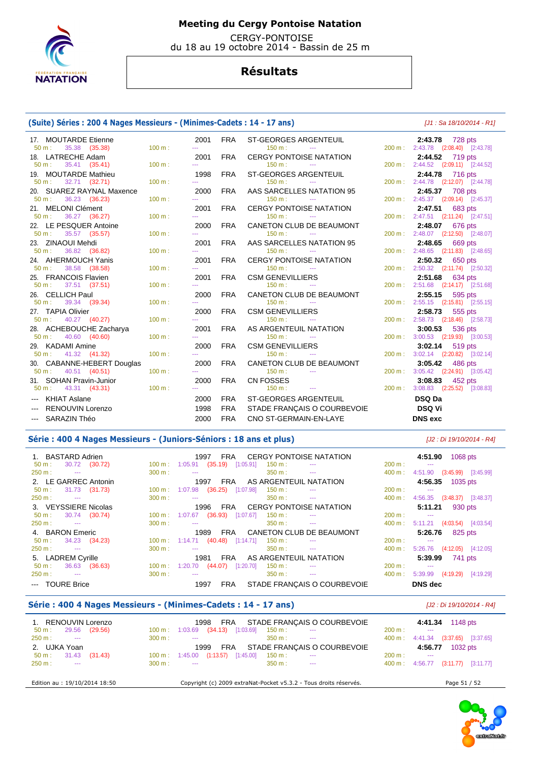# Meeting du Cergy Pontoise Natation

CERGY-PONTOISE
du 18 au 19 octobre 2014 - Bassin de 25 m

## Résultats

### (Suite) Séries : 200 4 Nages Messieurs - (Minimes-Cadets : 14 - 17 ans)

*[J1 : Sa 18/10/2014 - R1]*

| Rang | Nom | Année | Nat. | Club | Temps | Points |
|---|---|---|---|---|---|---|
| 17. | MOUTARDE Etienne | 2001 | FRA | ST-GEORGES ARGENTEUIL | 2:43.78 | 728 pts |
| | 50 m : 35.38 (35.38) | 100 m : --- | | 150 m : --- | 200 m : 2:43.78 (2:08.40) [2:43.78] | |
| 18. | LATRECHE Adam | 2001 | FRA | CERGY PONTOISE NATATION | 2:44.52 | 719 pts |
| | 50 m : 35.41 (35.41) | 100 m : --- | | 150 m : --- | 200 m : 2:44.52 (2:09.11) [2:44.52] | |
| 19. | MOUTARDE Mathieu | 1998 | FRA | ST-GEORGES ARGENTEUIL | 2:44.78 | 716 pts |
| | 50 m : 32.71 (32.71) | 100 m : --- | | 150 m : --- | 200 m : 2:44.78 (2:12.07) [2:44.78] | |
| 20. | SUAREZ RAYNAL Maxence | 2000 | FRA | AAS SARCELLES NATATION 95 | 2:45.37 | 708 pts |
| | 50 m : 36.23 (36.23) | 100 m : --- | | 150 m : --- | 200 m : 2:45.37 (2:09.14) [2:45.37] | |
| 21. | MELONI Clément | 2001 | FRA | CERGY PONTOISE NATATION | 2:47.51 | 683 pts |
| | 50 m : 36.27 (36.27) | 100 m : --- | | 150 m : --- | 200 m : 2:47.51 (2:11.24) [2:47.51] | |
| 22. | LE PESQUER Antoine | 2000 | FRA | CANETON CLUB DE BEAUMONT | 2:48.07 | 676 pts |
| | 50 m : 35.57 (35.57) | 100 m : --- | | 150 m : --- | 200 m : 2:48.07 (2:12.50) [2:48.07] | |
| 23. | ZINAOUI Mehdi | 2001 | FRA | AAS SARCELLES NATATION 95 | 2:48.65 | 669 pts |
| | 50 m : 36.82 (36.82) | 100 m : --- | | 150 m : --- | 200 m : 2:48.65 (2:11.83) [2:48.65] | |
| 24. | AHERMOUCH Yanis | 2001 | FRA | CERGY PONTOISE NATATION | 2:50.32 | 650 pts |
| | 50 m : 38.58 (38.58) | 100 m : --- | | 150 m : --- | 200 m : 2:50.32 (2:11.74) [2:50.32] | |
| 25. | FRANCOIS Flavien | 2001 | FRA | CSM GENEVILLIERS | 2:51.68 | 634 pts |
| | 50 m : 37.51 (37.51) | 100 m : --- | | 150 m : --- | 200 m : 2:51.68 (2:14.17) [2:51.68] | |
| 26. | CELLICH Paul | 2000 | FRA | CANETON CLUB DE BEAUMONT | 2:55.15 | 595 pts |
| | 50 m : 39.34 (39.34) | 100 m : --- | | 150 m : --- | 200 m : 2:55.15 (2:15.81) [2:55.15] | |
| 27. | TAPIA Olivier | 2000 | FRA | CSM GENEVILLIERS | 2:58.73 | 555 pts |
| | 50 m : 40.27 (40.27) | 100 m : --- | | 150 m : --- | 200 m : 2:58.73 (2:18.46) [2:58.73] | |
| 28. | ACHEBOUCHE Zacharya | 2001 | FRA | AS ARGENTEUIL NATATION | 3:00.53 | 536 pts |
| | 50 m : 40.60 (40.60) | 100 m : --- | | 150 m : --- | 200 m : 3:00.53 (2:19.93) [3:00.53] | |
| 29. | KADAMI Amine | 2000 | FRA | CSM GENEVILLIERS | 3:02.14 | 519 pts |
| | 50 m : 41.32 (41.32) | 100 m : --- | | 150 m : --- | 200 m : 3:02.14 (2:20.82) [3:02.14] | |
| 30. | CABANNE-HEBERT Douglas | 2000 | FRA | CANETON CLUB DE BEAUMONT | 3:05.42 | 486 pts |
| | 50 m : 40.51 (40.51) | 100 m : --- | | 150 m : --- | 200 m : 3:05.42 (2:24.91) [3:05.42] | |
| 31. | SOHAN Pravin-Junior | 2000 | FRA | CN FOSSES | 3:08.83 | 452 pts |
| | 50 m : 43.31 (43.31) | 100 m : --- | | 150 m : --- | 200 m : 3:08.83 (2:25.52) [3:08.83] | |
| --- | KHIAT Aslane | 2000 | FRA | ST-GEORGES ARGENTEUIL | DSQ Da | |
| --- | RENOUVIN Lorenzo | 1998 | FRA | STADE FRANÇAIS O COURBEVOIE | DSQ Vi | |
| --- | SARAZIN Théo | 2000 | FRA | CNO ST-GERMAIN-EN-LAYE | DNS exc | |

### Série : 400 4 Nages Messieurs - (Juniors-Séniors : 18 ans et plus)

*[J2 : Di 19/10/2014 - R4]*

| Rang | Nom | Année | Nat. | Club | Temps | Points |
|---|---|---|---|---|---|---|
| 1. | BASTARD Adrien | 1997 | FRA | CERGY PONTOISE NATATION | 4:51.90 | 1068 pts |
| | 50 m : 30.72 (30.72) | 100 m : 1:05.91 (35.19) [1:05.91] | | 150 m : --- | 200 m : --- | |
| | 250 m : --- | 300 m : --- | | 350 m : --- | 400 m : 4:51.90 (3:45.99) [3:45.99] | |
| 2. | LE GARREC Antonin | 1997 | FRA | AS ARGENTEUIL NATATION | 4:56.35 | 1035 pts |
| | 50 m : 31.73 (31.73) | 100 m : 1:07.98 (36.25) [1:07.98] | | 150 m : --- | 200 m : --- | |
| | 250 m : --- | 300 m : --- | | 350 m : --- | 400 m : 4:56.35 (3:48.37) [3:48.37] | |
| 3. | VEYSSIERE Nicolas | 1996 | FRA | CERGY PONTOISE NATATION | 5:11.21 | 930 pts |
| | 50 m : 30.74 (30.74) | 100 m : 1:07.67 (36.93) [1:07.67] | | 150 m : --- | 200 m : --- | |
| | 250 m : --- | 300 m : --- | | 350 m : --- | 400 m : 5:11.21 (4:03.54) [4:03.54] | |
| 4. | BARON Emeric | 1989 | FRA | CANETON CLUB DE BEAUMONT | 5:26.76 | 825 pts |
| | 50 m : 34.23 (34.23) | 100 m : 1:14.71 (40.48) [1:14.71] | | 150 m : --- | 200 m : --- | |
| | 250 m : --- | 300 m : --- | | 350 m : --- | 400 m : 5:26.76 (4:12.05) [4:12.05] | |
| 5. | LADREM Cyrille | 1981 | FRA | AS ARGENTEUIL NATATION | 5:39.99 | 741 pts |
| | 50 m : 36.63 (36.63) | 100 m : 1:20.70 (44.07) [1:20.70] | | 150 m : --- | 200 m : --- | |
| | 250 m : --- | 300 m : --- | | 350 m : --- | 400 m : 5:39.99 (4:19.29) [4:19.29] | |
| --- | TOURE Brice | 1997 | FRA | STADE FRANÇAIS O COURBEVOIE | DNS dec | |

### Série : 400 4 Nages Messieurs - (Minimes-Cadets : 14 - 17 ans)

*[J2 : Di 19/10/2014 - R4]*

| Rang | Nom | Année | Nat. | Club | Temps | Points |
|---|---|---|---|---|---|---|
| 1. | RENOUVIN Lorenzo | 1998 | FRA | STADE FRANÇAIS O COURBEVOIE | 4:41.34 | 1148 pts |
| | 50 m : 29.56 (29.56) | 100 m : 1:03.69 (34.13) [1:03.69] | | 150 m : --- | 200 m : --- | |
| | 250 m : --- | 300 m : --- | | 350 m : --- | 400 m : 4:41.34 (3:37.65) [3:37.65] | |
| 2. | UJKA Yoan | 1999 | FRA | STADE FRANÇAIS O COURBEVOIE | 4:56.77 | 1032 pts |
| | 50 m : 31.43 (31.43) | 100 m : 1:45.00 (1:13.57) [1:45.00] | | 150 m : --- | 200 m : --- | |
| | 250 m : --- | 300 m : --- | | 350 m : --- | 400 m : 4:56.77 (3:11.77) [3:11.77] | |

Edition au : 19/10/2014 18:50 — Copyright (c) 2009 extraNat-Pocket v5.3.2 - Tous droits réservés.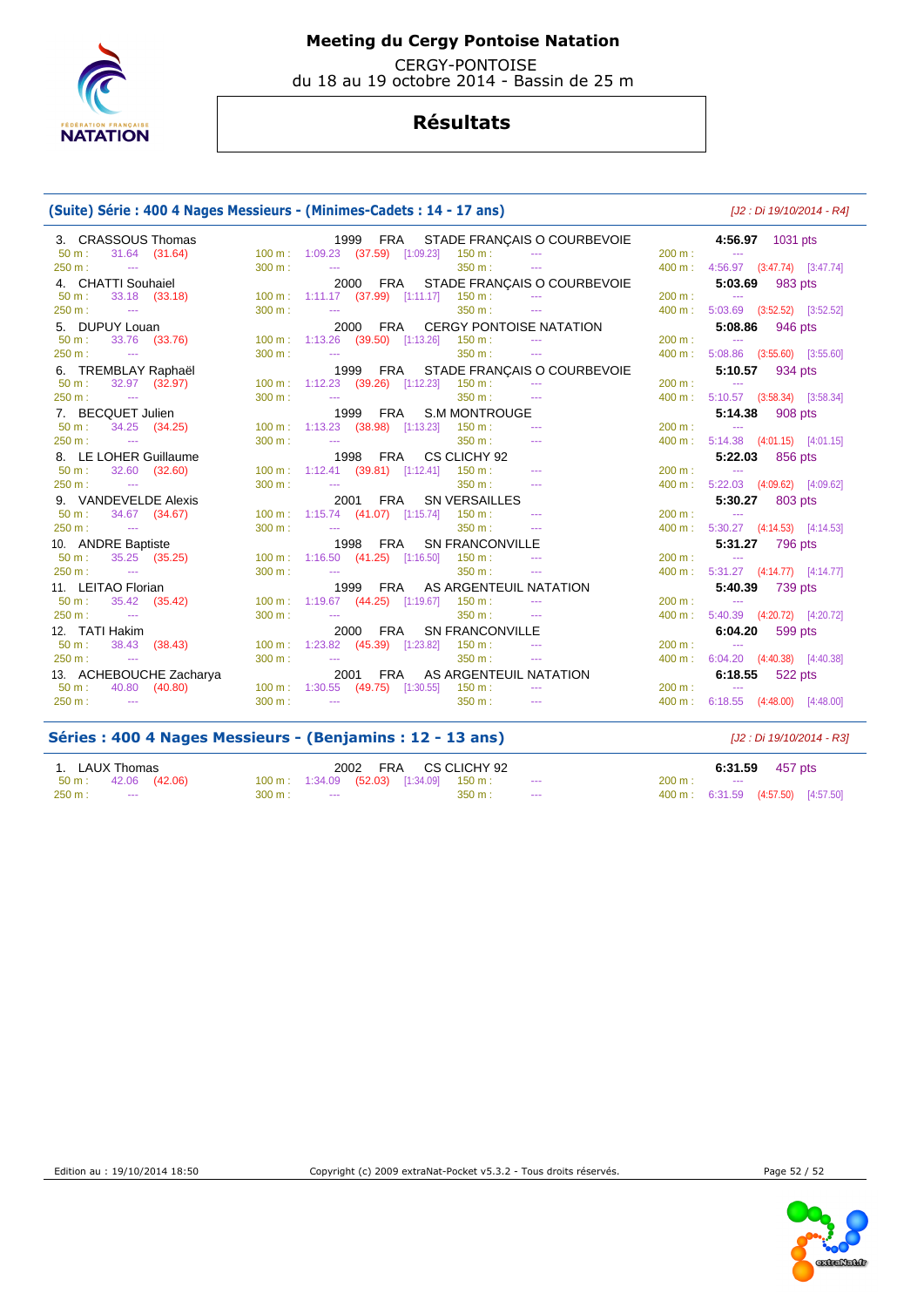# Meeting du Cergy Pontoise Natation

CERGY-PONTOISE
du 18 au 19 octobre 2014 - Bassin de 25 m

## Résultats

### (Suite) Série : 400 4 Nages Messieurs - (Minimes-Cadets : 14 - 17 ans)

*[J2 : Di 19/10/2014 - R4]*

| Rang | Nom | Année | Nat. | Club | Temps | Points |
|---|---|---|---|---|---|---|
| 3. | CRASSOUS Thomas | 1999 | FRA | STADE FRANÇAIS O COURBEVOIE | 4:56.97 | 1031 pts |
| | 50 m : 31.64 (31.64) | 100 m : 1:09.23 (37.59) [1:09.23] | 150 m : --- | 200 m : --- | 250 m : --- | 300 m : --- / 350 m : --- / 400 m : 4:56.97 (3:47.74) [3:47.74] |
| 4. | CHATTI Souhaiel | 2000 | FRA | STADE FRANÇAIS O COURBEVOIE | 5:03.69 | 983 pts |
| | 50 m : 33.18 (33.18) | 100 m : 1:11.17 (37.99) [1:11.17] | 150 m : --- | 200 m : --- | 250 m : --- | 300 m : --- / 350 m : --- / 400 m : 5:03.69 (3:52.52) [3:52.52] |
| 5. | DUPUY Louan | 2000 | FRA | CERGY PONTOISE NATATION | 5:08.86 | 946 pts |
| | 50 m : 33.76 (33.76) | 100 m : 1:13.26 (39.50) [1:13.26] | 150 m : --- | 200 m : --- | 250 m : --- | 300 m : --- / 350 m : --- / 400 m : 5:08.86 (3:55.60) [3:55.60] |
| 6. | TREMBLAY Raphaël | 1999 | FRA | STADE FRANÇAIS O COURBEVOIE | 5:10.57 | 934 pts |
| | 50 m : 32.97 (32.97) | 100 m : 1:12.23 (39.26) [1:12.23] | 150 m : --- | 200 m : --- | 250 m : --- | 300 m : --- / 350 m : --- / 400 m : 5:10.57 (3:58.34) [3:58.34] |
| 7. | BECQUET Julien | 1999 | FRA | S.M MONTROUGE | 5:14.38 | 908 pts |
| | 50 m : 34.25 (34.25) | 100 m : 1:13.23 (38.98) [1:13.23] | 150 m : --- | 200 m : --- | 250 m : --- | 300 m : --- / 350 m : --- / 400 m : 5:14.38 (4:01.15) [4:01.15] |
| 8. | LE LOHER Guillaume | 1998 | FRA | CS CLICHY 92 | 5:22.03 | 856 pts |
| | 50 m : 32.60 (32.60) | 100 m : 1:12.41 (39.81) [1:12.41] | 150 m : --- | 200 m : --- | 250 m : --- | 300 m : --- / 350 m : --- / 400 m : 5:22.03 (4:09.62) [4:09.62] |
| 9. | VANDEVELDE Alexis | 2001 | FRA | SN VERSAILLES | 5:30.27 | 803 pts |
| | 50 m : 34.67 (34.67) | 100 m : 1:15.74 (41.07) [1:15.74] | 150 m : --- | 200 m : --- | 250 m : --- | 300 m : --- / 350 m : --- / 400 m : 5:30.27 (4:14.53) [4:14.53] |
| 10. | ANDRE Baptiste | 1998 | FRA | SN FRANCONVILLE | 5:31.27 | 796 pts |
| | 50 m : 35.25 (35.25) | 100 m : 1:16.50 (41.25) [1:16.50] | 150 m : --- | 200 m : --- | 250 m : --- | 300 m : --- / 350 m : --- / 400 m : 5:31.27 (4:14.77) [4:14.77] |
| 11. | LEITAO Florian | 1999 | FRA | AS ARGENTEUIL NATATION | 5:40.39 | 739 pts |
| | 50 m : 35.42 (35.42) | 100 m : 1:19.67 (44.25) [1:19.67] | 150 m : --- | 200 m : --- | 250 m : --- | 300 m : --- / 350 m : --- / 400 m : 5:40.39 (4:20.72) [4:20.72] |
| 12. | TATI Hakim | 2000 | FRA | SN FRANCONVILLE | 6:04.20 | 599 pts |
| | 50 m : 38.43 (38.43) | 100 m : 1:23.82 (45.39) [1:23.82] | 150 m : --- | 200 m : --- | 250 m : --- | 300 m : --- / 350 m : --- / 400 m : 6:04.20 (4:40.38) [4:40.38] |
| 13. | ACHEBOUCHE Zacharya | 2001 | FRA | AS ARGENTEUIL NATATION | 6:18.55 | 522 pts |
| | 50 m : 40.80 (40.80) | 100 m : 1:30.55 (49.75) [1:30.55] | 150 m : --- | 200 m : --- | 250 m : --- | 300 m : --- / 350 m : --- / 400 m : 6:18.55 (4:48.00) [4:48.00] |

### Séries : 400 4 Nages Messieurs - (Benjamins : 12 - 13 ans)

*[J2 : Di 19/10/2014 - R3]*

| Rang | Nom | Année | Nat. | Club | Temps | Points |
|---|---|---|---|---|---|---|
| 1. | LAUX Thomas | 2002 | FRA | CS CLICHY 92 | 6:31.59 | 457 pts |
| | 50 m : 42.06 (42.06) | 100 m : 1:34.09 (52.03) [1:34.09] | 150 m : --- | 200 m : --- | 250 m : --- | 300 m : --- / 350 m : --- / 400 m : 6:31.59 (4:57.50) [4:57.50] |

Edition au : 19/10/2014 18:50 — Copyright (c) 2009 extraNat-Pocket v5.3.2 - Tous droits réservés.